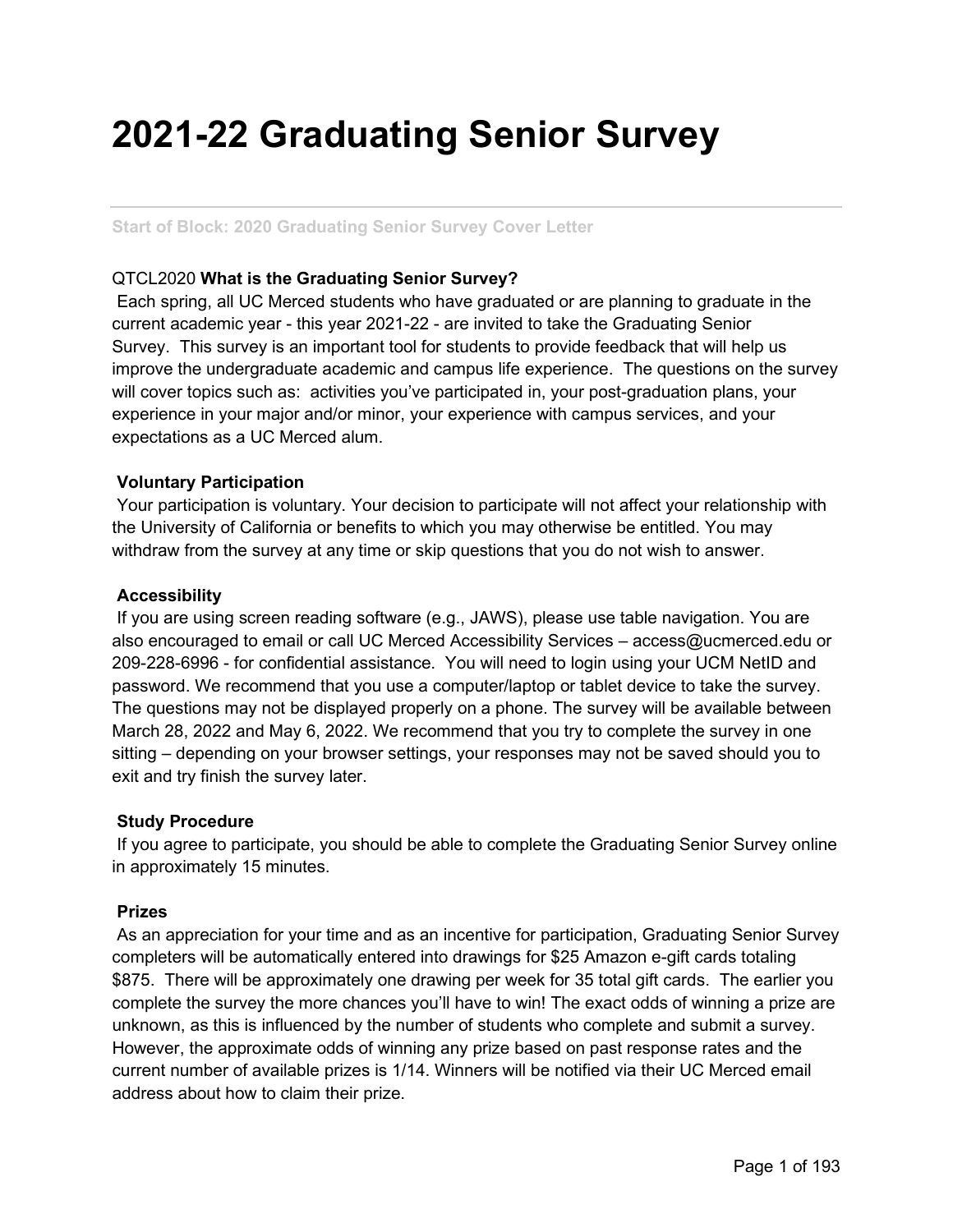# 2021-22 Graduating Senior Survey

---

Start of Block: 2020 Graduating Senior Survey Cover Letter

QTCL2020 **What is the Graduating Senior Survey?**
Each spring, all UC Merced students who have graduated or are planning to graduate in the current academic year - this year 2021-22 - are invited to take the Graduating Senior Survey. This survey is an important tool for students to provide feedback that will help us improve the undergraduate academic and campus life experience. The questions on the survey will cover topics such as: activities you've participated in, your post-graduation plans, your experience in your major and/or minor, your experience with campus services, and your expectations as a UC Merced alum.

**Voluntary Participation**
Your participation is voluntary. Your decision to participate will not affect your relationship with the University of California or benefits to which you may otherwise be entitled. You may withdraw from the survey at any time or skip questions that you do not wish to answer.

**Accessibility**
If you are using screen reading software (e.g., JAWS), please use table navigation. You are also encouraged to email or call UC Merced Accessibility Services – access@ucmerced.edu or 209-228-6996 - for confidential assistance. You will need to login using your UCM NetID and password. We recommend that you use a computer/laptop or tablet device to take the survey. The questions may not be displayed properly on a phone. The survey will be available between March 28, 2022 and May 6, 2022. We recommend that you try to complete the survey in one sitting – depending on your browser settings, your responses may not be saved should you to exit and try finish the survey later.

**Study Procedure**
If you agree to participate, you should be able to complete the Graduating Senior Survey online in approximately 15 minutes.

**Prizes**
As an appreciation for your time and as an incentive for participation, Graduating Senior Survey completers will be automatically entered into drawings for $25 Amazon e-gift cards totaling $875. There will be approximately one drawing per week for 35 total gift cards. The earlier you complete the survey the more chances you'll have to win! The exact odds of winning a prize are unknown, as this is influenced by the number of students who complete and submit a survey. However, the approximate odds of winning any prize based on past response rates and the current number of available prizes is 1/14. Winners will be notified via their UC Merced email address about how to claim their prize.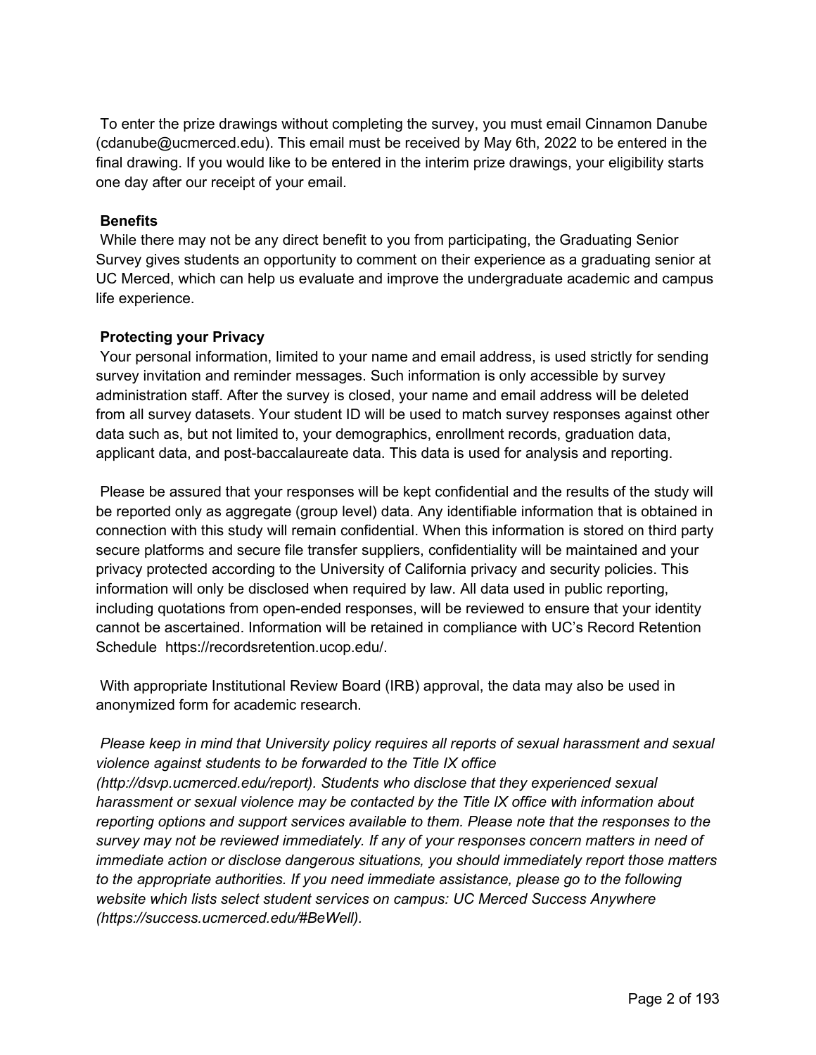To enter the prize drawings without completing the survey, you must email Cinnamon Danube (cdanube@ucmerced.edu). This email must be received by May 6th, 2022 to be entered in the final drawing. If you would like to be entered in the interim prize drawings, your eligibility starts one day after our receipt of your email.

**Benefits**

While there may not be any direct benefit to you from participating, the Graduating Senior Survey gives students an opportunity to comment on their experience as a graduating senior at UC Merced, which can help us evaluate and improve the undergraduate academic and campus life experience.

**Protecting your Privacy**

Your personal information, limited to your name and email address, is used strictly for sending survey invitation and reminder messages. Such information is only accessible by survey administration staff. After the survey is closed, your name and email address will be deleted from all survey datasets. Your student ID will be used to match survey responses against other data such as, but not limited to, your demographics, enrollment records, graduation data, applicant data, and post-baccalaureate data. This data is used for analysis and reporting.

Please be assured that your responses will be kept confidential and the results of the study will be reported only as aggregate (group level) data. Any identifiable information that is obtained in connection with this study will remain confidential. When this information is stored on third party secure platforms and secure file transfer suppliers, confidentiality will be maintained and your privacy protected according to the University of California privacy and security policies. This information will only be disclosed when required by law. All data used in public reporting, including quotations from open-ended responses, will be reviewed to ensure that your identity cannot be ascertained. Information will be retained in compliance with UC's Record Retention Schedule https://recordsretention.ucop.edu/.

With appropriate Institutional Review Board (IRB) approval, the data may also be used in anonymized form for academic research.

*Please keep in mind that University policy requires all reports of sexual harassment and sexual violence against students to be forwarded to the Title IX office (http://dsvp.ucmerced.edu/report). Students who disclose that they experienced sexual harassment or sexual violence may be contacted by the Title IX office with information about reporting options and support services available to them. Please note that the responses to the survey may not be reviewed immediately. If any of your responses concern matters in need of immediate action or disclose dangerous situations, you should immediately report those matters to the appropriate authorities. If you need immediate assistance, please go to the following website which lists select student services on campus: UC Merced Success Anywhere (https://success.ucmerced.edu/#BeWell).*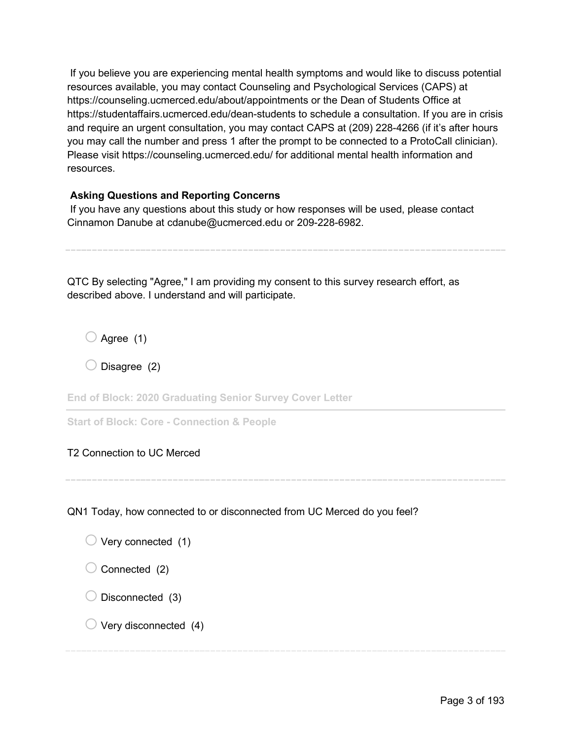If you believe you are experiencing mental health symptoms and would like to discuss potential resources available, you may contact Counseling and Psychological Services (CAPS) at https://counseling.ucmerced.edu/about/appointments or the Dean of Students Office at https://studentaffairs.ucmerced.edu/dean-students to schedule a consultation. If you are in crisis and require an urgent consultation, you may contact CAPS at (209) 228-4266 (if it's after hours you may call the number and press 1 after the prompt to be connected to a ProtoCall clinician). Please visit https://counseling.ucmerced.edu/ for additional mental health information and resources.

**Asking Questions and Reporting Concerns**

If you have any questions about this study or how responses will be used, please contact Cinnamon Danube at cdanube@ucmerced.edu or 209-228-6982.

---

QTC By selecting "Agree," I am providing my consent to this survey research effort, as described above. I understand and will participate.

- ○ Agree (1)
- ○ Disagree (2)

**End of Block: 2020 Graduating Senior Survey Cover Letter**

---

**Start of Block: Core - Connection & People**

T2 Connection to UC Merced

---

QN1 Today, how connected to or disconnected from UC Merced do you feel?

- ○ Very connected (1)
- ○ Connected (2)
- ○ Disconnected (3)
- ○ Very disconnected (4)

---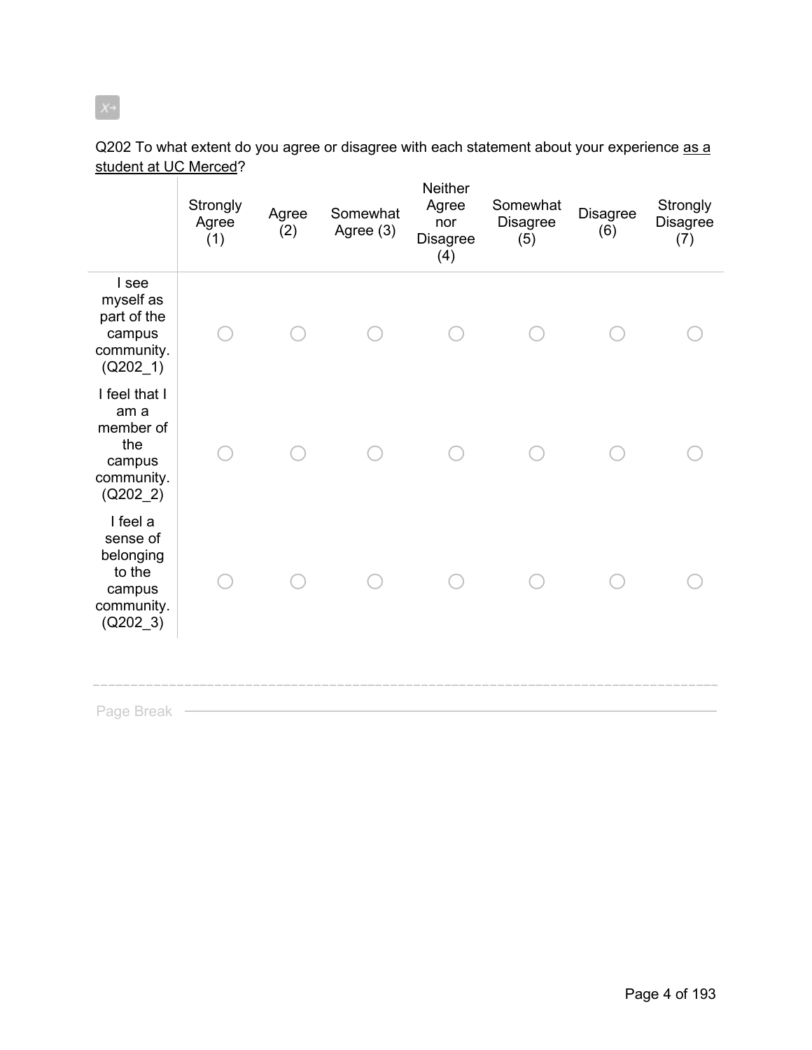Q202 To what extent do you agree or disagree with each statement about your experience <u>as a student at UC Merced</u>?

| | Strongly Agree (1) | Agree (2) | Somewhat Agree (3) | Neither Agree nor Disagree (4) | Somewhat Disagree (5) | Disagree (6) | Strongly Disagree (7) |
|---|---|---|---|---|---|---|---|
| I see myself as part of the campus community. (Q202_1) | ○ | ○ | ○ | ○ | ○ | ○ | ○ |
| I feel that I am a member of the campus community. (Q202_2) | ○ | ○ | ○ | ○ | ○ | ○ | ○ |
| I feel a sense of belonging to the campus community. (Q202_3) | ○ | ○ | ○ | ○ | ○ | ○ | ○ |

Page Break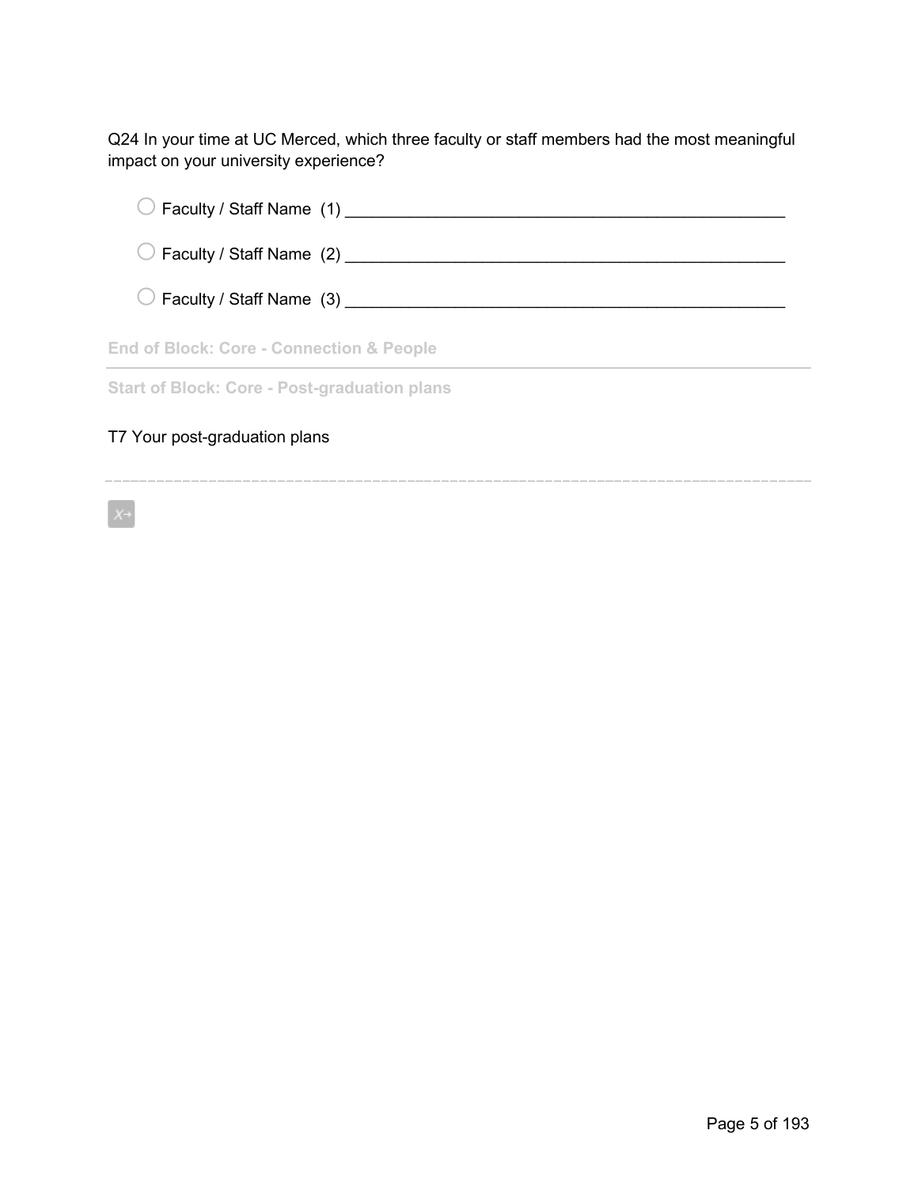Q24 In your time at UC Merced, which three faculty or staff members had the most meaningful impact on your university experience?

- ○ Faculty / Staff Name (1) ________________________________________________
- ○ Faculty / Staff Name (2) ________________________________________________
- ○ Faculty / Staff Name (3) ________________________________________________

**End of Block: Core - Connection & People**

---

**Start of Block: Core - Post-graduation plans**

T7 Your post-graduation plans

---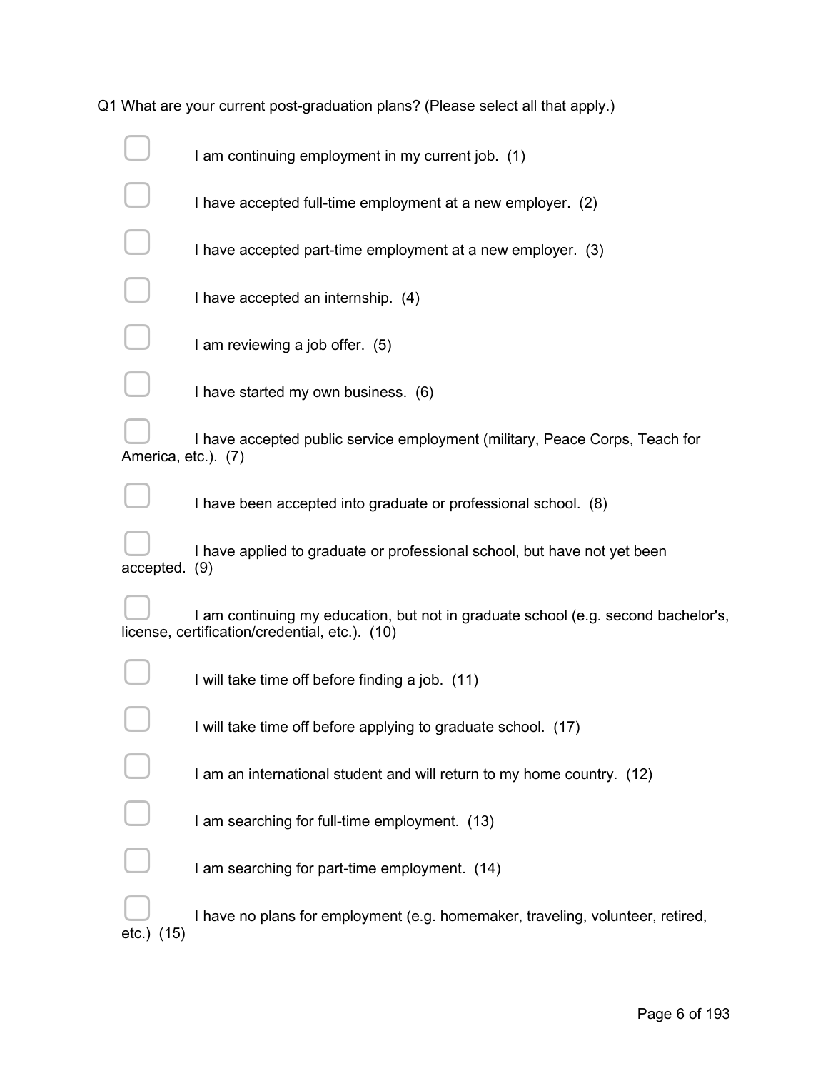Q1 What are your current post-graduation plans? (Please select all that apply.)

- [ ] I am continuing employment in my current job. (1)
- [ ] I have accepted full-time employment at a new employer. (2)
- [ ] I have accepted part-time employment at a new employer. (3)
- [ ] I have accepted an internship. (4)
- [ ] I am reviewing a job offer. (5)
- [ ] I have started my own business. (6)
- [ ] I have accepted public service employment (military, Peace Corps, Teach for America, etc.). (7)
- [ ] I have been accepted into graduate or professional school. (8)
- [ ] I have applied to graduate or professional school, but have not yet been accepted. (9)
- [ ] I am continuing my education, but not in graduate school (e.g. second bachelor's, license, certification/credential, etc.). (10)
- [ ] I will take time off before finding a job. (11)
- [ ] I will take time off before applying to graduate school. (17)
- [ ] I am an international student and will return to my home country. (12)
- [ ] I am searching for full-time employment. (13)
- [ ] I am searching for part-time employment. (14)
- [ ] I have no plans for employment (e.g. homemaker, traveling, volunteer, retired, etc.) (15)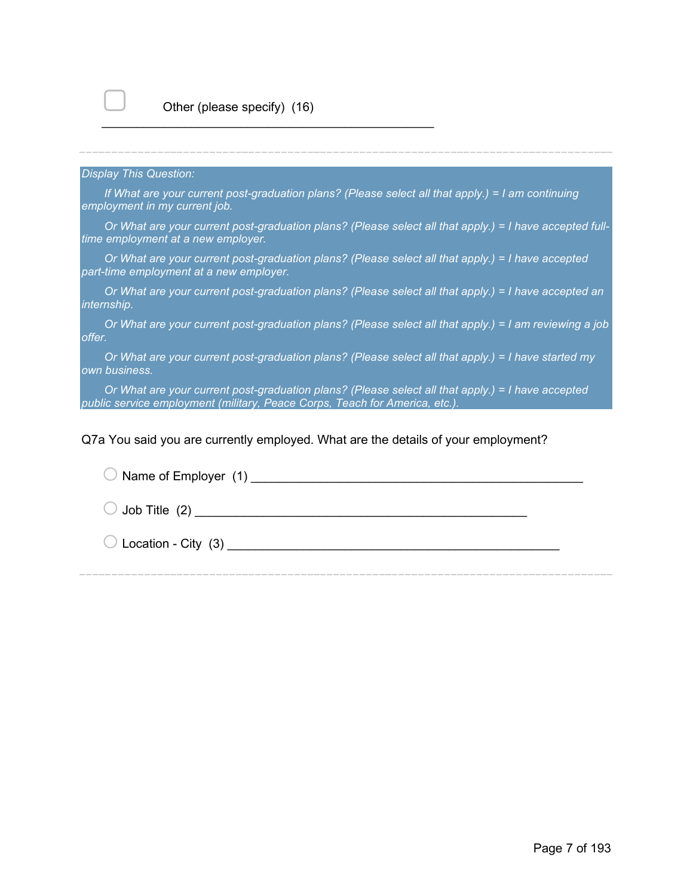☐ Other (please specify) (16) ________________________________________________

---

*Display This Question:*

*If What are your current post-graduation plans? (Please select all that apply.) = I am continuing employment in my current job.*

*Or What are your current post-graduation plans? (Please select all that apply.) = I have accepted full-time employment at a new employer.*

*Or What are your current post-graduation plans? (Please select all that apply.) = I have accepted part-time employment at a new employer.*

*Or What are your current post-graduation plans? (Please select all that apply.) = I have accepted an internship.*

*Or What are your current post-graduation plans? (Please select all that apply.) = I am reviewing a job offer.*

*Or What are your current post-graduation plans? (Please select all that apply.) = I have started my own business.*

*Or What are your current post-graduation plans? (Please select all that apply.) = I have accepted public service employment (military, Peace Corps, Teach for America, etc.).*

Q7a You said you are currently employed. What are the details of your employment?

○ Name of Employer (1) ________________________________________________

○ Job Title (2) ________________________________________________

○ Location - City (3) ________________________________________________

---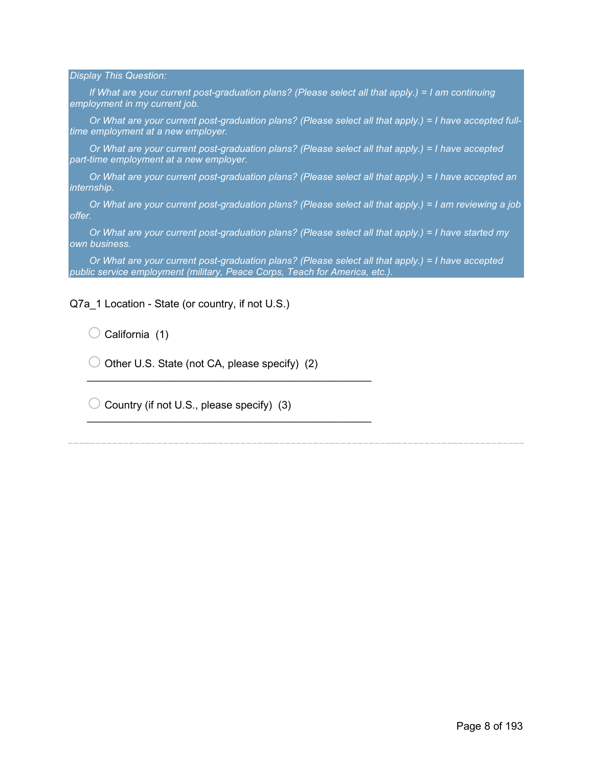*Display This Question:*

*If What are your current post-graduation plans? (Please select all that apply.) = I am continuing employment in my current job.*

*Or What are your current post-graduation plans? (Please select all that apply.) = I have accepted full-time employment at a new employer.*

*Or What are your current post-graduation plans? (Please select all that apply.) = I have accepted part-time employment at a new employer.*

*Or What are your current post-graduation plans? (Please select all that apply.) = I have accepted an internship.*

*Or What are your current post-graduation plans? (Please select all that apply.) = I am reviewing a job offer.*

*Or What are your current post-graduation plans? (Please select all that apply.) = I have started my own business.*

*Or What are your current post-graduation plans? (Please select all that apply.) = I have accepted public service employment (military, Peace Corps, Teach for America, etc.).*

Q7a_1 Location - State (or country, if not U.S.)

- ○ California (1)
- ○ Other U.S. State (not CA, please specify) (2) ________________________________________________
- ○ Country (if not U.S., please specify) (3) ________________________________________________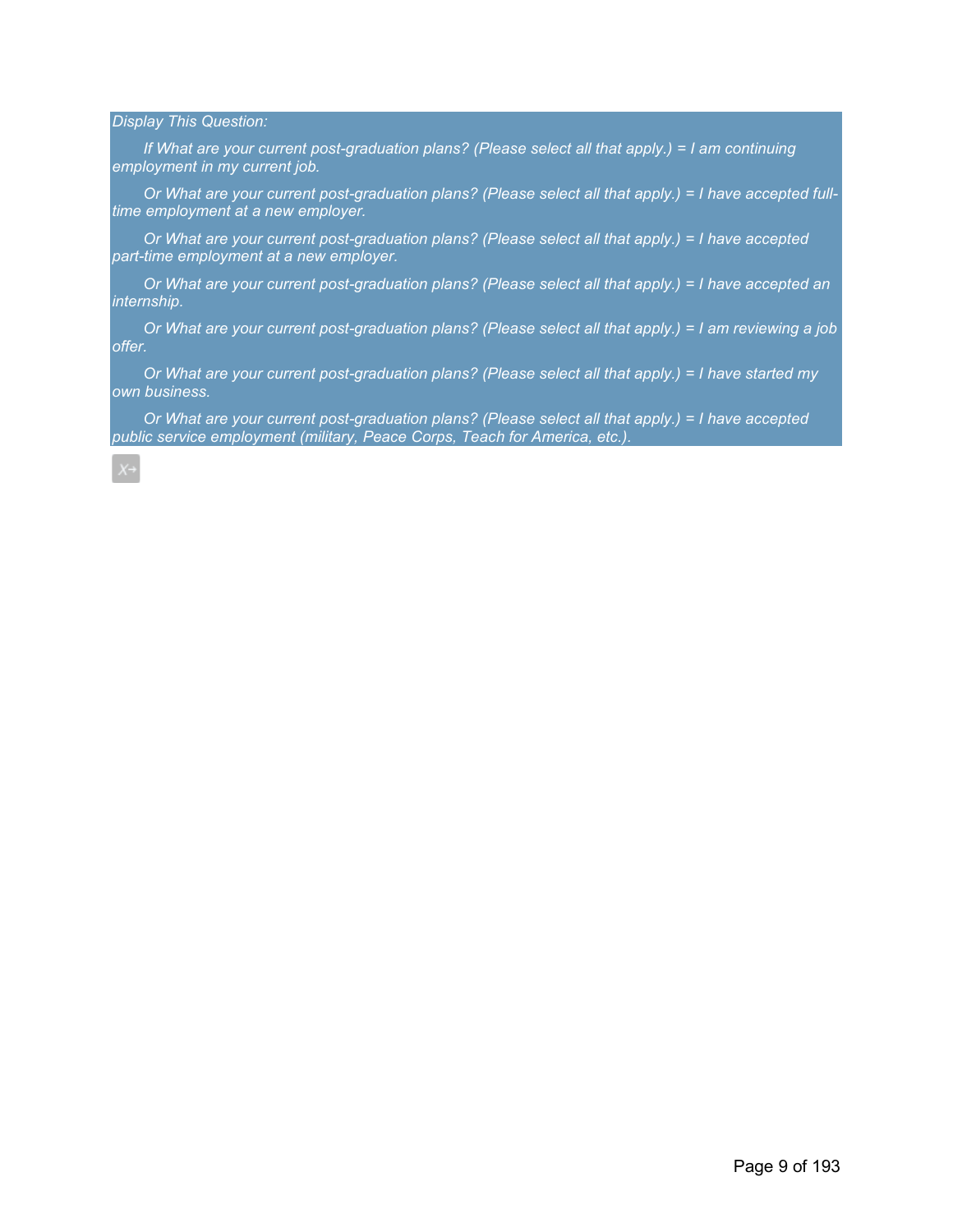*Display This Question:*

*If What are your current post-graduation plans? (Please select all that apply.) = I am continuing employment in my current job.*

*Or What are your current post-graduation plans? (Please select all that apply.) = I have accepted full-time employment at a new employer.*

*Or What are your current post-graduation plans? (Please select all that apply.) = I have accepted part-time employment at a new employer.*

*Or What are your current post-graduation plans? (Please select all that apply.) = I have accepted an internship.*

*Or What are your current post-graduation plans? (Please select all that apply.) = I am reviewing a job offer.*

*Or What are your current post-graduation plans? (Please select all that apply.) = I have started my own business.*

*Or What are your current post-graduation plans? (Please select all that apply.) = I have accepted public service employment (military, Peace Corps, Teach for America, etc.).*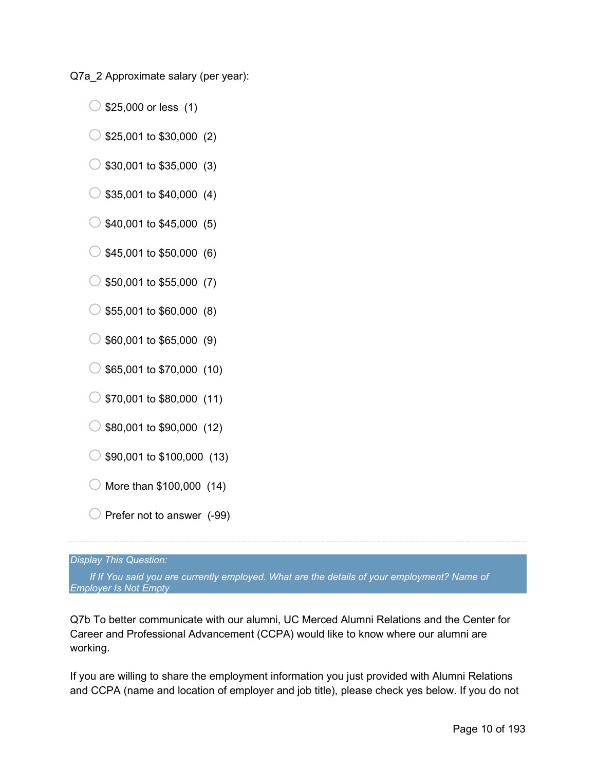Q7a_2 Approximate salary (per year):

- $25,000 or less (1)
- $25,001 to $30,000 (2)
- $30,001 to $35,000 (3)
- $35,001 to $40,000 (4)
- $40,001 to $45,000 (5)
- $45,001 to $50,000 (6)
- $50,001 to $55,000 (7)
- $55,001 to $60,000 (8)
- $60,001 to $65,000 (9)
- $65,001 to $70,000 (10)
- $70,001 to $80,000 (11)
- $80,001 to $90,000 (12)
- $90,001 to $100,000 (13)
- More than $100,000 (14)
- Prefer not to answer (-99)

---

*Display This Question:*

*If If You said you are currently employed. What are the details of your employment? Name of Employer Is Not Empty*

Q7b To better communicate with our alumni, UC Merced Alumni Relations and the Center for Career and Professional Advancement (CCPA) would like to know where our alumni are working.

If you are willing to share the employment information you just provided with Alumni Relations and CCPA (name and location of employer and job title), please check yes below. If you do not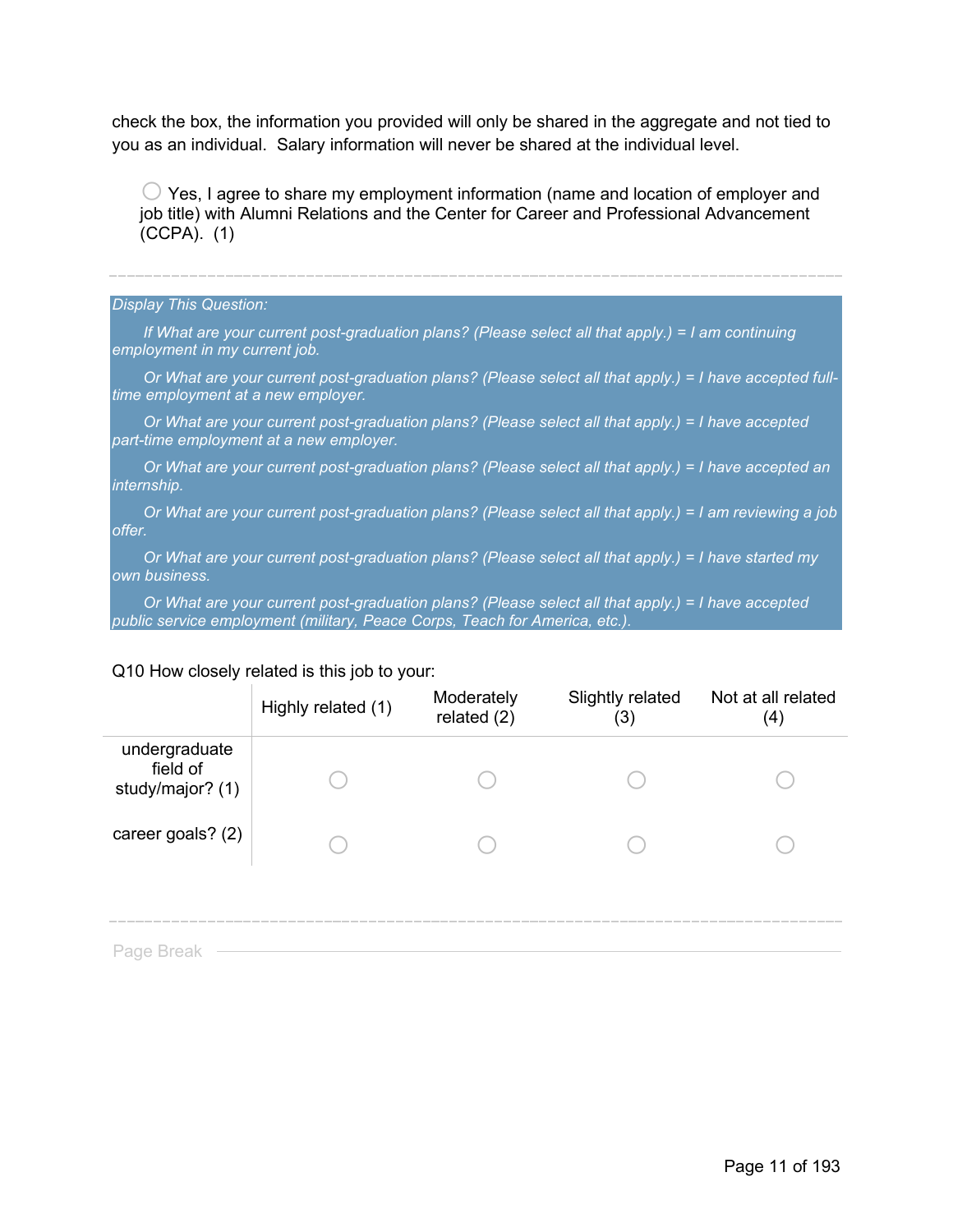check the box, the information you provided will only be shared in the aggregate and not tied to you as an individual.  Salary information will never be shared at the individual level.

○ Yes, I agree to share my employment information (name and location of employer and job title) with Alumni Relations and the Center for Career and Professional Advancement (CCPA).  (1)

---

*Display This Question:*

*If What are your current post-graduation plans? (Please select all that apply.) = I am continuing employment in my current job.*

*Or What are your current post-graduation plans? (Please select all that apply.) = I have accepted full-time employment at a new employer.*

*Or What are your current post-graduation plans? (Please select all that apply.) = I have accepted part-time employment at a new employer.*

*Or What are your current post-graduation plans? (Please select all that apply.) = I have accepted an internship.*

*Or What are your current post-graduation plans? (Please select all that apply.) = I am reviewing a job offer.*

*Or What are your current post-graduation plans? (Please select all that apply.) = I have started my own business.*

*Or What are your current post-graduation plans? (Please select all that apply.) = I have accepted public service employment (military, Peace Corps, Teach for America, etc.).*

Q10 How closely related is this job to your:

| | Highly related (1) | Moderately related (2) | Slightly related (3) | Not at all related (4) |
|---|---|---|---|---|
| undergraduate field of study/major? (1) | ○ | ○ | ○ | ○ |
| career goals? (2) | ○ | ○ | ○ | ○ |

---

Page Break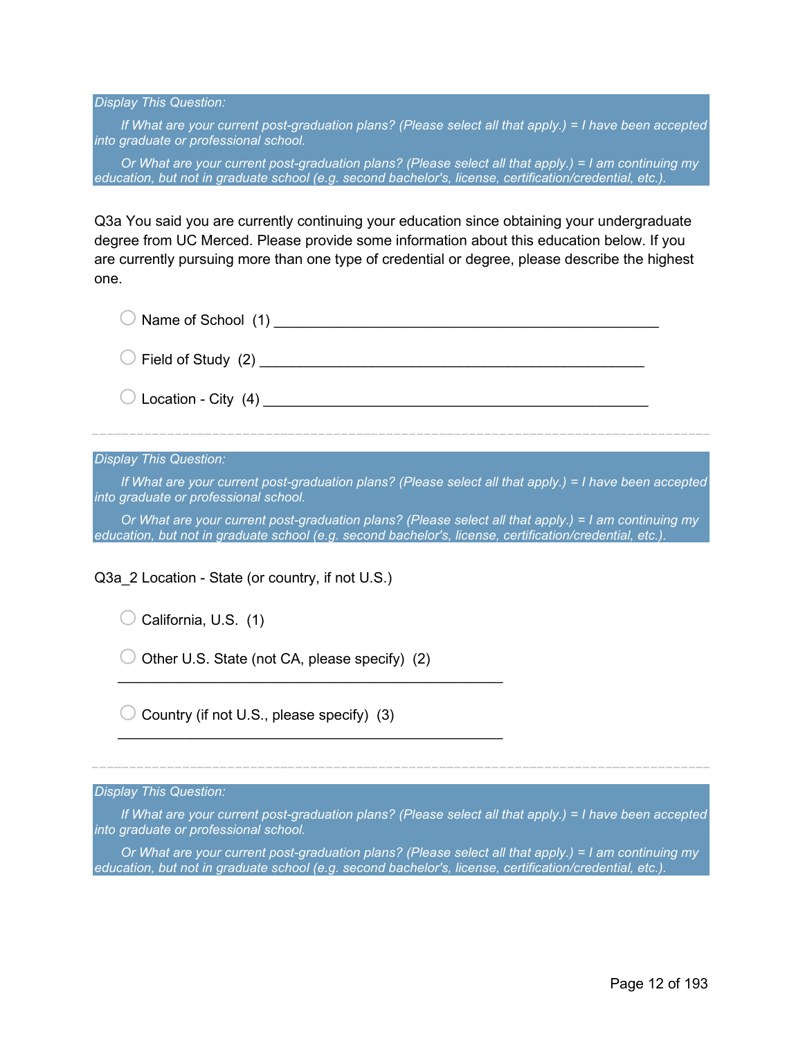*Display This Question:*

*If What are your current post-graduation plans? (Please select all that apply.) = I have been accepted into graduate or professional school.*

*Or What are your current post-graduation plans? (Please select all that apply.) = I am continuing my education, but not in graduate school (e.g. second bachelor's, license, certification/credential, etc.).*

Q3a You said you are currently continuing your education since obtaining your undergraduate degree from UC Merced. Please provide some information about this education below. If you are currently pursuing more than one type of credential or degree, please describe the highest one.

- ○ Name of School (1) ________________________________________________
- ○ Field of Study (2) ________________________________________________
- ○ Location - City (4) ________________________________________________

---

*Display This Question:*

*If What are your current post-graduation plans? (Please select all that apply.) = I have been accepted into graduate or professional school.*

*Or What are your current post-graduation plans? (Please select all that apply.) = I am continuing my education, but not in graduate school (e.g. second bachelor's, license, certification/credential, etc.).*

Q3a_2 Location - State (or country, if not U.S.)

- ○ California, U.S. (1)
- ○ Other U.S. State (not CA, please specify) (2) ________________________________________________
- ○ Country (if not U.S., please specify) (3) ________________________________________________

---

*Display This Question:*

*If What are your current post-graduation plans? (Please select all that apply.) = I have been accepted into graduate or professional school.*

*Or What are your current post-graduation plans? (Please select all that apply.) = I am continuing my education, but not in graduate school (e.g. second bachelor's, license, certification/credential, etc.).*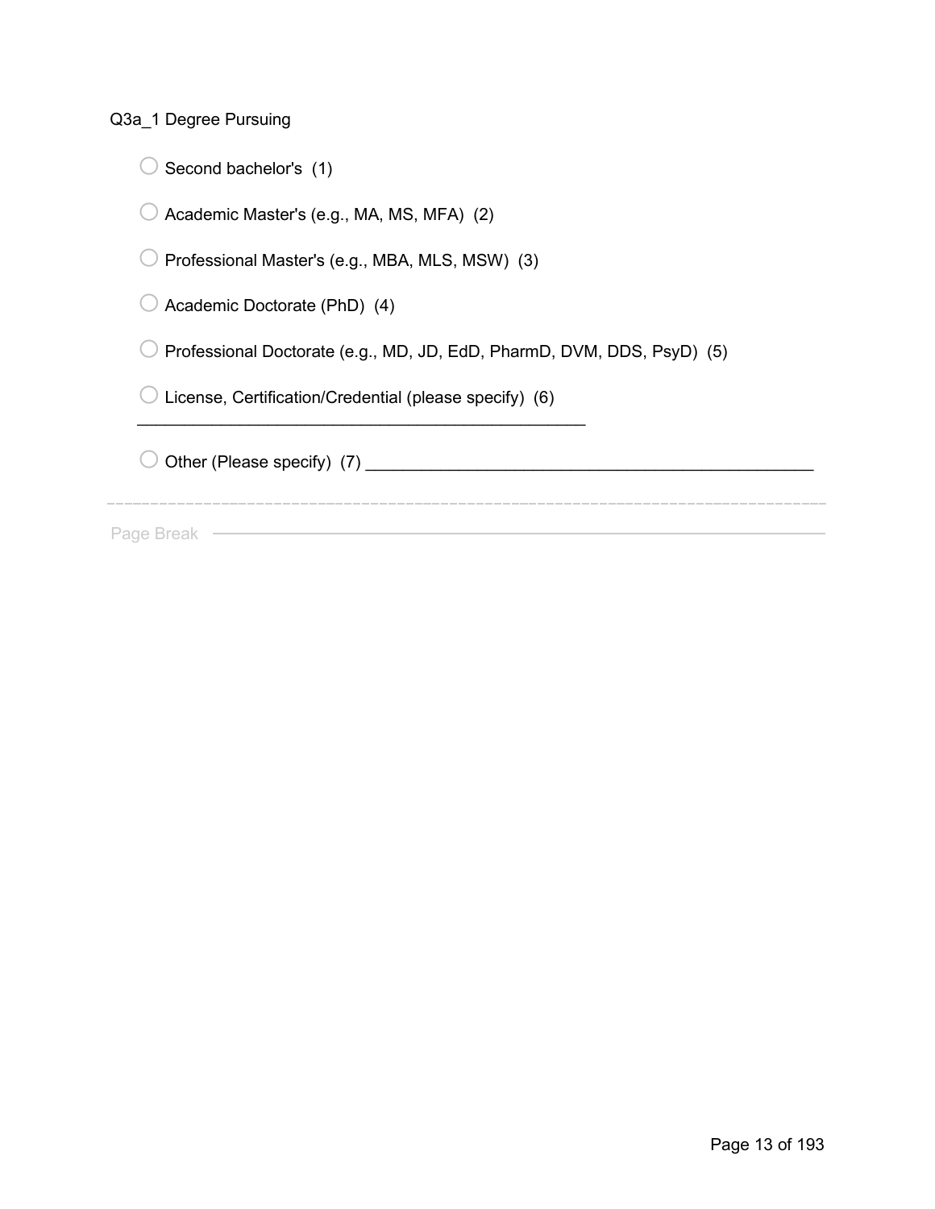Q3a_1 Degree Pursuing

- ○ Second bachelor's (1)
- ○ Academic Master's (e.g., MA, MS, MFA) (2)
- ○ Professional Master's (e.g., MBA, MLS, MSW) (3)
- ○ Academic Doctorate (PhD) (4)
- ○ Professional Doctorate (e.g., MD, JD, EdD, PharmD, DVM, DDS, PsyD) (5)
- ○ License, Certification/Credential (please specify) (6) __________________________________________________
- ○ Other (Please specify) (7) __________________________________________________

Page Break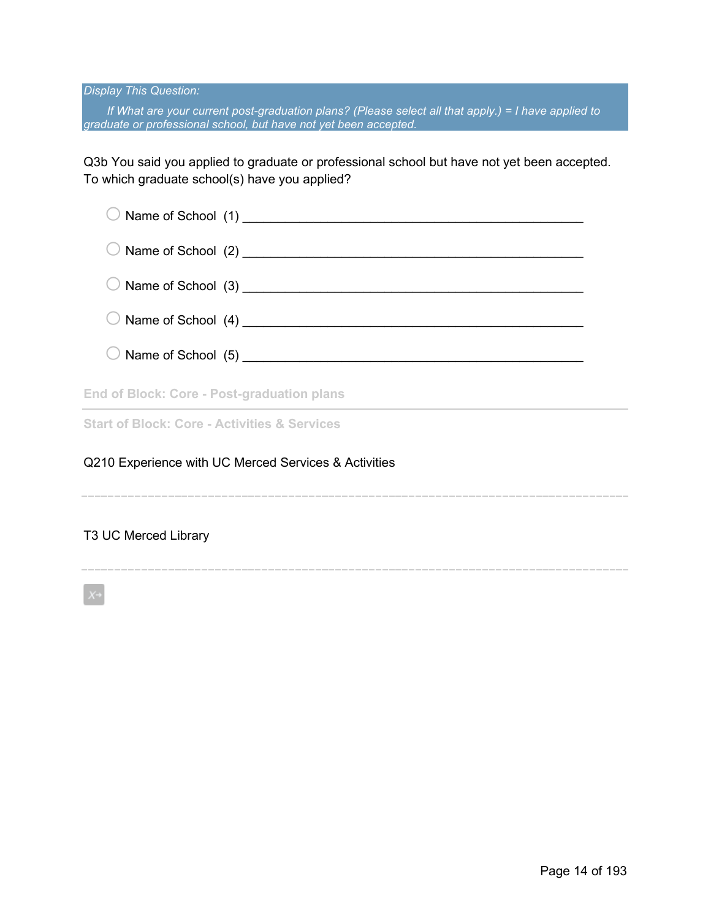*Display This Question:*

*If What are your current post-graduation plans? (Please select all that apply.) = I have applied to graduate or professional school, but have not yet been accepted.*

Q3b You said you applied to graduate or professional school but have not yet been accepted. To which graduate school(s) have you applied?

- ◯ Name of School (1) ________________________________________________
- ◯ Name of School (2) ________________________________________________
- ◯ Name of School (3) ________________________________________________
- ◯ Name of School (4) ________________________________________________
- ◯ Name of School (5) ________________________________________________

**End of Block: Core - Post-graduation plans**

---

**Start of Block: Core - Activities & Services**

Q210 Experience with UC Merced Services & Activities

---

T3 UC Merced Library

---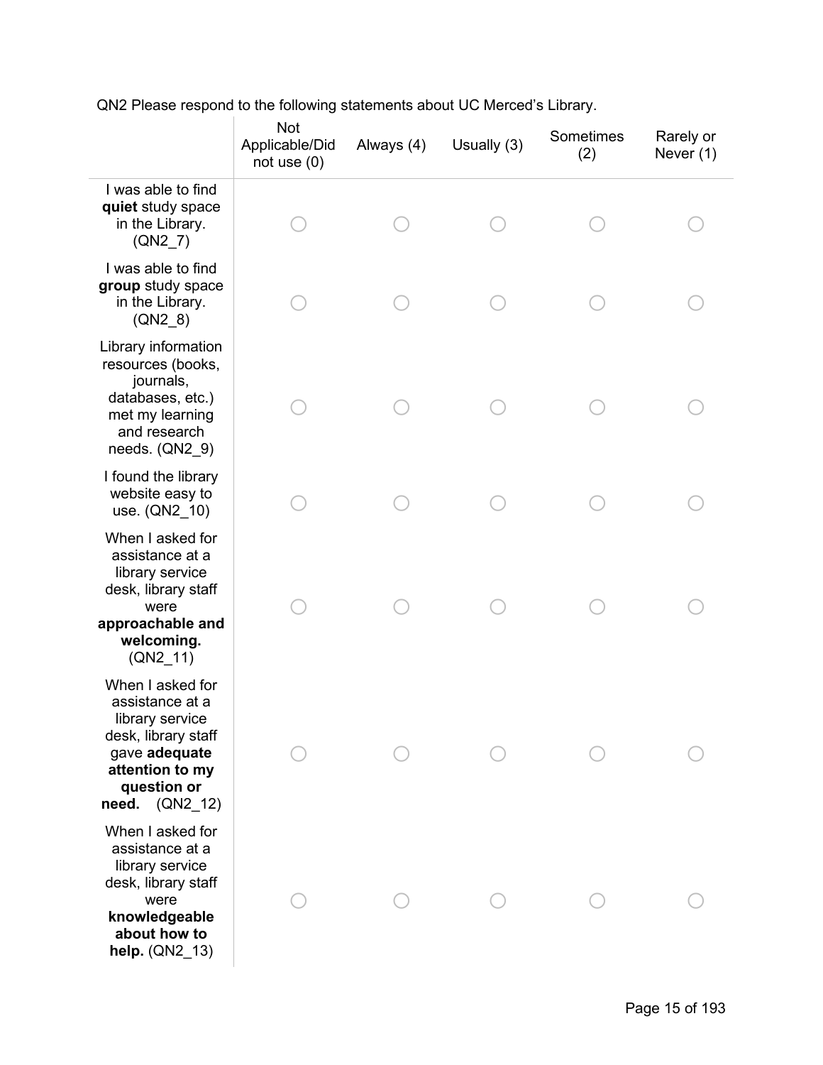QN2 Please respond to the following statements about UC Merced's Library.

| | Not Applicable/Did not use (0) | Always (4) | Usually (3) | Sometimes (2) | Rarely or Never (1) |
|---|---|---|---|---|---|
| I was able to find **quiet** study space in the Library. (QN2_7) | ○ | ○ | ○ | ○ | ○ |
| I was able to find **group** study space in the Library. (QN2_8) | ○ | ○ | ○ | ○ | ○ |
| Library information resources (books, journals, databases, etc.) met my learning and research needs. (QN2_9) | ○ | ○ | ○ | ○ | ○ |
| I found the library website easy to use. (QN2_10) | ○ | ○ | ○ | ○ | ○ |
| When I asked for assistance at a library service desk, library staff were **approachable and welcoming.** (QN2_11) | ○ | ○ | ○ | ○ | ○ |
| When I asked for assistance at a library service desk, library staff gave **adequate attention to my question or need.** (QN2_12) | ○ | ○ | ○ | ○ | ○ |
| When I asked for assistance at a library service desk, library staff were **knowledgeable about how to help.** (QN2_13) | ○ | ○ | ○ | ○ | ○ |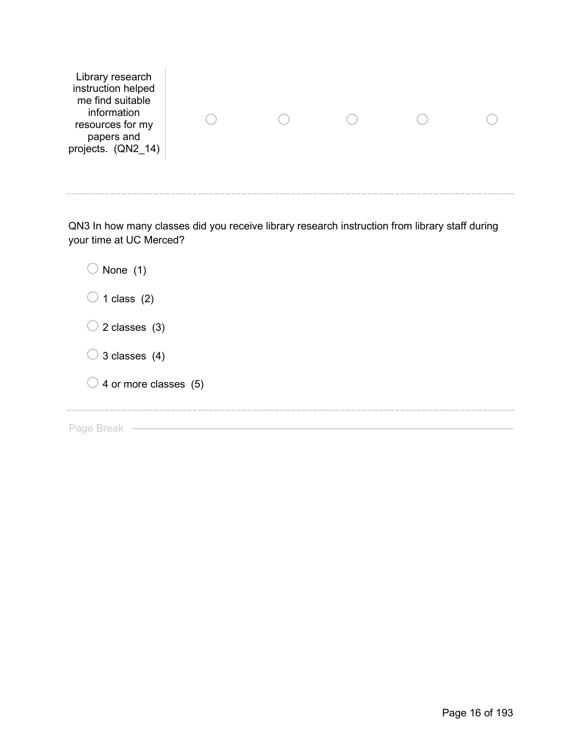| | | | | | |
|---|---|---|---|---|---|
| Library research instruction helped me find suitable information resources for my papers and projects. (QN2_14) | ○ | ○ | ○ | ○ | ○ |

---

QN3 In how many classes did you receive library research instruction from library staff during your time at UC Merced?

○ None (1)

○ 1 class (2)

○ 2 classes (3)

○ 3 classes (4)

○ 4 or more classes (5)

---

Page Break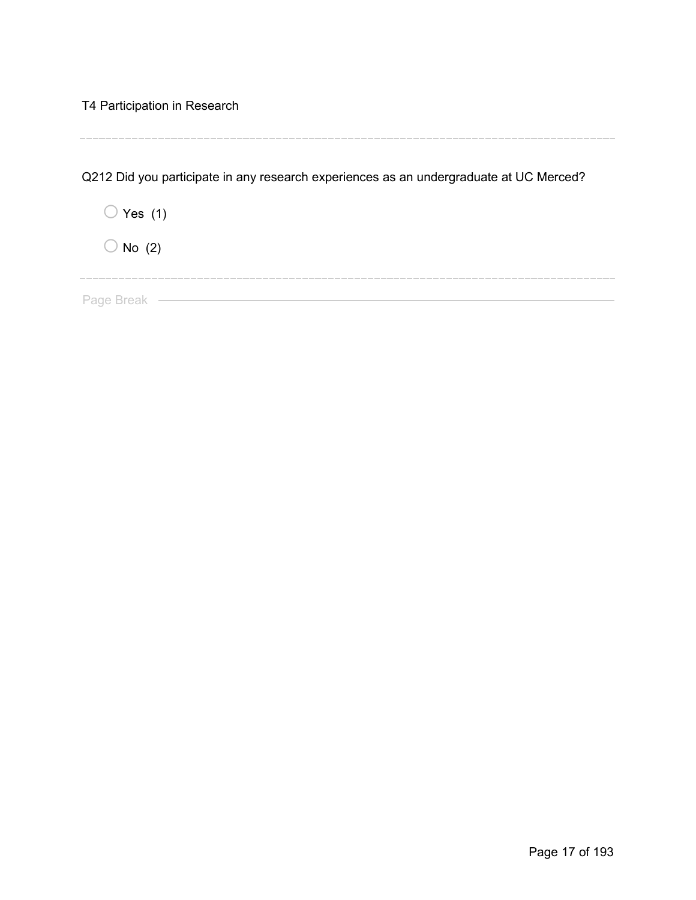T4 Participation in Research

---

Q212 Did you participate in any research experiences as an undergraduate at UC Merced?

- ○ Yes (1)
- ○ No (2)

---

Page Break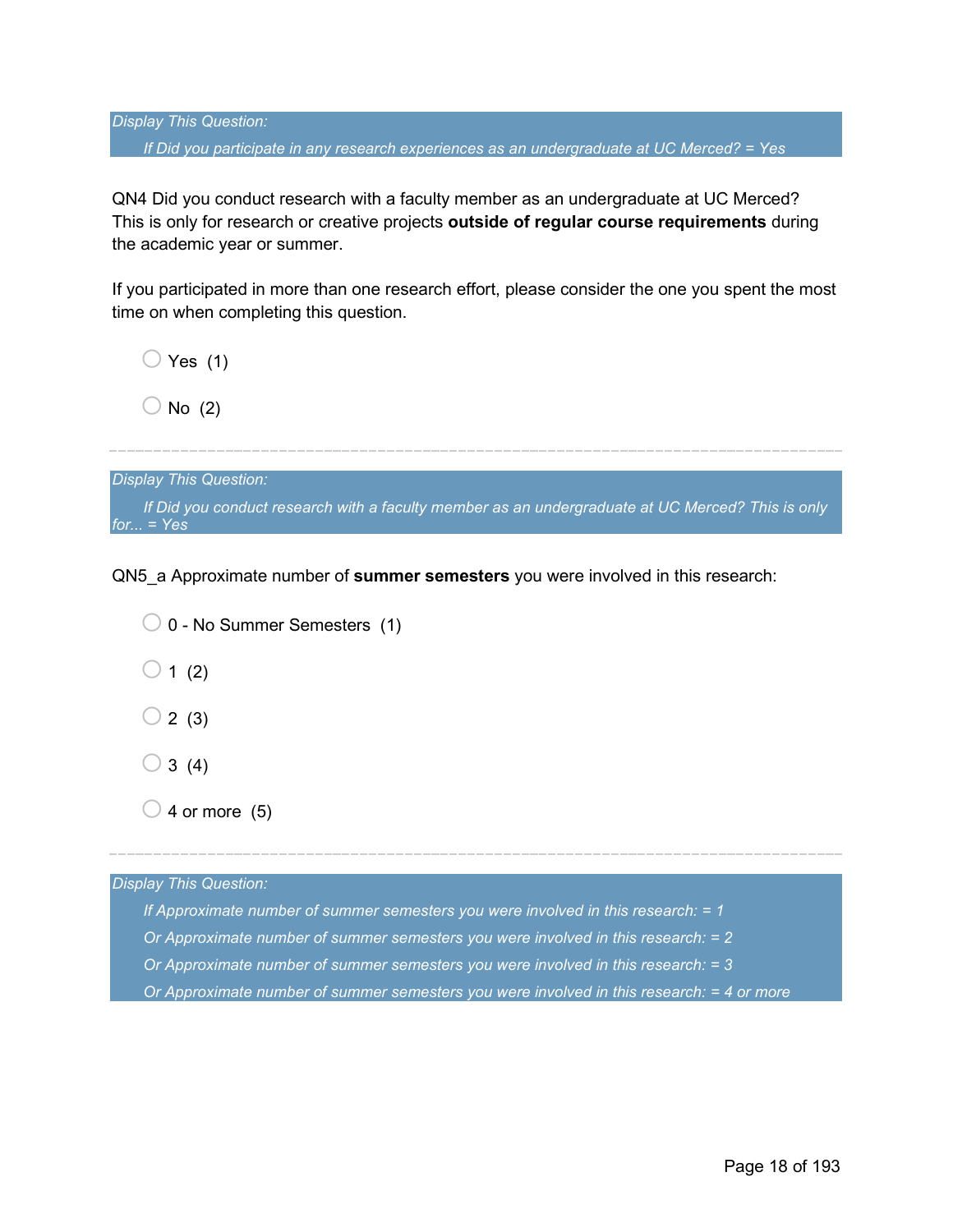*Display This Question:*

*If Did you participate in any research experiences as an undergraduate at UC Merced? = Yes*

QN4 Did you conduct research with a faculty member as an undergraduate at UC Merced? This is only for research or creative projects **outside of regular course requirements** during the academic year or summer.

If you participated in more than one research effort, please consider the one you spent the most time on when completing this question.

- Yes (1)
- No (2)

---

*Display This Question:*

*If Did you conduct research with a faculty member as an undergraduate at UC Merced? This is only for... = Yes*

QN5_a Approximate number of **summer semesters** you were involved in this research:

- 0 - No Summer Semesters (1)
- 1 (2)
- 2 (3)
- 3 (4)
- 4 or more (5)

---

*Display This Question:*

*If Approximate number of summer semesters you were involved in this research: = 1*

*Or Approximate number of summer semesters you were involved in this research: = 2*

*Or Approximate number of summer semesters you were involved in this research: = 3*

*Or Approximate number of summer semesters you were involved in this research: = 4 or more*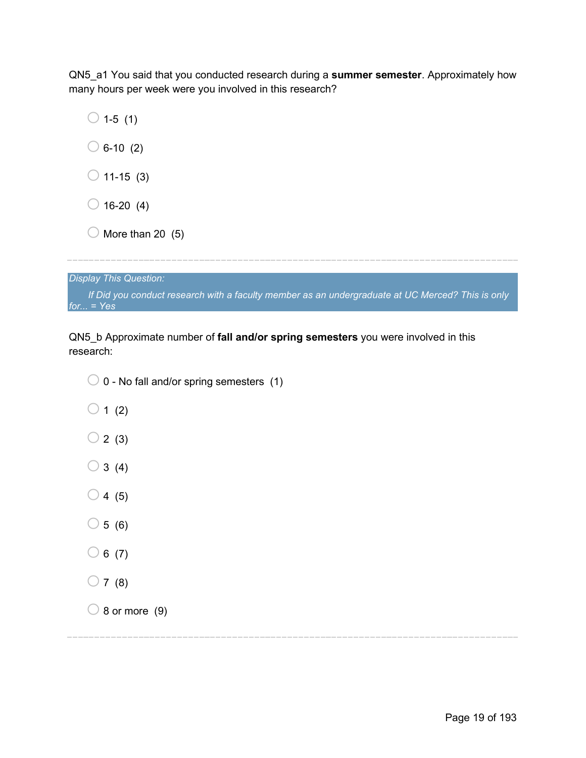QN5_a1 You said that you conducted research during a **summer semester**. Approximately how many hours per week were you involved in this research?

- 1-5 (1)
- 6-10 (2)
- 11-15 (3)
- 16-20 (4)
- More than 20 (5)

---

*Display This Question:*

*If Did you conduct research with a faculty member as an undergraduate at UC Merced? This is only for... = Yes*

QN5_b Approximate number of **fall and/or spring semesters** you were involved in this research:

- 0 - No fall and/or spring semesters (1)
- 1 (2)
- 2 (3)
- 3 (4)
- 4 (5)
- 5 (6)
- 6 (7)
- 7 (8)
- 8 or more (9)

---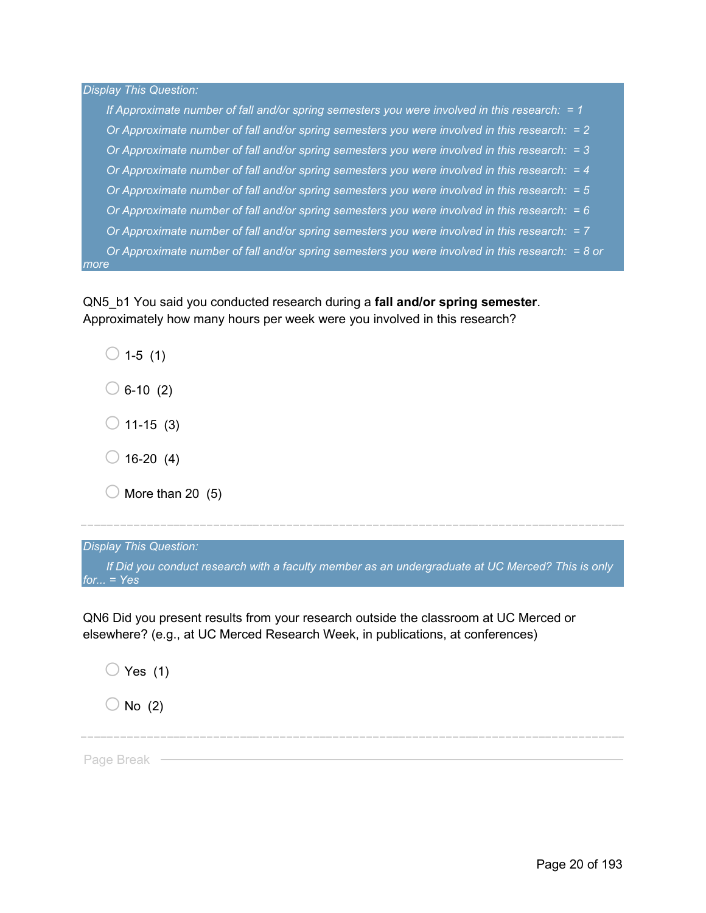*Display This Question:*

*If Approximate number of fall and/or spring semesters you were involved in this research: = 1*

*Or Approximate number of fall and/or spring semesters you were involved in this research: = 2*

*Or Approximate number of fall and/or spring semesters you were involved in this research: = 3*

*Or Approximate number of fall and/or spring semesters you were involved in this research: = 4*

*Or Approximate number of fall and/or spring semesters you were involved in this research: = 5*

*Or Approximate number of fall and/or spring semesters you were involved in this research: = 6*

*Or Approximate number of fall and/or spring semesters you were involved in this research: = 7*

*Or Approximate number of fall and/or spring semesters you were involved in this research: = 8 or more*

QN5_b1 You said you conducted research during a **fall and/or spring semester**. Approximately how many hours per week were you involved in this research?

- ◯ 1-5 (1)
- ◯ 6-10 (2)
- ◯ 11-15 (3)
- ◯ 16-20 (4)
- ◯ More than 20 (5)

---

*Display This Question:*

*If Did you conduct research with a faculty member as an undergraduate at UC Merced? This is only for... = Yes*

QN6 Did you present results from your research outside the classroom at UC Merced or elsewhere? (e.g., at UC Merced Research Week, in publications, at conferences)

- ◯ Yes (1)
- ◯ No (2)

---

Page Break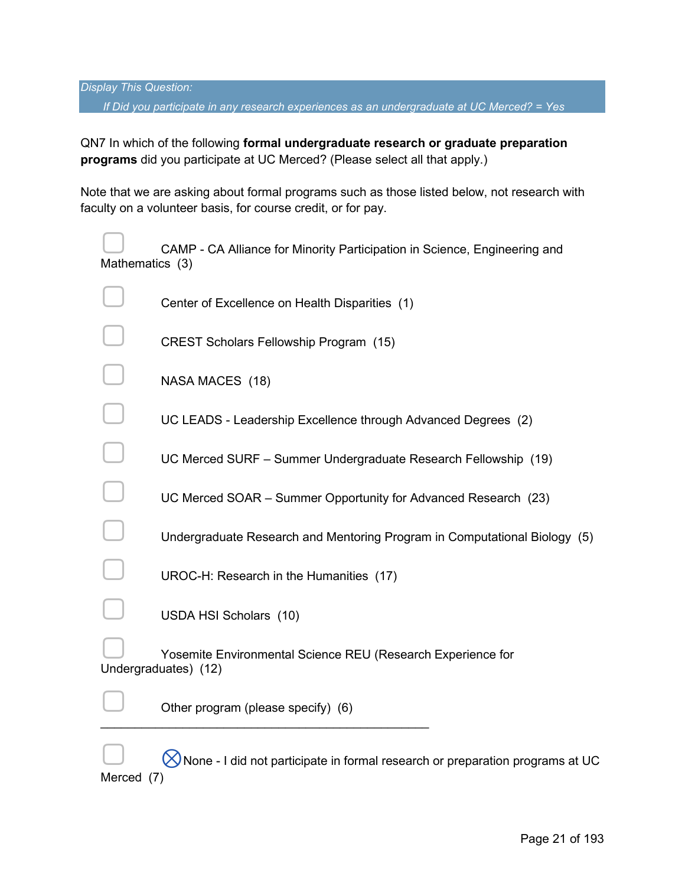*Display This Question:*

*If Did you participate in any research experiences as an undergraduate at UC Merced? = Yes*

QN7 In which of the following **formal undergraduate research or graduate preparation programs** did you participate at UC Merced? (Please select all that apply.)

Note that we are asking about formal programs such as those listed below, not research with faculty on a volunteer basis, for course credit, or for pay.

- ☐ CAMP - CA Alliance for Minority Participation in Science, Engineering and Mathematics (3)
- ☐ Center of Excellence on Health Disparities (1)
- ☐ CREST Scholars Fellowship Program (15)
- ☐ NASA MACES (18)
- ☐ UC LEADS - Leadership Excellence through Advanced Degrees (2)
- ☐ UC Merced SURF – Summer Undergraduate Research Fellowship (19)
- ☐ UC Merced SOAR – Summer Opportunity for Advanced Research (23)
- ☐ Undergraduate Research and Mentoring Program in Computational Biology (5)
- ☐ UROC-H: Research in the Humanities (17)
- ☐ USDA HSI Scholars (10)
- ☐ Yosemite Environmental Science REU (Research Experience for Undergraduates) (12)
- ☐ Other program (please specify) (6) ________________________________________________
- ☐ ⊗None - I did not participate in formal research or preparation programs at UC Merced (7)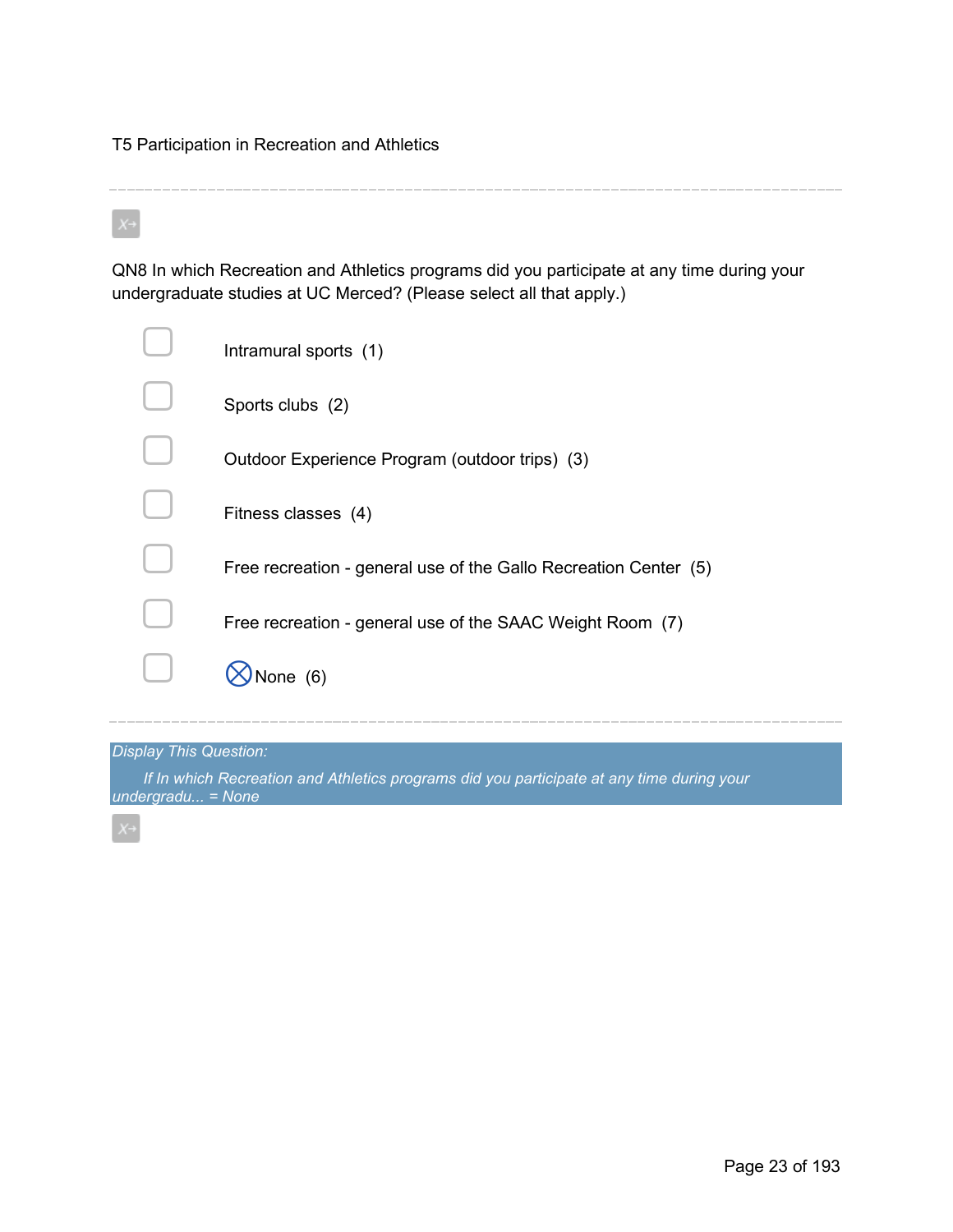T5 Participation in Recreation and Athletics

---

QN8 In which Recreation and Athletics programs did you participate at any time during your undergraduate studies at UC Merced? (Please select all that apply.)

- ▢ Intramural sports (1)
- ▢ Sports clubs (2)
- ▢ Outdoor Experience Program (outdoor trips) (3)
- ▢ Fitness classes (4)
- ▢ Free recreation - general use of the Gallo Recreation Center (5)
- ▢ Free recreation - general use of the SAAC Weight Room (7)
- ▢ ⊗None (6)

---

*Display This Question:*

*If In which Recreation and Athletics programs did you participate at any time during your undergradu... = None*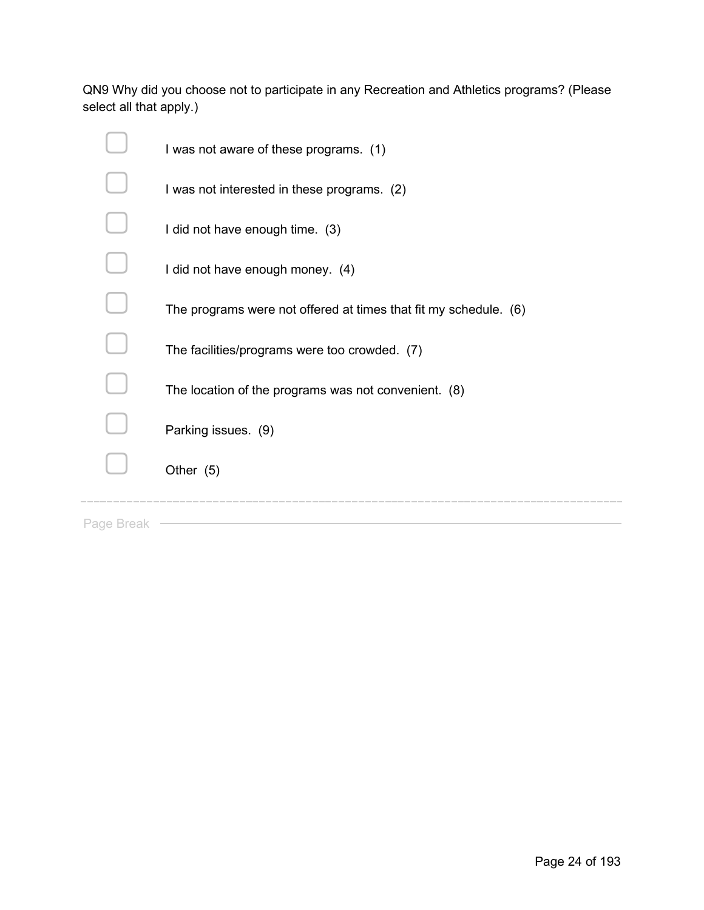QN9 Why did you choose not to participate in any Recreation and Athletics programs? (Please select all that apply.)

- [ ] I was not aware of these programs. (1)
- [ ] I was not interested in these programs. (2)
- [ ] I did not have enough time. (3)
- [ ] I did not have enough money. (4)
- [ ] The programs were not offered at times that fit my schedule. (6)
- [ ] The facilities/programs were too crowded. (7)
- [ ] The location of the programs was not convenient. (8)
- [ ] Parking issues. (9)
- [ ] Other (5)

---

Page Break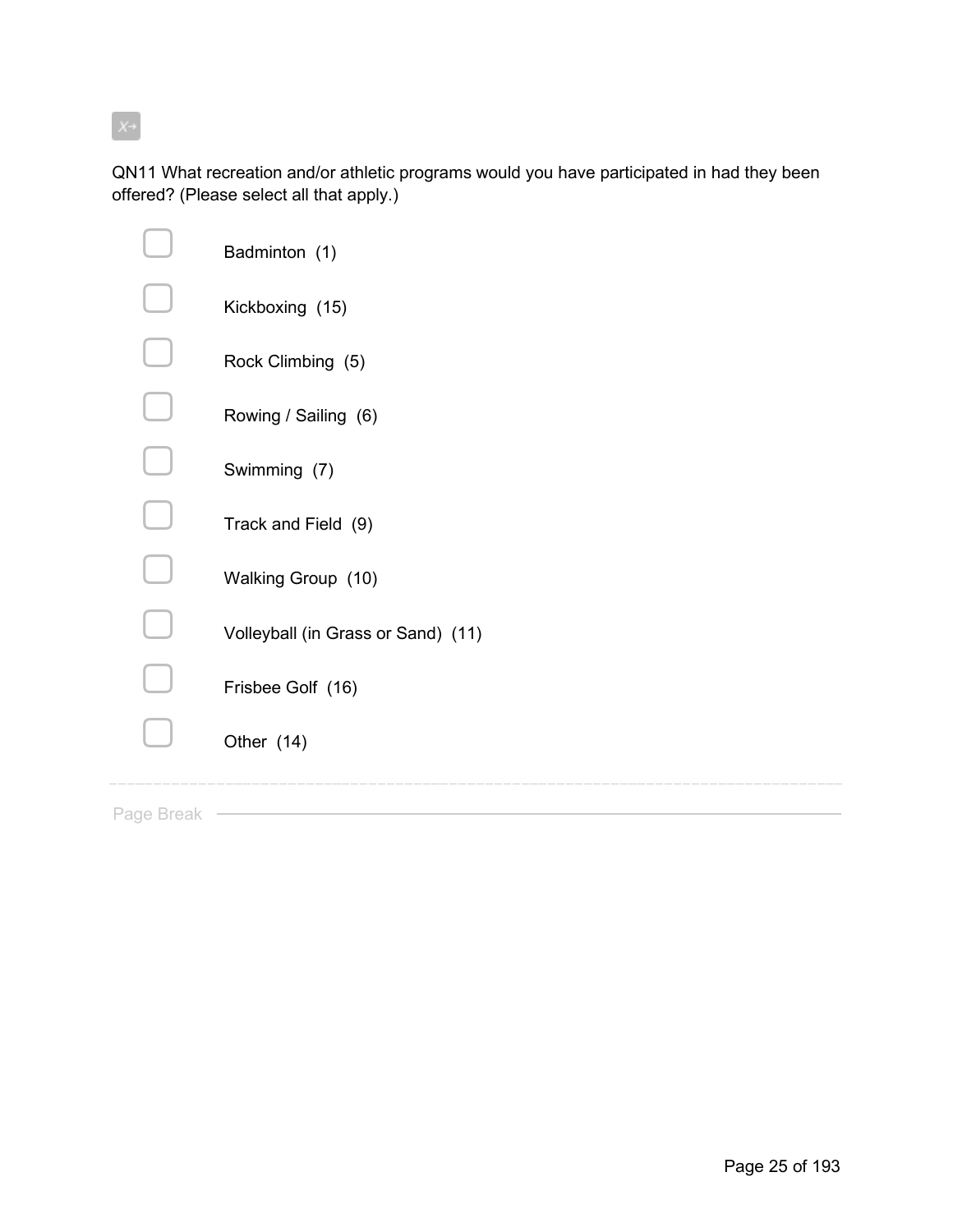QN11 What recreation and/or athletic programs would you have participated in had they been offered? (Please select all that apply.)

- ▢ Badminton (1)
- ▢ Kickboxing (15)
- ▢ Rock Climbing (5)
- ▢ Rowing / Sailing (6)
- ▢ Swimming (7)
- ▢ Track and Field (9)
- ▢ Walking Group (10)
- ▢ Volleyball (in Grass or Sand) (11)
- ▢ Frisbee Golf (16)
- ▢ Other (14)

Page Break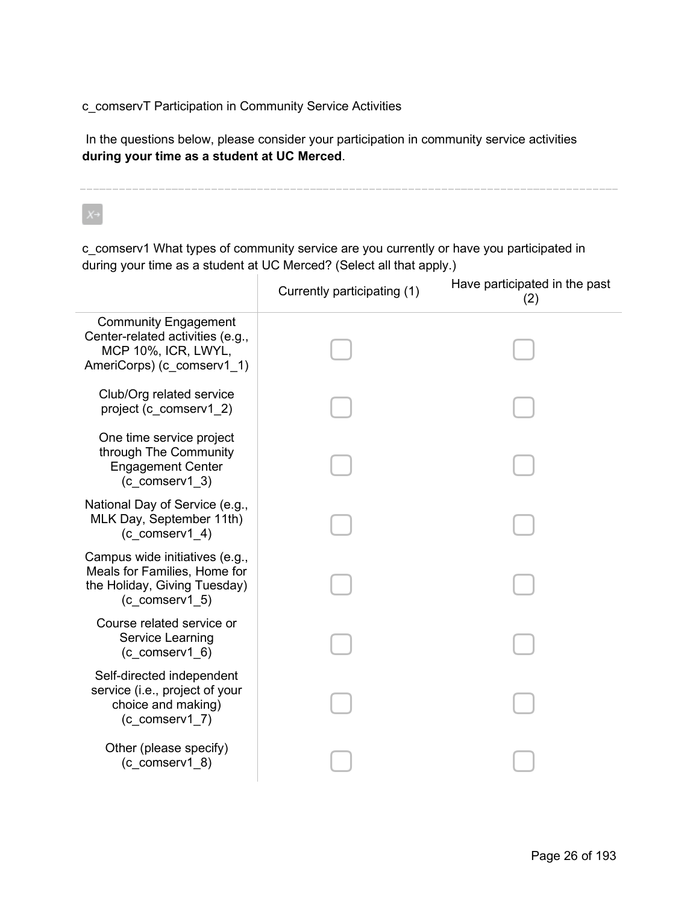c_comservT Participation in Community Service Activities

In the questions below, please consider your participation in community service activities **during your time as a student at UC Merced**.

---

c_comserv1 What types of community service are you currently or have you participated in during your time as a student at UC Merced? (Select all that apply.)

| | Currently participating (1) | Have participated in the past (2) |
|---|---|---|
| Community Engagement Center-related activities (e.g., MCP 10%, ICR, LWYL, AmeriCorps) (c_comserv1_1) | ☐ | ☐ |
| Club/Org related service project (c_comserv1_2) | ☐ | ☐ |
| One time service project through The Community Engagement Center (c_comserv1_3) | ☐ | ☐ |
| National Day of Service (e.g., MLK Day, September 11th) (c_comserv1_4) | ☐ | ☐ |
| Campus wide initiatives (e.g., Meals for Families, Home for the Holiday, Giving Tuesday) (c_comserv1_5) | ☐ | ☐ |
| Course related service or Service Learning (c_comserv1_6) | ☐ | ☐ |
| Self-directed independent service (i.e., project of your choice and making) (c_comserv1_7) | ☐ | ☐ |
| Other (please specify) (c_comserv1_8) | ☐ | ☐ |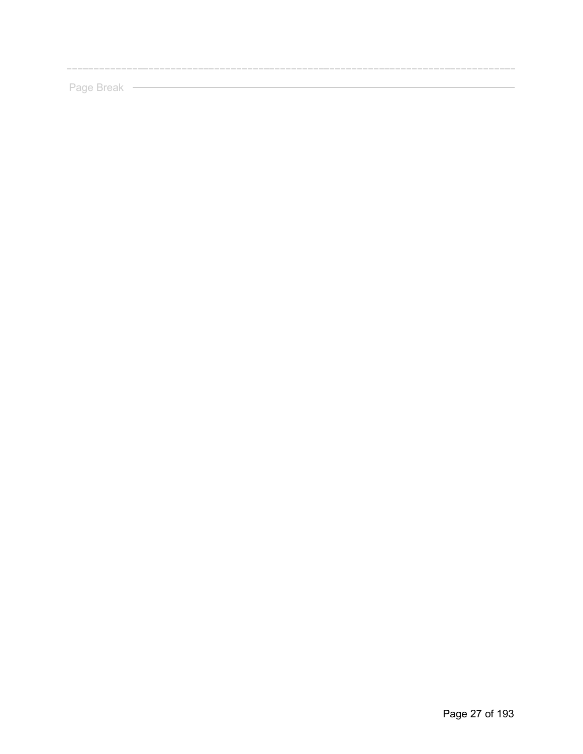Page Break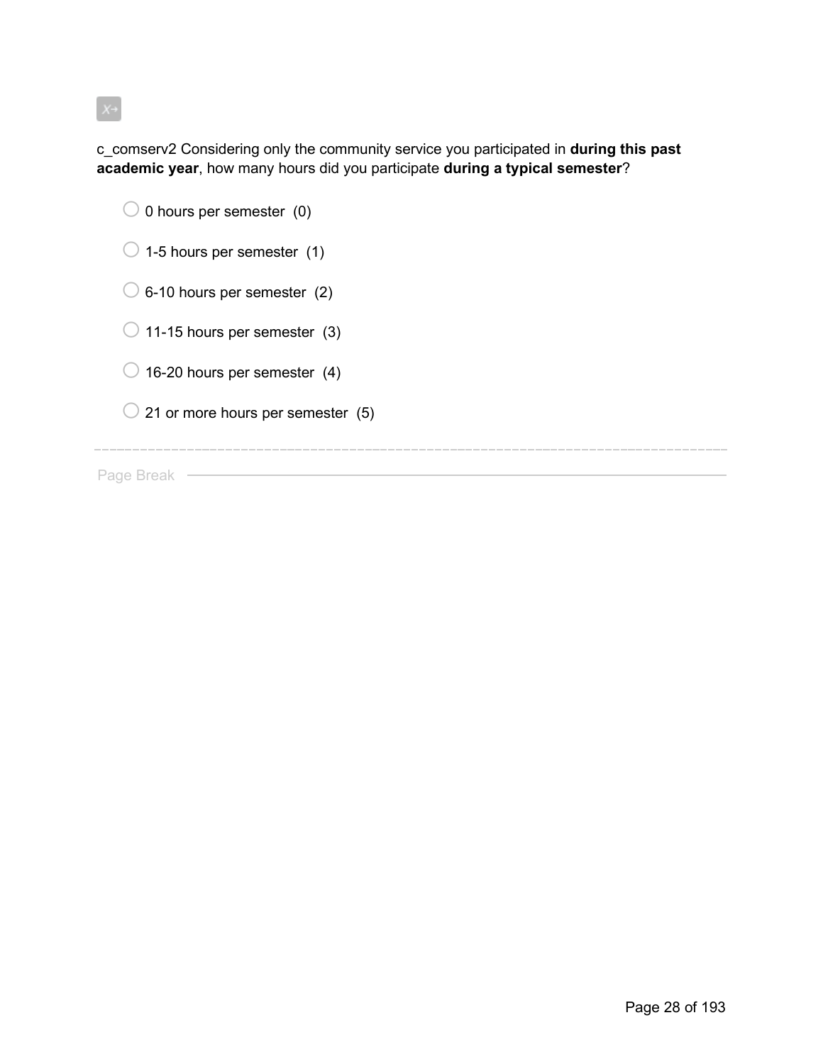c_comserv2 Considering only the community service you participated in **during this past academic year**, how many hours did you participate **during a typical semester**?

- 0 hours per semester (0)
- 1-5 hours per semester (1)
- 6-10 hours per semester (2)
- 11-15 hours per semester (3)
- 16-20 hours per semester (4)
- 21 or more hours per semester (5)

Page Break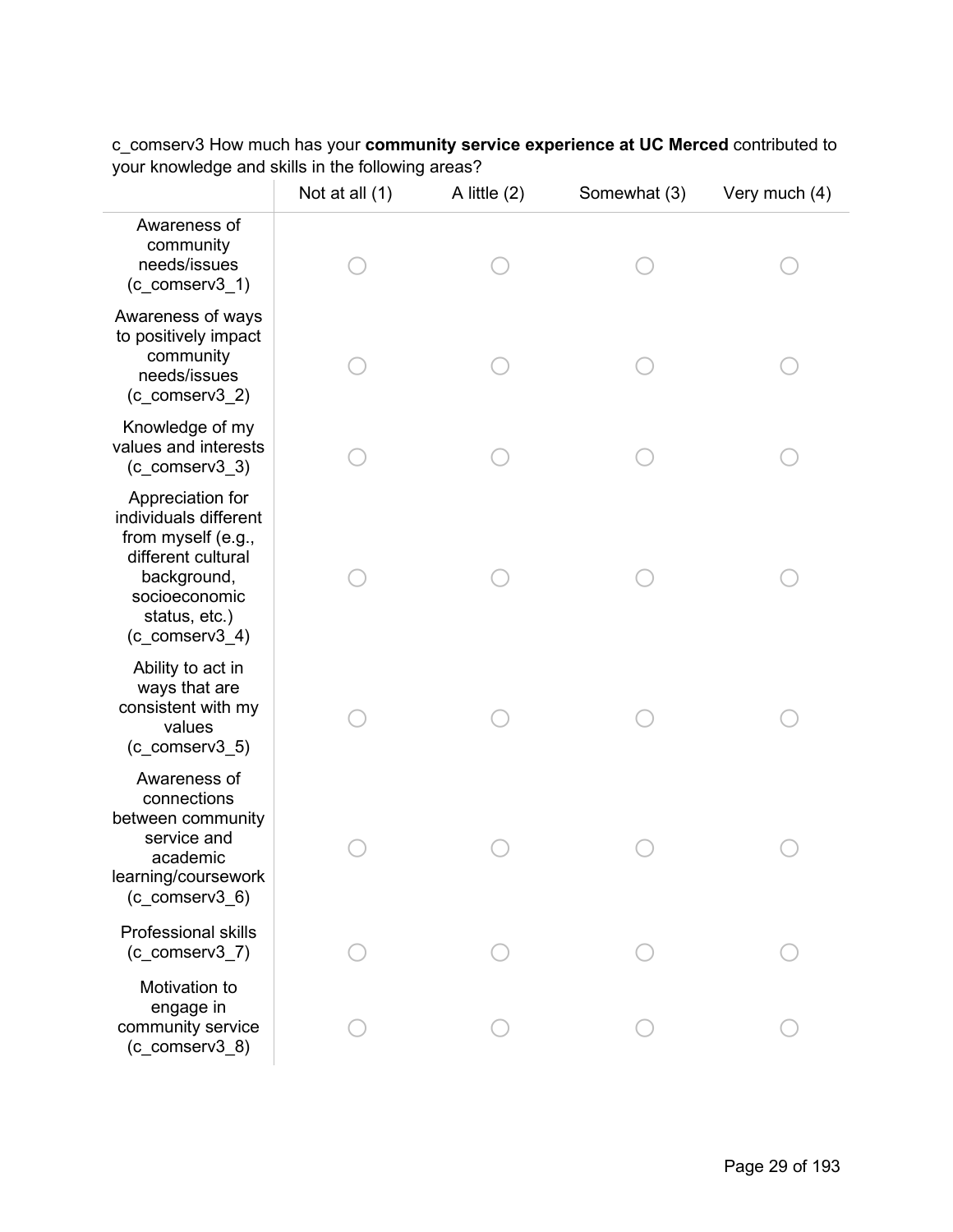c_comserv3 How much has your **community service experience at UC Merced** contributed to your knowledge and skills in the following areas?

| | Not at all (1) | A little (2) | Somewhat (3) | Very much (4) |
|---|---|---|---|---|
| Awareness of community needs/issues (c_comserv3_1) | ○ | ○ | ○ | ○ |
| Awareness of ways to positively impact community needs/issues (c_comserv3_2) | ○ | ○ | ○ | ○ |
| Knowledge of my values and interests (c_comserv3_3) | ○ | ○ | ○ | ○ |
| Appreciation for individuals different from myself (e.g., different cultural background, socioeconomic status, etc.) (c_comserv3_4) | ○ | ○ | ○ | ○ |
| Ability to act in ways that are consistent with my values (c_comserv3_5) | ○ | ○ | ○ | ○ |
| Awareness of connections between community service and academic learning/coursework (c_comserv3_6) | ○ | ○ | ○ | ○ |
| Professional skills (c_comserv3_7) | ○ | ○ | ○ | ○ |
| Motivation to engage in community service (c_comserv3_8) | ○ | ○ | ○ | ○ |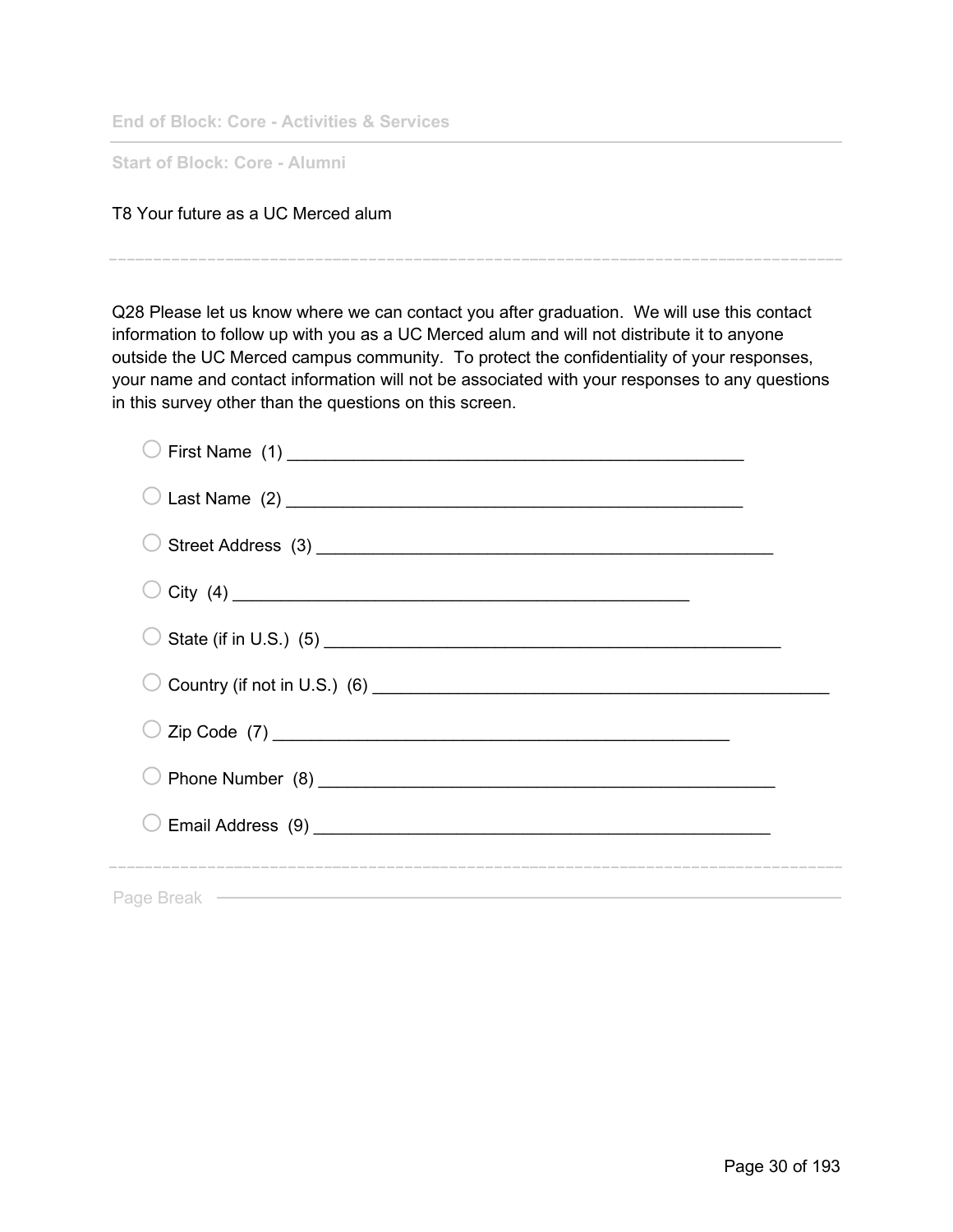End of Block: Core - Activities & Services

---

Start of Block: Core - Alumni

T8 Your future as a UC Merced alum

---

Q28 Please let us know where we can contact you after graduation.  We will use this contact information to follow up with you as a UC Merced alum and will not distribute it to anyone outside the UC Merced campus community.  To protect the confidentiality of your responses, your name and contact information will not be associated with your responses to any questions in this survey other than the questions on this screen.

- ○ First Name  (1) ________________________________________________
- ○ Last Name  (2) ________________________________________________
- ○ Street Address  (3) ________________________________________________
- ○ City  (4) ________________________________________________
- ○ State (if in U.S.)  (5) ________________________________________________
- ○ Country (if not in U.S.)  (6) ________________________________________________
- ○ Zip Code  (7) ________________________________________________
- ○ Phone Number  (8) ________________________________________________
- ○ Email Address  (9) ________________________________________________

---

Page Break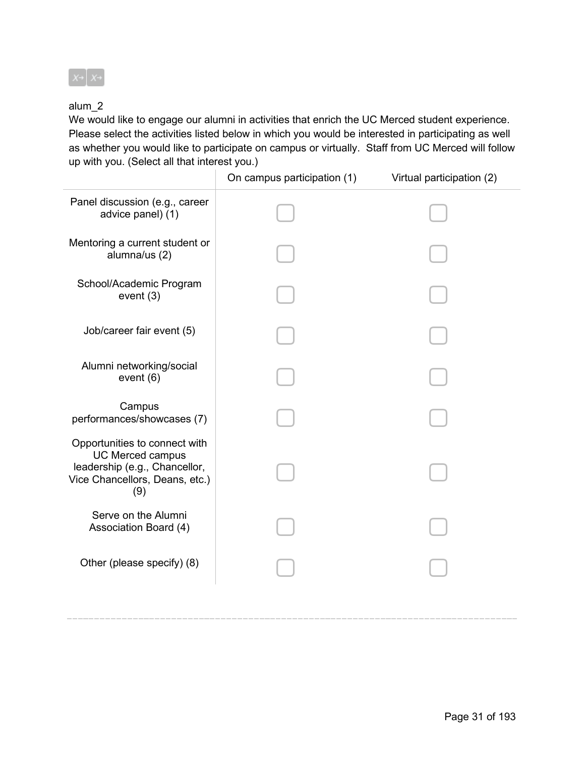alum_2

We would like to engage our alumni in activities that enrich the UC Merced student experience. Please select the activities listed below in which you would be interested in participating as well as whether you would like to participate on campus or virtually.  Staff from UC Merced will follow up with you. (Select all that interest you.)

| | On campus participation (1) | Virtual participation (2) |
|---|---|---|
| Panel discussion (e.g., career advice panel) (1) | ▢ | ▢ |
| Mentoring a current student or alumna/us (2) | ▢ | ▢ |
| School/Academic Program event (3) | ▢ | ▢ |
| Job/career fair event (5) | ▢ | ▢ |
| Alumni networking/social event (6) | ▢ | ▢ |
| Campus performances/showcases (7) | ▢ | ▢ |
| Opportunities to connect with UC Merced campus leadership (e.g., Chancellor, Vice Chancellors, Deans, etc.) (9) | ▢ | ▢ |
| Serve on the Alumni Association Board (4) | ▢ | ▢ |
| Other (please specify) (8) | ▢ | ▢ |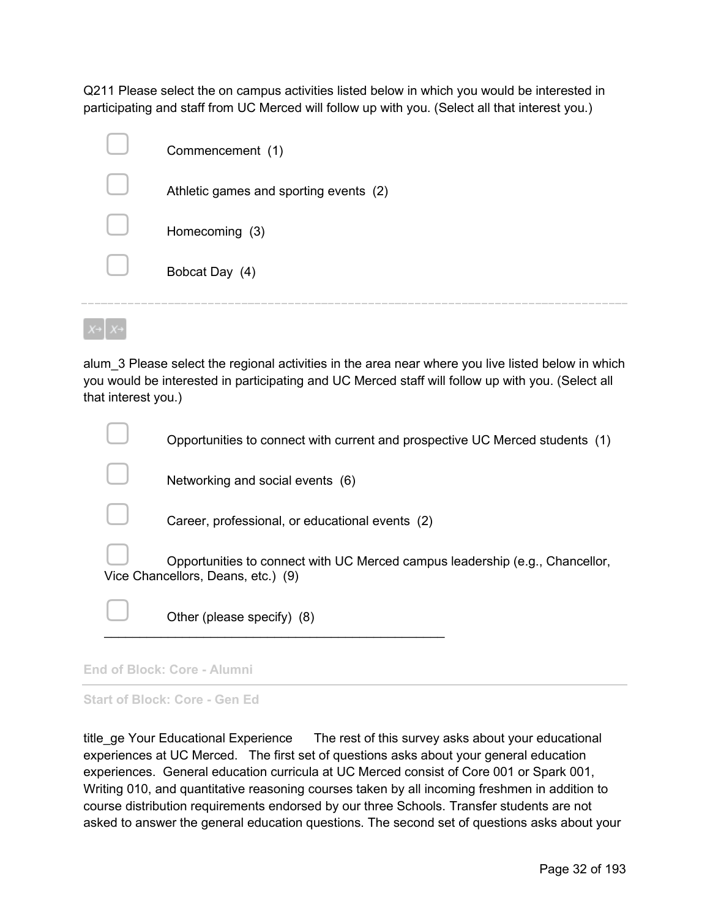Q211 Please select the on campus activities listed below in which you would be interested in participating and staff from UC Merced will follow up with you. (Select all that interest you.)

- ▢ Commencement (1)
- ▢ Athletic games and sporting events (2)
- ▢ Homecoming (3)
- ▢ Bobcat Day (4)

---

alum_3 Please select the regional activities in the area near where you live listed below in which you would be interested in participating and UC Merced staff will follow up with you. (Select all that interest you.)

- ▢ Opportunities to connect with current and prospective UC Merced students (1)
- ▢ Networking and social events (6)
- ▢ Career, professional, or educational events (2)
- ▢ Opportunities to connect with UC Merced campus leadership (e.g., Chancellor, Vice Chancellors, Deans, etc.) (9)
- ▢ Other (please specify) (8) __________________________________________________

**End of Block: Core - Alumni**

**Start of Block: Core - Gen Ed**

title_ge Your Educational Experience The rest of this survey asks about your educational experiences at UC Merced. The first set of questions asks about your general education experiences. General education curricula at UC Merced consist of Core 001 or Spark 001, Writing 010, and quantitative reasoning courses taken by all incoming freshmen in addition to course distribution requirements endorsed by our three Schools. Transfer students are not asked to answer the general education questions. The second set of questions asks about your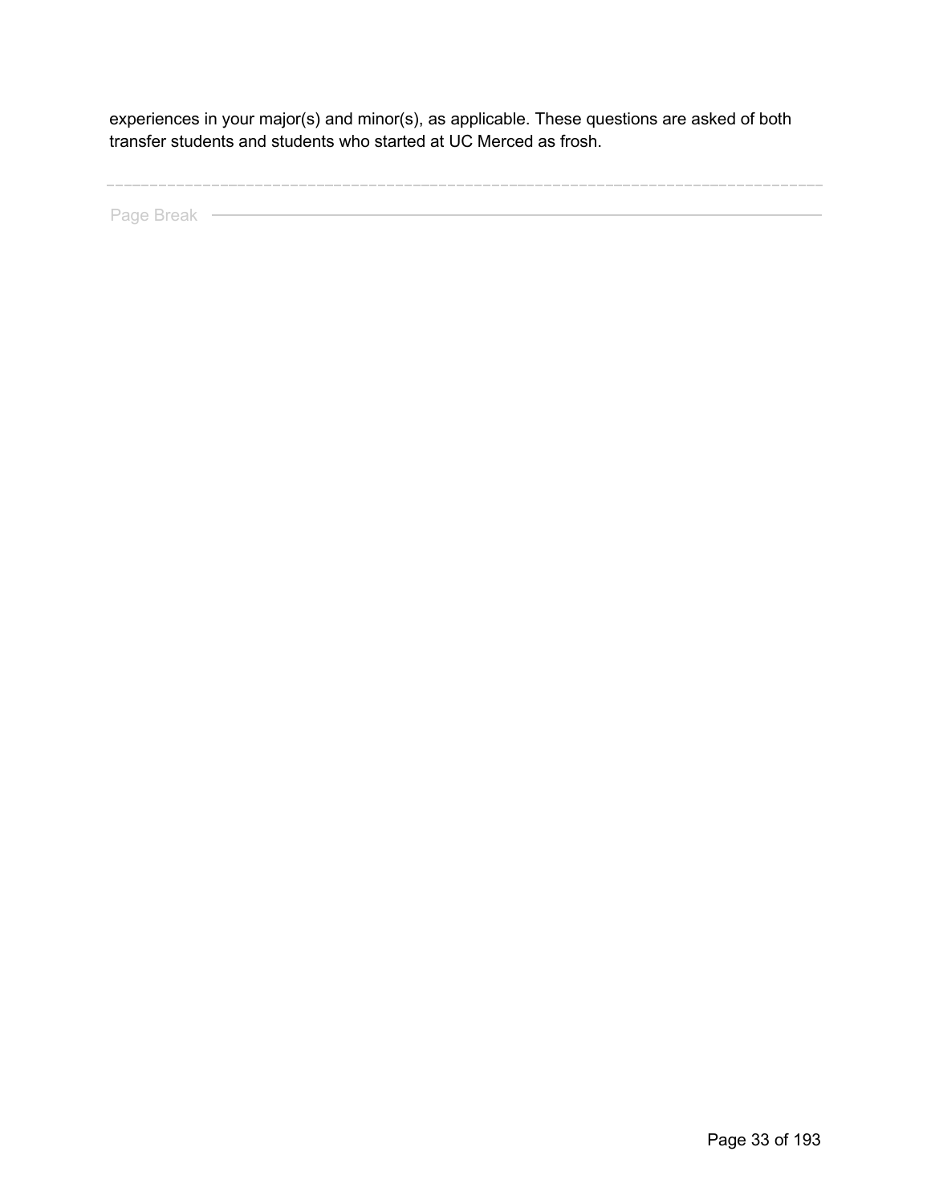experiences in your major(s) and minor(s), as applicable. These questions are asked of both transfer students and students who started at UC Merced as frosh.

---

Page Break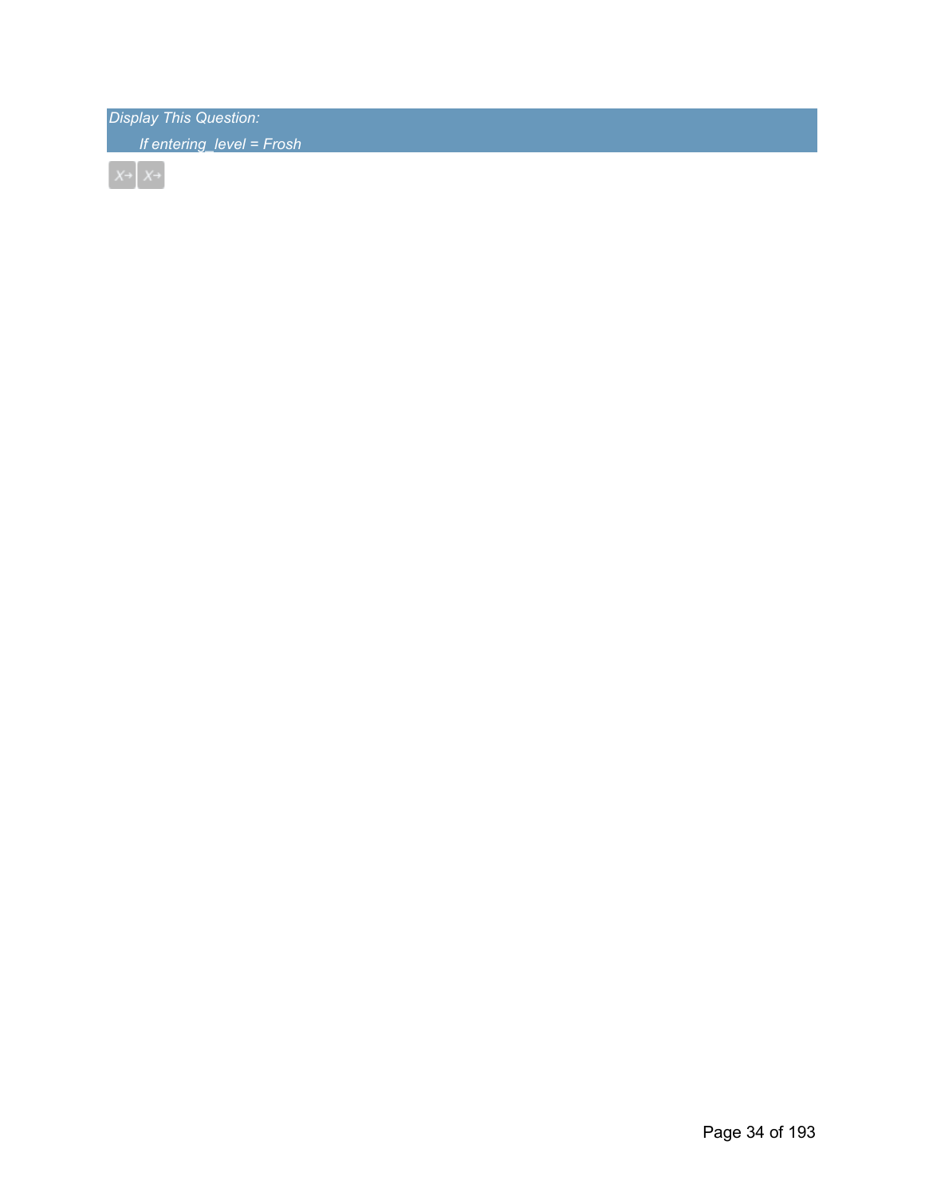*Display This Question:*

*If entering_level = Frosh*

X→ X→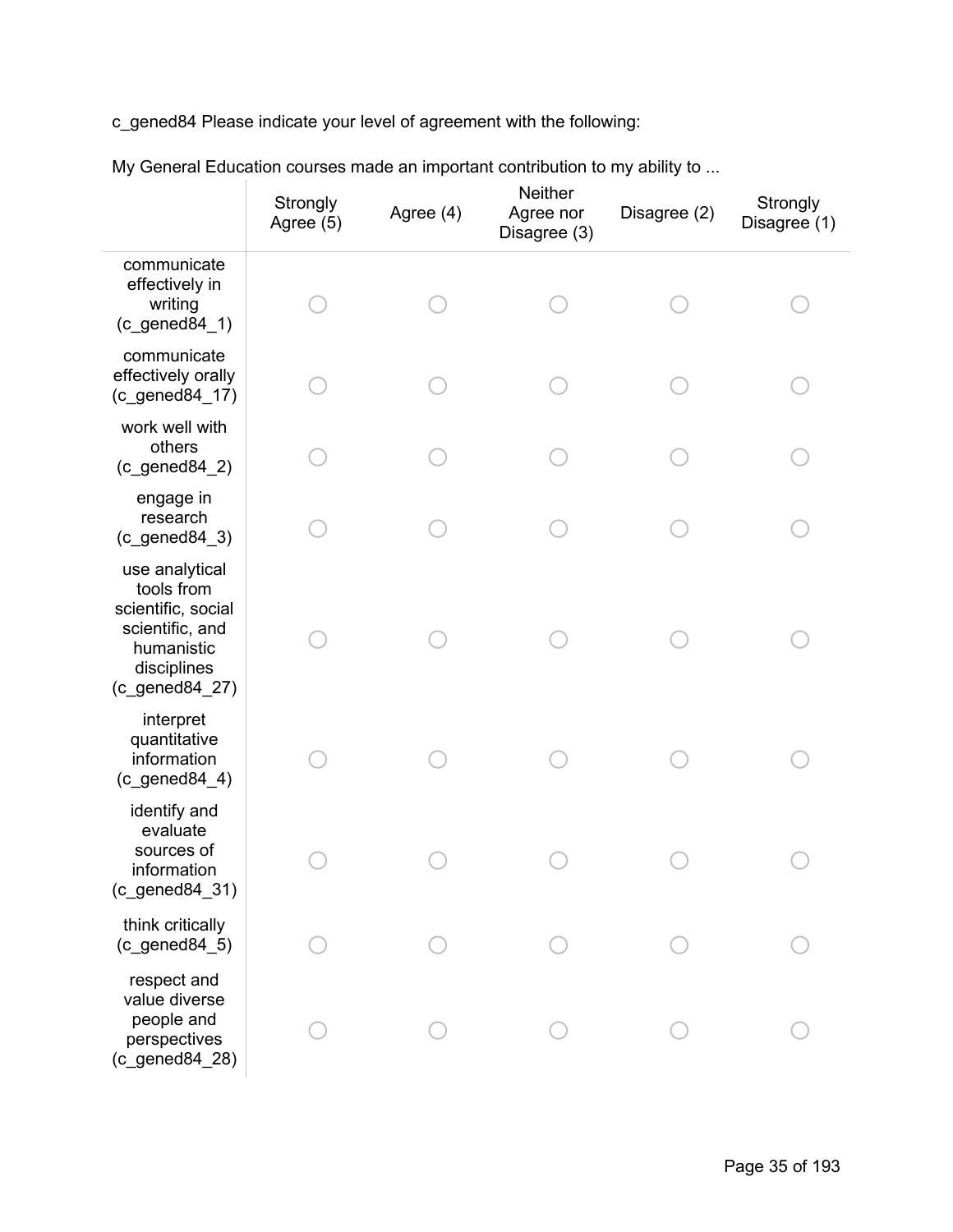c_gened84 Please indicate your level of agreement with the following:

My General Education courses made an important contribution to my ability to ...

| | Strongly Agree (5) | Agree (4) | Neither Agree nor Disagree (3) | Disagree (2) | Strongly Disagree (1) |
|---|---|---|---|---|---|
| communicate effectively in writing (c_gened84_1) | ○ | ○ | ○ | ○ | ○ |
| communicate effectively orally (c_gened84_17) | ○ | ○ | ○ | ○ | ○ |
| work well with others (c_gened84_2) | ○ | ○ | ○ | ○ | ○ |
| engage in research (c_gened84_3) | ○ | ○ | ○ | ○ | ○ |
| use analytical tools from scientific, social scientific, and humanistic disciplines (c_gened84_27) | ○ | ○ | ○ | ○ | ○ |
| interpret quantitative information (c_gened84_4) | ○ | ○ | ○ | ○ | ○ |
| identify and evaluate sources of information (c_gened84_31) | ○ | ○ | ○ | ○ | ○ |
| think critically (c_gened84_5) | ○ | ○ | ○ | ○ | ○ |
| respect and value diverse people and perspectives (c_gened84_28) | ○ | ○ | ○ | ○ | ○ |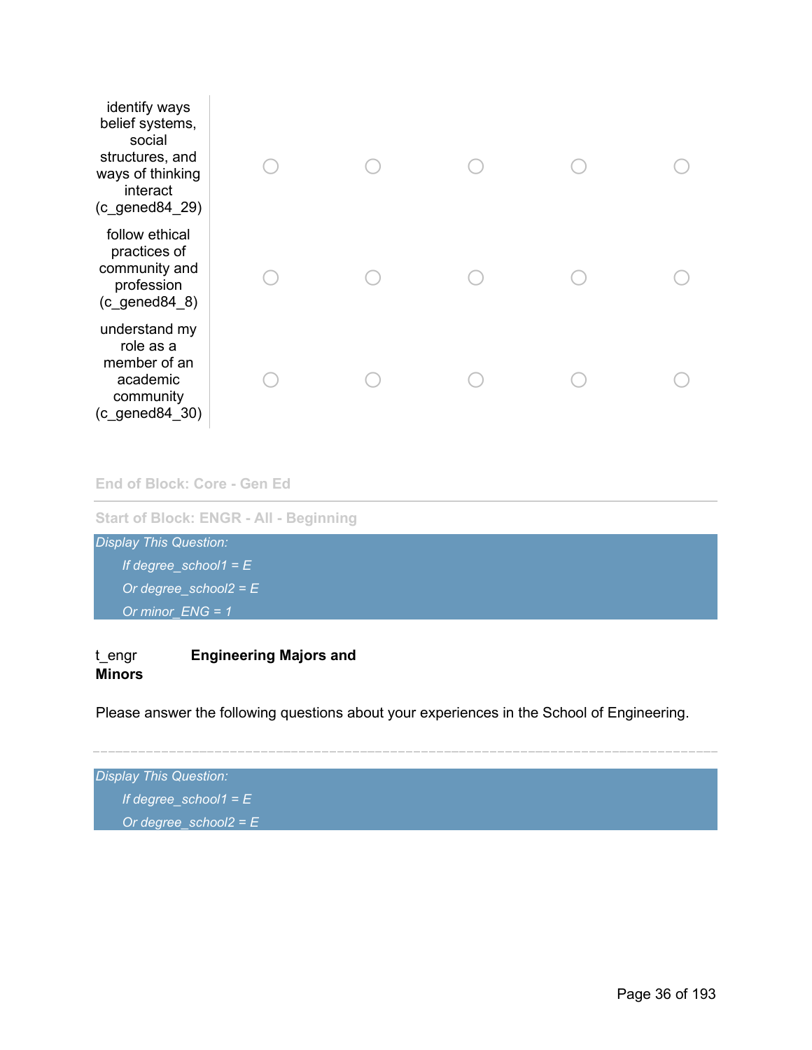| | | | | | |
|---|---|---|---|---|---|
| identify ways belief systems, social structures, and ways of thinking interact (c_gened84_29) | ○ | ○ | ○ | ○ | ○ |
| follow ethical practices of community and profession (c_gened84_8) | ○ | ○ | ○ | ○ | ○ |
| understand my role as a member of an academic community (c_gened84_30) | ○ | ○ | ○ | ○ | ○ |

End of Block: Core - Gen Ed

---

Start of Block: ENGR - All - Beginning

*Display This Question:*

*If degree_school1 = E*

*Or degree_school2 = E*

*Or minor_ENG = 1*

t_engr **Engineering Majors and Minors**

Please answer the following questions about your experiences in the School of Engineering.

---

*Display This Question:*

*If degree_school1 = E*

*Or degree_school2 = E*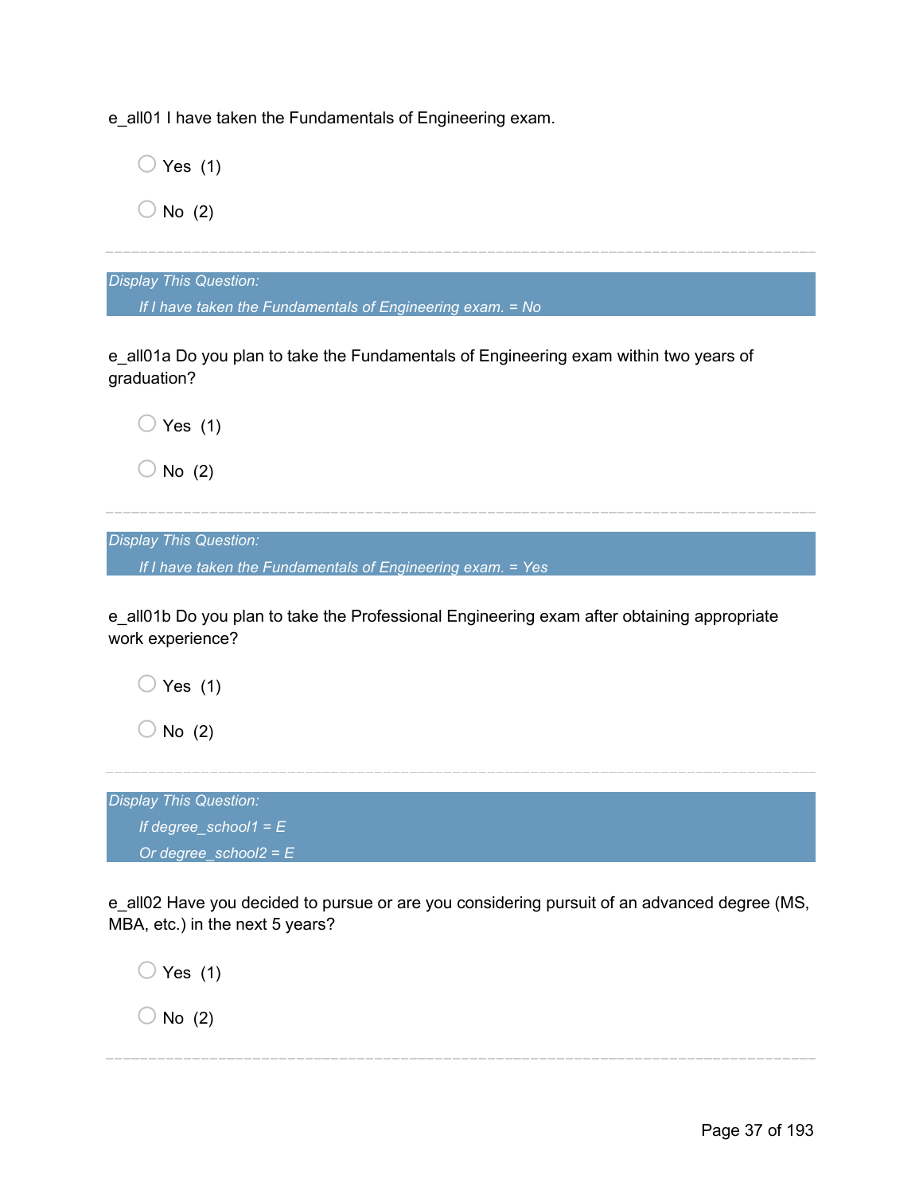e_all01 I have taken the Fundamentals of Engineering exam.

- Yes (1)
- No (2)

---

*Display This Question:*

*If I have taken the Fundamentals of Engineering exam. = No*

e_all01a Do you plan to take the Fundamentals of Engineering exam within two years of graduation?

- Yes (1)
- No (2)

---

*Display This Question:*

*If I have taken the Fundamentals of Engineering exam. = Yes*

e_all01b Do you plan to take the Professional Engineering exam after obtaining appropriate work experience?

- Yes (1)
- No (2)

---

*Display This Question:*

*If degree_school1 = E*

*Or degree_school2 = E*

e_all02 Have you decided to pursue or are you considering pursuit of an advanced degree (MS, MBA, etc.) in the next 5 years?

- Yes (1)
- No (2)

---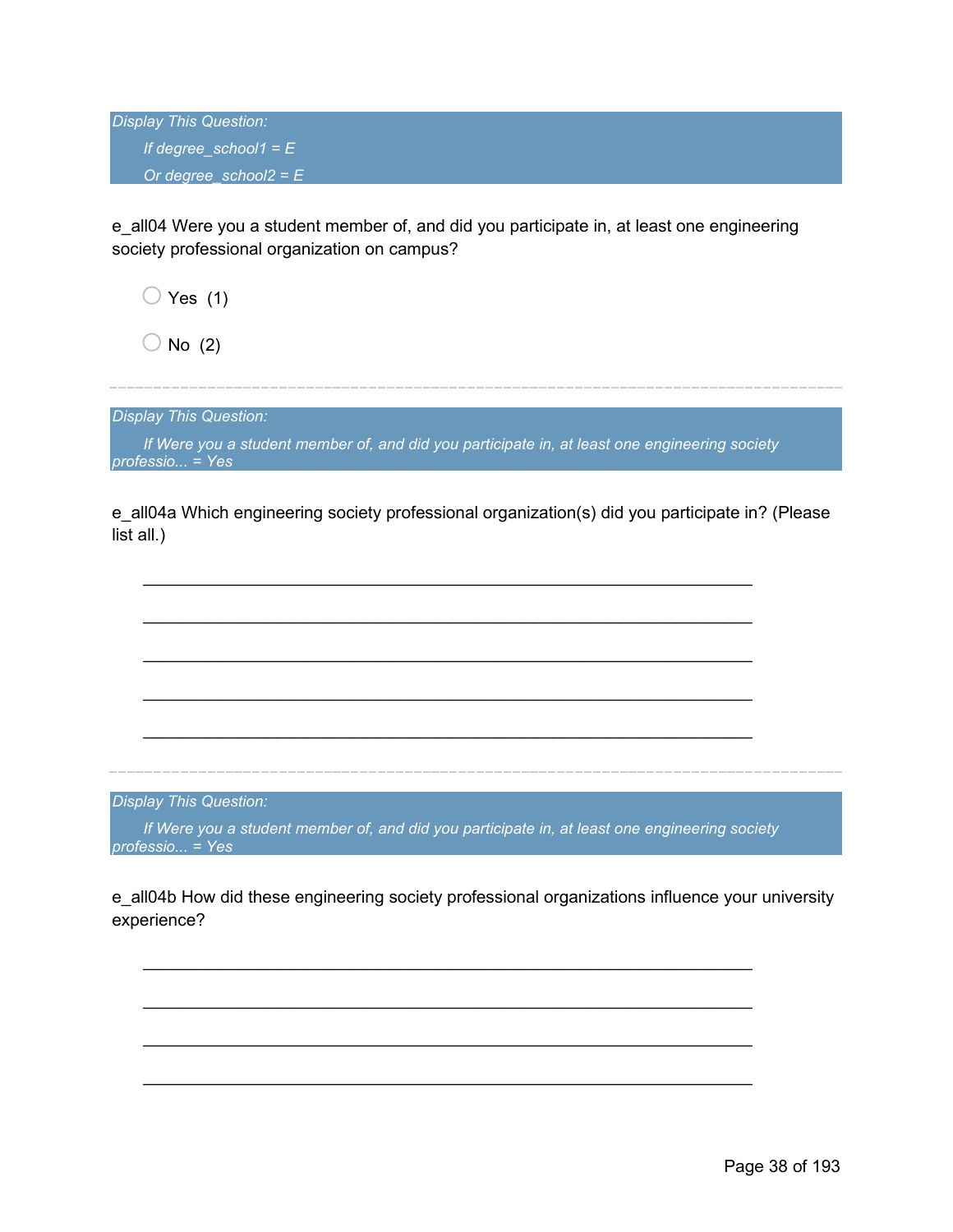*Display This Question:*

*If degree_school1 = E*

*Or degree_school2 = E*

e_all04 Were you a student member of, and did you participate in, at least one engineering society professional organization on campus?

◯ Yes (1)

◯ No (2)

---

*Display This Question:*

*If Were you a student member of, and did you participate in, at least one engineering society professio... = Yes*

e_all04a Which engineering society professional organization(s) did you participate in? (Please list all.)

________________________________________________________________

________________________________________________________________

________________________________________________________________

________________________________________________________________

________________________________________________________________

---

*Display This Question:*

*If Were you a student member of, and did you participate in, at least one engineering society professio... = Yes*

e_all04b How did these engineering society professional organizations influence your university experience?

________________________________________________________________

________________________________________________________________

________________________________________________________________

________________________________________________________________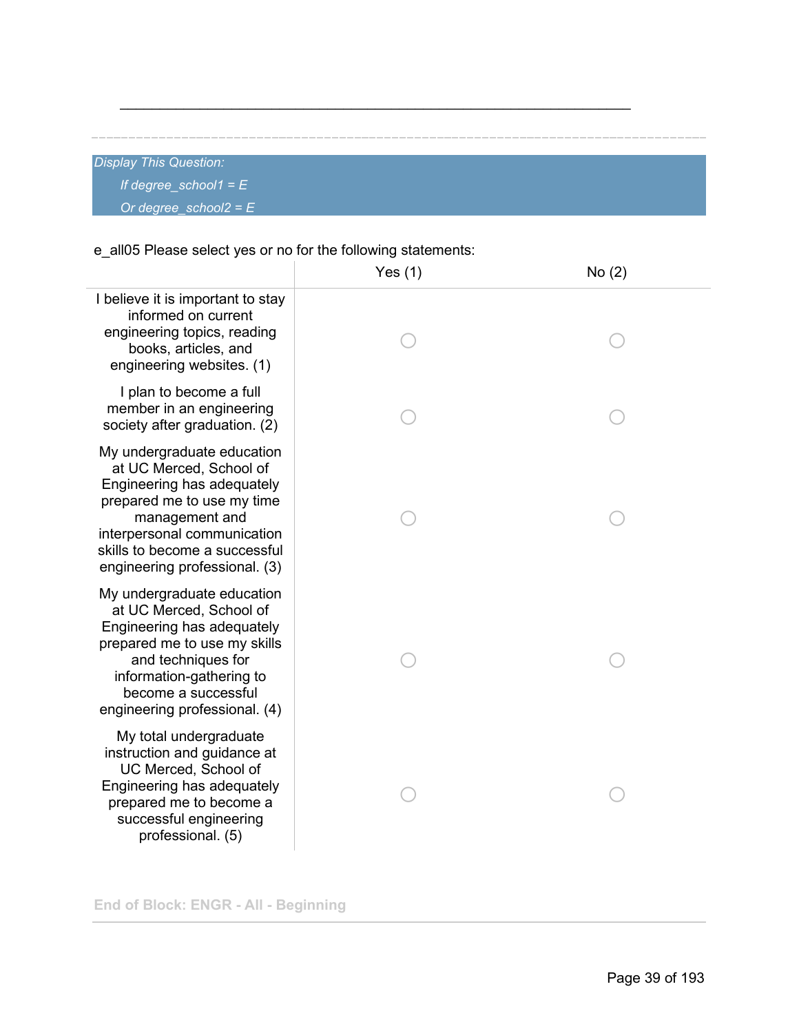\_\_\_\_\_\_\_\_\_\_\_\_\_\_\_\_\_\_\_\_\_\_\_\_\_\_\_\_\_\_\_\_\_\_\_\_\_\_\_\_\_\_\_\_\_\_\_\_\_\_\_\_\_\_\_\_\_\_\_\_\_\_\_\_

---

*Display This Question:*

*If degree_school1 = E*

*Or degree_school2 = E*

e_all05 Please select yes or no for the following statements:

| | Yes (1) | No (2) |
|---|---|---|
| I believe it is important to stay informed on current engineering topics, reading books, articles, and engineering websites. (1) | ○ | ○ |
| I plan to become a full member in an engineering society after graduation. (2) | ○ | ○ |
| My undergraduate education at UC Merced, School of Engineering has adequately prepared me to use my time management and interpersonal communication skills to become a successful engineering professional. (3) | ○ | ○ |
| My undergraduate education at UC Merced, School of Engineering has adequately prepared me to use my skills and techniques for information-gathering to become a successful engineering professional. (4) | ○ | ○ |
| My total undergraduate instruction and guidance at UC Merced, School of Engineering has adequately prepared me to become a successful engineering professional. (5) | ○ | ○ |

**End of Block: ENGR - All - Beginning**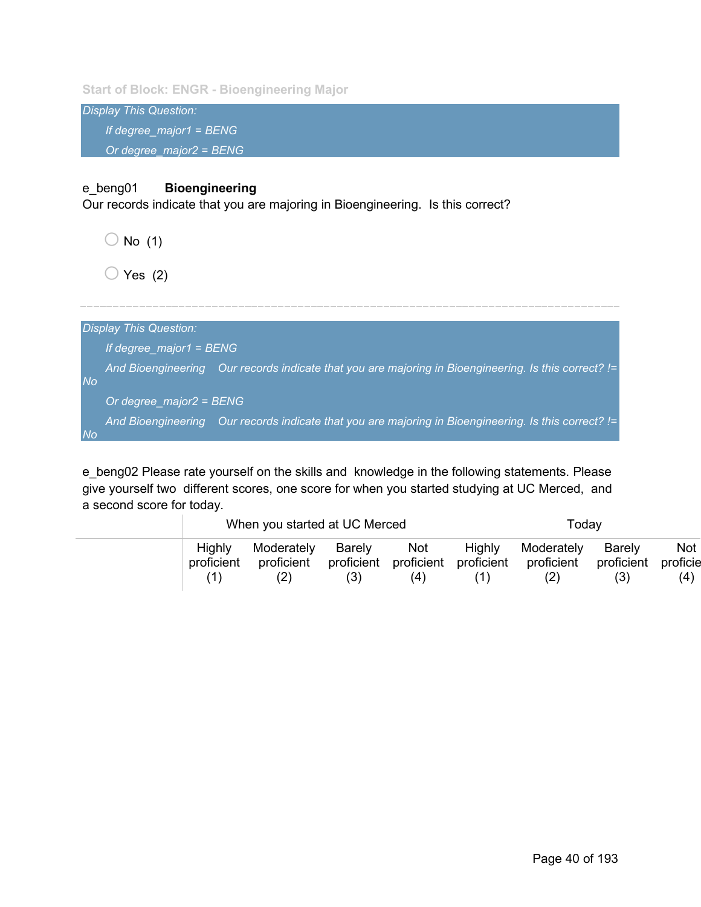Start of Block: ENGR - Bioengineering Major

*Display This Question:*

*If degree_major1 = BENG*

*Or degree_major2 = BENG*

e_beng01 **Bioengineering**
Our records indicate that you are majoring in Bioengineering. Is this correct?

- No (1)
- Yes (2)

---

*Display This Question:*

*If degree_major1 = BENG*

*And Bioengineering Our records indicate that you are majoring in Bioengineering. Is this correct? != No*

*Or degree_major2 = BENG*

*And Bioengineering Our records indicate that you are majoring in Bioengineering. Is this correct? != No*

e_beng02 Please rate yourself on the skills and knowledge in the following statements. Please give yourself two different scores, one score for when you started studying at UC Merced, and a second score for today.

| | When you started at UC Merced | | | | Today | | | |
|---|---|---|---|---|---|---|---|---|
| | Highly proficient (1) | Moderately proficient (2) | Barely proficient (3) | Not proficient (4) | Highly proficient (1) | Moderately proficient (2) | Barely proficient (3) | Not proficie (4) |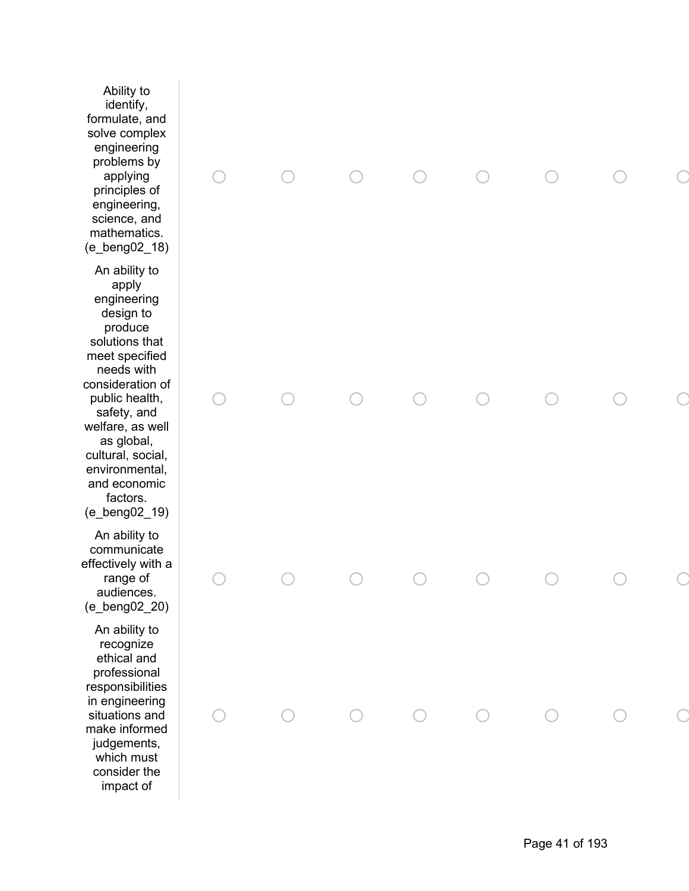| | | | | | | | | |
|---|---|---|---|---|---|---|---|---|
| Ability to identify, formulate, and solve complex engineering problems by applying principles of engineering, science, and mathematics. (e_beng02_18) | ◯ | ◯ | ◯ | ◯ | ◯ | ◯ | ◯ | ◯ |
| An ability to apply engineering design to produce solutions that meet specified needs with consideration of public health, safety, and welfare, as well as global, cultural, social, environmental, and economic factors. (e_beng02_19) | ◯ | ◯ | ◯ | ◯ | ◯ | ◯ | ◯ | ◯ |
| An ability to communicate effectively with a range of audiences. (e_beng02_20) | ◯ | ◯ | ◯ | ◯ | ◯ | ◯ | ◯ | ◯ |
| An ability to recognize ethical and professional responsibilities in engineering situations and make informed judgements, which must consider the impact of | ◯ | ◯ | ◯ | ◯ | ◯ | ◯ | ◯ | ◯ |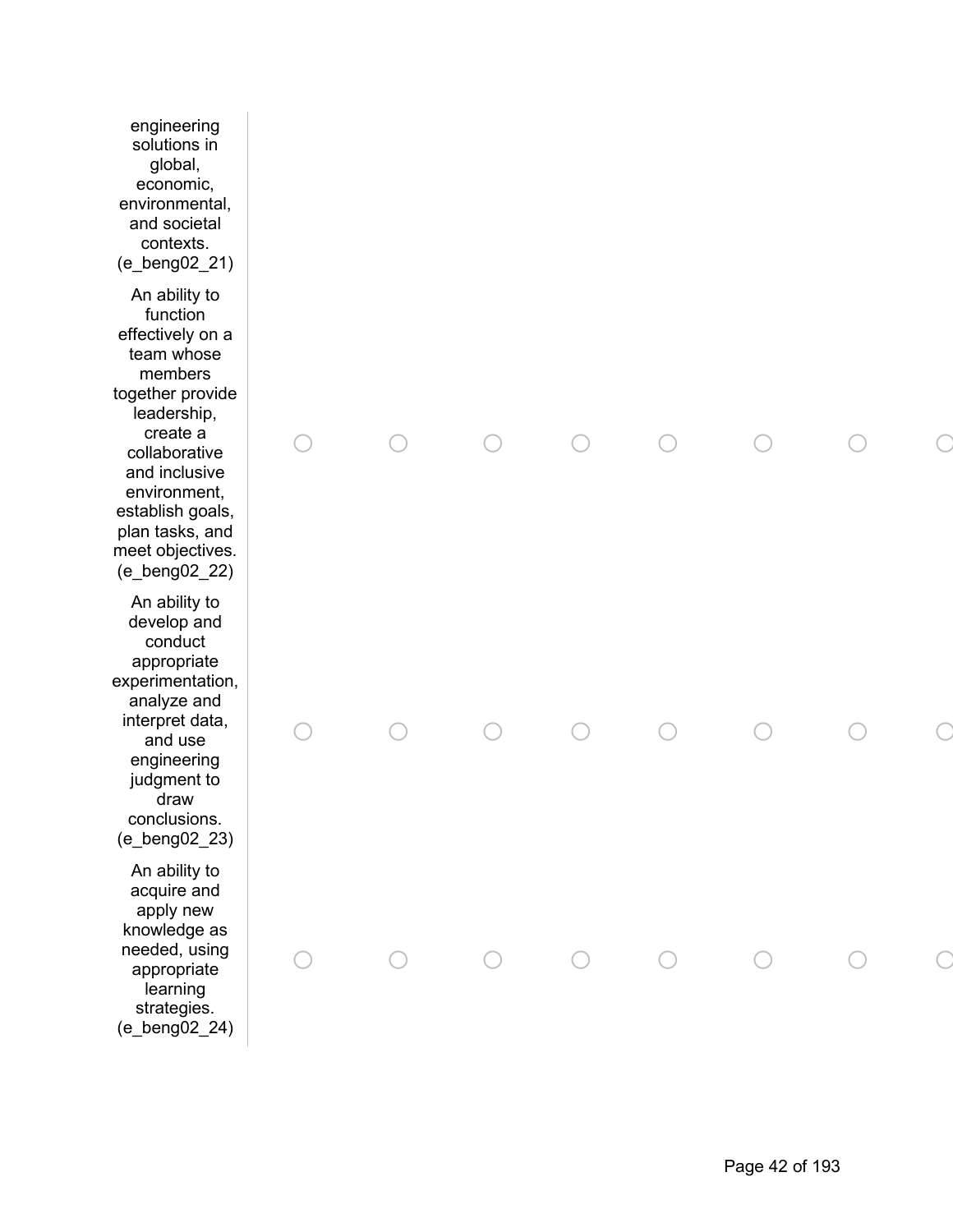| | | | | | | | | |
|---|---|---|---|---|---|---|---|---|
| engineering solutions in global, economic, environmental, and societal contexts. (e_beng02_21) | | | | | | | | |
| An ability to function effectively on a team whose members together provide leadership, create a collaborative and inclusive environment, establish goals, plan tasks, and meet objectives. (e_beng02_22) | ○ | ○ | ○ | ○ | ○ | ○ | ○ | ○ |
| An ability to develop and conduct appropriate experimentation, analyze and interpret data, and use engineering judgment to draw conclusions. (e_beng02_23) | ○ | ○ | ○ | ○ | ○ | ○ | ○ | ○ |
| An ability to acquire and apply new knowledge as needed, using appropriate learning strategies. (e_beng02_24) | ○ | ○ | ○ | ○ | ○ | ○ | ○ | ○ |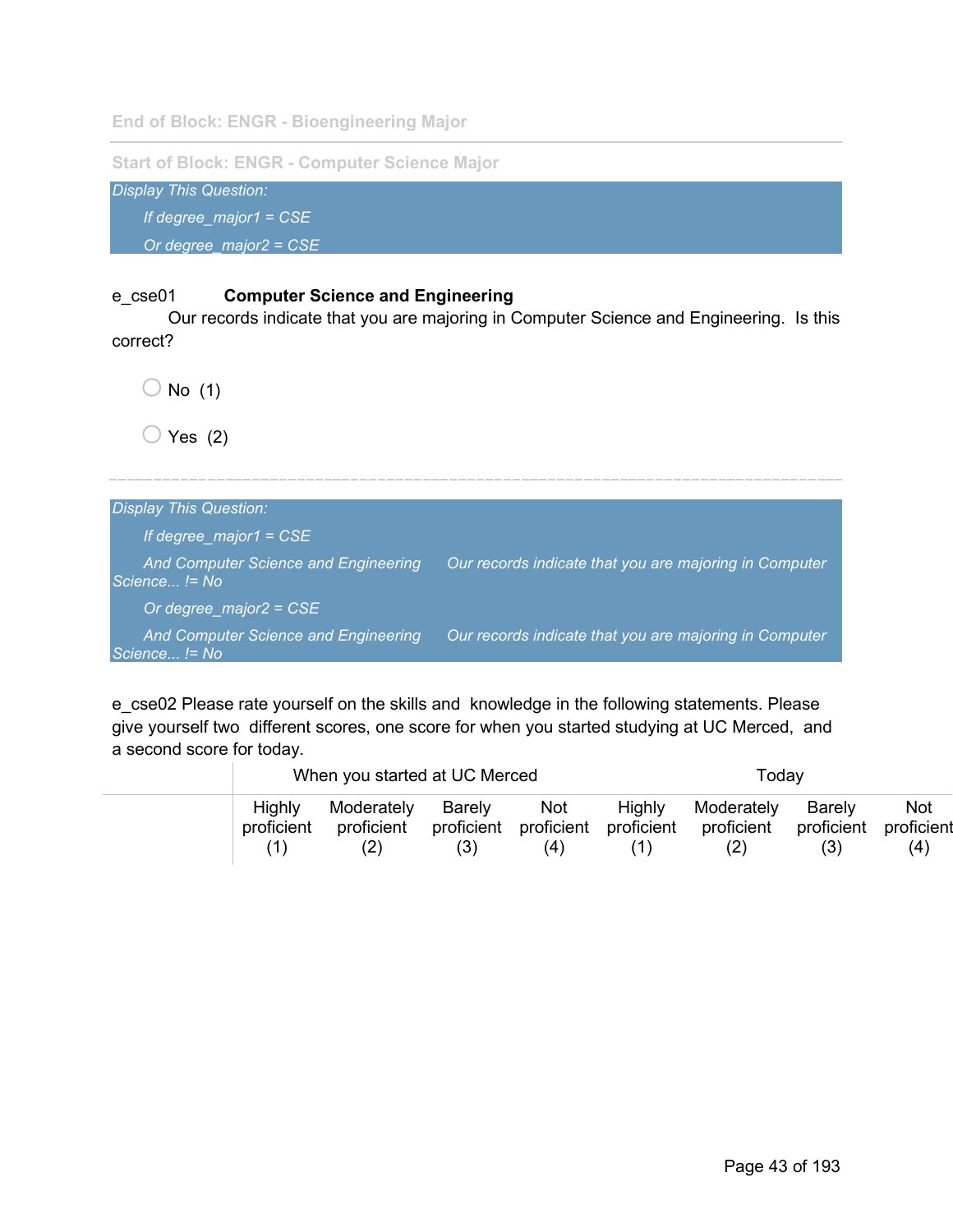End of Block: ENGR - Bioengineering Major

---

Start of Block: ENGR - Computer Science Major

*Display This Question:*

*If degree_major1 = CSE*

*Or degree_major2 = CSE*

e_cse01 **Computer Science and Engineering**
Our records indicate that you are majoring in Computer Science and Engineering. Is this correct?

○ No (1)

○ Yes (2)

---

*Display This Question:*

*If degree_major1 = CSE*

*And Computer Science and Engineering Our records indicate that you are majoring in Computer Science... != No*

*Or degree_major2 = CSE*

*And Computer Science and Engineering Our records indicate that you are majoring in Computer Science... != No*

e_cse02 Please rate yourself on the skills and knowledge in the following statements. Please give yourself two different scores, one score for when you started studying at UC Merced, and a second score for today.

| | When you started at UC Merced | | | | Today | | | |
|---|---|---|---|---|---|---|---|---|
| | Highly proficient (1) | Moderately proficient (2) | Barely proficient (3) | Not proficient (4) | Highly proficient (1) | Moderately proficient (2) | Barely proficient (3) | Not proficient (4) |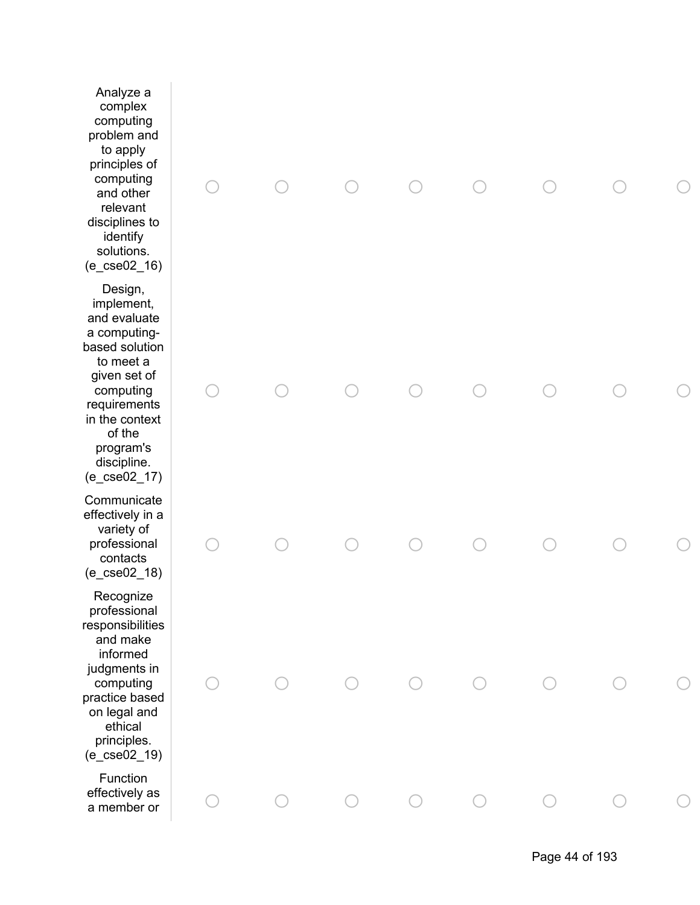| | | | | | | | | |
|---|---|---|---|---|---|---|---|---|
| Analyze a complex computing problem and to apply principles of computing and other relevant disciplines to identify solutions. (e_cse02_16) | ○ | ○ | ○ | ○ | ○ | ○ | ○ | ○ |
| Design, implement, and evaluate a computing-based solution to meet a given set of computing requirements in the context of the program's discipline. (e_cse02_17) | ○ | ○ | ○ | ○ | ○ | ○ | ○ | ○ |
| Communicate effectively in a variety of professional contacts (e_cse02_18) | ○ | ○ | ○ | ○ | ○ | ○ | ○ | ○ |
| Recognize professional responsibilities and make informed judgments in computing practice based on legal and ethical principles. (e_cse02_19) | ○ | ○ | ○ | ○ | ○ | ○ | ○ | ○ |
| Function effectively as a member or | ○ | ○ | ○ | ○ | ○ | ○ | ○ | ○ |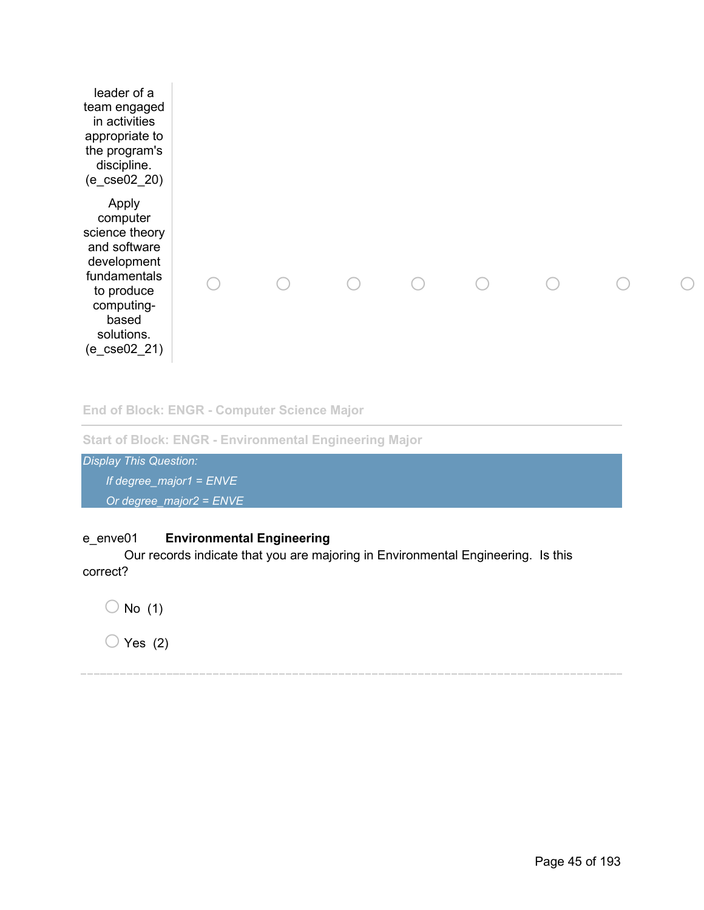| | | | | | | | | |
|---|---|---|---|---|---|---|---|---|
| leader of a team engaged in activities appropriate to the program's discipline. (e_cse02_20) | | | | | | | | |
| Apply computer science theory and software development fundamentals to produce computing-based solutions. (e_cse02_21) | ○ | ○ | ○ | ○ | ○ | ○ | ○ | ○ |

End of Block: ENGR - Computer Science Major

Start of Block: ENGR - Environmental Engineering Major

*Display This Question:*

*If degree_major1 = ENVE*

*Or degree_major2 = ENVE*

e_enve01 **Environmental Engineering**
Our records indicate that you are majoring in Environmental Engineering. Is this correct?

○ No (1)

○ Yes (2)

---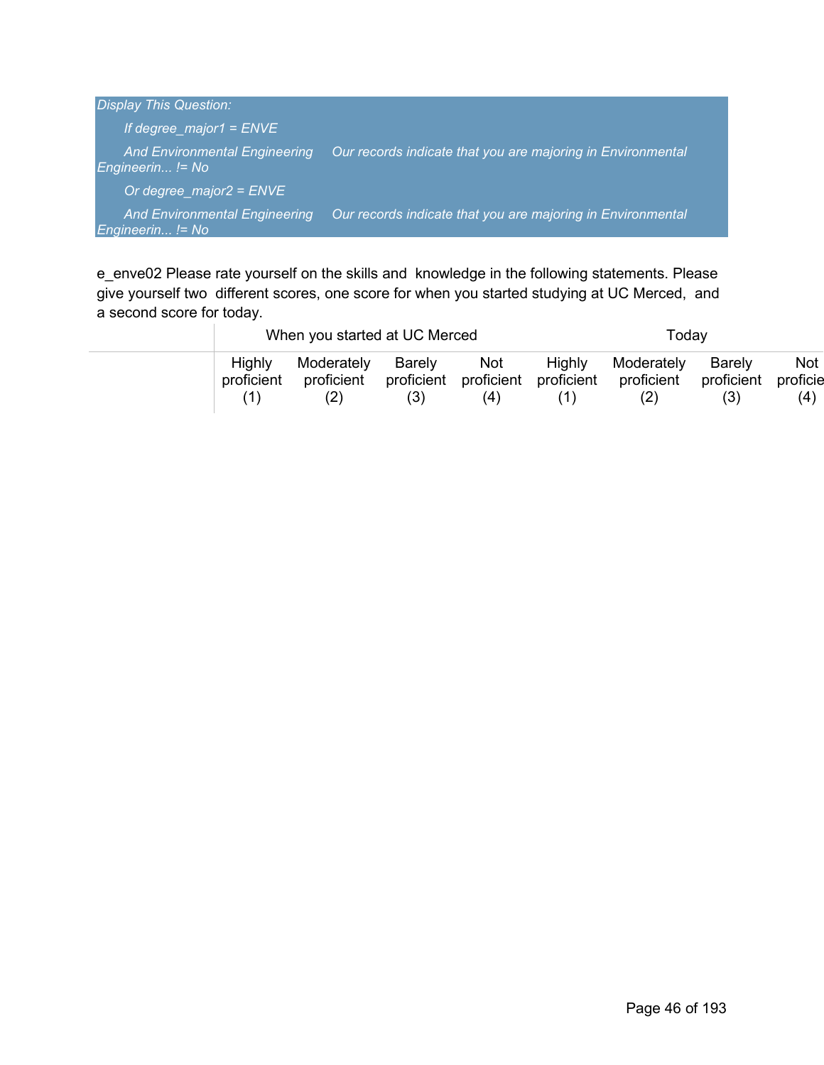*Display This Question:*

*If degree_major1 = ENVE*

*And Environmental Engineering Engineerin... != No* *Our records indicate that you are majoring in Environmental*

*Or degree_major2 = ENVE*

*And Environmental Engineering Engineerin... != No* *Our records indicate that you are majoring in Environmental*

e_enve02 Please rate yourself on the skills and knowledge in the following statements. Please give yourself two different scores, one score for when you started studying at UC Merced, and a second score for today.

| | When you started at UC Merced | | | | Today | | | |
|---|---|---|---|---|---|---|---|---|
| | Highly proficient (1) | Moderately proficient (2) | Barely proficient (3) | Not proficient (4) | Highly proficient (1) | Moderately proficient (2) | Barely proficient (3) | Not proficie (4) |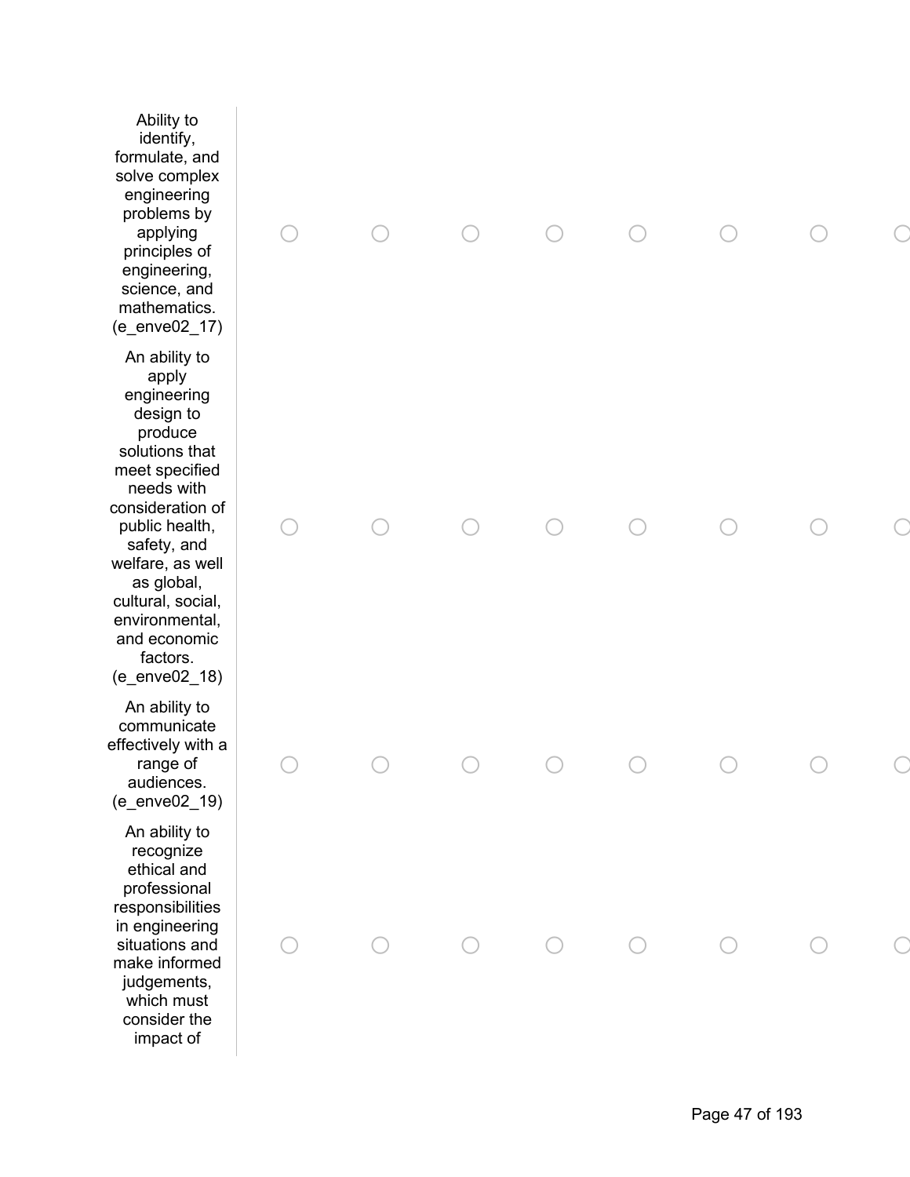| | | | | | | | | |
|---|---|---|---|---|---|---|---|---|
| Ability to identify, formulate, and solve complex engineering problems by applying principles of engineering, science, and mathematics. (e_enve02_17) | ○ | ○ | ○ | ○ | ○ | ○ | ○ | ○ |
| An ability to apply engineering design to produce solutions that meet specified needs with consideration of public health, safety, and welfare, as well as global, cultural, social, environmental, and economic factors. (e_enve02_18) | ○ | ○ | ○ | ○ | ○ | ○ | ○ | ○ |
| An ability to communicate effectively with a range of audiences. (e_enve02_19) | ○ | ○ | ○ | ○ | ○ | ○ | ○ | ○ |
| An ability to recognize ethical and professional responsibilities in engineering situations and make informed judgements, which must consider the impact of | ○ | ○ | ○ | ○ | ○ | ○ | ○ | ○ |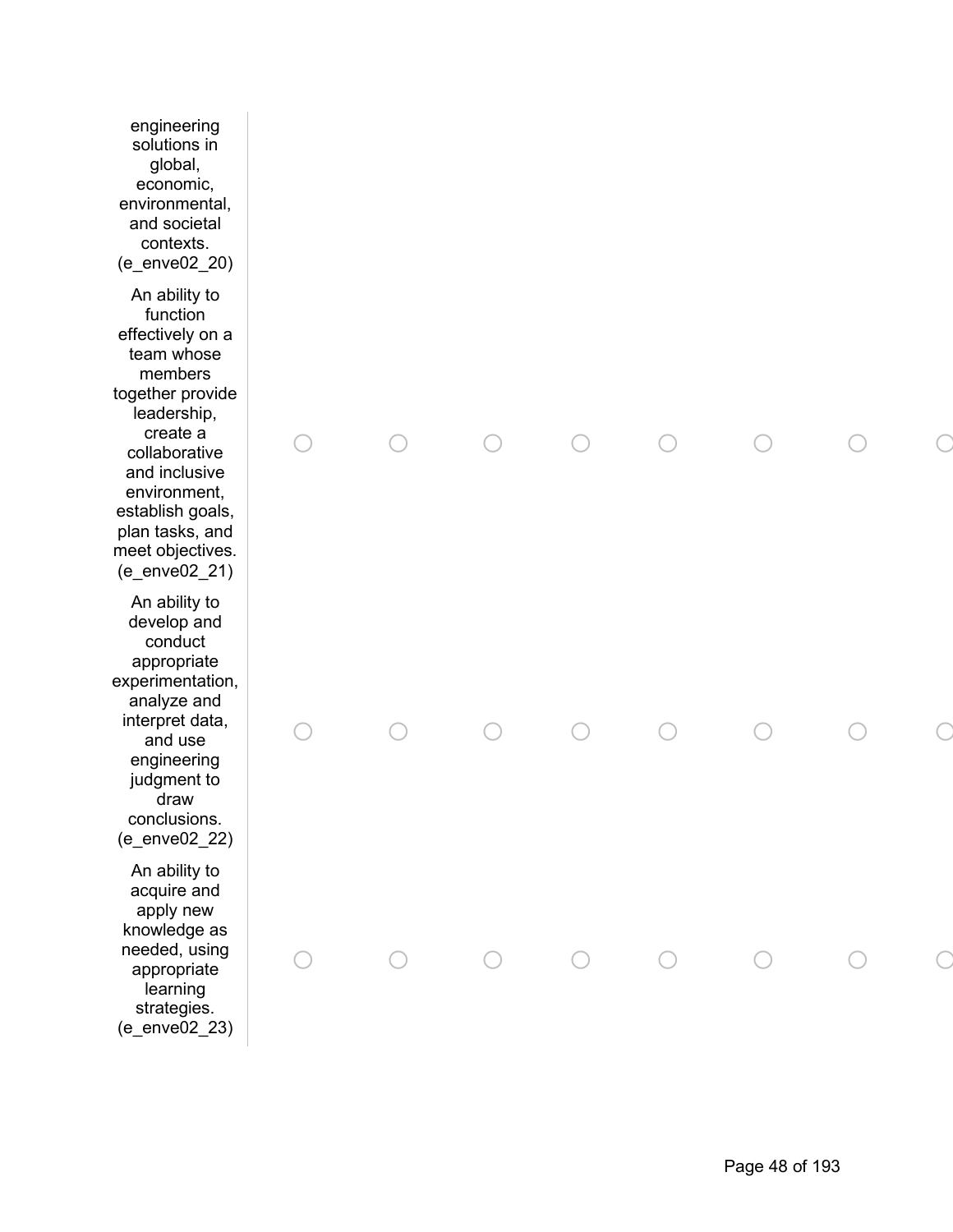| | | | | | | | | |
|---|---|---|---|---|---|---|---|---|
| engineering solutions in global, economic, environmental, and societal contexts. (e_enve02_20) | | | | | | | | |
| An ability to function effectively on a team whose members together provide leadership, create a collaborative and inclusive environment, establish goals, plan tasks, and meet objectives. (e_enve02_21) | ○ | ○ | ○ | ○ | ○ | ○ | ○ | ○ |
| An ability to develop and conduct appropriate experimentation, analyze and interpret data, and use engineering judgment to draw conclusions. (e_enve02_22) | ○ | ○ | ○ | ○ | ○ | ○ | ○ | ○ |
| An ability to acquire and apply new knowledge as needed, using appropriate learning strategies. (e_enve02_23) | ○ | ○ | ○ | ○ | ○ | ○ | ○ | ○ |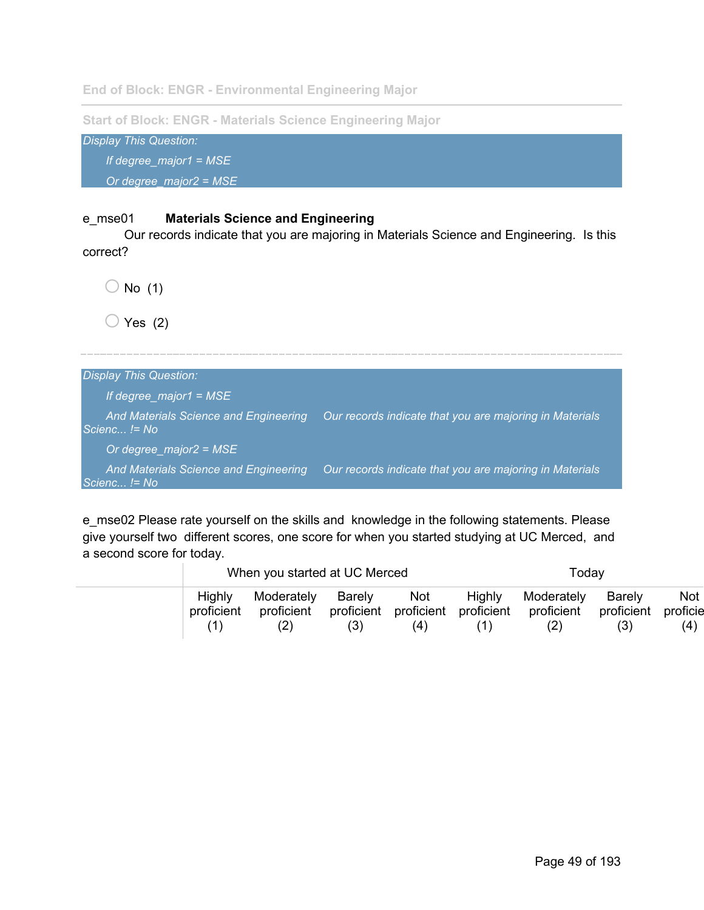End of Block: ENGR - Environmental Engineering Major

---

Start of Block: ENGR - Materials Science Engineering Major

*Display This Question:*

*If degree_major1 = MSE*

*Or degree_major2 = MSE*

e_mse01 **Materials Science and Engineering**
Our records indicate that you are majoring in Materials Science and Engineering. Is this correct?

- No (1)
- Yes (2)

---

*Display This Question:*

*If degree_major1 = MSE*

*And Materials Science and Engineering Our records indicate that you are majoring in Materials Scienc... != No*

*Or degree_major2 = MSE*

*And Materials Science and Engineering Our records indicate that you are majoring in Materials Scienc... != No*

e_mse02 Please rate yourself on the skills and knowledge in the following statements. Please give yourself two different scores, one score for when you started studying at UC Merced, and a second score for today.

| | When you started at UC Merced | | | | Today | | | |
|---|---|---|---|---|---|---|---|---|
| | Highly proficient (1) | Moderately proficient (2) | Barely proficient (3) | Not proficient (4) | Highly proficient (1) | Moderately proficient (2) | Barely proficient (3) | Not proficie (4) |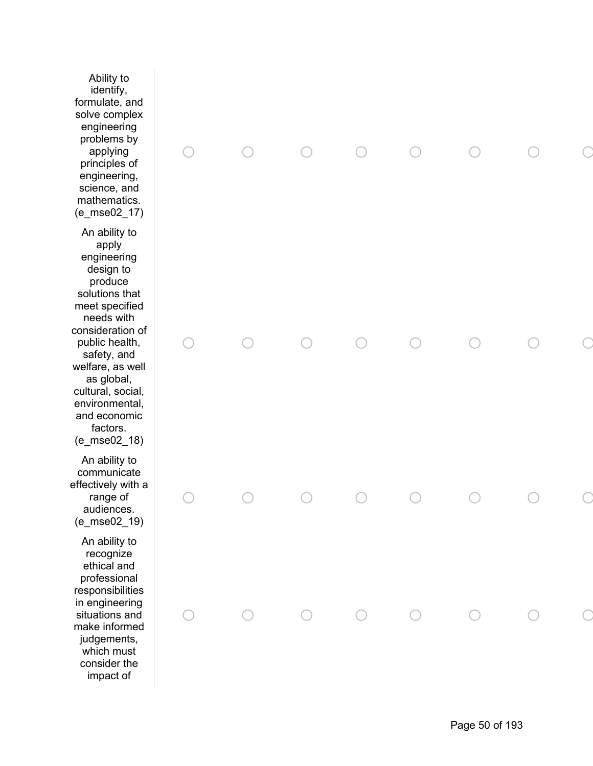| | | | | | | | | |
|---|---|---|---|---|---|---|---|---|
| Ability to identify, formulate, and solve complex engineering problems by applying principles of engineering, science, and mathematics. (e_mse02_17) | ○ | ○ | ○ | ○ | ○ | ○ | ○ | ○ |
| An ability to apply engineering design to produce solutions that meet specified needs with consideration of public health, safety, and welfare, as well as global, cultural, social, environmental, and economic factors. (e_mse02_18) | ○ | ○ | ○ | ○ | ○ | ○ | ○ | ○ |
| An ability to communicate effectively with a range of audiences. (e_mse02_19) | ○ | ○ | ○ | ○ | ○ | ○ | ○ | ○ |
| An ability to recognize ethical and professional responsibilities in engineering situations and make informed judgements, which must consider the impact of | ○ | ○ | ○ | ○ | ○ | ○ | ○ | ○ |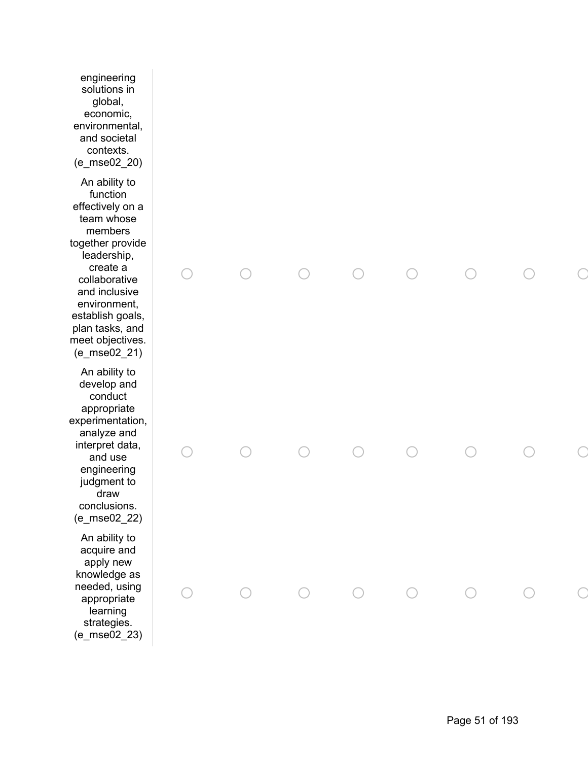| | | | | | | | | |
|---|---|---|---|---|---|---|---|---|
| engineering solutions in global, economic, environmental, and societal contexts. (e_mse02_20) | | | | | | | | |
| An ability to function effectively on a team whose members together provide leadership, create a collaborative and inclusive environment, establish goals, plan tasks, and meet objectives. (e_mse02_21) | ○ | ○ | ○ | ○ | ○ | ○ | ○ | ○ |
| An ability to develop and conduct appropriate experimentation, analyze and interpret data, and use engineering judgment to draw conclusions. (e_mse02_22) | ○ | ○ | ○ | ○ | ○ | ○ | ○ | ○ |
| An ability to acquire and apply new knowledge as needed, using appropriate learning strategies. (e_mse02_23) | ○ | ○ | ○ | ○ | ○ | ○ | ○ | ○ |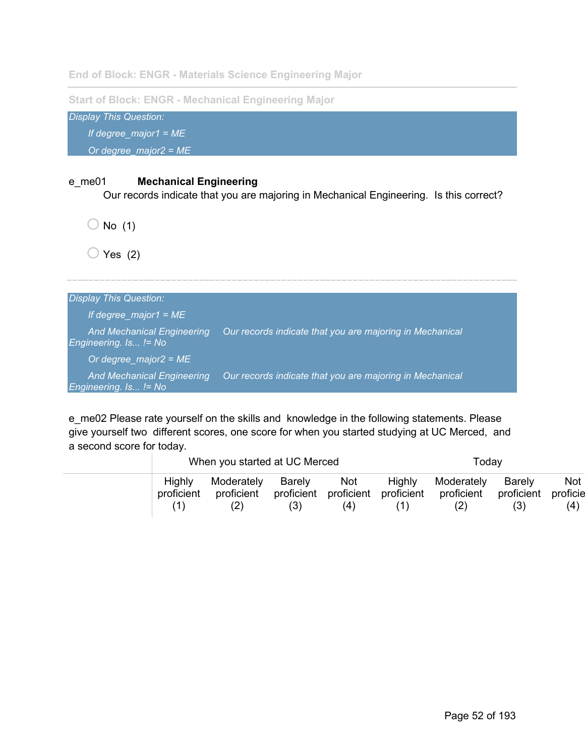End of Block: ENGR - Materials Science Engineering Major

---

Start of Block: ENGR - Mechanical Engineering Major

*Display This Question:*

*If degree_major1 = ME*

*Or degree_major2 = ME*

e_me01 **Mechanical Engineering**
Our records indicate that you are majoring in Mechanical Engineering. Is this correct?

- No (1)
- Yes (2)

---

*Display This Question:*

*If degree_major1 = ME*

*And Mechanical Engineering Our records indicate that you are majoring in Mechanical Engineering. Is... != No*

*Or degree_major2 = ME*

*And Mechanical Engineering Our records indicate that you are majoring in Mechanical Engineering. Is... != No*

e_me02 Please rate yourself on the skills and knowledge in the following statements. Please give yourself two different scores, one score for when you started studying at UC Merced, and a second score for today.

| | When you started at UC Merced | | | | Today | | | |
|---|---|---|---|---|---|---|---|---|
| | Highly proficient (1) | Moderately proficient (2) | Barely proficient (3) | Not proficient (4) | Highly proficient (1) | Moderately proficient (2) | Barely proficient (3) | Not proficie (4) |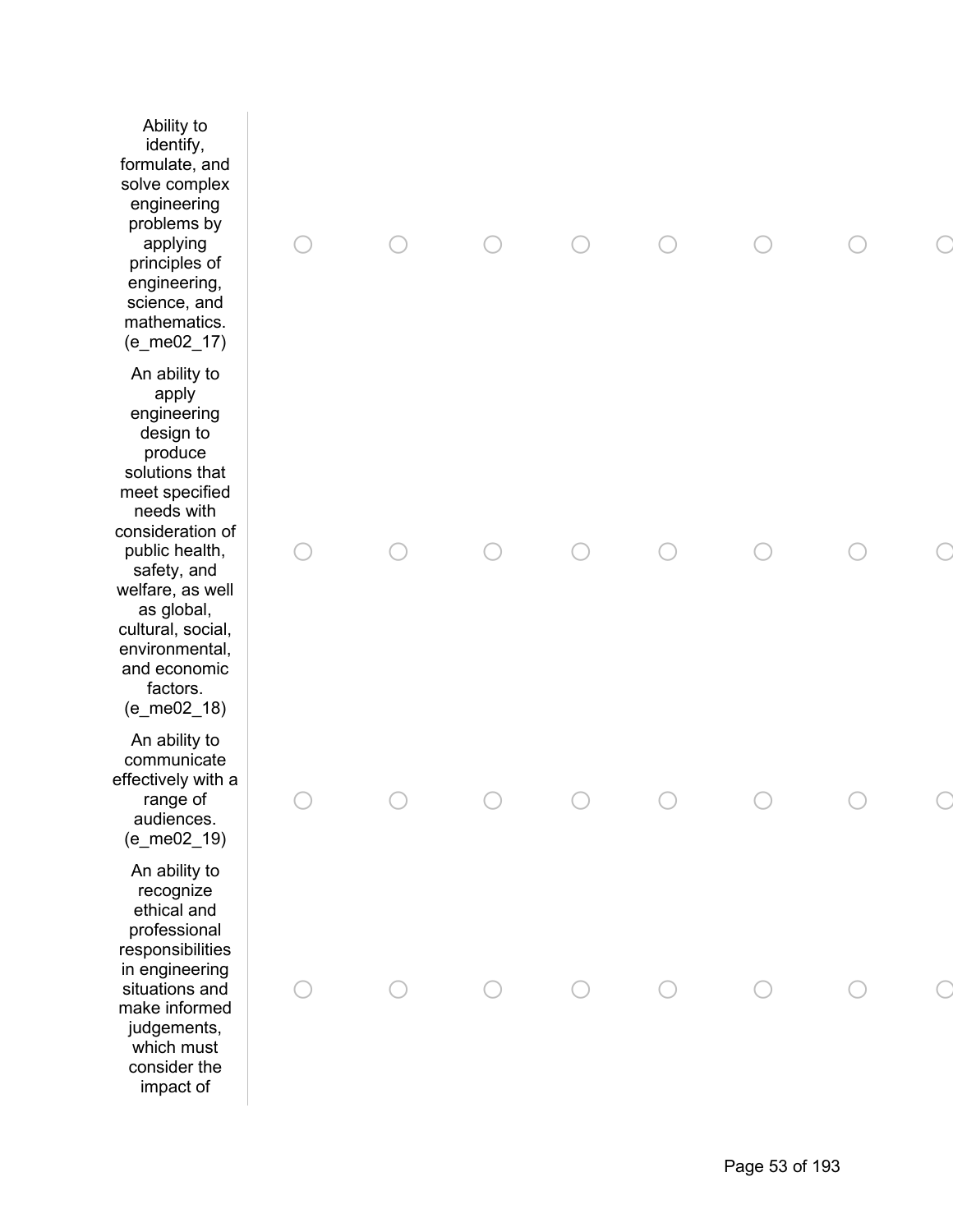| | | | | | | | | |
|---|---|---|---|---|---|---|---|---|
| Ability to identify, formulate, and solve complex engineering problems by applying principles of engineering, science, and mathematics. (e_me02_17) | ◯ | ◯ | ◯ | ◯ | ◯ | ◯ | ◯ | ◯ |
| An ability to apply engineering design to produce solutions that meet specified needs with consideration of public health, safety, and welfare, as well as global, cultural, social, environmental, and economic factors. (e_me02_18) | ◯ | ◯ | ◯ | ◯ | ◯ | ◯ | ◯ | ◯ |
| An ability to communicate effectively with a range of audiences. (e_me02_19) | ◯ | ◯ | ◯ | ◯ | ◯ | ◯ | ◯ | ◯ |
| An ability to recognize ethical and professional responsibilities in engineering situations and make informed judgements, which must consider the impact of | ◯ | ◯ | ◯ | ◯ | ◯ | ◯ | ◯ | ◯ |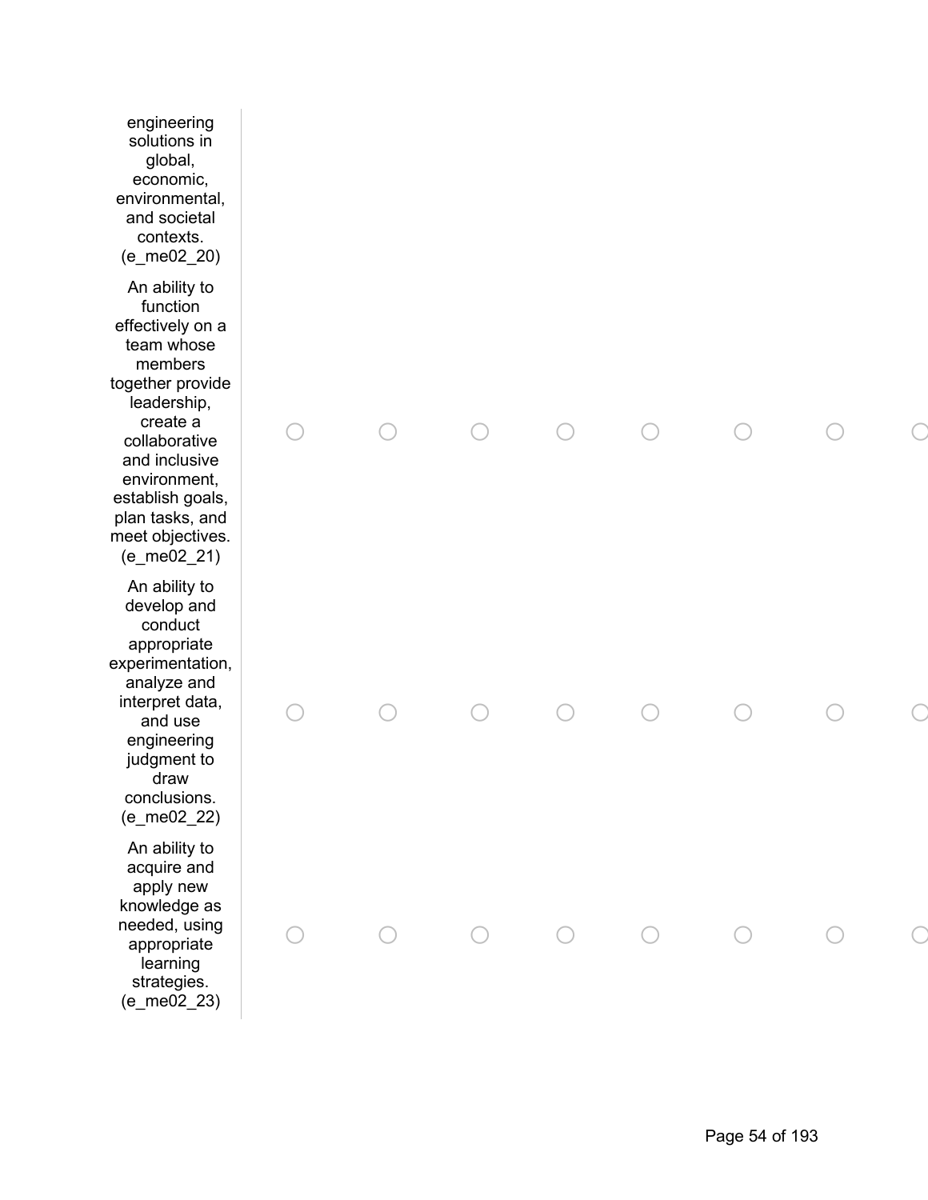| | | | | | | | | |
|---|---|---|---|---|---|---|---|---|
| engineering solutions in global, economic, environmental, and societal contexts. (e_me02_20) | | | | | | | | |
| An ability to function effectively on a team whose members together provide leadership, create a collaborative and inclusive environment, establish goals, plan tasks, and meet objectives. (e_me02_21) | ○ | ○ | ○ | ○ | ○ | ○ | ○ | ○ |
| An ability to develop and conduct appropriate experimentation, analyze and interpret data, and use engineering judgment to draw conclusions. (e_me02_22) | ○ | ○ | ○ | ○ | ○ | ○ | ○ | ○ |
| An ability to acquire and apply new knowledge as needed, using appropriate learning strategies. (e_me02_23) | ○ | ○ | ○ | ○ | ○ | ○ | ○ | ○ |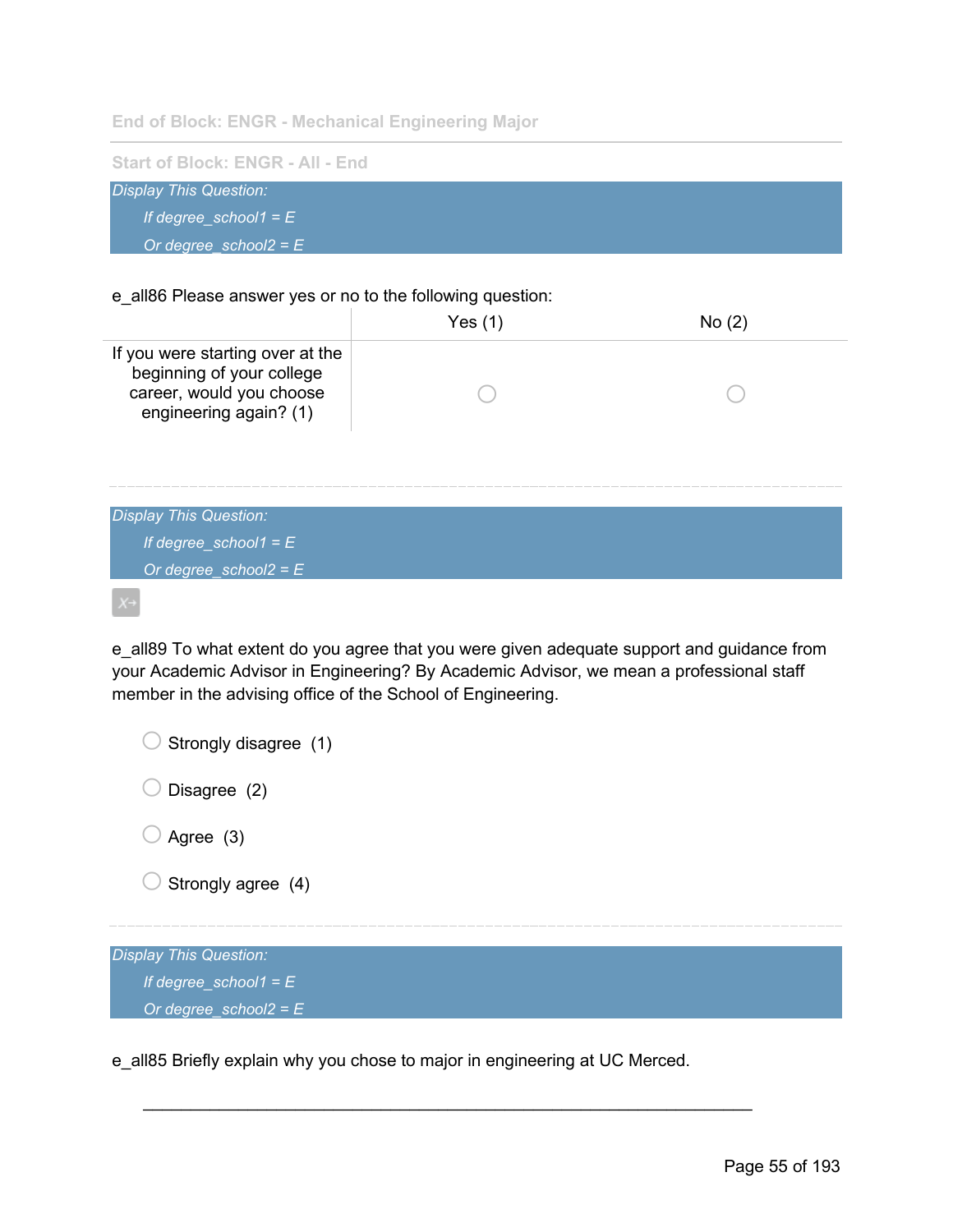End of Block: ENGR - Mechanical Engineering Major

---

Start of Block: ENGR - All - End

*Display This Question:*

*If degree_school1 = E*

*Or degree_school2 = E*

e_all86 Please answer yes or no to the following question:

| | Yes (1) | No (2) |
|---|---|---|
| If you were starting over at the beginning of your college career, would you choose engineering again? (1) | ○ | ○ |

---

*Display This Question:*

*If degree_school1 = E*

*Or degree_school2 = E*

e_all89 To what extent do you agree that you were given adequate support and guidance from your Academic Advisor in Engineering? By Academic Advisor, we mean a professional staff member in the advising office of the School of Engineering.

○ Strongly disagree (1)

○ Disagree (2)

○ Agree (3)

○ Strongly agree (4)

---

*Display This Question:*

*If degree_school1 = E*

*Or degree_school2 = E*

e_all85 Briefly explain why you chose to major in engineering at UC Merced.

________________________________________________________________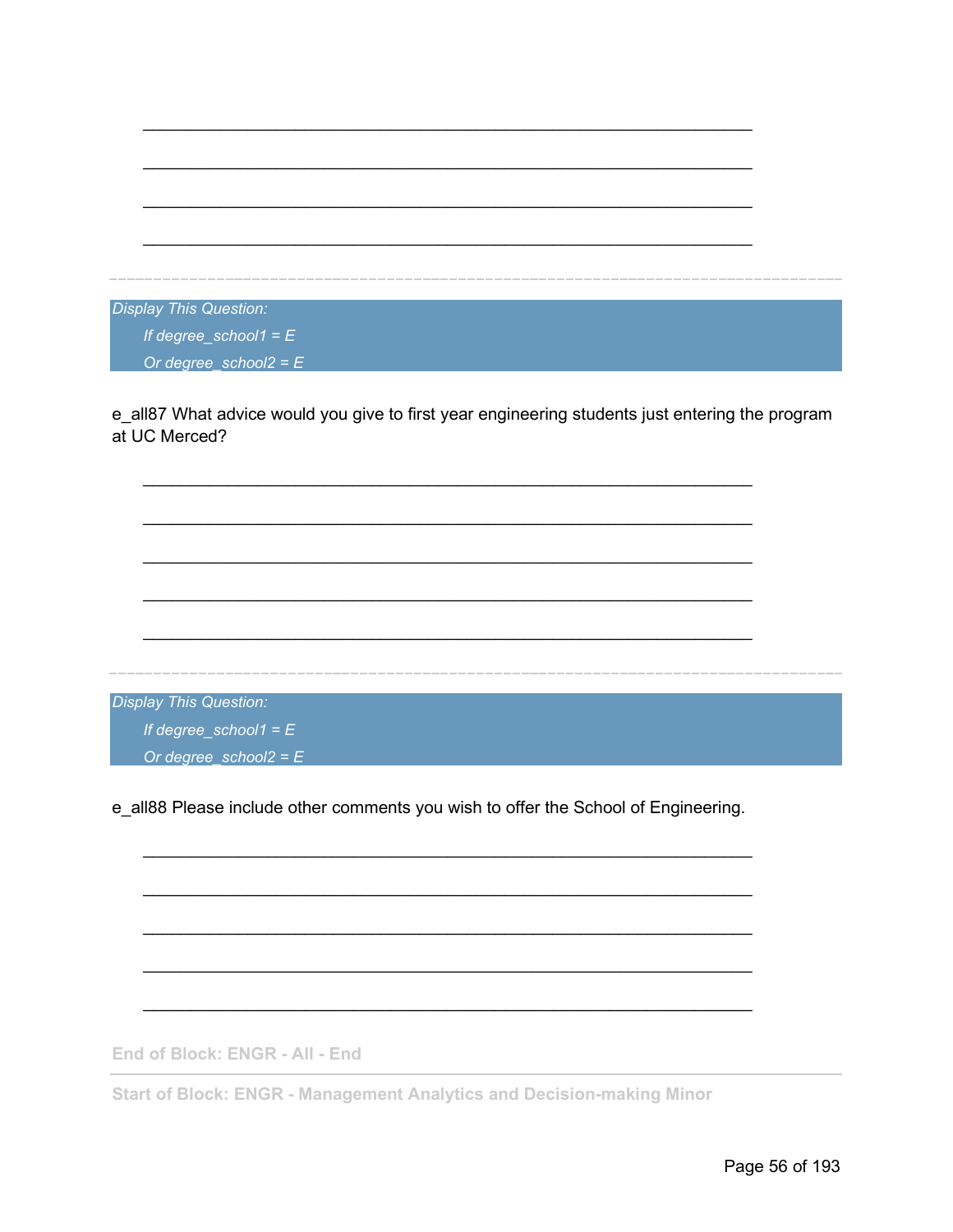________________________________________________________________

________________________________________________________________

________________________________________________________________

________________________________________________________________

---

*Display This Question:*

*If degree_school1 = E*

*Or degree_school2 = E*

e_all87 What advice would you give to first year engineering students just entering the program at UC Merced?

________________________________________________________________

________________________________________________________________

________________________________________________________________

________________________________________________________________

________________________________________________________________

---

*Display This Question:*

*If degree_school1 = E*

*Or degree_school2 = E*

e_all88 Please include other comments you wish to offer the School of Engineering.

________________________________________________________________

________________________________________________________________

________________________________________________________________

________________________________________________________________

________________________________________________________________

**End of Block: ENGR - All - End**

---

**Start of Block: ENGR - Management Analytics and Decision-making Minor**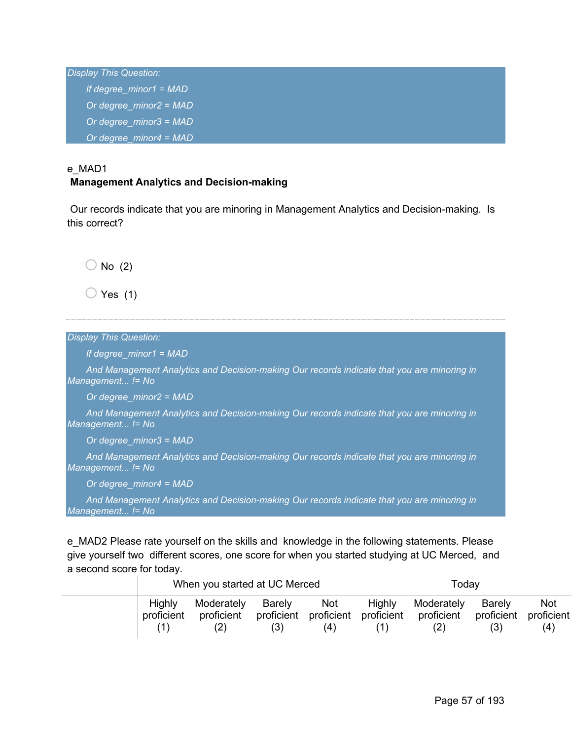*Display This Question:*

*If degree_minor1 = MAD*

*Or degree_minor2 = MAD*

*Or degree_minor3 = MAD*

*Or degree_minor4 = MAD*

e_MAD1
**Management Analytics and Decision-making**

Our records indicate that you are minoring in Management Analytics and Decision-making. Is this correct?

- No (2)
- Yes (1)

---

*Display This Question:*

*If degree_minor1 = MAD*

*And Management Analytics and Decision-making Our records indicate that you are minoring in Management... != No*

*Or degree_minor2 = MAD*

*And Management Analytics and Decision-making Our records indicate that you are minoring in Management... != No*

*Or degree_minor3 = MAD*

*And Management Analytics and Decision-making Our records indicate that you are minoring in Management... != No*

*Or degree_minor4 = MAD*

*And Management Analytics and Decision-making Our records indicate that you are minoring in Management... != No*

e_MAD2 Please rate yourself on the skills and knowledge in the following statements. Please give yourself two different scores, one score for when you started studying at UC Merced, and a second score for today.

| | When you started at UC Merced | | | | Today | | | |
|---|---|---|---|---|---|---|---|---|
| | Highly proficient (1) | Moderately proficient (2) | Barely proficient (3) | Not proficient (4) | Highly proficient (1) | Moderately proficient (2) | Barely proficient (3) | Not proficient (4) |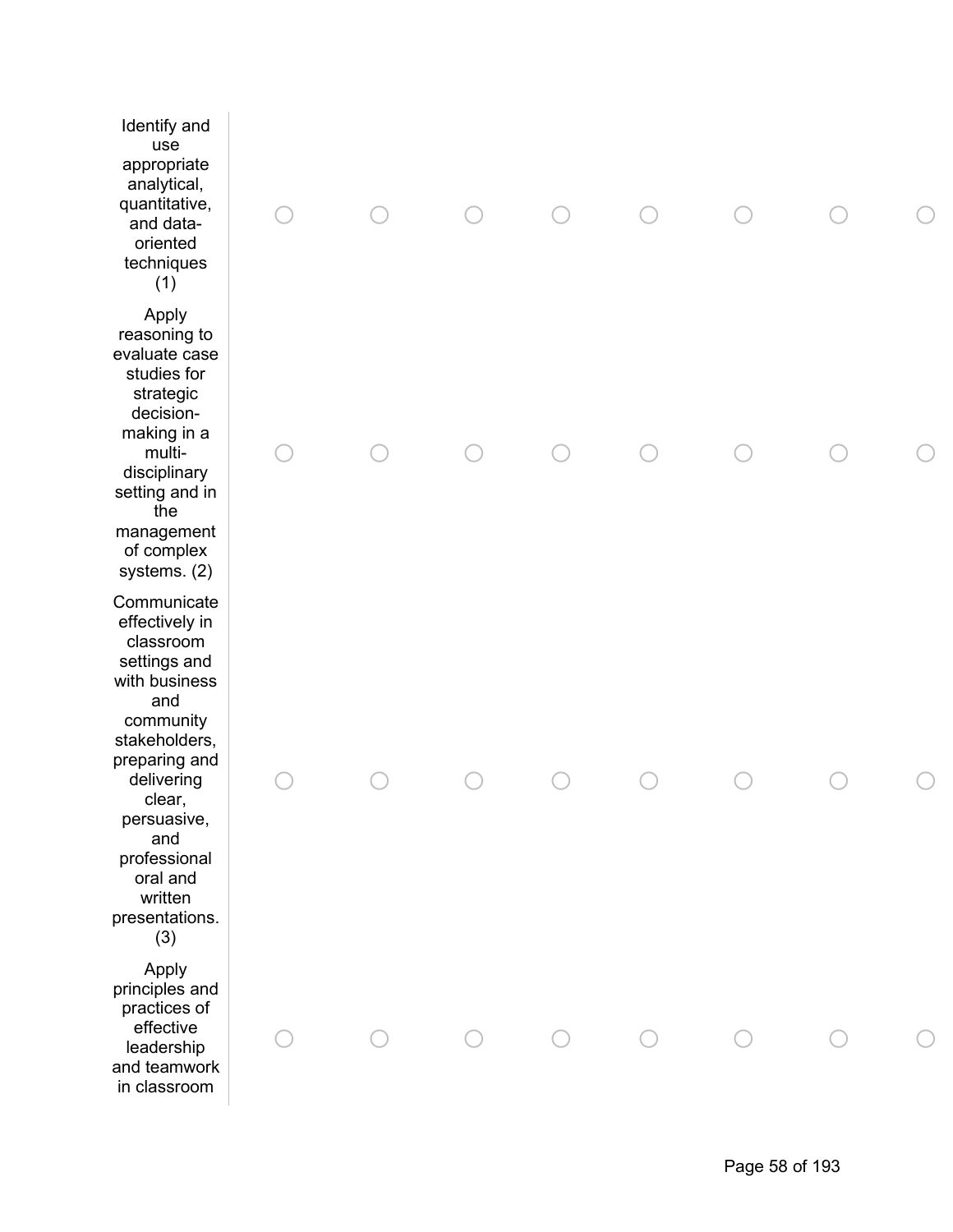| | | | | | | | | |
|---|---|---|---|---|---|---|---|---|
| Identify and use appropriate analytical, quantitative, and data-oriented techniques (1) | ○ | ○ | ○ | ○ | ○ | ○ | ○ | ○ |
| Apply reasoning to evaluate case studies for strategic decision-making in a multi-disciplinary setting and in the management of complex systems. (2) | ○ | ○ | ○ | ○ | ○ | ○ | ○ | ○ |
| Communicate effectively in classroom settings and with business and community stakeholders, preparing and delivering clear, persuasive, and professional oral and written presentations. (3) | ○ | ○ | ○ | ○ | ○ | ○ | ○ | ○ |
| Apply principles and practices of effective leadership and teamwork in classroom | ○ | ○ | ○ | ○ | ○ | ○ | ○ | ○ |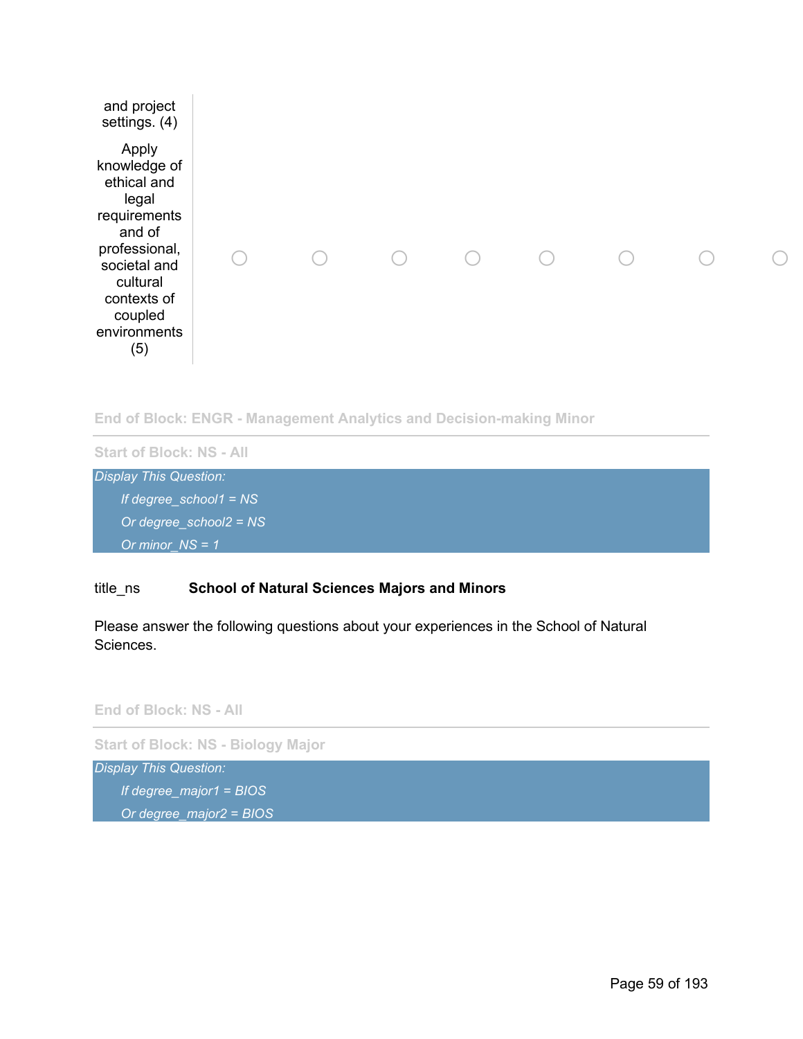| | | | | | | | | |
|---|---|---|---|---|---|---|---|---|
| and project settings. (4) | | | | | | | | |
| Apply knowledge of ethical and legal requirements and of professional, societal and cultural contexts of coupled environments (5) | ○ | ○ | ○ | ○ | ○ | ○ | ○ | ○ |

End of Block: ENGR - Management Analytics and Decision-making Minor

Start of Block: NS - All

*Display This Question:*

*If degree_school1 = NS*

*Or degree_school2 = NS*

*Or minor_NS = 1*

title_ns **School of Natural Sciences Majors and Minors**

Please answer the following questions about your experiences in the School of Natural Sciences.

End of Block: NS - All

Start of Block: NS - Biology Major

*Display This Question:*

*If degree_major1 = BIOS*

*Or degree_major2 = BIOS*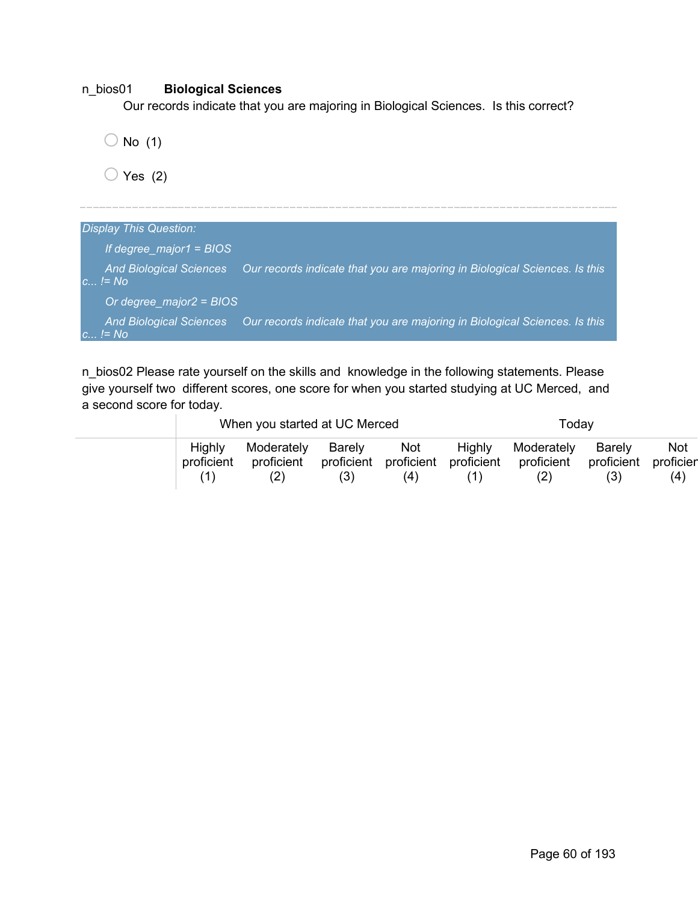n_bios01 **Biological Sciences**

Our records indicate that you are majoring in Biological Sciences. Is this correct?

- No (1)
- Yes (2)

---

*Display This Question:*

*If degree_major1 = BIOS*

*And Biological Sciences Our records indicate that you are majoring in Biological Sciences. Is this c... != No*

*Or degree_major2 = BIOS*

*And Biological Sciences Our records indicate that you are majoring in Biological Sciences. Is this c... != No*

n_bios02 Please rate yourself on the skills and knowledge in the following statements. Please give yourself two different scores, one score for when you started studying at UC Merced, and a second score for today.

| | When you started at UC Merced | | | | Today | | | |
|---|---|---|---|---|---|---|---|---|
| | Highly proficient (1) | Moderately proficient (2) | Barely proficient (3) | Not proficient (4) | Highly proficient (1) | Moderately proficient (2) | Barely proficient (3) | Not proficient (4) |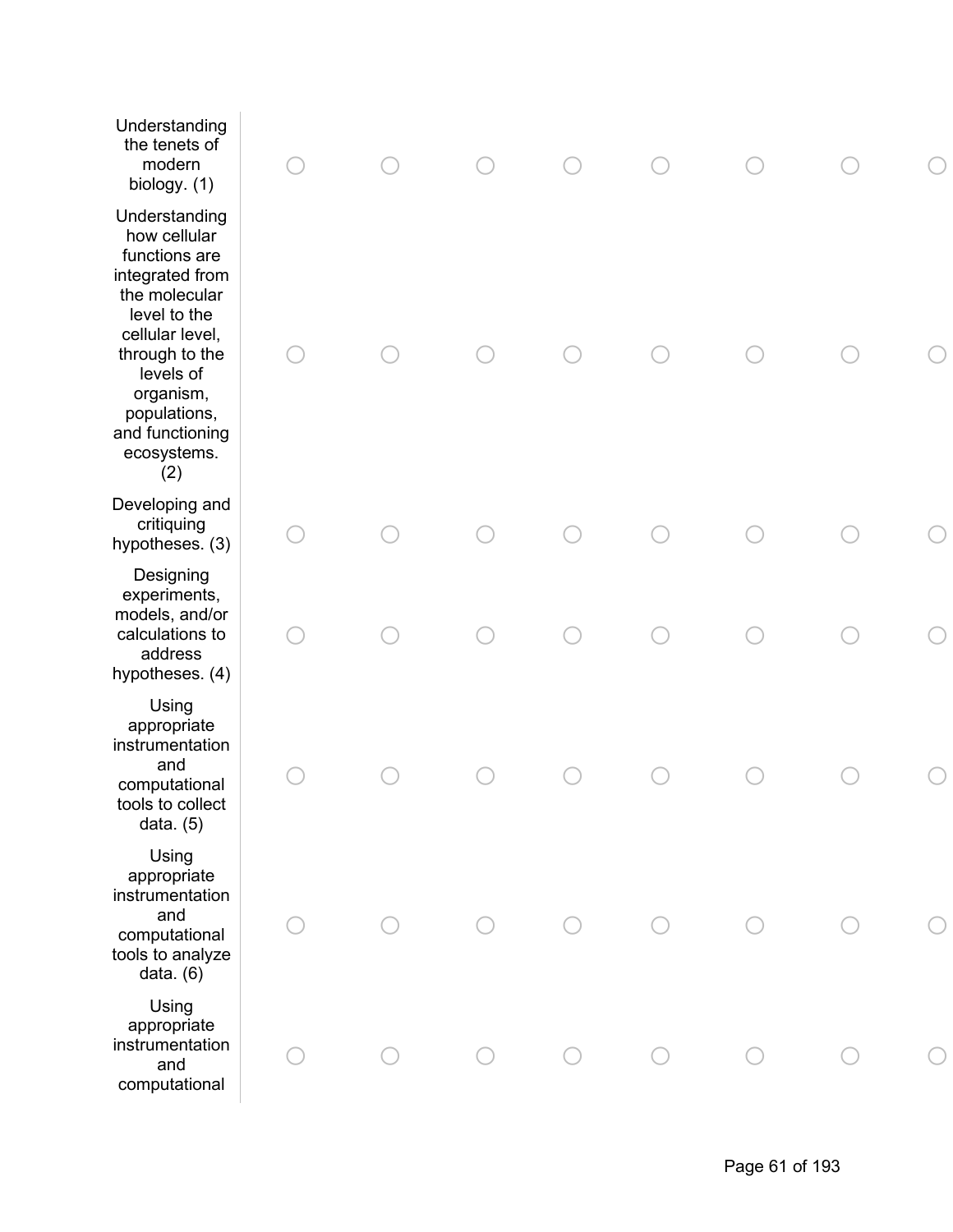| | | | | | | | | |
|---|---|---|---|---|---|---|---|---|
| Understanding the tenets of modern biology. (1) | ○ | ○ | ○ | ○ | ○ | ○ | ○ | ○ |
| Understanding how cellular functions are integrated from the molecular level to the cellular level, through to the levels of organism, populations, and functioning ecosystems. (2) | ○ | ○ | ○ | ○ | ○ | ○ | ○ | ○ |
| Developing and critiquing hypotheses. (3) | ○ | ○ | ○ | ○ | ○ | ○ | ○ | ○ |
| Designing experiments, models, and/or calculations to address hypotheses. (4) | ○ | ○ | ○ | ○ | ○ | ○ | ○ | ○ |
| Using appropriate instrumentation and computational tools to collect data. (5) | ○ | ○ | ○ | ○ | ○ | ○ | ○ | ○ |
| Using appropriate instrumentation and computational tools to analyze data. (6) | ○ | ○ | ○ | ○ | ○ | ○ | ○ | ○ |
| Using appropriate instrumentation and computational | ○ | ○ | ○ | ○ | ○ | ○ | ○ | ○ |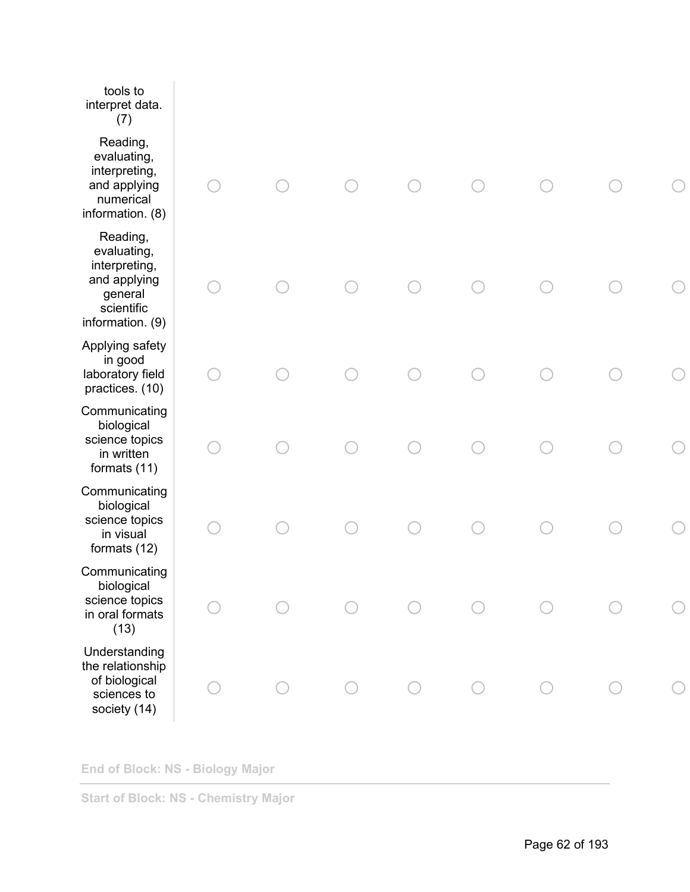| | | | | | | | | |
|---|---|---|---|---|---|---|---|---|
| tools to interpret data. (7) | | | | | | | | |
| Reading, evaluating, interpreting, and applying numerical information. (8) | ◯ | ◯ | ◯ | ◯ | ◯ | ◯ | ◯ | ◯ |
| Reading, evaluating, interpreting, and applying general scientific information. (9) | ◯ | ◯ | ◯ | ◯ | ◯ | ◯ | ◯ | ◯ |
| Applying safety in good laboratory field practices. (10) | ◯ | ◯ | ◯ | ◯ | ◯ | ◯ | ◯ | ◯ |
| Communicating biological science topics in written formats (11) | ◯ | ◯ | ◯ | ◯ | ◯ | ◯ | ◯ | ◯ |
| Communicating biological science topics in visual formats (12) | ◯ | ◯ | ◯ | ◯ | ◯ | ◯ | ◯ | ◯ |
| Communicating biological science topics in oral formats (13) | ◯ | ◯ | ◯ | ◯ | ◯ | ◯ | ◯ | ◯ |
| Understanding the relationship of biological sciences to society (14) | ◯ | ◯ | ◯ | ◯ | ◯ | ◯ | ◯ | ◯ |

**End of Block: NS - Biology Major**

---

**Start of Block: NS - Chemistry Major**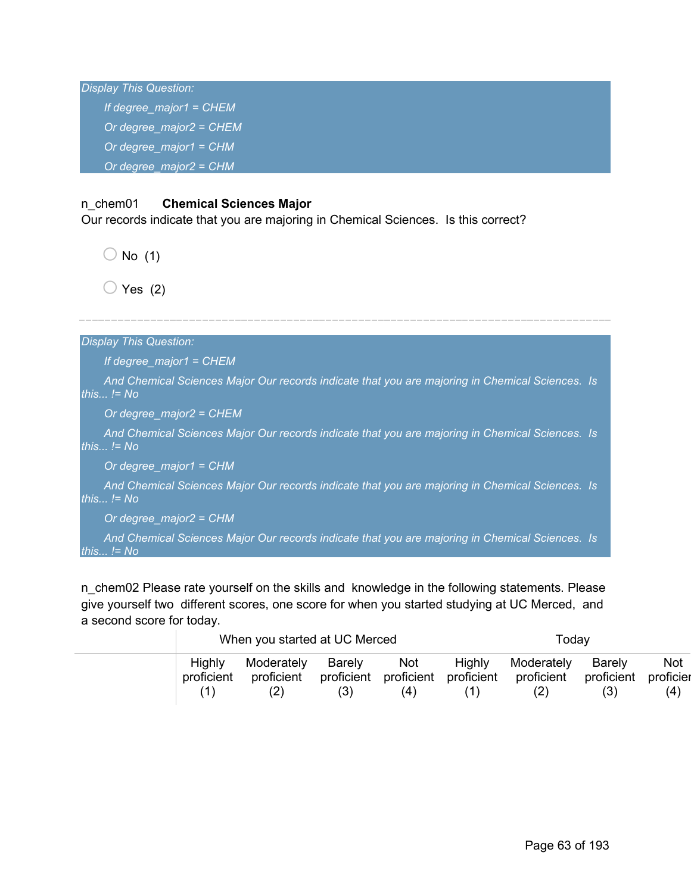*Display This Question:*

*If degree_major1 = CHEM*

*Or degree_major2 = CHEM*

*Or degree_major1 = CHM*

*Or degree_major2 = CHM*

n_chem01 **Chemical Sciences Major**
Our records indicate that you are majoring in Chemical Sciences. Is this correct?

- No (1)
- Yes (2)

---

*Display This Question:*

*If degree_major1 = CHEM*

*And Chemical Sciences Major Our records indicate that you are majoring in Chemical Sciences. Is this... != No*

*Or degree_major2 = CHEM*

*And Chemical Sciences Major Our records indicate that you are majoring in Chemical Sciences. Is this... != No*

*Or degree_major1 = CHM*

*And Chemical Sciences Major Our records indicate that you are majoring in Chemical Sciences. Is this... != No*

*Or degree_major2 = CHM*

*And Chemical Sciences Major Our records indicate that you are majoring in Chemical Sciences. Is this... != No*

n_chem02 Please rate yourself on the skills and knowledge in the following statements. Please give yourself two different scores, one score for when you started studying at UC Merced, and a second score for today.

| | When you started at UC Merced | | | | Today | | | |
|---|---|---|---|---|---|---|---|---|
| | Highly proficient (1) | Moderately proficient (2) | Barely proficient (3) | Not proficient (4) | Highly proficient (1) | Moderately proficient (2) | Barely proficient (3) | Not proficien (4) |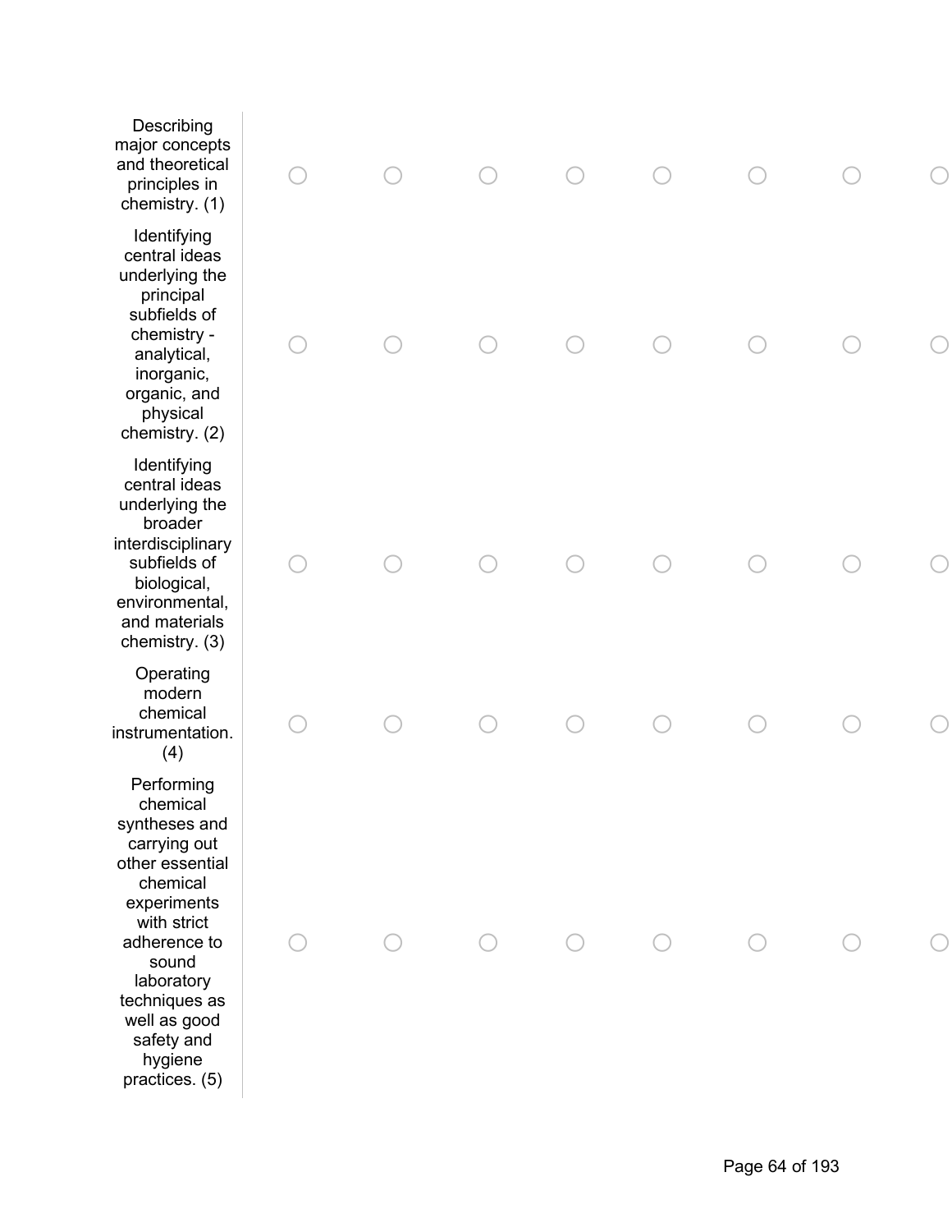| | | | | | | | | |
|---|---|---|---|---|---|---|---|---|
| Describing major concepts and theoretical principles in chemistry. (1) | ○ | ○ | ○ | ○ | ○ | ○ | ○ | ○ |
| Identifying central ideas underlying the principal subfields of chemistry - analytical, inorganic, organic, and physical chemistry. (2) | ○ | ○ | ○ | ○ | ○ | ○ | ○ | ○ |
| Identifying central ideas underlying the broader interdisciplinary subfields of biological, environmental, and materials chemistry. (3) | ○ | ○ | ○ | ○ | ○ | ○ | ○ | ○ |
| Operating modern chemical instrumentation. (4) | ○ | ○ | ○ | ○ | ○ | ○ | ○ | ○ |
| Performing chemical syntheses and carrying out other essential chemical experiments with strict adherence to sound laboratory techniques as well as good safety and hygiene practices. (5) | ○ | ○ | ○ | ○ | ○ | ○ | ○ | ○ |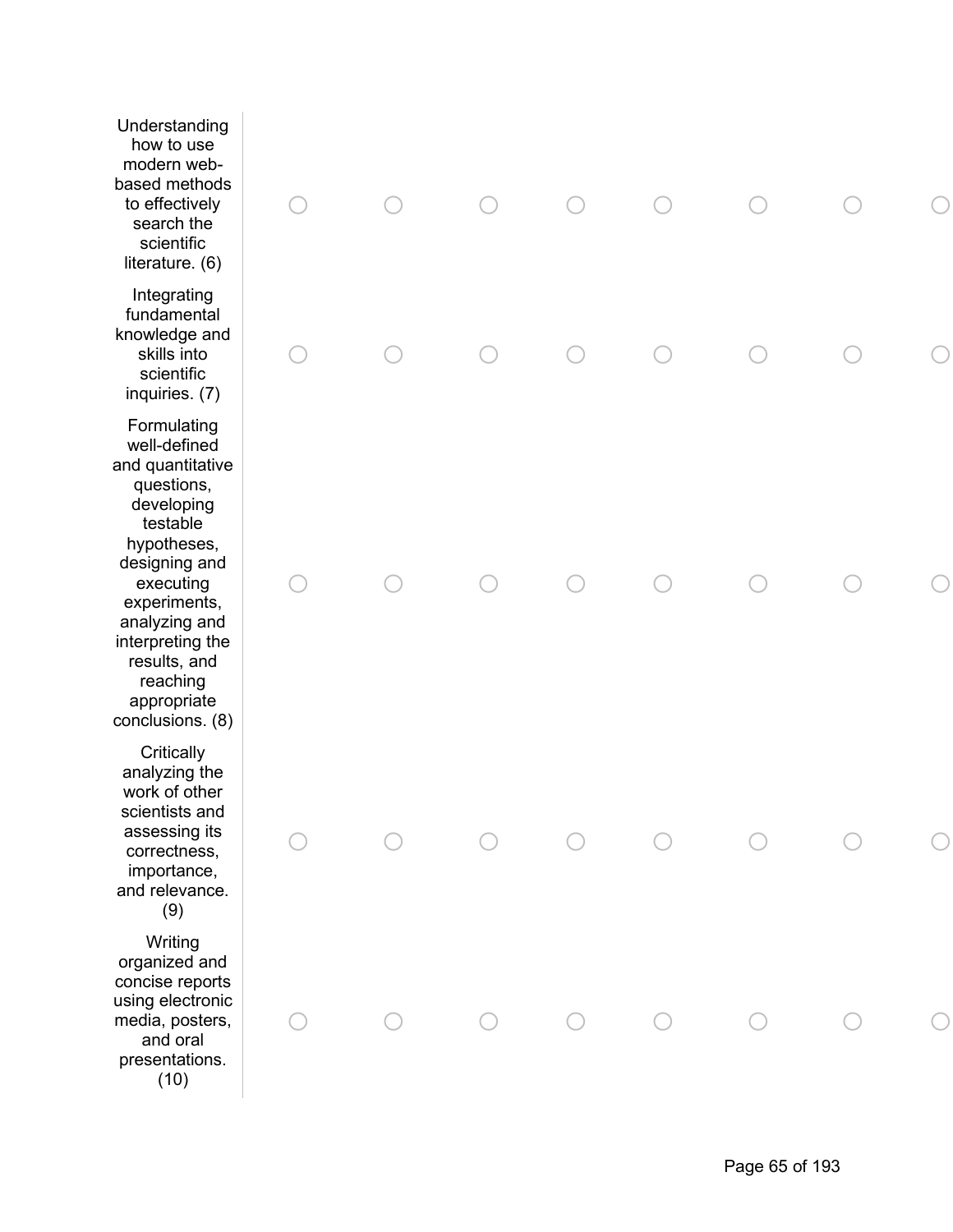| | | | | | | | | |
|---|---|---|---|---|---|---|---|---|
| Understanding how to use modern web-based methods to effectively search the scientific literature. (6) | ○ | ○ | ○ | ○ | ○ | ○ | ○ | ○ |
| Integrating fundamental knowledge and skills into scientific inquiries. (7) | ○ | ○ | ○ | ○ | ○ | ○ | ○ | ○ |
| Formulating well-defined and quantitative questions, developing testable hypotheses, designing and executing experiments, analyzing and interpreting the results, and reaching appropriate conclusions. (8) | ○ | ○ | ○ | ○ | ○ | ○ | ○ | ○ |
| Critically analyzing the work of other scientists and assessing its correctness, importance, and relevance. (9) | ○ | ○ | ○ | ○ | ○ | ○ | ○ | ○ |
| Writing organized and concise reports using electronic media, posters, and oral presentations. (10) | ○ | ○ | ○ | ○ | ○ | ○ | ○ | ○ |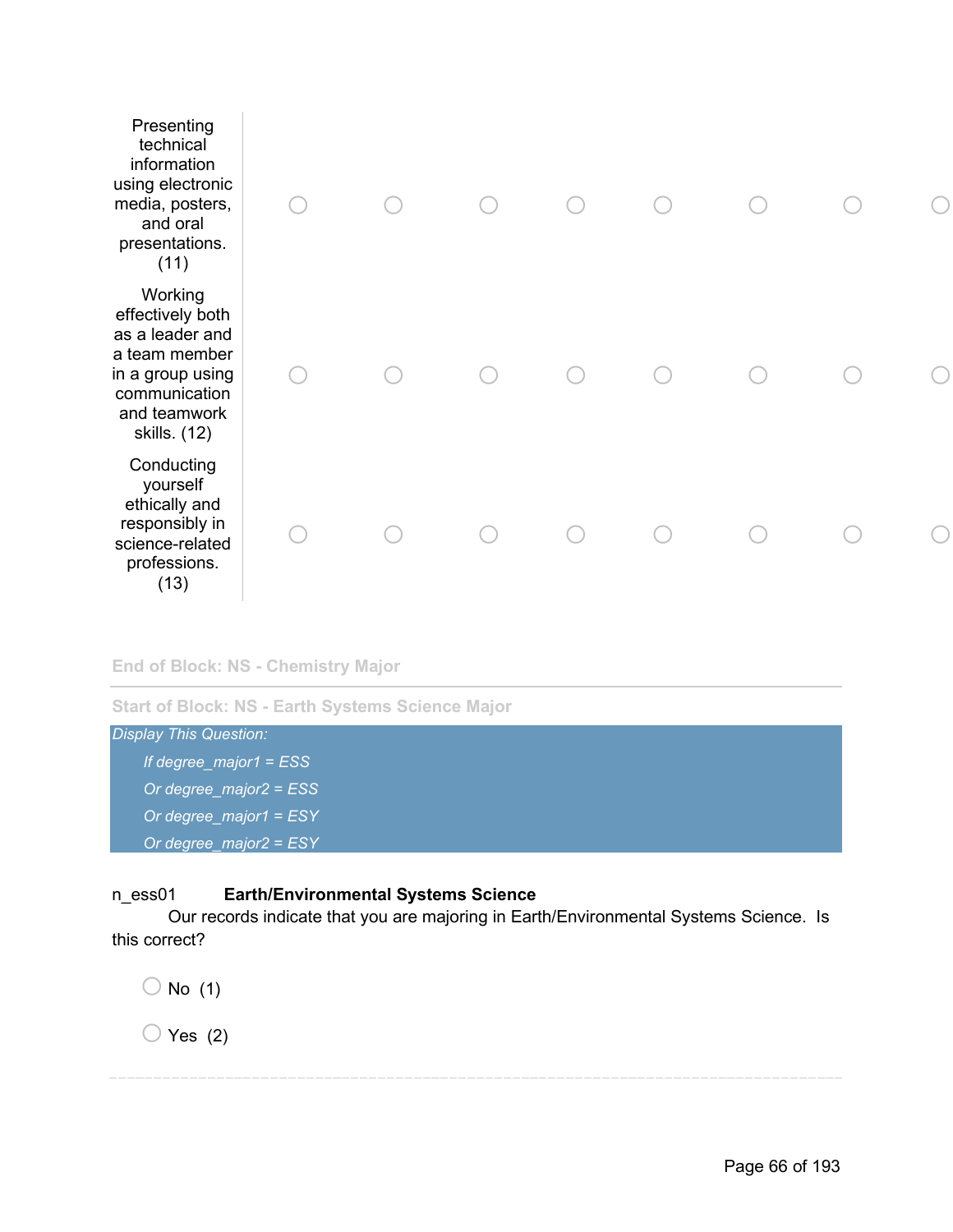| | | | | | | | | |
|---|---|---|---|---|---|---|---|---|
| Presenting technical information using electronic media, posters, and oral presentations. (11) | ○ | ○ | ○ | ○ | ○ | ○ | ○ | ○ |
| Working effectively both as a leader and a team member in a group using communication and teamwork skills. (12) | ○ | ○ | ○ | ○ | ○ | ○ | ○ | ○ |
| Conducting yourself ethically and responsibly in science-related professions. (13) | ○ | ○ | ○ | ○ | ○ | ○ | ○ | ○ |

End of Block: NS - Chemistry Major

---

Start of Block: NS - Earth Systems Science Major

*Display This Question:*

*If degree_major1 = ESS*

*Or degree_major2 = ESS*

*Or degree_major1 = ESY*

*Or degree_major2 = ESY*

n_ess01 **Earth/Environmental Systems Science**
Our records indicate that you are majoring in Earth/Environmental Systems Science. Is this correct?

○ No (1)

○ Yes (2)

---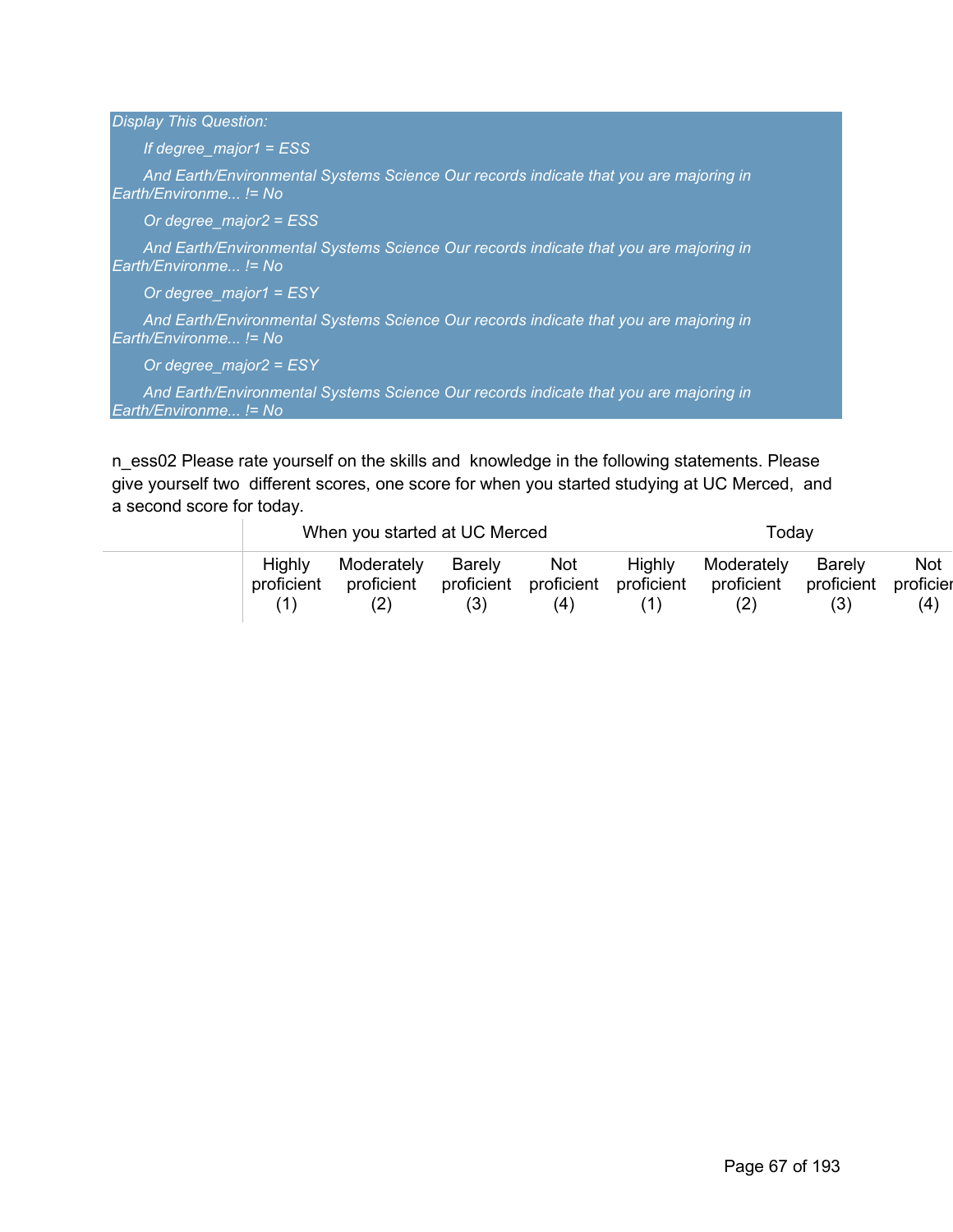*Display This Question:*

*If degree_major1 = ESS*

*And Earth/Environmental Systems Science Our records indicate that you are majoring in Earth/Environme... != No*

*Or degree_major2 = ESS*

*And Earth/Environmental Systems Science Our records indicate that you are majoring in Earth/Environme... != No*

*Or degree_major1 = ESY*

*And Earth/Environmental Systems Science Our records indicate that you are majoring in Earth/Environme... != No*

*Or degree_major2 = ESY*

*And Earth/Environmental Systems Science Our records indicate that you are majoring in Earth/Environme... != No*

n_ess02 Please rate yourself on the skills and knowledge in the following statements. Please give yourself two different scores, one score for when you started studying at UC Merced, and a second score for today.

| | When you started at UC Merced | | | | Today | | | |
|---|---|---|---|---|---|---|---|---|
| | Highly proficient (1) | Moderately proficient (2) | Barely proficient (3) | Not proficient (4) | Highly proficient (1) | Moderately proficient (2) | Barely proficient (3) | Not proficient (4) |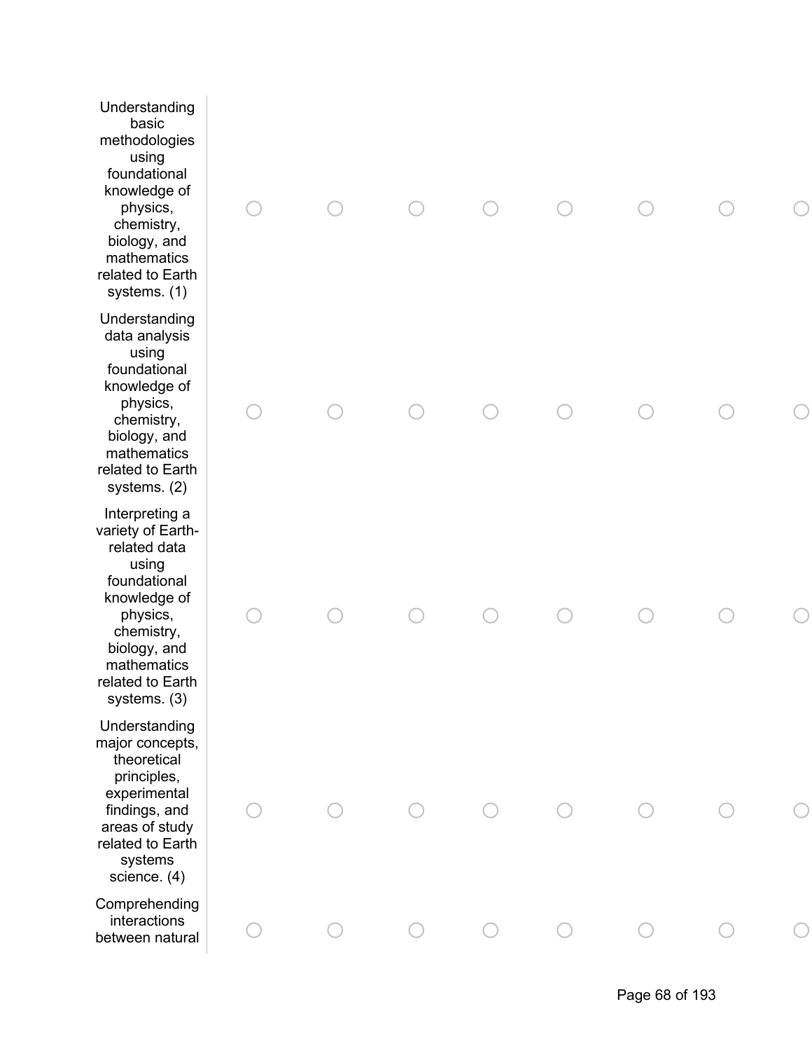| | | | | | | | | |
|---|---|---|---|---|---|---|---|---|
| Understanding basic methodologies using foundational knowledge of physics, chemistry, biology, and mathematics related to Earth systems. (1) | ○ | ○ | ○ | ○ | ○ | ○ | ○ | ○ |
| Understanding data analysis using foundational knowledge of physics, chemistry, biology, and mathematics related to Earth systems. (2) | ○ | ○ | ○ | ○ | ○ | ○ | ○ | ○ |
| Interpreting a variety of Earth-related data using foundational knowledge of physics, chemistry, biology, and mathematics related to Earth systems. (3) | ○ | ○ | ○ | ○ | ○ | ○ | ○ | ○ |
| Understanding major concepts, theoretical principles, experimental findings, and areas of study related to Earth systems science. (4) | ○ | ○ | ○ | ○ | ○ | ○ | ○ | ○ |
| Comprehending interactions between natural | ○ | ○ | ○ | ○ | ○ | ○ | ○ | ○ |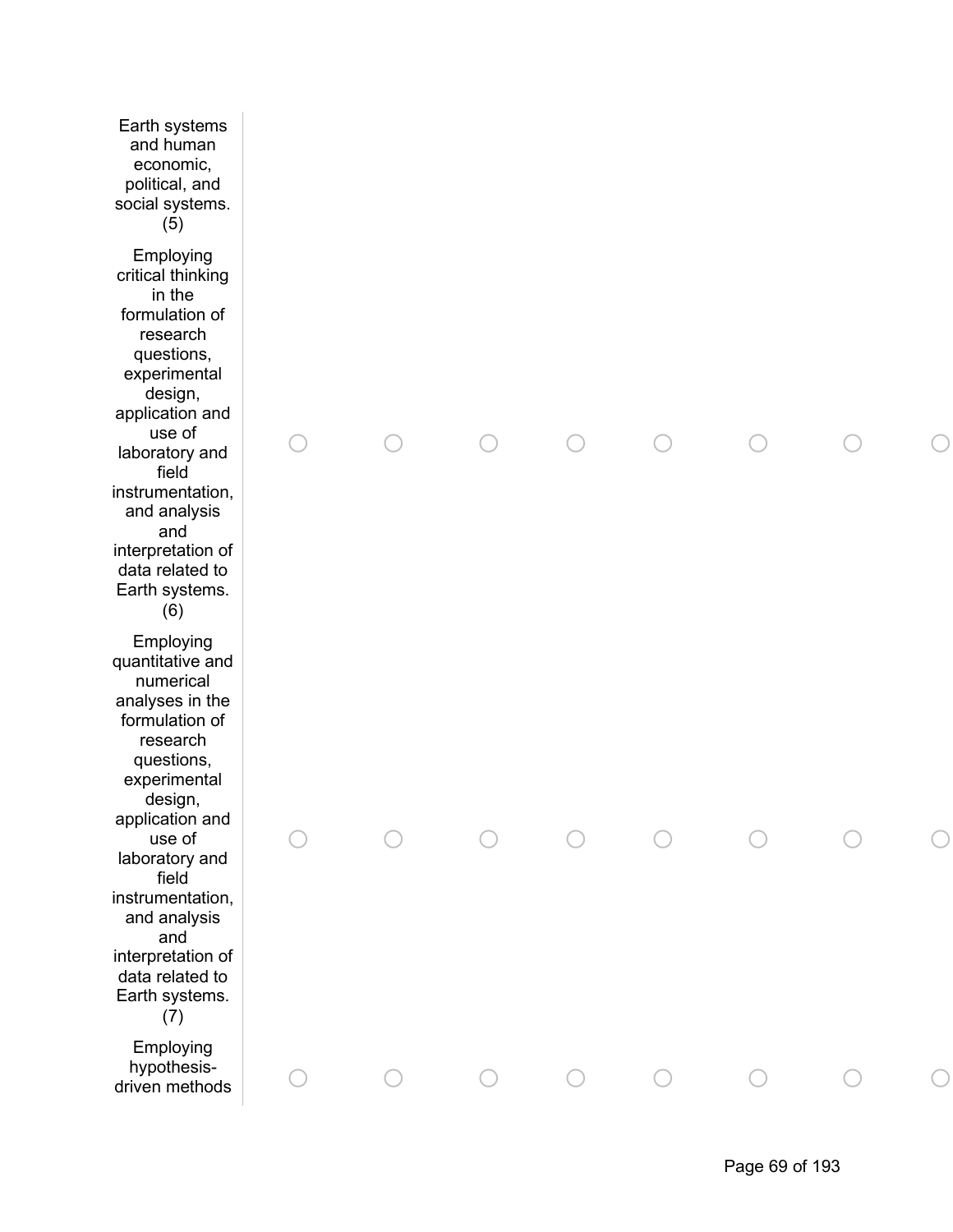| | | | | | | | | |
|---|---|---|---|---|---|---|---|---|
| Earth systems and human economic, political, and social systems. (5) | | | | | | | | |
| Employing critical thinking in the formulation of research questions, experimental design, application and use of laboratory and field instrumentation, and analysis and interpretation of data related to Earth systems. (6) | ○ | ○ | ○ | ○ | ○ | ○ | ○ | ○ |
| Employing quantitative and numerical analyses in the formulation of research questions, experimental design, application and use of laboratory and field instrumentation, and analysis and interpretation of data related to Earth systems. (7) | ○ | ○ | ○ | ○ | ○ | ○ | ○ | ○ |
| Employing hypothesis-driven methods | ○ | ○ | ○ | ○ | ○ | ○ | ○ | ○ |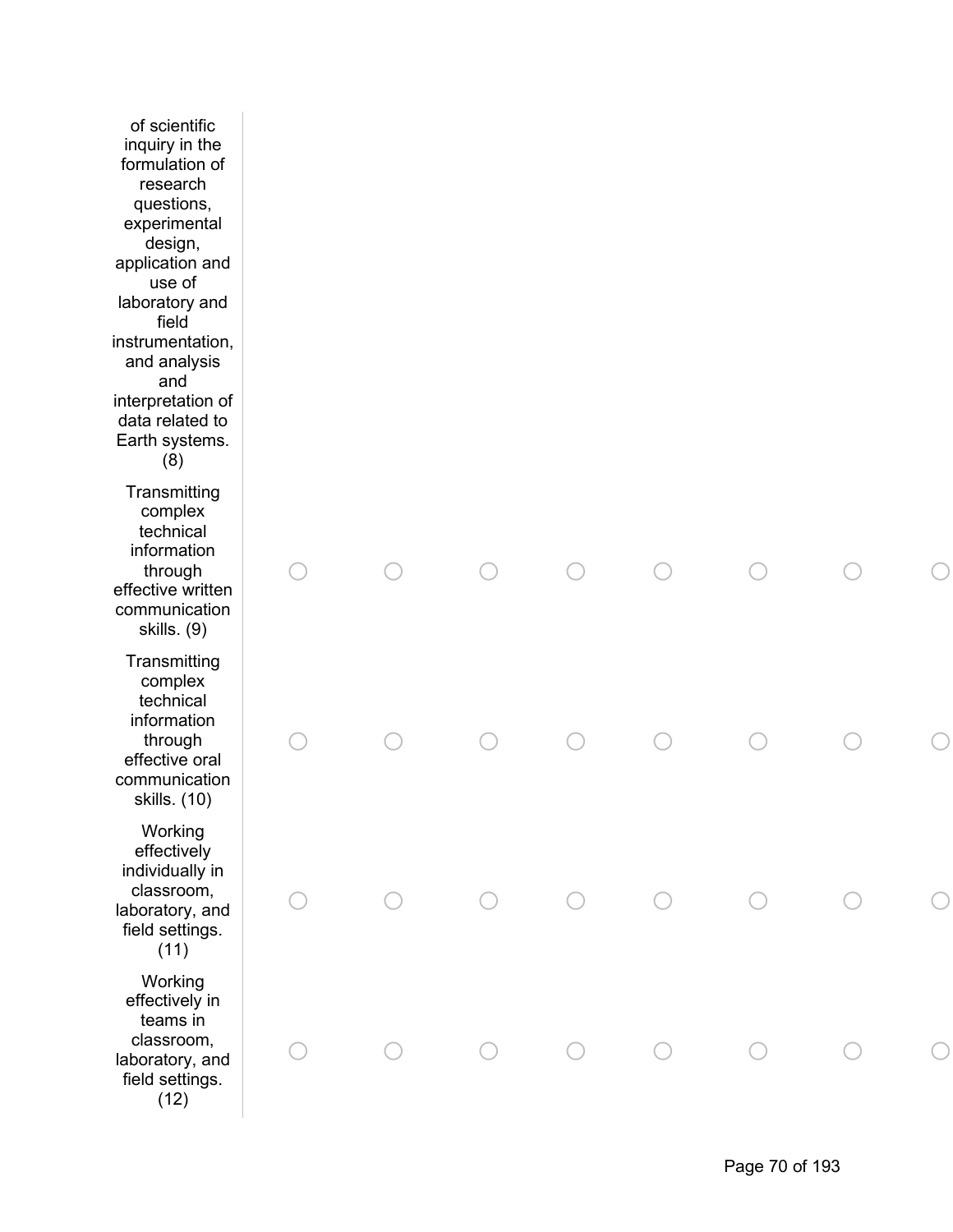| | | | | | | | | |
|---|---|---|---|---|---|---|---|---|
| of scientific inquiry in the formulation of research questions, experimental design, application and use of laboratory and field instrumentation, and analysis and interpretation of data related to Earth systems. (8) | | | | | | | | |
| Transmitting complex technical information through effective written communication skills. (9) | ○ | ○ | ○ | ○ | ○ | ○ | ○ | ○ |
| Transmitting complex technical information through effective oral communication skills. (10) | ○ | ○ | ○ | ○ | ○ | ○ | ○ | ○ |
| Working effectively individually in classroom, laboratory, and field settings. (11) | ○ | ○ | ○ | ○ | ○ | ○ | ○ | ○ |
| Working effectively in teams in classroom, laboratory, and field settings. (12) | ○ | ○ | ○ | ○ | ○ | ○ | ○ | ○ |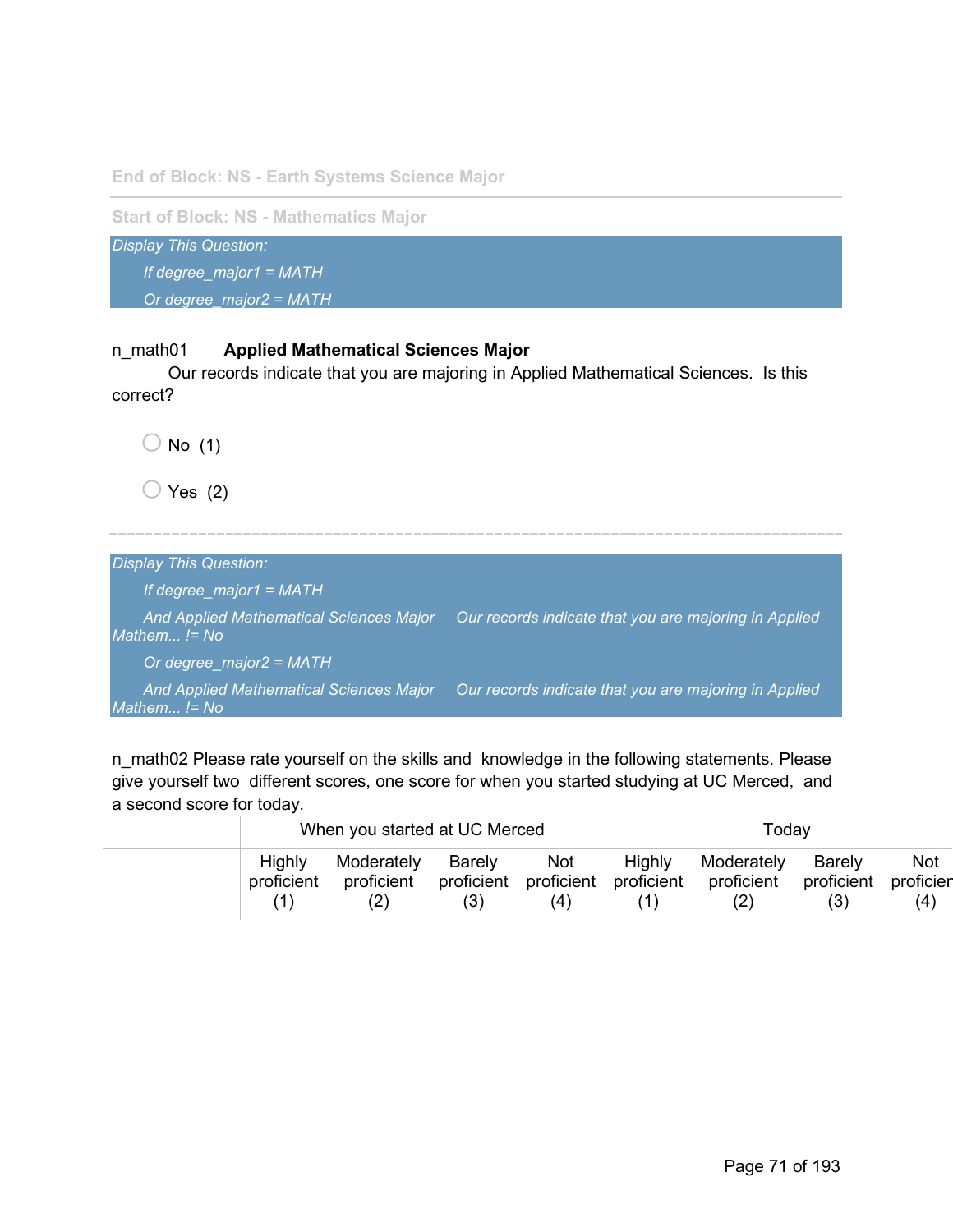End of Block: NS - Earth Systems Science Major

---

Start of Block: NS - Mathematics Major

*Display This Question:*

*If degree_major1 = MATH*

*Or degree_major2 = MATH*

n_math01 **Applied Mathematical Sciences Major**
Our records indicate that you are majoring in Applied Mathematical Sciences. Is this correct?

- No (1)
- Yes (2)

---

*Display This Question:*

*If degree_major1 = MATH*

*And Applied Mathematical Sciences Major Our records indicate that you are majoring in Applied Mathem... != No*

*Or degree_major2 = MATH*

*And Applied Mathematical Sciences Major Our records indicate that you are majoring in Applied Mathem... != No*

n_math02 Please rate yourself on the skills and knowledge in the following statements. Please give yourself two different scores, one score for when you started studying at UC Merced, and a second score for today.

| | When you started at UC Merced | | | | Today | | | |
|---|---|---|---|---|---|---|---|---|
| | Highly proficient (1) | Moderately proficient (2) | Barely proficient (3) | Not proficient (4) | Highly proficient (1) | Moderately proficient (2) | Barely proficient (3) | Not proficient (4) |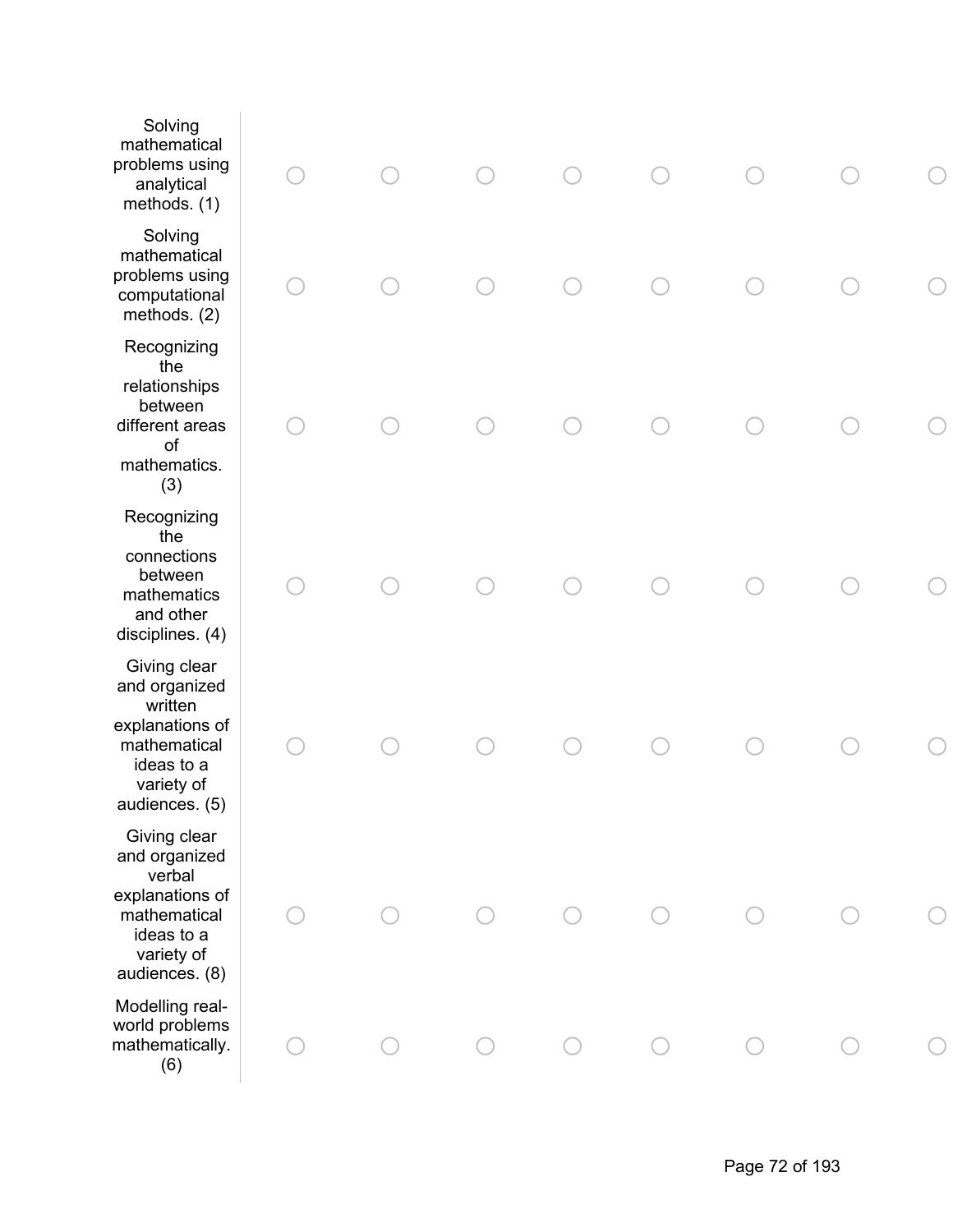| | | | | | | | | |
|---|---|---|---|---|---|---|---|---|
| Solving mathematical problems using analytical methods. (1) | ○ | ○ | ○ | ○ | ○ | ○ | ○ | ○ |
| Solving mathematical problems using computational methods. (2) | ○ | ○ | ○ | ○ | ○ | ○ | ○ | ○ |
| Recognizing the relationships between different areas of mathematics. (3) | ○ | ○ | ○ | ○ | ○ | ○ | ○ | ○ |
| Recognizing the connections between mathematics and other disciplines. (4) | ○ | ○ | ○ | ○ | ○ | ○ | ○ | ○ |
| Giving clear and organized written explanations of mathematical ideas to a variety of audiences. (5) | ○ | ○ | ○ | ○ | ○ | ○ | ○ | ○ |
| Giving clear and organized verbal explanations of mathematical ideas to a variety of audiences. (8) | ○ | ○ | ○ | ○ | ○ | ○ | ○ | ○ |
| Modelling real-world problems mathematically. (6) | ○ | ○ | ○ | ○ | ○ | ○ | ○ | ○ |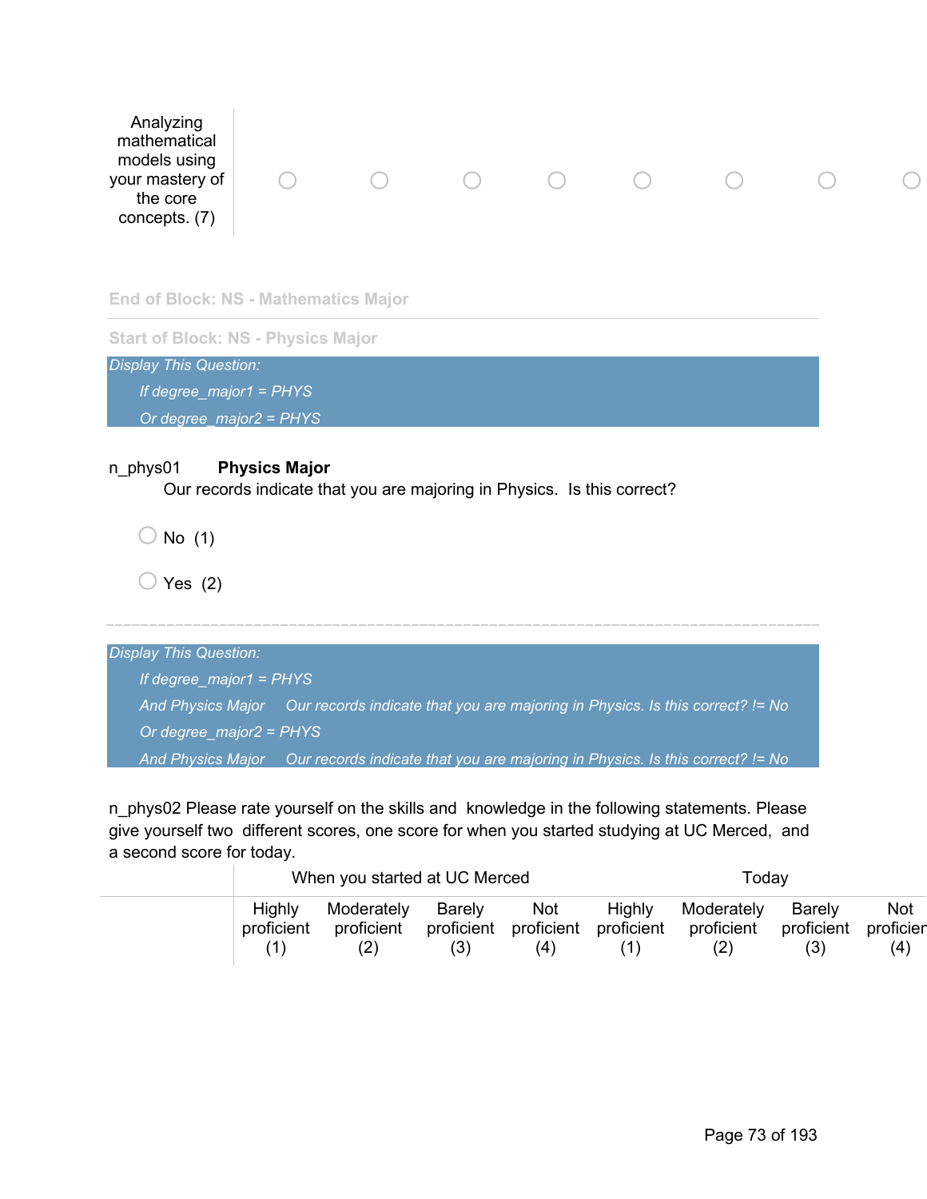| | | | | | | | | |
|---|---|---|---|---|---|---|---|---|
| Analyzing mathematical models using your mastery of the core concepts. (7) | ○ | ○ | ○ | ○ | ○ | ○ | ○ | ○ |

End of Block: NS - Mathematics Major

---

Start of Block: NS - Physics Major

*Display This Question:*

*If degree_major1 = PHYS*

*Or degree_major2 = PHYS*

n_phys01 **Physics Major**
Our records indicate that you are majoring in Physics. Is this correct?

○ No (1)

○ Yes (2)

---

*Display This Question:*

*If degree_major1 = PHYS*

*And Physics Major Our records indicate that you are majoring in Physics. Is this correct? != No*

*Or degree_major2 = PHYS*

*And Physics Major Our records indicate that you are majoring in Physics. Is this correct? != No*

n_phys02 Please rate yourself on the skills and knowledge in the following statements. Please give yourself two different scores, one score for when you started studying at UC Merced, and a second score for today.

| | When you started at UC Merced | | | | Today | | | |
|---|---|---|---|---|---|---|---|---|
| | Highly proficient (1) | Moderately proficient (2) | Barely proficient (3) | Not proficient (4) | Highly proficient (1) | Moderately proficient (2) | Barely proficient (3) | Not proficient (4) |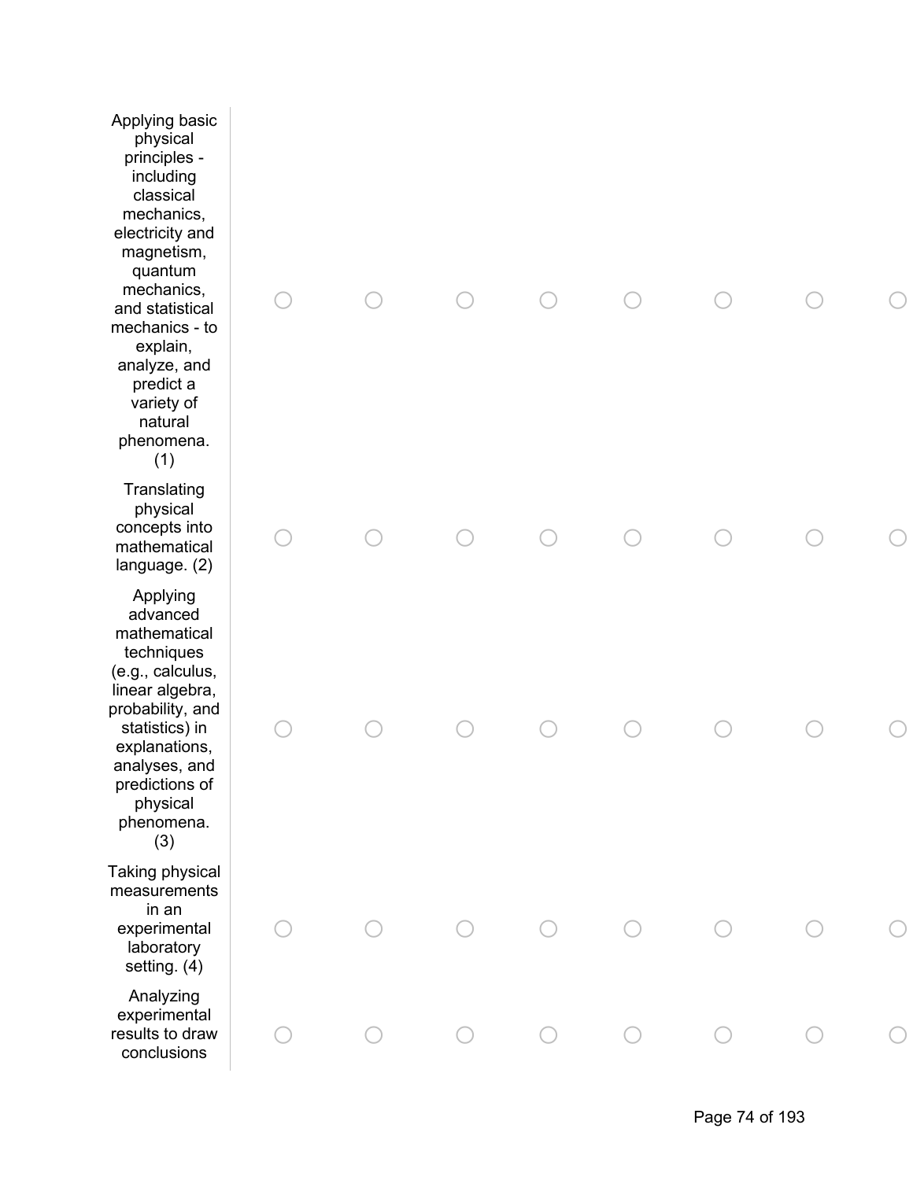| | | | | | | | | |
|---|---|---|---|---|---|---|---|---|
| Applying basic physical principles - including classical mechanics, electricity and magnetism, quantum mechanics, and statistical mechanics - to explain, analyze, and predict a variety of natural phenomena. (1) | ○ | ○ | ○ | ○ | ○ | ○ | ○ | ○ |
| Translating physical concepts into mathematical language. (2) | ○ | ○ | ○ | ○ | ○ | ○ | ○ | ○ |
| Applying advanced mathematical techniques (e.g., calculus, linear algebra, probability, and statistics) in explanations, analyses, and predictions of physical phenomena. (3) | ○ | ○ | ○ | ○ | ○ | ○ | ○ | ○ |
| Taking physical measurements in an experimental laboratory setting. (4) | ○ | ○ | ○ | ○ | ○ | ○ | ○ | ○ |
| Analyzing experimental results to draw conclusions | ○ | ○ | ○ | ○ | ○ | ○ | ○ | ○ |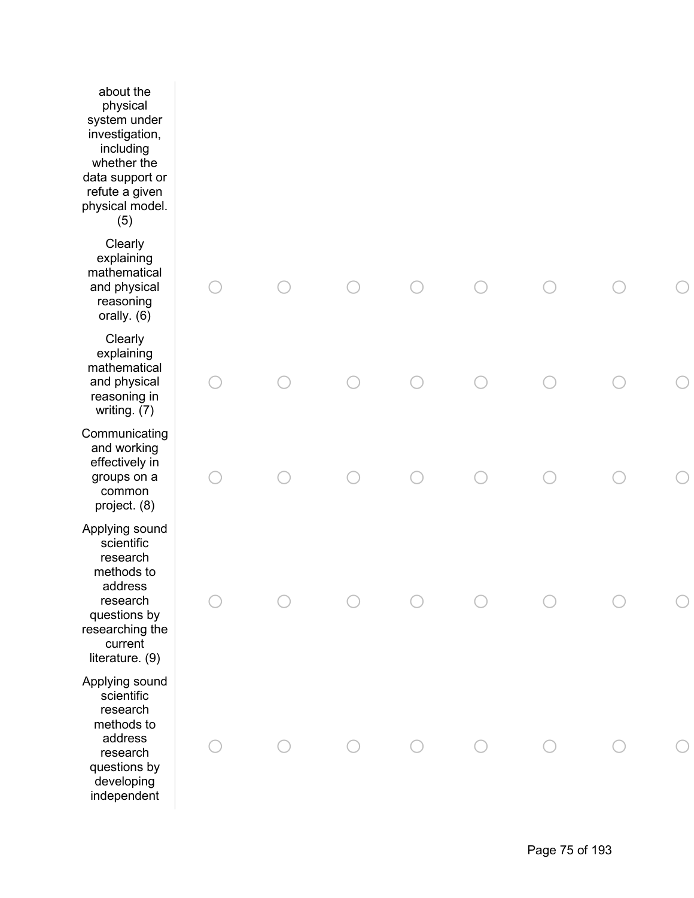| | | | | | | | | |
|---|---|---|---|---|---|---|---|---|
| about the physical system under investigation, including whether the data support or refute a given physical model. (5) | | | | | | | | |
| Clearly explaining mathematical and physical reasoning orally. (6) | ○ | ○ | ○ | ○ | ○ | ○ | ○ | ○ |
| Clearly explaining mathematical and physical reasoning in writing. (7) | ○ | ○ | ○ | ○ | ○ | ○ | ○ | ○ |
| Communicating and working effectively in groups on a common project. (8) | ○ | ○ | ○ | ○ | ○ | ○ | ○ | ○ |
| Applying sound scientific research methods to address research questions by researching the current literature. (9) | ○ | ○ | ○ | ○ | ○ | ○ | ○ | ○ |
| Applying sound scientific research methods to address research questions by developing independent | ○ | ○ | ○ | ○ | ○ | ○ | ○ | ○ |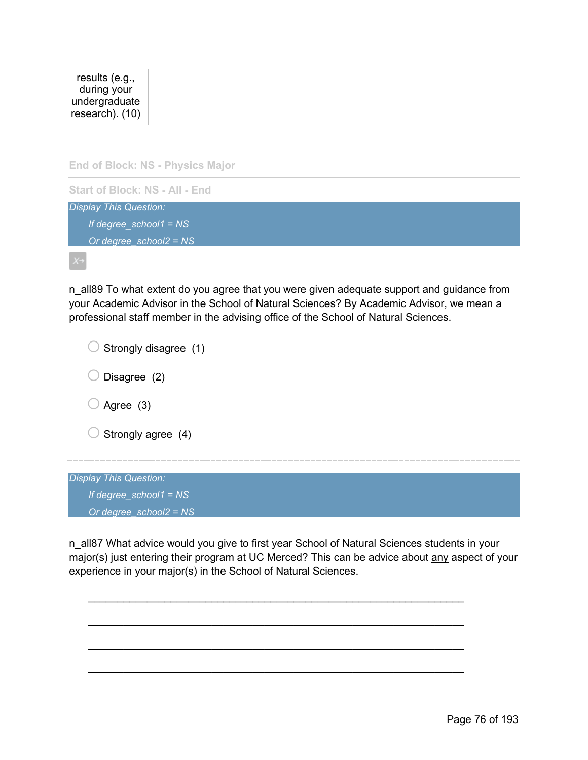results (e.g., during your undergraduate research). (10)

End of Block: NS - Physics Major

---

Start of Block: NS - All - End

*Display This Question:*

*If degree_school1 = NS*

*Or degree_school2 = NS*

n_all89 To what extent do you agree that you were given adequate support and guidance from your Academic Advisor in the School of Natural Sciences? By Academic Advisor, we mean a professional staff member in the advising office of the School of Natural Sciences.

- ○ Strongly disagree (1)
- ○ Disagree (2)
- ○ Agree (3)
- ○ Strongly agree (4)

---

*Display This Question:*

*If degree_school1 = NS*

*Or degree_school2 = NS*

n_all87 What advice would you give to first year School of Natural Sciences students in your major(s) just entering their program at UC Merced? This can be advice about <u>any</u> aspect of your experience in your major(s) in the School of Natural Sciences.

________________________________________________________________

________________________________________________________________

________________________________________________________________

________________________________________________________________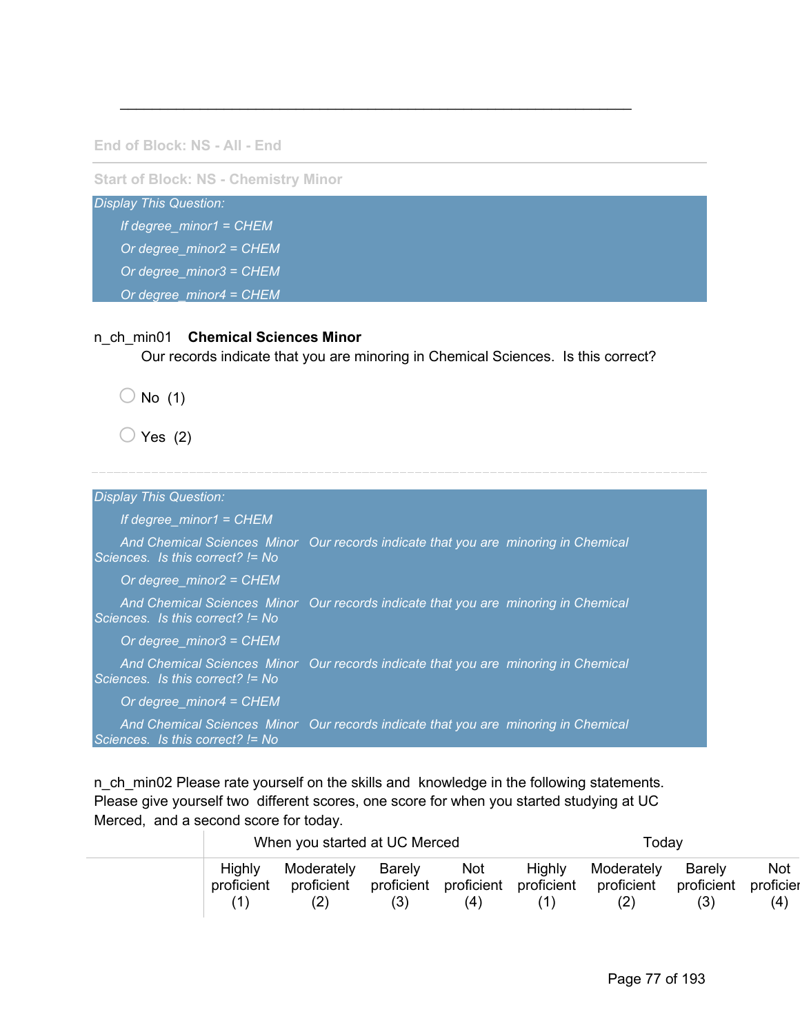---

End of Block: NS - All - End

---

Start of Block: NS - Chemistry Minor

*Display This Question:*

*If degree_minor1 = CHEM*

*Or degree_minor2 = CHEM*

*Or degree_minor3 = CHEM*

*Or degree_minor4 = CHEM*

n_ch_min01 **Chemical Sciences Minor**
Our records indicate that you are minoring in Chemical Sciences. Is this correct?

- No (1)
- Yes (2)

---

*Display This Question:*

*If degree_minor1 = CHEM*

*And Chemical Sciences Minor Our records indicate that you are minoring in Chemical Sciences. Is this correct? != No*

*Or degree_minor2 = CHEM*

*And Chemical Sciences Minor Our records indicate that you are minoring in Chemical Sciences. Is this correct? != No*

*Or degree_minor3 = CHEM*

*And Chemical Sciences Minor Our records indicate that you are minoring in Chemical Sciences. Is this correct? != No*

*Or degree_minor4 = CHEM*

*And Chemical Sciences Minor Our records indicate that you are minoring in Chemical Sciences. Is this correct? != No*

n_ch_min02 Please rate yourself on the skills and knowledge in the following statements. Please give yourself two different scores, one score for when you started studying at UC Merced, and a second score for today.

| | When you started at UC Merced | | | | Today | | | |
|---|---|---|---|---|---|---|---|---|
| | Highly proficient (1) | Moderately proficient (2) | Barely proficient (3) | Not proficient (4) | Highly proficient (1) | Moderately proficient (2) | Barely proficient (3) | Not proficient (4) |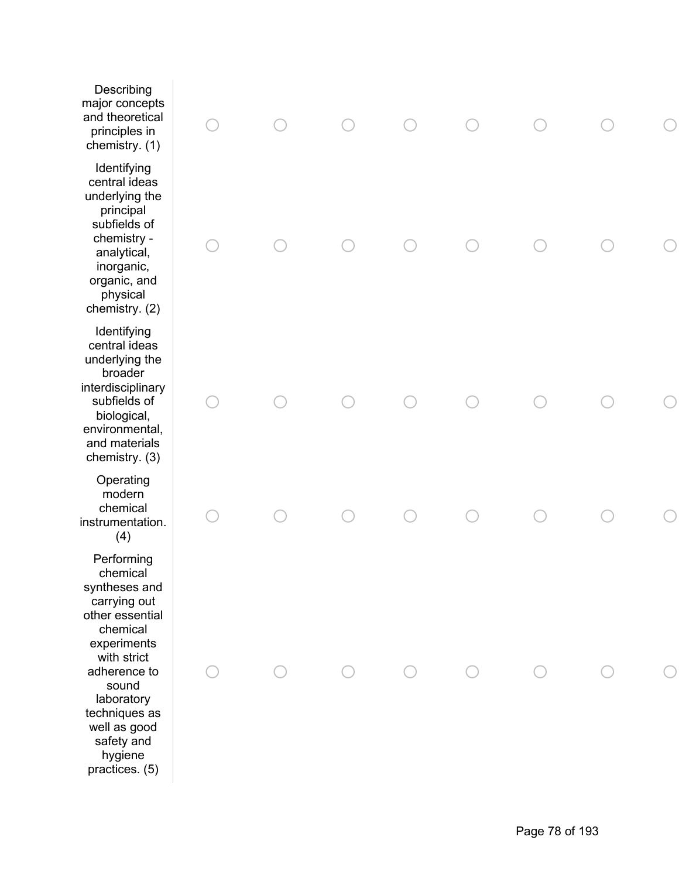| | | | | | | | | |
|---|---|---|---|---|---|---|---|---|
| Describing major concepts and theoretical principles in chemistry. (1) | ○ | ○ | ○ | ○ | ○ | ○ | ○ | ○ |
| Identifying central ideas underlying the principal subfields of chemistry - analytical, inorganic, organic, and physical chemistry. (2) | ○ | ○ | ○ | ○ | ○ | ○ | ○ | ○ |
| Identifying central ideas underlying the broader interdisciplinary subfields of biological, environmental, and materials chemistry. (3) | ○ | ○ | ○ | ○ | ○ | ○ | ○ | ○ |
| Operating modern chemical instrumentation. (4) | ○ | ○ | ○ | ○ | ○ | ○ | ○ | ○ |
| Performing chemical syntheses and carrying out other essential chemical experiments with strict adherence to sound laboratory techniques as well as good safety and hygiene practices. (5) | ○ | ○ | ○ | ○ | ○ | ○ | ○ | ○ |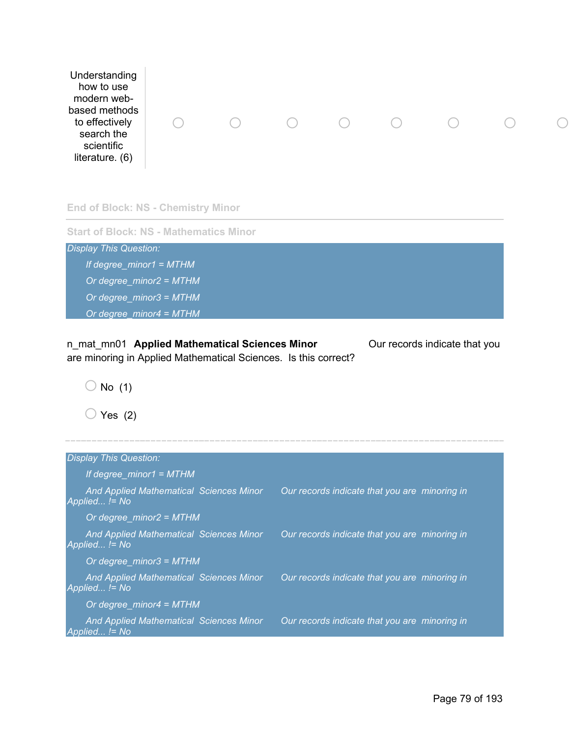| | | | | | | | | |
|---|---|---|---|---|---|---|---|---|
| Understanding how to use modern web-based methods to effectively search the scientific literature. (6) | ○ | ○ | ○ | ○ | ○ | ○ | ○ | ○ |

End of Block: NS - Chemistry Minor

---

Start of Block: NS - Mathematics Minor

*Display This Question:*

*If degree_minor1 = MTHM*

*Or degree_minor2 = MTHM*

*Or degree_minor3 = MTHM*

*Or degree_minor4 = MTHM*

n_mat_mn01 **Applied Mathematical Sciences Minor** Our records indicate that you are minoring in Applied Mathematical Sciences. Is this correct?

- No (1)
- Yes (2)

---

*Display This Question:*

*If degree_minor1 = MTHM*

*And Applied Mathematical Sciences Minor Our records indicate that you are minoring in Applied... != No*

*Or degree_minor2 = MTHM*

*And Applied Mathematical Sciences Minor Our records indicate that you are minoring in Applied... != No*

*Or degree_minor3 = MTHM*

*And Applied Mathematical Sciences Minor Our records indicate that you are minoring in Applied... != No*

*Or degree_minor4 = MTHM*

*And Applied Mathematical Sciences Minor Our records indicate that you are minoring in Applied... != No*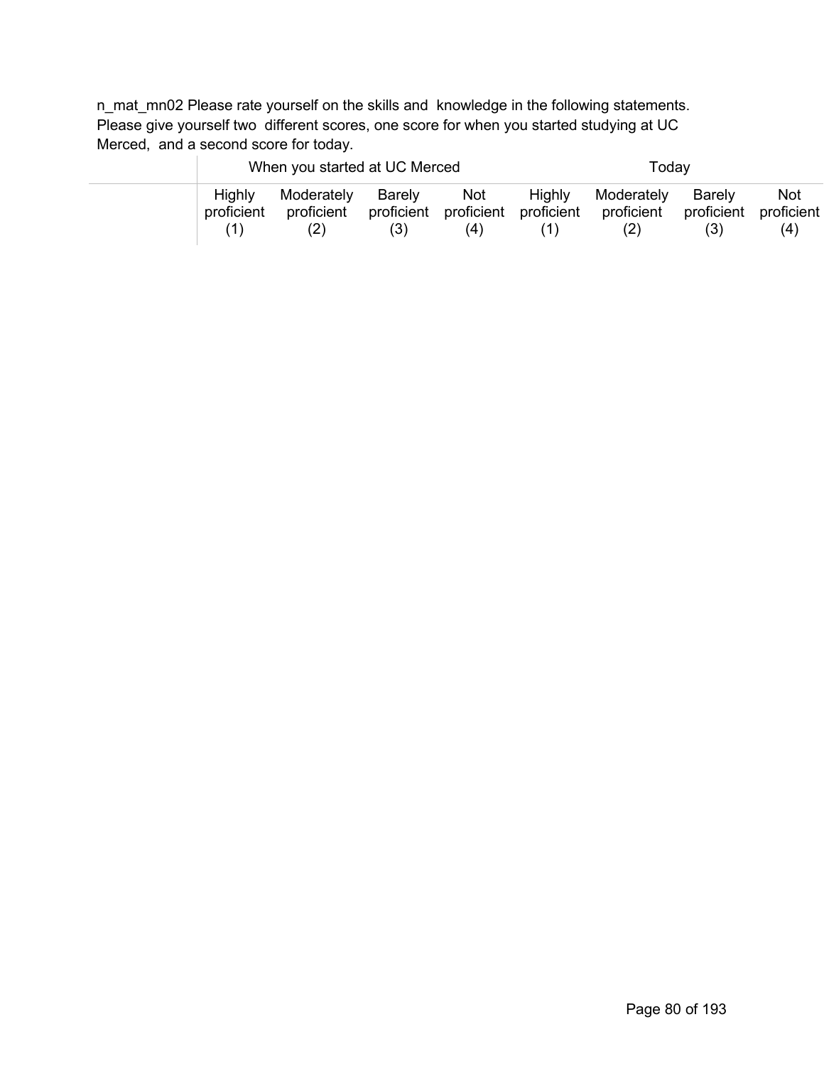n_mat_mn02 Please rate yourself on the skills and knowledge in the following statements. Please give yourself two different scores, one score for when you started studying at UC Merced, and a second score for today.

| | When you started at UC Merced | | | | Today | | | |
|---|---|---|---|---|---|---|---|---|
| | Highly proficient (1) | Moderately proficient (2) | Barely proficient (3) | Not proficient (4) | Highly proficient (1) | Moderately proficient (2) | Barely proficient (3) | Not proficient (4) |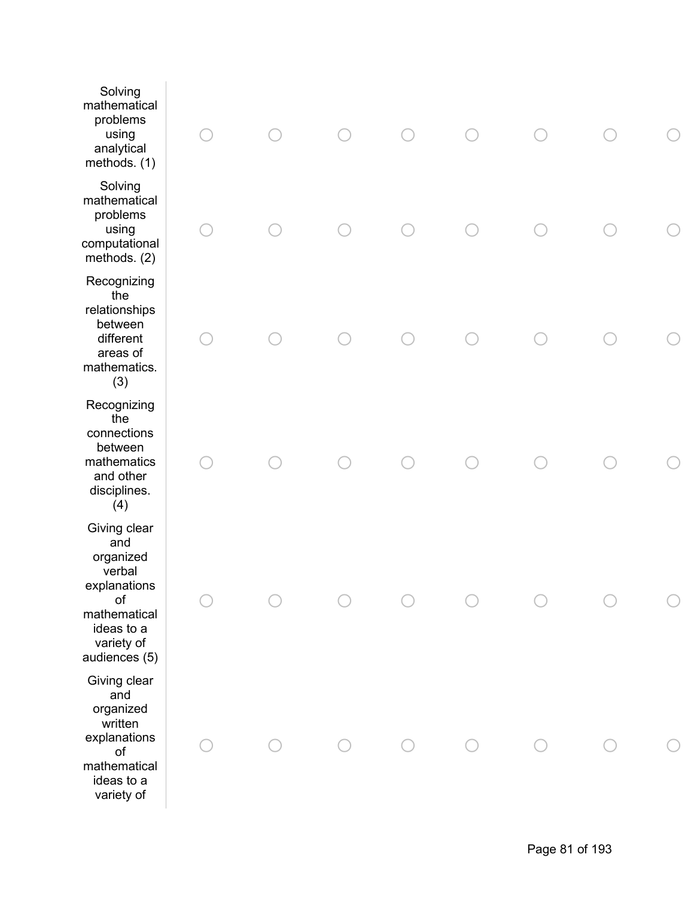| | | | | | | | | |
|---|---|---|---|---|---|---|---|---|
| Solving mathematical problems using analytical methods. (1) | ○ | ○ | ○ | ○ | ○ | ○ | ○ | ○ |
| Solving mathematical problems using computational methods. (2) | ○ | ○ | ○ | ○ | ○ | ○ | ○ | ○ |
| Recognizing the relationships between different areas of mathematics. (3) | ○ | ○ | ○ | ○ | ○ | ○ | ○ | ○ |
| Recognizing the connections between mathematics and other disciplines. (4) | ○ | ○ | ○ | ○ | ○ | ○ | ○ | ○ |
| Giving clear and organized verbal explanations of mathematical ideas to a variety of audiences (5) | ○ | ○ | ○ | ○ | ○ | ○ | ○ | ○ |
| Giving clear and organized written explanations of mathematical ideas to a variety of | ○ | ○ | ○ | ○ | ○ | ○ | ○ | ○ |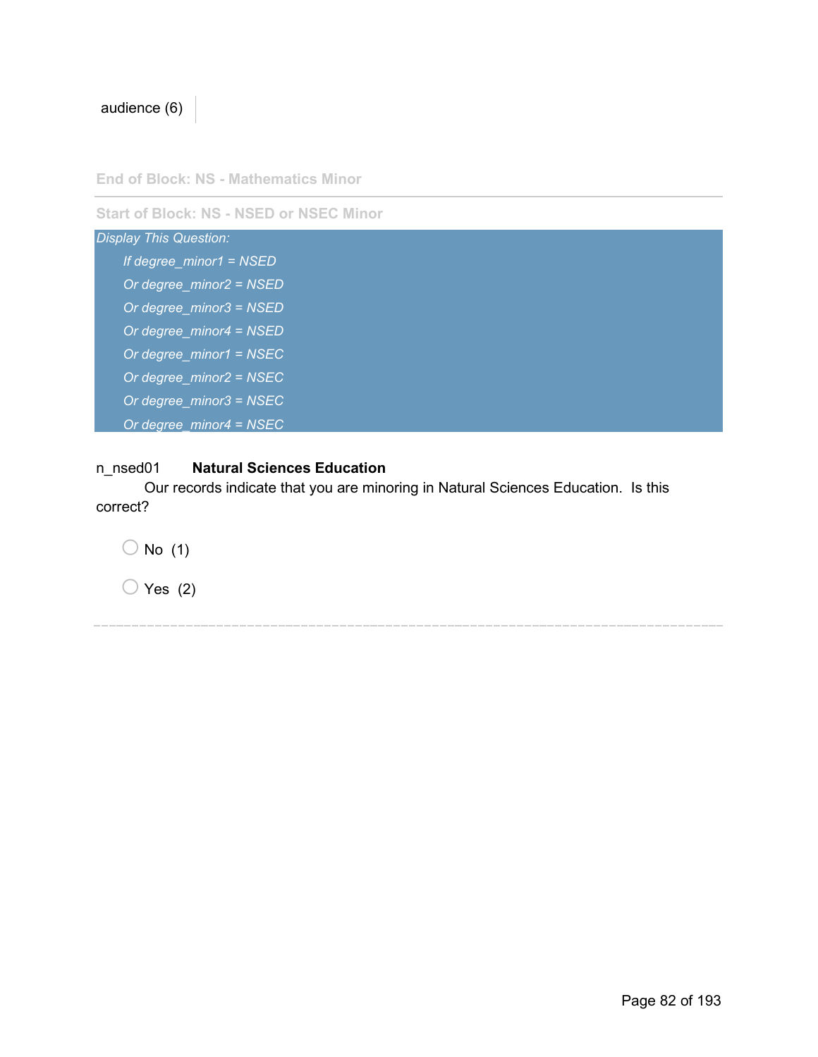audience (6)

End of Block: NS - Mathematics Minor

Start of Block: NS - NSED or NSEC Minor

*Display This Question:*

*If degree_minor1 = NSED*

*Or degree_minor2 = NSED*

*Or degree_minor3 = NSED*

*Or degree_minor4 = NSED*

*Or degree_minor1 = NSEC*

*Or degree_minor2 = NSEC*

*Or degree_minor3 = NSEC*

*Or degree_minor4 = NSEC*

n_nsed01 **Natural Sciences Education**
Our records indicate that you are minoring in Natural Sciences Education. Is this correct?

- No (1)
- Yes (2)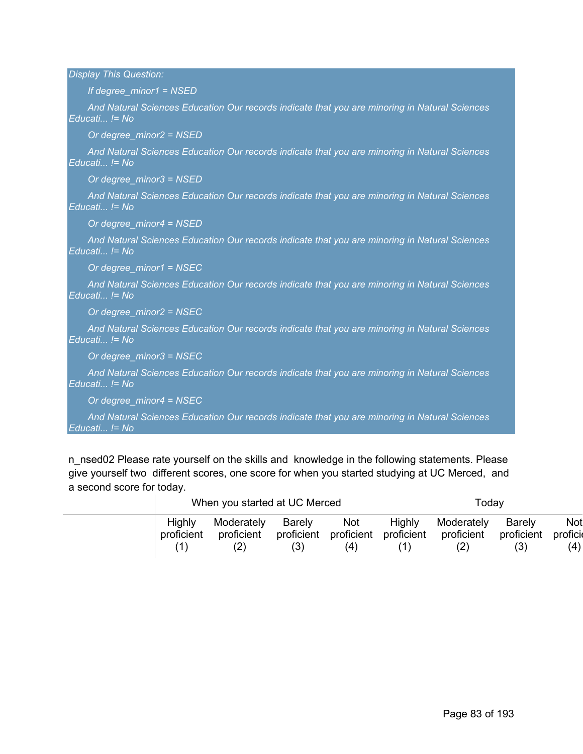*Display This Question:*

*If degree_minor1 = NSED*

*And Natural Sciences Education Our records indicate that you are minoring in Natural Sciences Educati... != No*

*Or degree_minor2 = NSED*

*And Natural Sciences Education Our records indicate that you are minoring in Natural Sciences Educati... != No*

*Or degree_minor3 = NSED*

*And Natural Sciences Education Our records indicate that you are minoring in Natural Sciences Educati... != No*

*Or degree_minor4 = NSED*

*And Natural Sciences Education Our records indicate that you are minoring in Natural Sciences Educati... != No*

*Or degree_minor1 = NSEC*

*And Natural Sciences Education Our records indicate that you are minoring in Natural Sciences Educati... != No*

*Or degree_minor2 = NSEC*

*And Natural Sciences Education Our records indicate that you are minoring in Natural Sciences Educati... != No*

*Or degree_minor3 = NSEC*

*And Natural Sciences Education Our records indicate that you are minoring in Natural Sciences Educati... != No*

*Or degree_minor4 = NSEC*

*And Natural Sciences Education Our records indicate that you are minoring in Natural Sciences Educati... != No*

n_nsed02 Please rate yourself on the skills and knowledge in the following statements. Please give yourself two different scores, one score for when you started studying at UC Merced, and a second score for today.

| | When you started at UC Merced | | | | Today | | | |
|---|---|---|---|---|---|---|---|---|
| | Highly proficient (1) | Moderately proficient (2) | Barely proficient (3) | Not proficient (4) | Highly proficient (1) | Moderately proficient (2) | Barely proficient (3) | Not proficie (4) |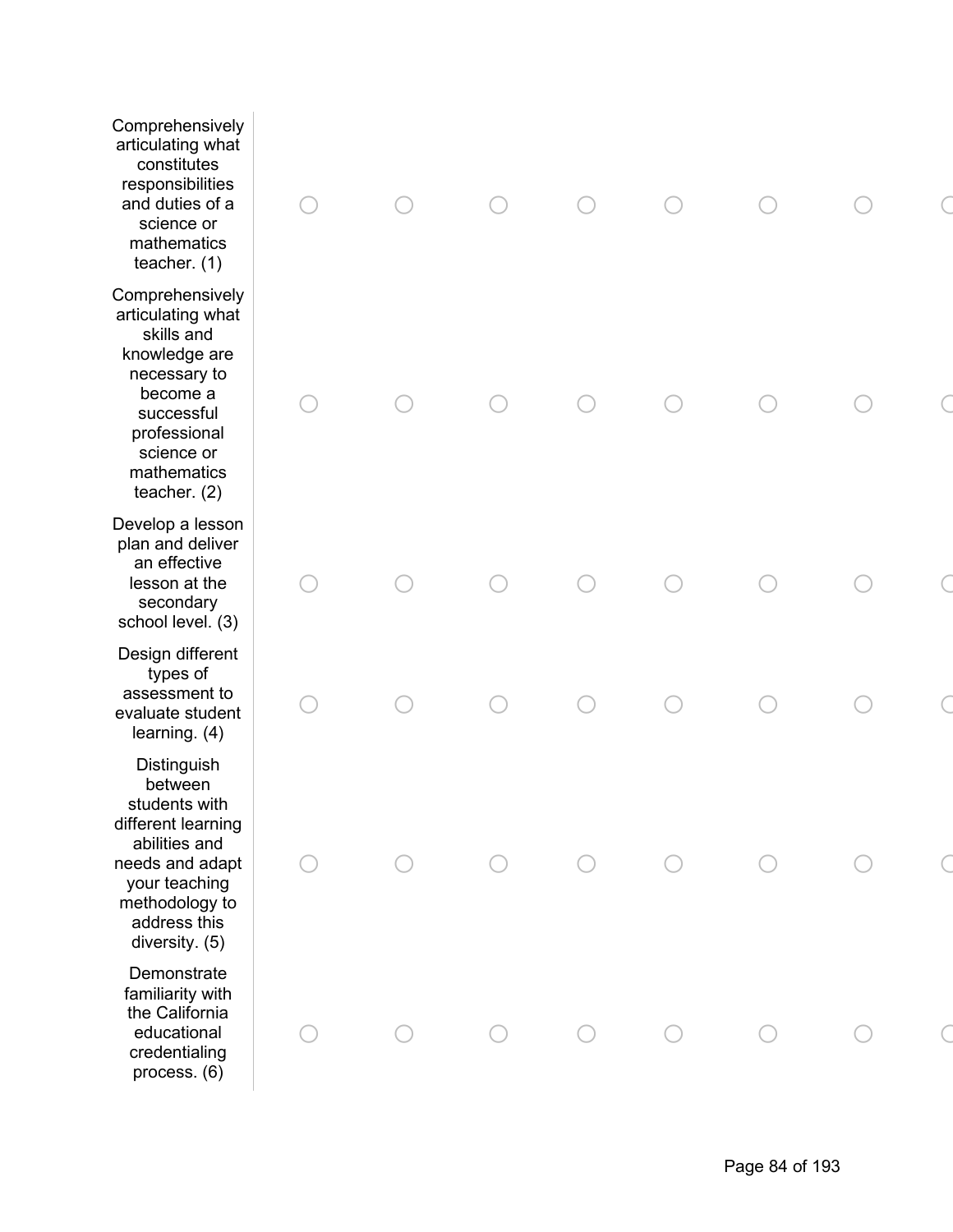| | | | | | | | | |
|---|---|---|---|---|---|---|---|---|
| Comprehensively articulating what constitutes responsibilities and duties of a science or mathematics teacher. (1) | ○ | ○ | ○ | ○ | ○ | ○ | ○ | ○ |
| Comprehensively articulating what skills and knowledge are necessary to become a successful professional science or mathematics teacher. (2) | ○ | ○ | ○ | ○ | ○ | ○ | ○ | ○ |
| Develop a lesson plan and deliver an effective lesson at the secondary school level. (3) | ○ | ○ | ○ | ○ | ○ | ○ | ○ | ○ |
| Design different types of assessment to evaluate student learning. (4) | ○ | ○ | ○ | ○ | ○ | ○ | ○ | ○ |
| Distinguish between students with different learning abilities and needs and adapt your teaching methodology to address this diversity. (5) | ○ | ○ | ○ | ○ | ○ | ○ | ○ | ○ |
| Demonstrate familiarity with the California educational credentialing process. (6) | ○ | ○ | ○ | ○ | ○ | ○ | ○ | ○ |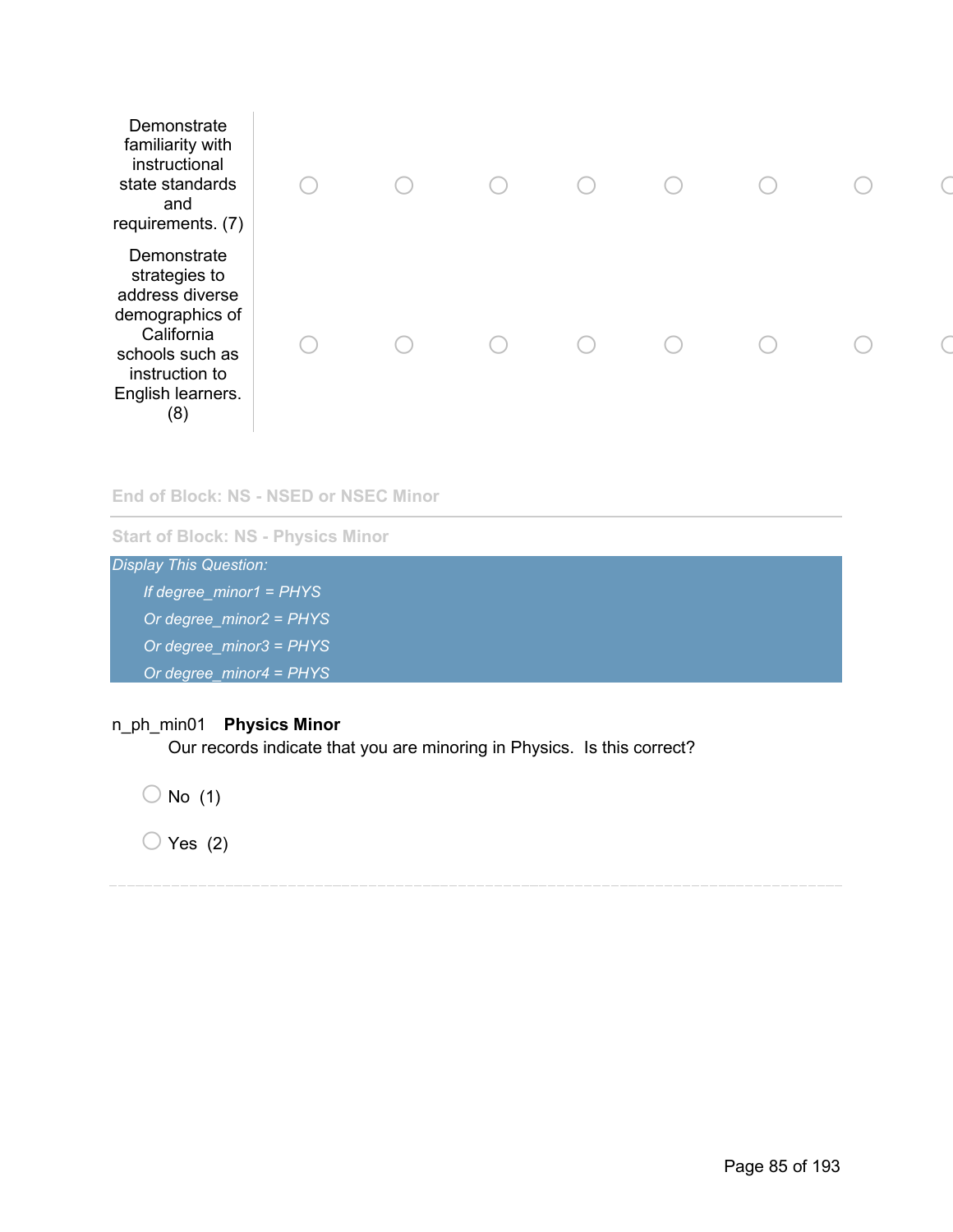| | | | | | | | | |
|---|---|---|---|---|---|---|---|---|
| Demonstrate familiarity with instructional state standards and requirements. (7) | ○ | ○ | ○ | ○ | ○ | ○ | ○ | ○ |
| Demonstrate strategies to address diverse demographics of California schools such as instruction to English learners. (8) | ○ | ○ | ○ | ○ | ○ | ○ | ○ | ○ |

End of Block: NS - NSED or NSEC Minor

---

Start of Block: NS - Physics Minor

*Display This Question:*

*If degree_minor1 = PHYS*

*Or degree_minor2 = PHYS*

*Or degree_minor3 = PHYS*

*Or degree_minor4 = PHYS*

n_ph_min01 **Physics Minor**

Our records indicate that you are minoring in Physics. Is this correct?

○ No (1)

○ Yes (2)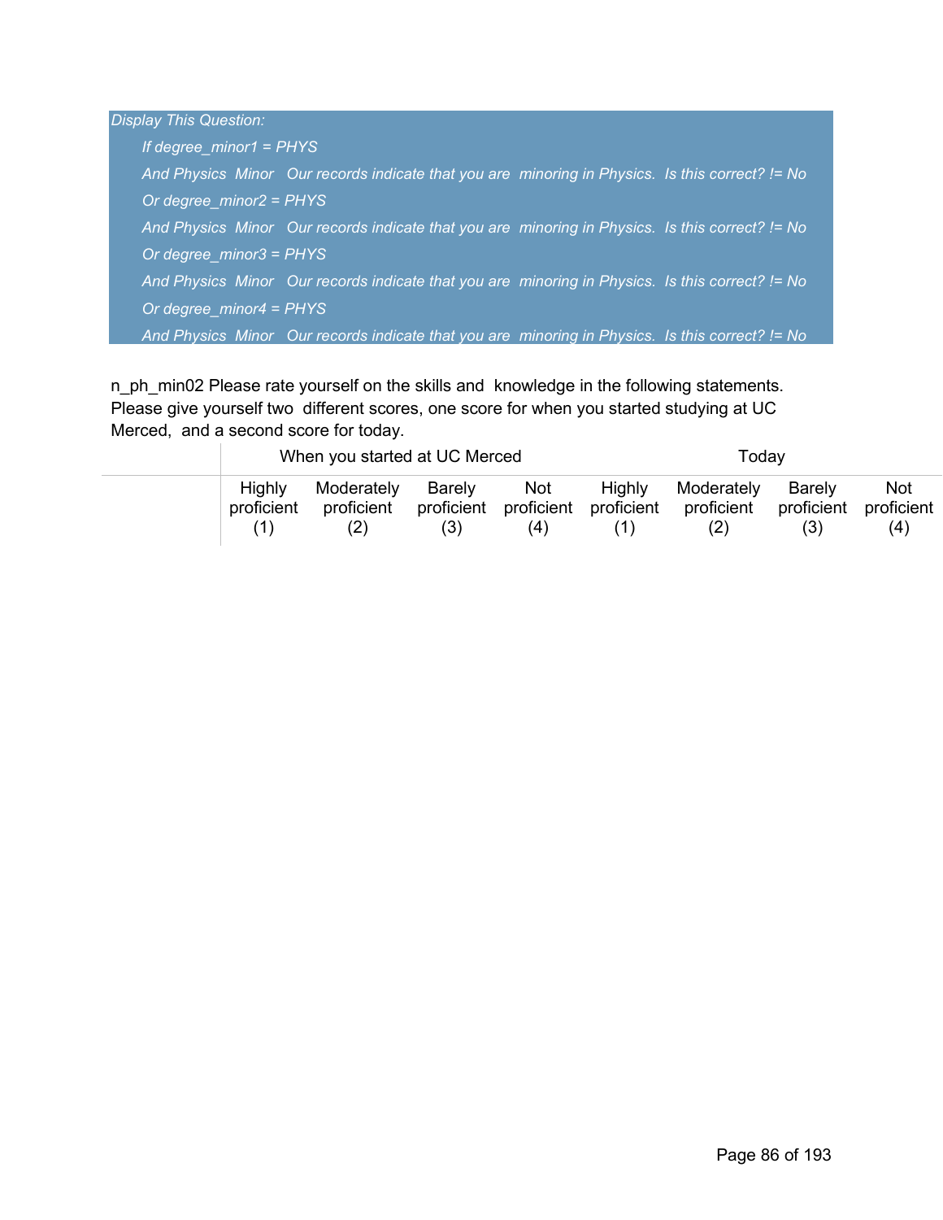*Display This Question:*

*If degree_minor1 = PHYS*

*And Physics Minor Our records indicate that you are minoring in Physics. Is this correct? != No*

*Or degree_minor2 = PHYS*

*And Physics Minor Our records indicate that you are minoring in Physics. Is this correct? != No*

*Or degree_minor3 = PHYS*

*And Physics Minor Our records indicate that you are minoring in Physics. Is this correct? != No*

*Or degree_minor4 = PHYS*

*And Physics Minor Our records indicate that you are minoring in Physics. Is this correct? != No*

n_ph_min02 Please rate yourself on the skills and knowledge in the following statements. Please give yourself two different scores, one score for when you started studying at UC Merced, and a second score for today.

| | When you started at UC Merced | | | | Today | | | |
|---|---|---|---|---|---|---|---|---|
| | Highly proficient (1) | Moderately proficient (2) | Barely proficient (3) | Not proficient (4) | Highly proficient (1) | Moderately proficient (2) | Barely proficient (3) | Not proficient (4) |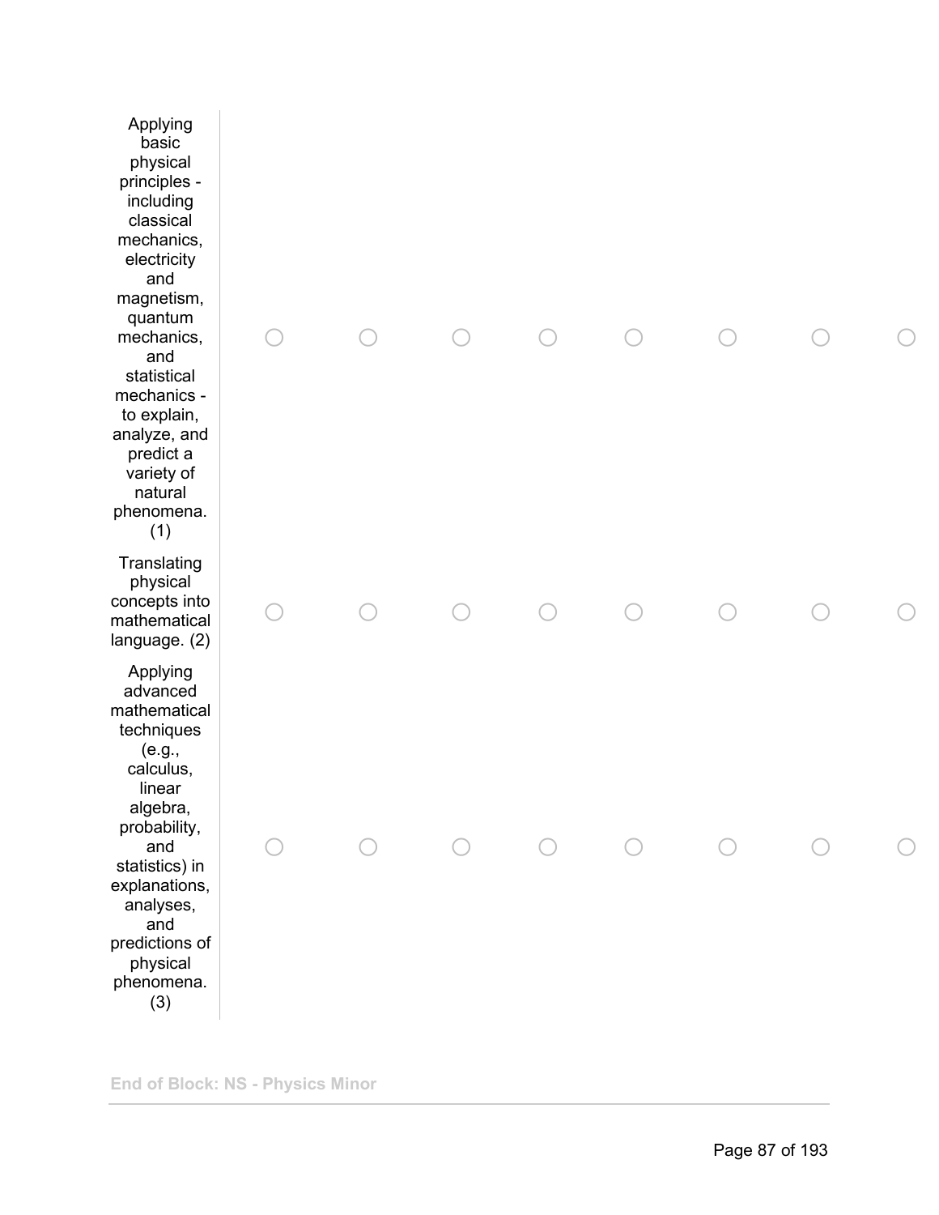| | | | | | | | | |
|---|---|---|---|---|---|---|---|---|
| Applying basic physical principles - including classical mechanics, electricity and magnetism, quantum mechanics, and statistical mechanics - to explain, analyze, and predict a variety of natural phenomena. (1) | ○ | ○ | ○ | ○ | ○ | ○ | ○ | ○ |
| Translating physical concepts into mathematical language. (2) | ○ | ○ | ○ | ○ | ○ | ○ | ○ | ○ |
| Applying advanced mathematical techniques (e.g., calculus, linear algebra, probability, and statistics) in explanations, analyses, and predictions of physical phenomena. (3) | ○ | ○ | ○ | ○ | ○ | ○ | ○ | ○ |

**End of Block: NS - Physics Minor**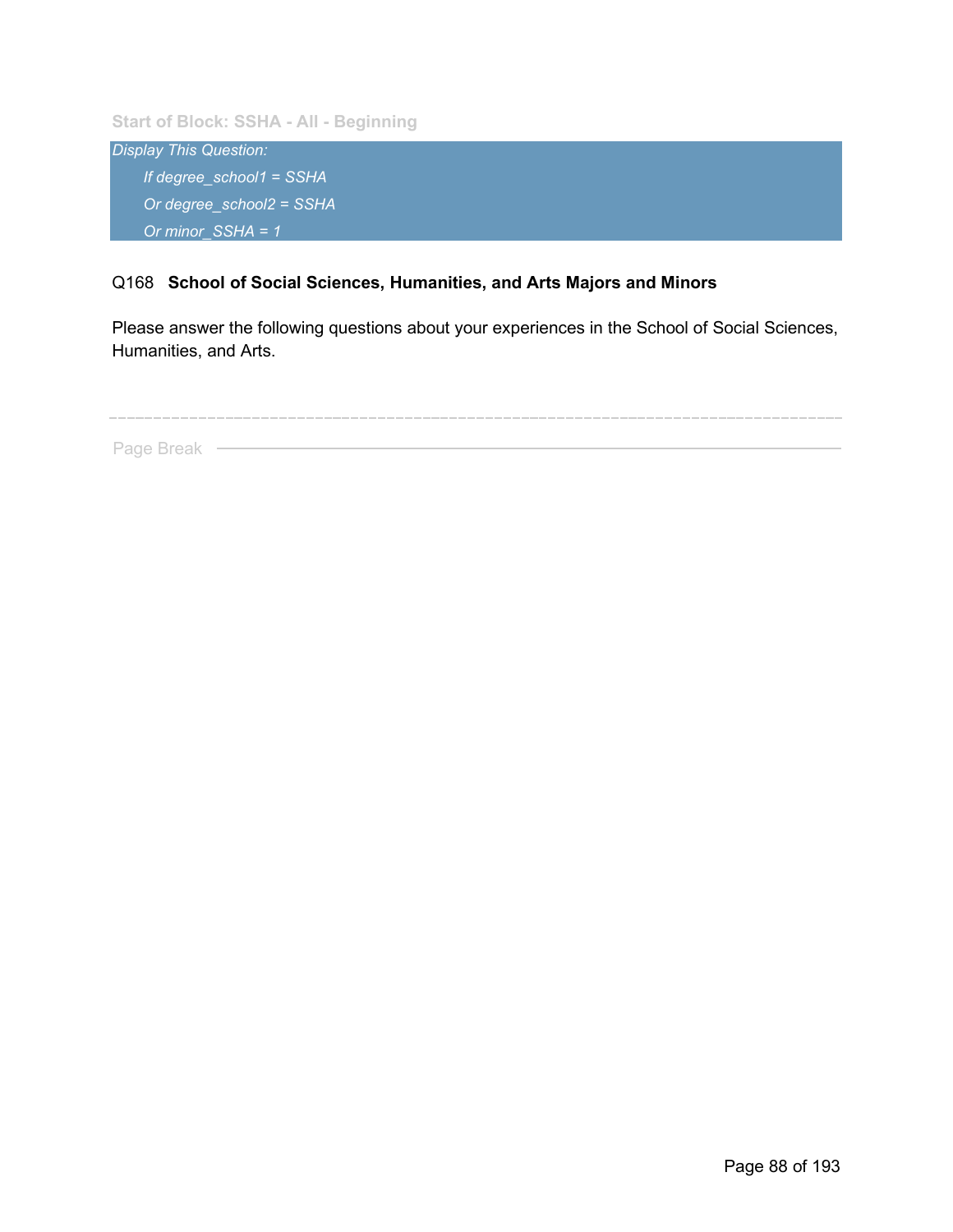Start of Block: SSHA - All - Beginning

*Display This Question:*

*If degree_school1 = SSHA*

*Or degree_school2 = SSHA*

*Or minor_SSHA = 1*

Q168 **School of Social Sciences, Humanities, and Arts Majors and Minors**

Please answer the following questions about your experiences in the School of Social Sciences, Humanities, and Arts.

---

Page Break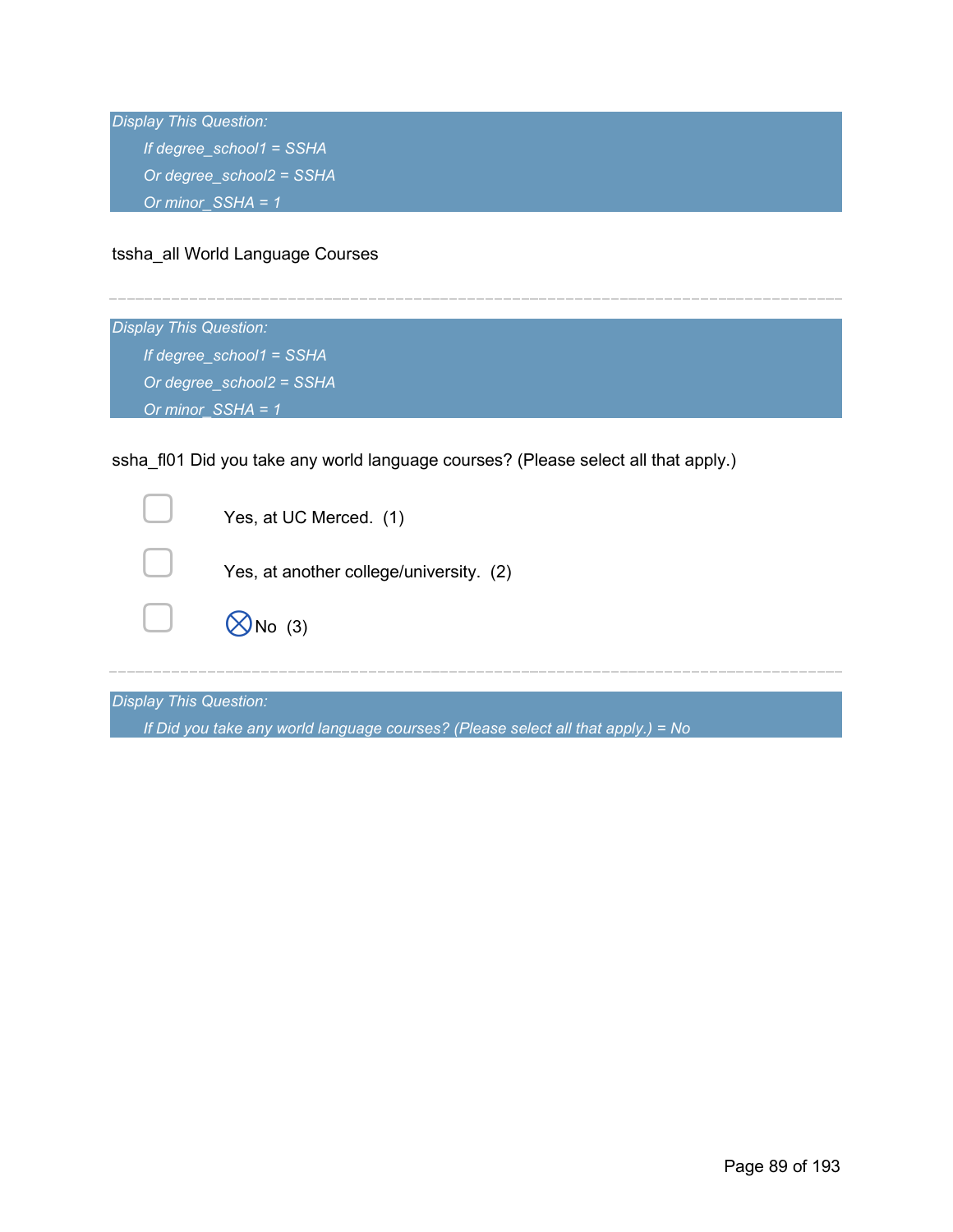*Display This Question:*

*If degree_school1 = SSHA*

*Or degree_school2 = SSHA*

*Or minor_SSHA = 1*

tssha_all World Language Courses

---

*Display This Question:*

*If degree_school1 = SSHA*

*Or degree_school2 = SSHA*

*Or minor_SSHA = 1*

ssha_fl01 Did you take any world language courses? (Please select all that apply.)

- ☐ Yes, at UC Merced. (1)
- ☐ Yes, at another college/university. (2)
- ☐ ⊗No (3)

---

*Display This Question:*

*If Did you take any world language courses? (Please select all that apply.) = No*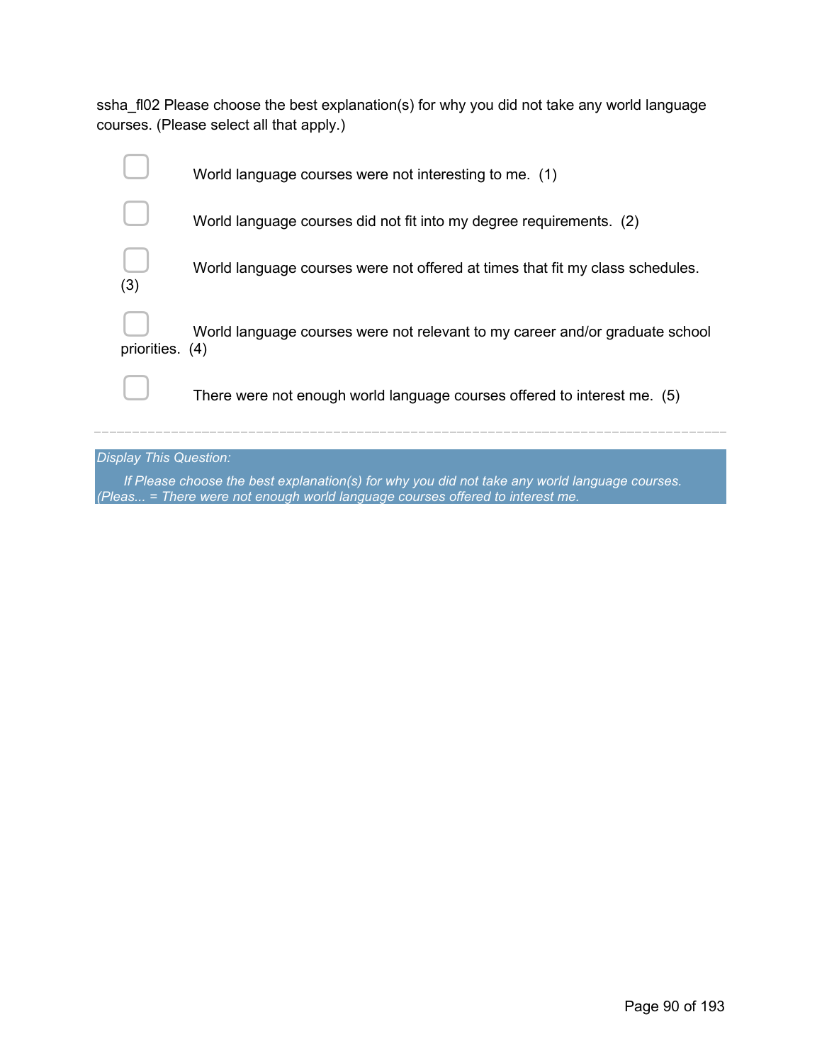ssha_fl02 Please choose the best explanation(s) for why you did not take any world language courses. (Please select all that apply.)

- ☐ World language courses were not interesting to me. (1)
- ☐ World language courses did not fit into my degree requirements. (2)
- ☐ World language courses were not offered at times that fit my class schedules. (3)
- ☐ World language courses were not relevant to my career and/or graduate school priorities. (4)
- ☐ There were not enough world language courses offered to interest me. (5)

---

*Display This Question:*

*If Please choose the best explanation(s) for why you did not take any world language courses. (Pleas... = There were not enough world language courses offered to interest me.*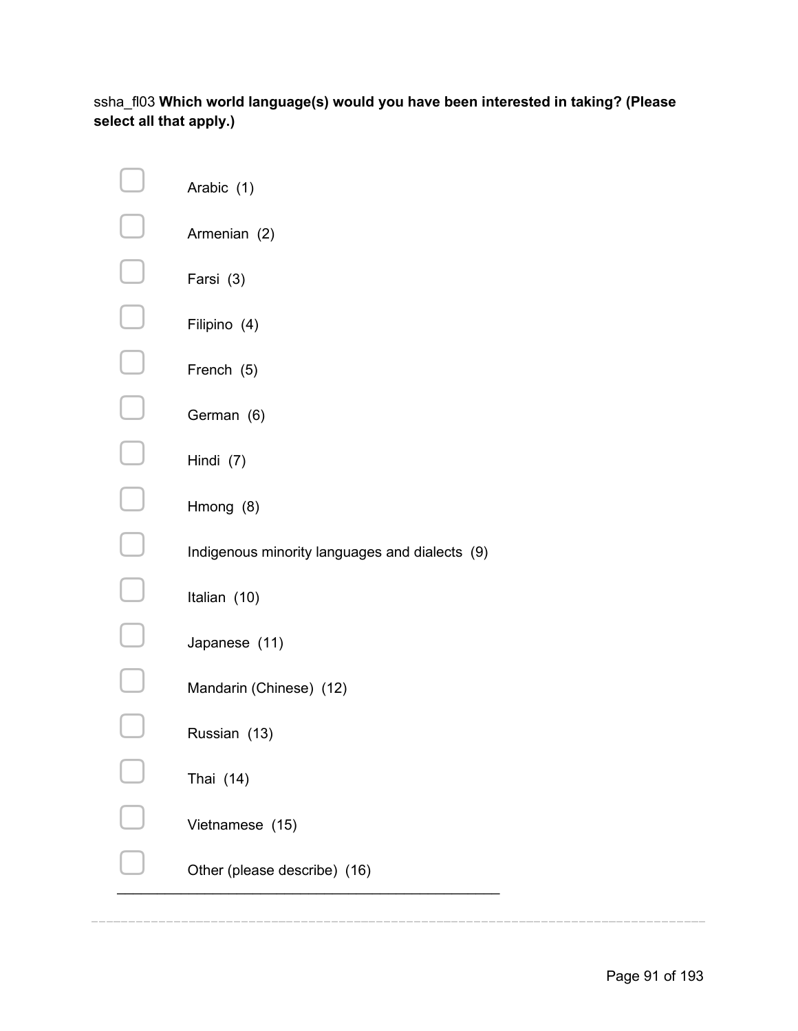ssha_fl03 **Which world language(s) would you have been interested in taking? (Please select all that apply.)**

- [ ] Arabic (1)
- [ ] Armenian (2)
- [ ] Farsi (3)
- [ ] Filipino (4)
- [ ] French (5)
- [ ] German (6)
- [ ] Hindi (7)
- [ ] Hmong (8)
- [ ] Indigenous minority languages and dialects (9)
- [ ] Italian (10)
- [ ] Japanese (11)
- [ ] Mandarin (Chinese) (12)
- [ ] Russian (13)
- [ ] Thai (14)
- [ ] Vietnamese (15)
- [ ] Other (please describe) (16) ________________________________________________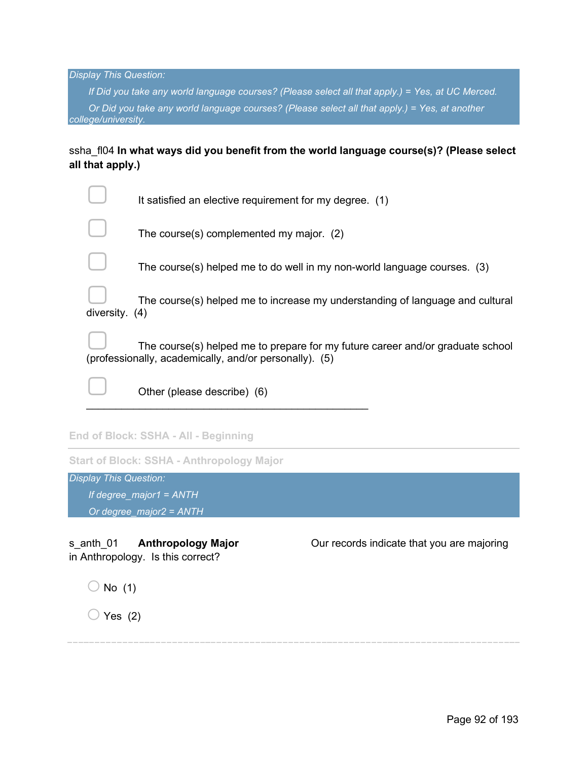*Display This Question:*

*If Did you take any world language courses? (Please select all that apply.) = Yes, at UC Merced.*

*Or Did you take any world language courses? (Please select all that apply.) = Yes, at another college/university.*

ssha_fl04 **In what ways did you benefit from the world language course(s)? (Please select all that apply.)**

- ▢ It satisfied an elective requirement for my degree. (1)
- ▢ The course(s) complemented my major. (2)
- ▢ The course(s) helped me to do well in my non-world language courses. (3)
- ▢ The course(s) helped me to increase my understanding of language and cultural diversity. (4)
- ▢ The course(s) helped me to prepare for my future career and/or graduate school (professionally, academically, and/or personally). (5)
- ▢ Other (please describe) (6) ________________________________________________

End of Block: SSHA - All - Beginning

Start of Block: SSHA - Anthropology Major

*Display This Question:*

*If degree_major1 = ANTH*

*Or degree_major2 = ANTH*

s_anth_01 **Anthropology Major** Our records indicate that you are majoring in Anthropology. Is this correct?

- ◯ No (1)
- ◯ Yes (2)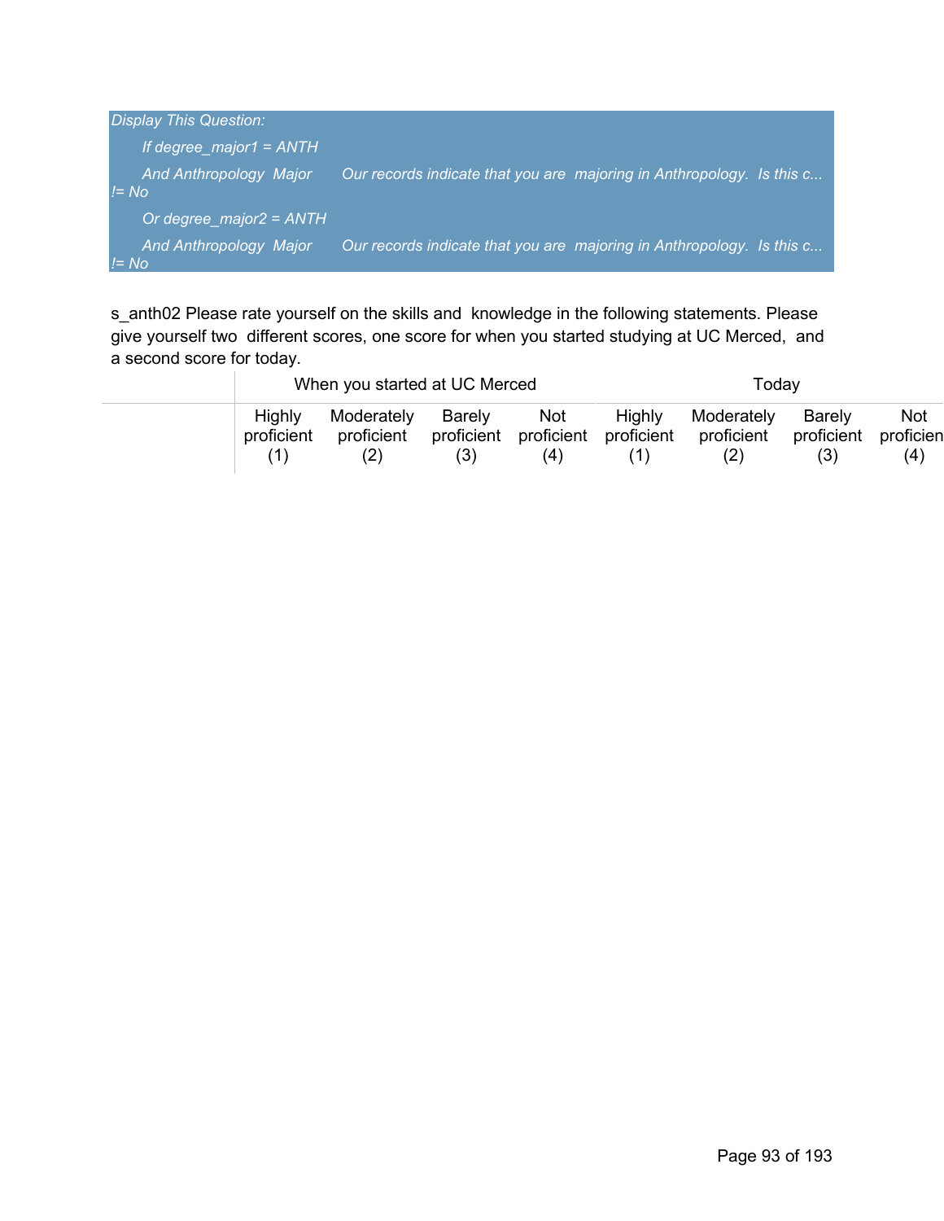*Display This Question:*

*If degree_major1 = ANTH*

*And Anthropology Major Our records indicate that you are majoring in Anthropology. Is this c... != No*

*Or degree_major2 = ANTH*

*And Anthropology Major Our records indicate that you are majoring in Anthropology. Is this c... != No*

s_anth02 Please rate yourself on the skills and knowledge in the following statements. Please give yourself two different scores, one score for when you started studying at UC Merced, and a second score for today.

| | When you started at UC Merced | | | | Today | | | |
|---|---|---|---|---|---|---|---|---|
| | Highly proficient (1) | Moderately proficient (2) | Barely proficient (3) | Not proficient (4) | Highly proficient (1) | Moderately proficient (2) | Barely proficient (3) | Not proficien (4) |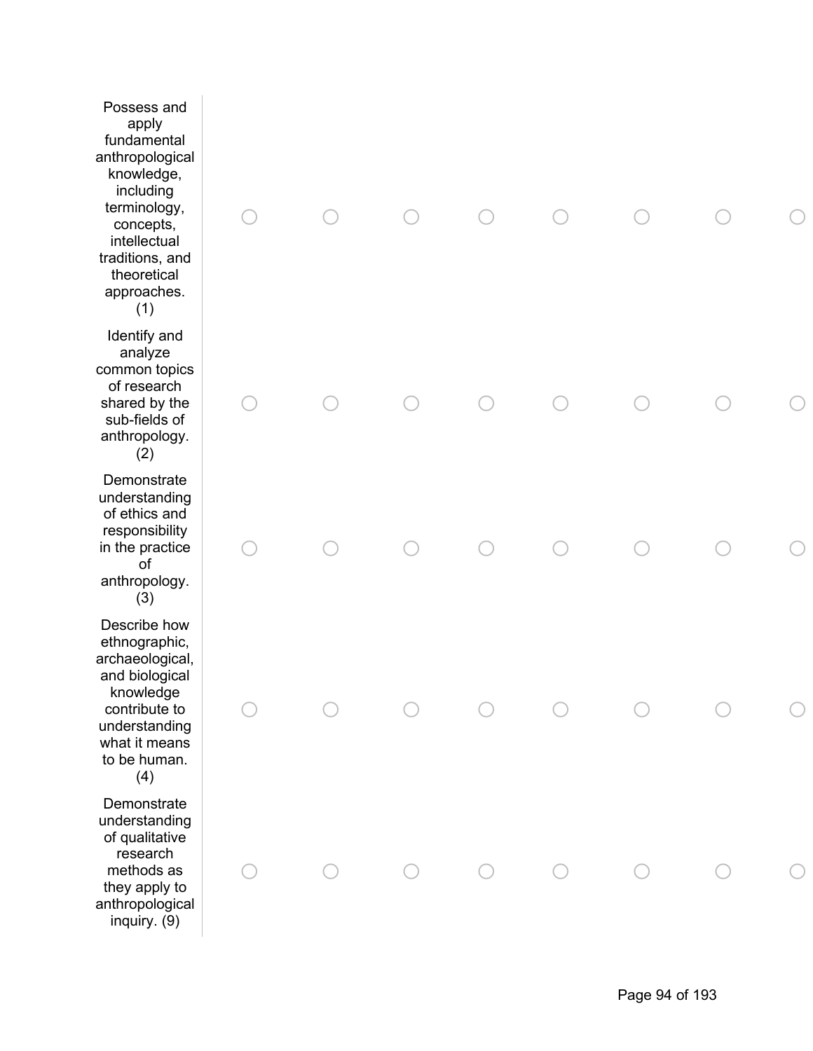| | | | | | | | | |
|---|---|---|---|---|---|---|---|---|
| Possess and apply fundamental anthropological knowledge, including terminology, concepts, intellectual traditions, and theoretical approaches. (1) | ○ | ○ | ○ | ○ | ○ | ○ | ○ | ○ |
| Identify and analyze common topics of research shared by the sub-fields of anthropology. (2) | ○ | ○ | ○ | ○ | ○ | ○ | ○ | ○ |
| Demonstrate understanding of ethics and responsibility in the practice of anthropology. (3) | ○ | ○ | ○ | ○ | ○ | ○ | ○ | ○ |
| Describe how ethnographic, archaeological, and biological knowledge contribute to understanding what it means to be human. (4) | ○ | ○ | ○ | ○ | ○ | ○ | ○ | ○ |
| Demonstrate understanding of qualitative research methods as they apply to anthropological inquiry. (9) | ○ | ○ | ○ | ○ | ○ | ○ | ○ | ○ |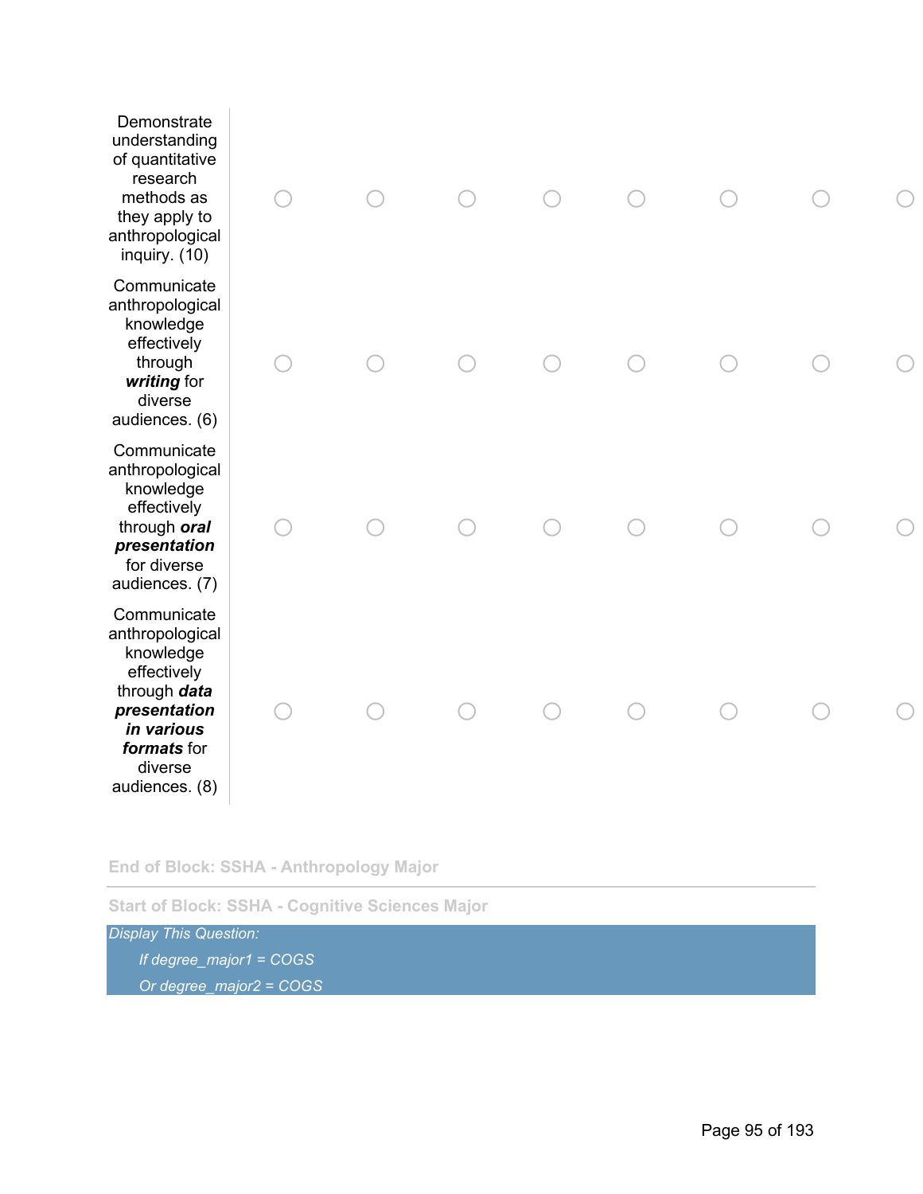| | | | | | | | | |
|---|---|---|---|---|---|---|---|---|
| Demonstrate understanding of quantitative research methods as they apply to anthropological inquiry. (10) | o | o | o | o | o | o | o | o |
| Communicate anthropological knowledge effectively through ***writing*** for diverse audiences. (6) | o | o | o | o | o | o | o | o |
| Communicate anthropological knowledge effectively through ***oral presentation*** for diverse audiences. (7) | o | o | o | o | o | o | o | o |
| Communicate anthropological knowledge effectively through ***data presentation in various formats*** for diverse audiences. (8) | o | o | o | o | o | o | o | o |

**End of Block: SSHA - Anthropology Major**

---

**Start of Block: SSHA - Cognitive Sciences Major**

*Display This Question:*

*If degree_major1 = COGS*

*Or degree_major2 = COGS*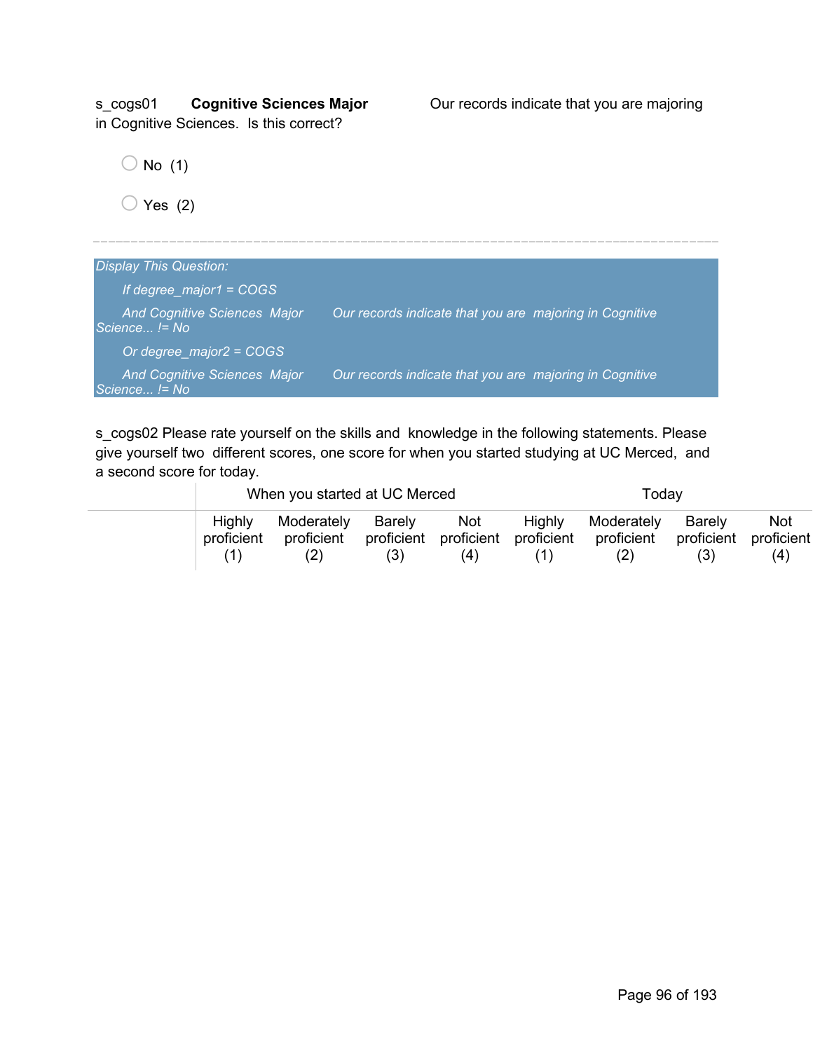s_cogs01 **Cognitive Sciences Major** Our records indicate that you are majoring in Cognitive Sciences. Is this correct?

- No (1)
- Yes (2)

---

*Display This Question:*

*If degree_major1 = COGS*

*And Cognitive Sciences Major Our records indicate that you are majoring in Cognitive Science... != No*

*Or degree_major2 = COGS*

*And Cognitive Sciences Major Our records indicate that you are majoring in Cognitive Science... != No*

s_cogs02 Please rate yourself on the skills and knowledge in the following statements. Please give yourself two different scores, one score for when you started studying at UC Merced, and a second score for today.

| | When you started at UC Merced | | | | Today | | | |
|---|---|---|---|---|---|---|---|---|
| | Highly proficient (1) | Moderately proficient (2) | Barely proficient (3) | Not proficient (4) | Highly proficient (1) | Moderately proficient (2) | Barely proficient (3) | Not proficient (4) |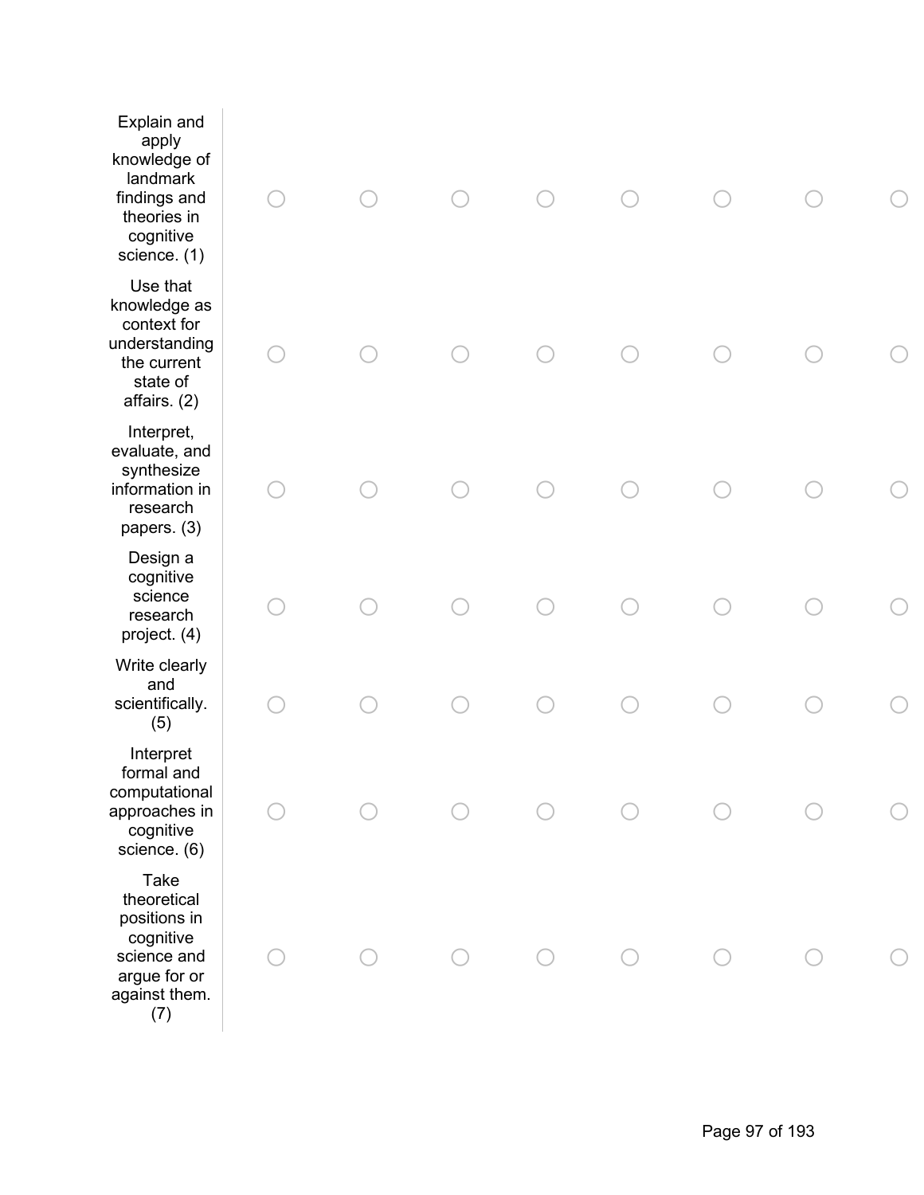| | | | | | | | | |
|---|---|---|---|---|---|---|---|---|
| Explain and apply knowledge of landmark findings and theories in cognitive science. (1) | ○ | ○ | ○ | ○ | ○ | ○ | ○ | ○ |
| Use that knowledge as context for understanding the current state of affairs. (2) | ○ | ○ | ○ | ○ | ○ | ○ | ○ | ○ |
| Interpret, evaluate, and synthesize information in research papers. (3) | ○ | ○ | ○ | ○ | ○ | ○ | ○ | ○ |
| Design a cognitive science research project. (4) | ○ | ○ | ○ | ○ | ○ | ○ | ○ | ○ |
| Write clearly and scientifically. (5) | ○ | ○ | ○ | ○ | ○ | ○ | ○ | ○ |
| Interpret formal and computational approaches in cognitive science. (6) | ○ | ○ | ○ | ○ | ○ | ○ | ○ | ○ |
| Take theoretical positions in cognitive science and argue for or against them. (7) | ○ | ○ | ○ | ○ | ○ | ○ | ○ | ○ |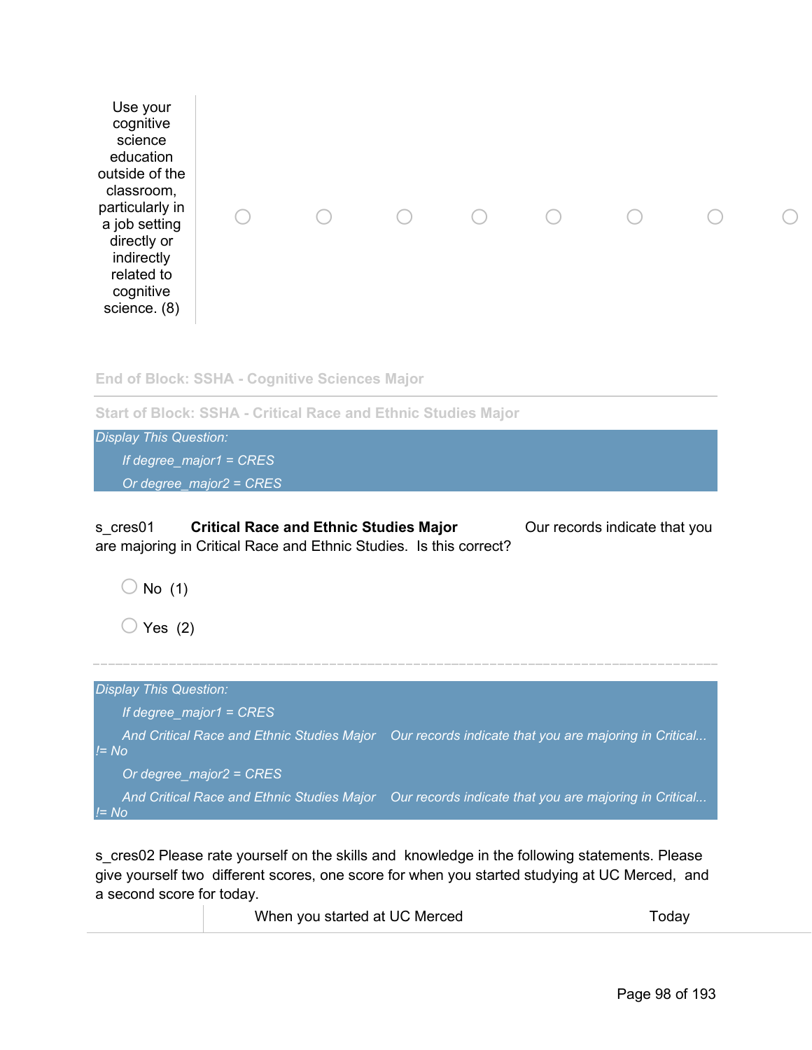| | | | | | | | | |
|---|---|---|---|---|---|---|---|---|
| Use your cognitive science education outside of the classroom, particularly in a job setting directly or indirectly related to cognitive science. (8) | ○ | ○ | ○ | ○ | ○ | ○ | ○ | ○ |

End of Block: SSHA - Cognitive Sciences Major

---

Start of Block: SSHA - Critical Race and Ethnic Studies Major

*Display This Question:*

*If degree_major1 = CRES*

*Or degree_major2 = CRES*

s_cres01 **Critical Race and Ethnic Studies Major** Our records indicate that you are majoring in Critical Race and Ethnic Studies. Is this correct?

○ No (1)

○ Yes (2)

---

*Display This Question:*

*If degree_major1 = CRES*

*And Critical Race and Ethnic Studies Major Our records indicate that you are majoring in Critical... != No*

*Or degree_major2 = CRES*

*And Critical Race and Ethnic Studies Major Our records indicate that you are majoring in Critical... != No*

s_cres02 Please rate yourself on the skills and knowledge in the following statements. Please give yourself two different scores, one score for when you started studying at UC Merced, and a second score for today.

| | When you started at UC Merced | Today |
|---|---|---|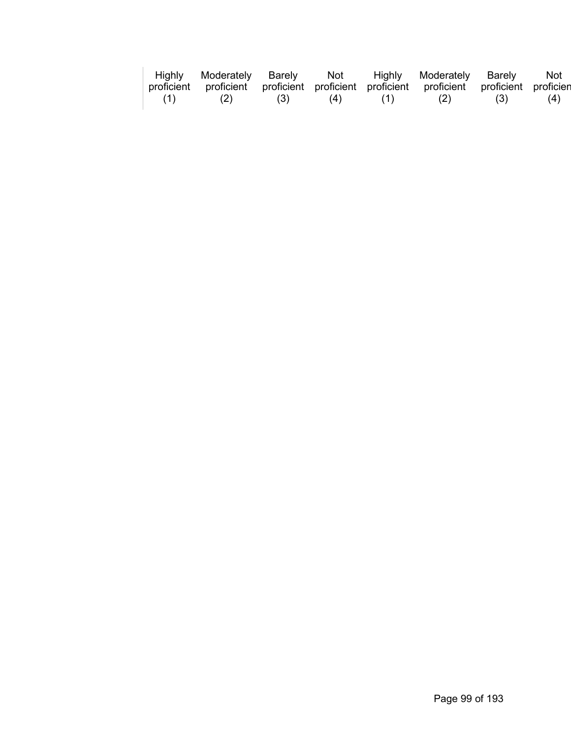| | Highly proficient (1) | Moderately proficient (2) | Barely proficient (3) | Not proficient (4) | Highly proficient (1) | Moderately proficient (2) | Barely proficient (3) | Not proficient (4) |
|---|---|---|---|---|---|---|---|---|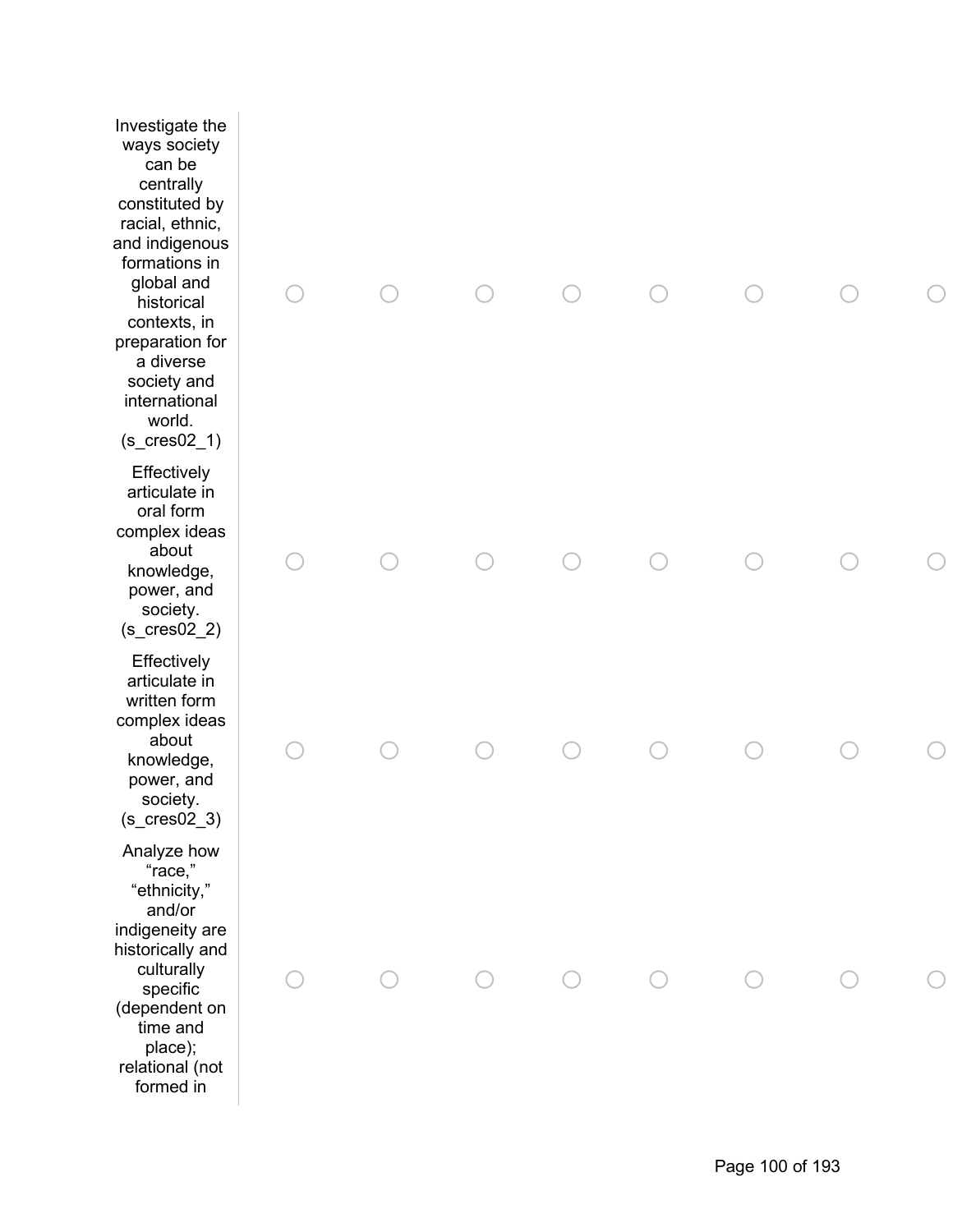| | | | | | | | | |
|---|---|---|---|---|---|---|---|---|
| Investigate the ways society can be centrally constituted by racial, ethnic, and indigenous formations in global and historical contexts, in preparation for a diverse society and international world. (s_cres02_1) | ◯ | ◯ | ◯ | ◯ | ◯ | ◯ | ◯ | ◯ |
| Effectively articulate in oral form complex ideas about knowledge, power, and society. (s_cres02_2) | ◯ | ◯ | ◯ | ◯ | ◯ | ◯ | ◯ | ◯ |
| Effectively articulate in written form complex ideas about knowledge, power, and society. (s_cres02_3) | ◯ | ◯ | ◯ | ◯ | ◯ | ◯ | ◯ | ◯ |
| Analyze how "race," "ethnicity," and/or indigeneity are historically and culturally specific (dependent on time and place); relational (not formed in | ◯ | ◯ | ◯ | ◯ | ◯ | ◯ | ◯ | ◯ |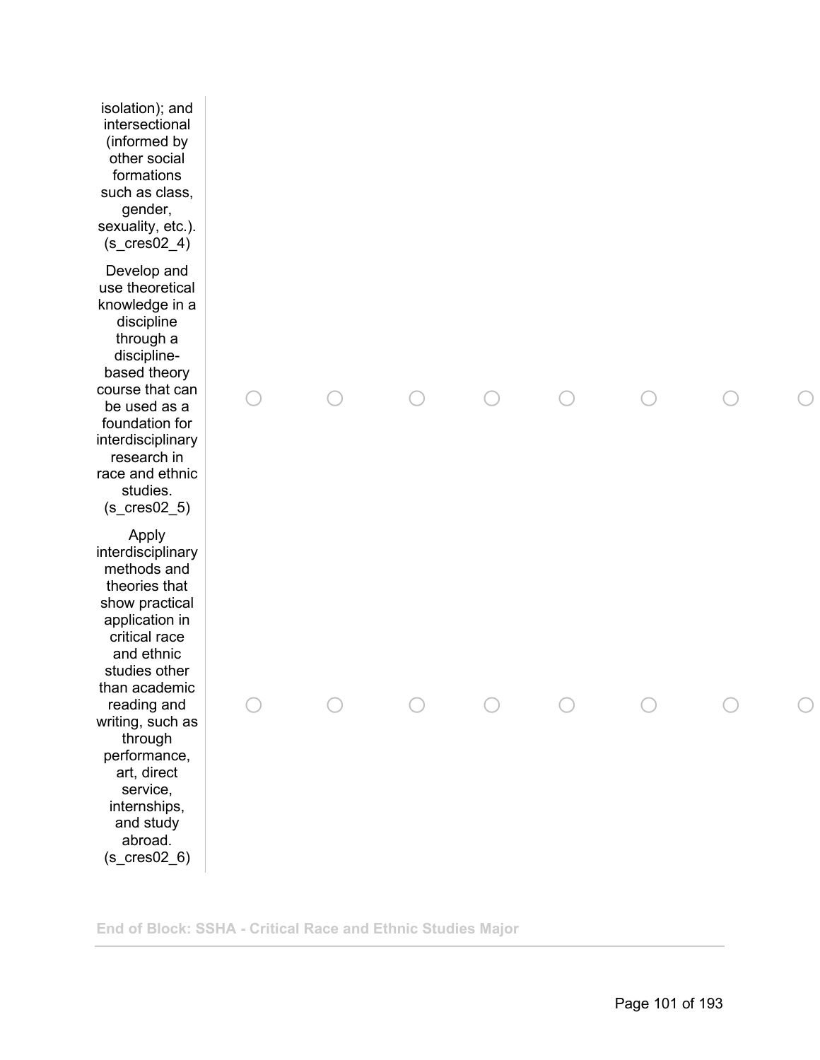| | | | | | | | | |
|---|---|---|---|---|---|---|---|---|
| isolation); and intersectional (informed by other social formations such as class, gender, sexuality, etc.). (s_cres02_4) | | | | | | | | |
| Develop and use theoretical knowledge in a discipline through a discipline-based theory course that can be used as a foundation for interdisciplinary research in race and ethnic studies. (s_cres02_5) | ○ | ○ | ○ | ○ | ○ | ○ | ○ | ○ |
| Apply interdisciplinary methods and theories that show practical application in critical race and ethnic studies other than academic reading and writing, such as through performance, art, direct service, internships, and study abroad. (s_cres02_6) | ○ | ○ | ○ | ○ | ○ | ○ | ○ | ○ |

**End of Block: SSHA - Critical Race and Ethnic Studies Major**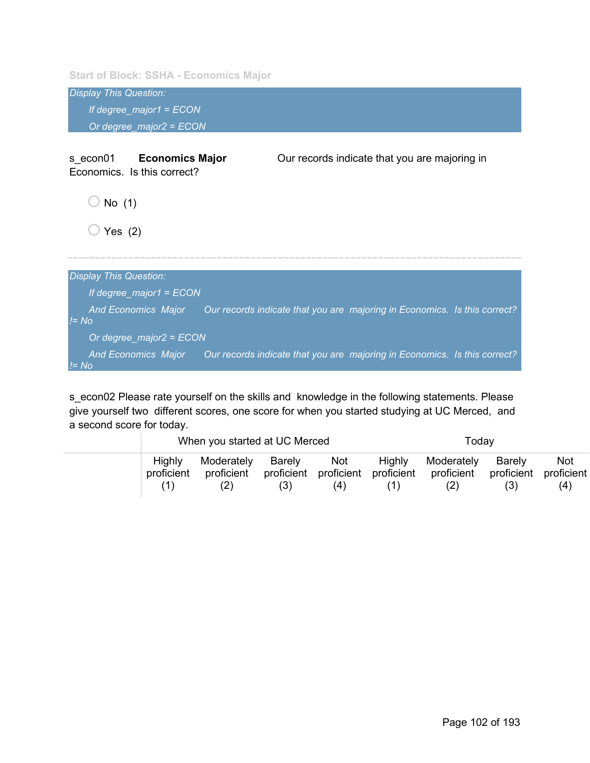Start of Block: SSHA - Economics Major

*Display This Question:*

*If degree_major1 = ECON*

*Or degree_major2 = ECON*

s_econ01 **Economics Major** Our records indicate that you are majoring in Economics. Is this correct?

- No (1)
- Yes (2)

---

*Display This Question:*

*If degree_major1 = ECON*

*And Economics Major Our records indicate that you are majoring in Economics. Is this correct? != No*

*Or degree_major2 = ECON*

*And Economics Major Our records indicate that you are majoring in Economics. Is this correct? != No*

s_econ02 Please rate yourself on the skills and knowledge in the following statements. Please give yourself two different scores, one score for when you started studying at UC Merced, and a second score for today.

| | When you started at UC Merced | | | | Today | | | |
|---|---|---|---|---|---|---|---|---|
| | Highly proficient (1) | Moderately proficient (2) | Barely proficient (3) | Not proficient (4) | Highly proficient (1) | Moderately proficient (2) | Barely proficient (3) | Not proficient (4) |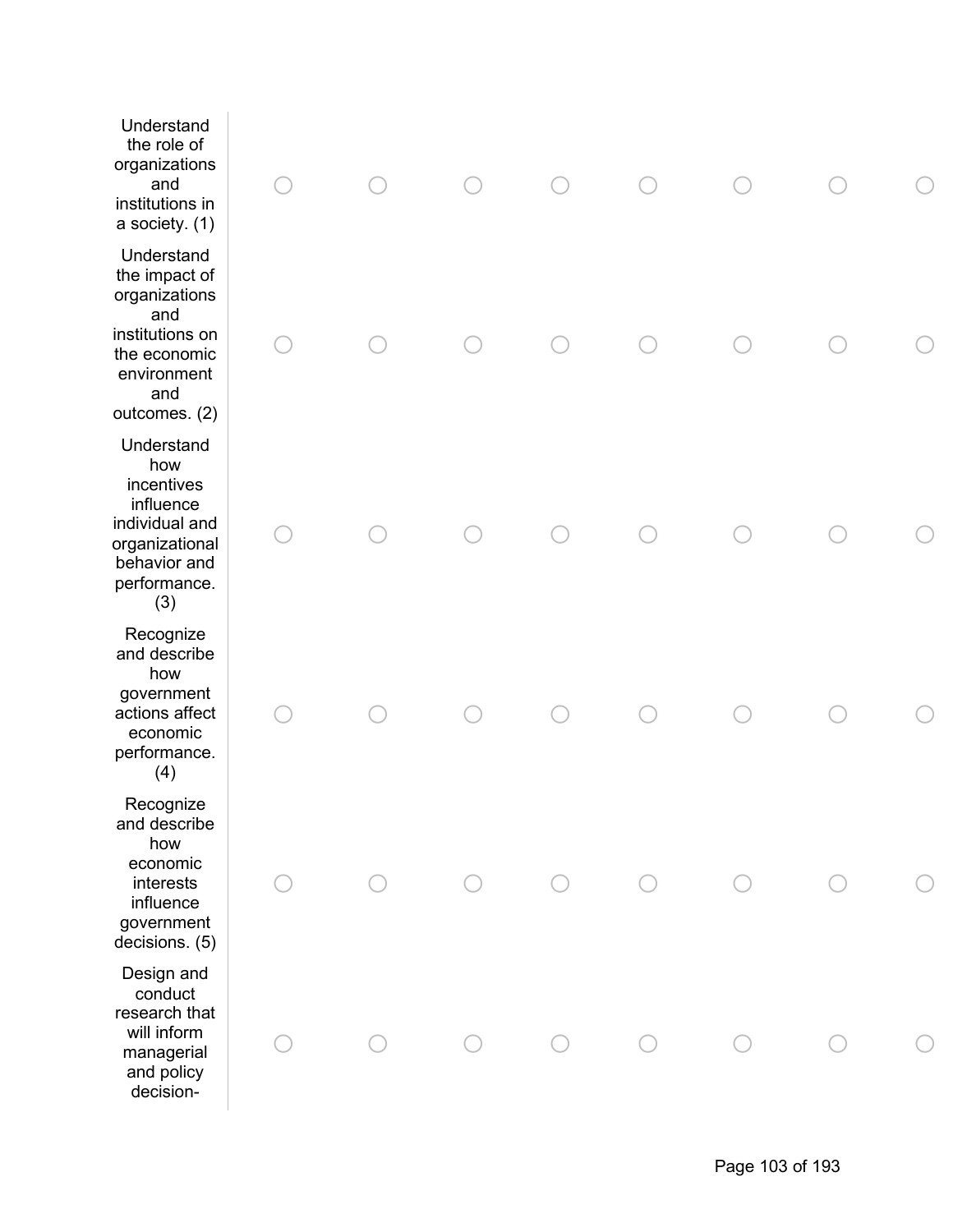| | | | | | | | | |
|---|---|---|---|---|---|---|---|---|
| Understand the role of organizations and institutions in a society. (1) | ○ | ○ | ○ | ○ | ○ | ○ | ○ | ○ |
| Understand the impact of organizations and institutions on the economic environment and outcomes. (2) | ○ | ○ | ○ | ○ | ○ | ○ | ○ | ○ |
| Understand how incentives influence individual and organizational behavior and performance. (3) | ○ | ○ | ○ | ○ | ○ | ○ | ○ | ○ |
| Recognize and describe how government actions affect economic performance. (4) | ○ | ○ | ○ | ○ | ○ | ○ | ○ | ○ |
| Recognize and describe how economic interests influence government decisions. (5) | ○ | ○ | ○ | ○ | ○ | ○ | ○ | ○ |
| Design and conduct research that will inform managerial and policy decision- | ○ | ○ | ○ | ○ | ○ | ○ | ○ | ○ |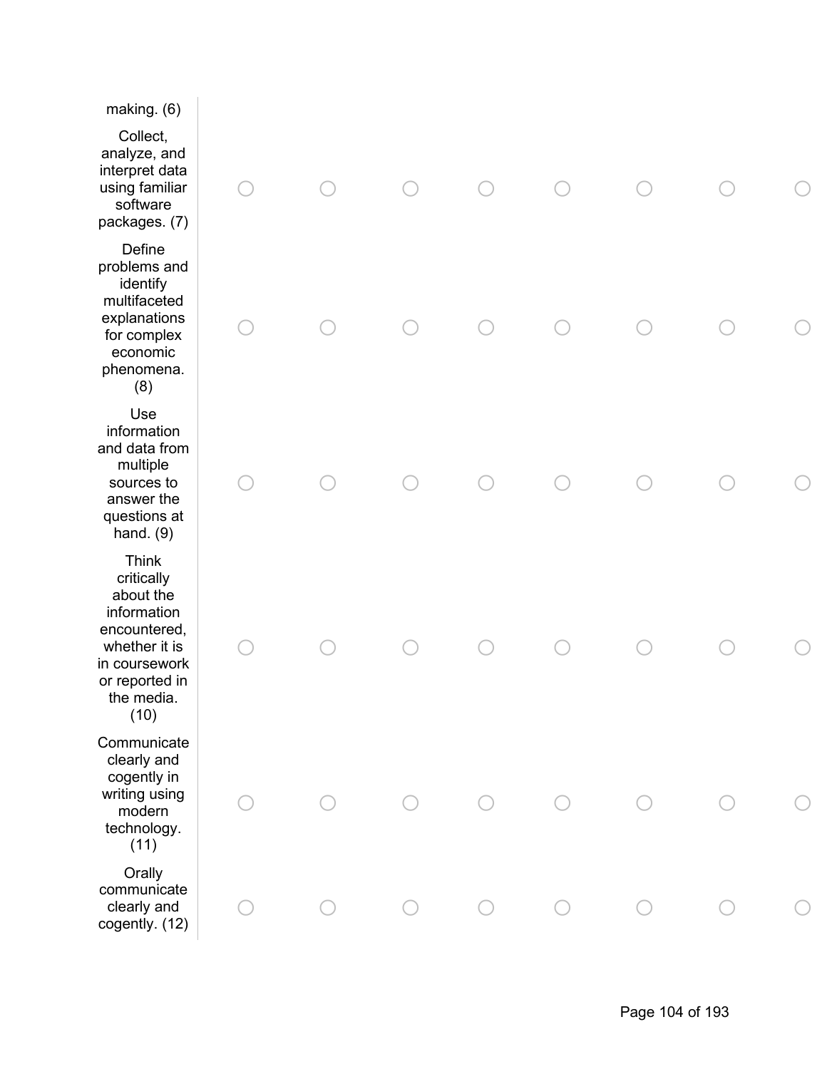| | | | | | | | | |
|---|---|---|---|---|---|---|---|---|
| making. (6) | | | | | | | | |
| Collect, analyze, and interpret data using familiar software packages. (7) | ○ | ○ | ○ | ○ | ○ | ○ | ○ | ○ |
| Define problems and identify multifaceted explanations for complex economic phenomena. (8) | ○ | ○ | ○ | ○ | ○ | ○ | ○ | ○ |
| Use information and data from multiple sources to answer the questions at hand. (9) | ○ | ○ | ○ | ○ | ○ | ○ | ○ | ○ |
| Think critically about the information encountered, whether it is in coursework or reported in the media. (10) | ○ | ○ | ○ | ○ | ○ | ○ | ○ | ○ |
| Communicate clearly and cogently in writing using modern technology. (11) | ○ | ○ | ○ | ○ | ○ | ○ | ○ | ○ |
| Orally communicate clearly and cogently. (12) | ○ | ○ | ○ | ○ | ○ | ○ | ○ | ○ |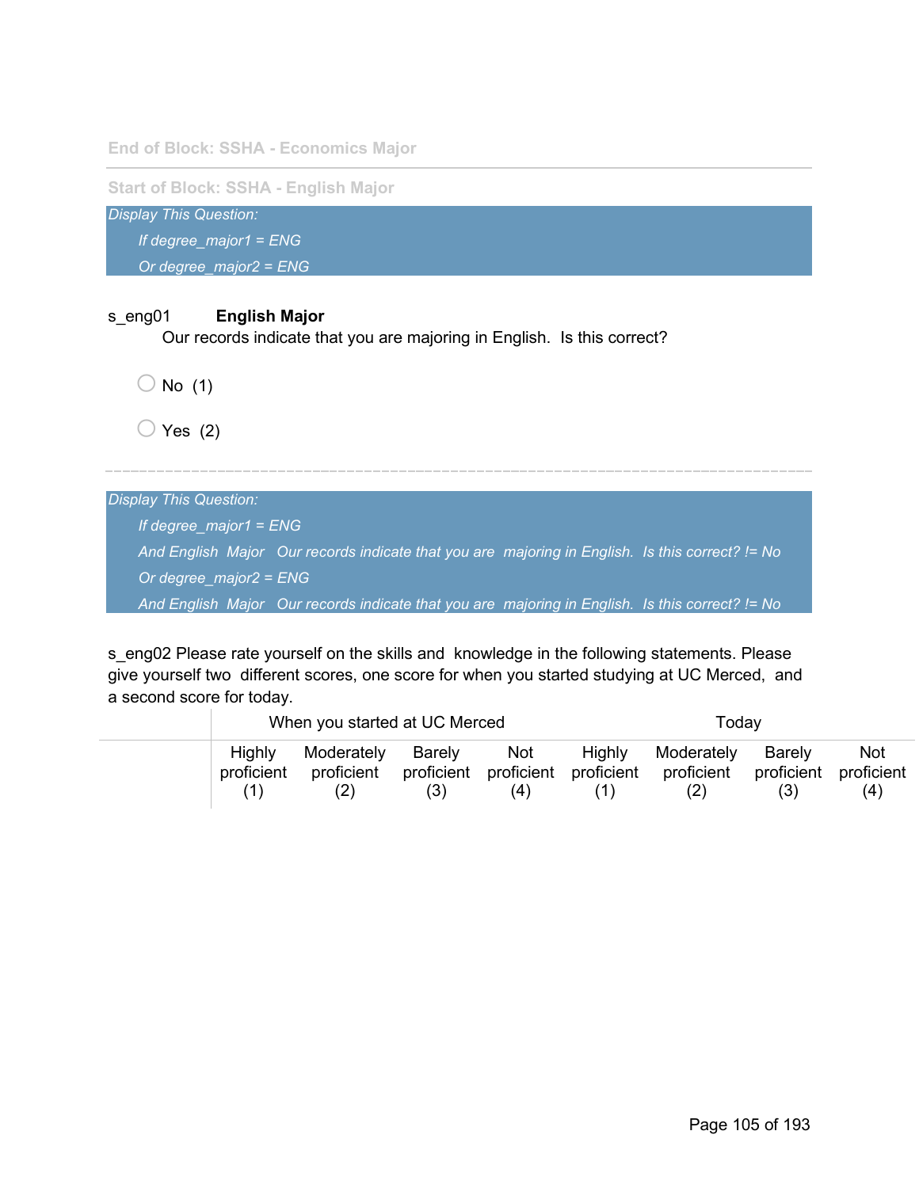End of Block: SSHA - Economics Major

---

Start of Block: SSHA - English Major

*Display This Question:*

*If degree_major1 = ENG*

*Or degree_major2 = ENG*

s_eng01 **English Major**
Our records indicate that you are majoring in English. Is this correct?

◯ No (1)

◯ Yes (2)

---

*Display This Question:*

*If degree_major1 = ENG*

*And English Major Our records indicate that you are majoring in English. Is this correct? != No*

*Or degree_major2 = ENG*

*And English Major Our records indicate that you are majoring in English. Is this correct? != No*

s_eng02 Please rate yourself on the skills and knowledge in the following statements. Please give yourself two different scores, one score for when you started studying at UC Merced, and a second score for today.

| | When you started at UC Merced | | | | Today | | | |
|---|---|---|---|---|---|---|---|---|
| | Highly proficient (1) | Moderately proficient (2) | Barely proficient (3) | Not proficient (4) | Highly proficient (1) | Moderately proficient (2) | Barely proficient (3) | Not proficient (4) |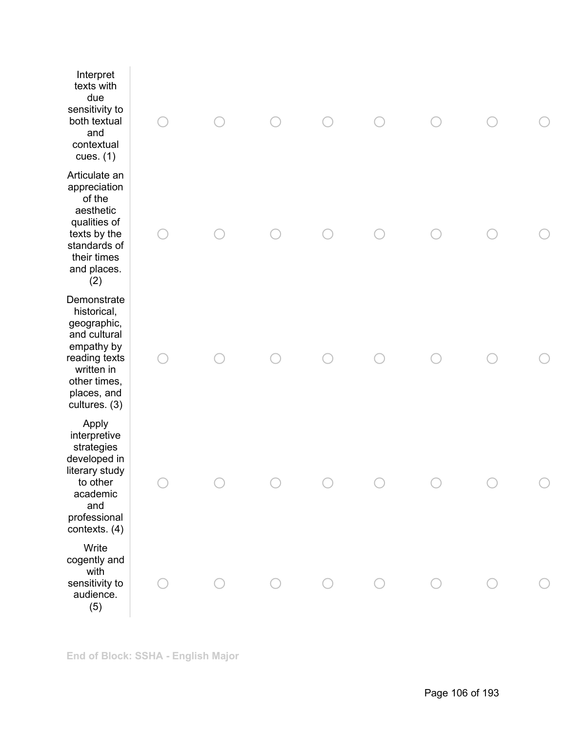| | | | | | | | | |
|---|---|---|---|---|---|---|---|---|
| Interpret texts with due sensitivity to both textual and contextual cues. (1) | ○ | ○ | ○ | ○ | ○ | ○ | ○ | ○ |
| Articulate an appreciation of the aesthetic qualities of texts by the standards of their times and places. (2) | ○ | ○ | ○ | ○ | ○ | ○ | ○ | ○ |
| Demonstrate historical, geographic, and cultural empathy by reading texts written in other times, places, and cultures. (3) | ○ | ○ | ○ | ○ | ○ | ○ | ○ | ○ |
| Apply interpretive strategies developed in literary study to other academic and professional contexts. (4) | ○ | ○ | ○ | ○ | ○ | ○ | ○ | ○ |
| Write cogently and with sensitivity to audience. (5) | ○ | ○ | ○ | ○ | ○ | ○ | ○ | ○ |

**End of Block: SSHA - English Major**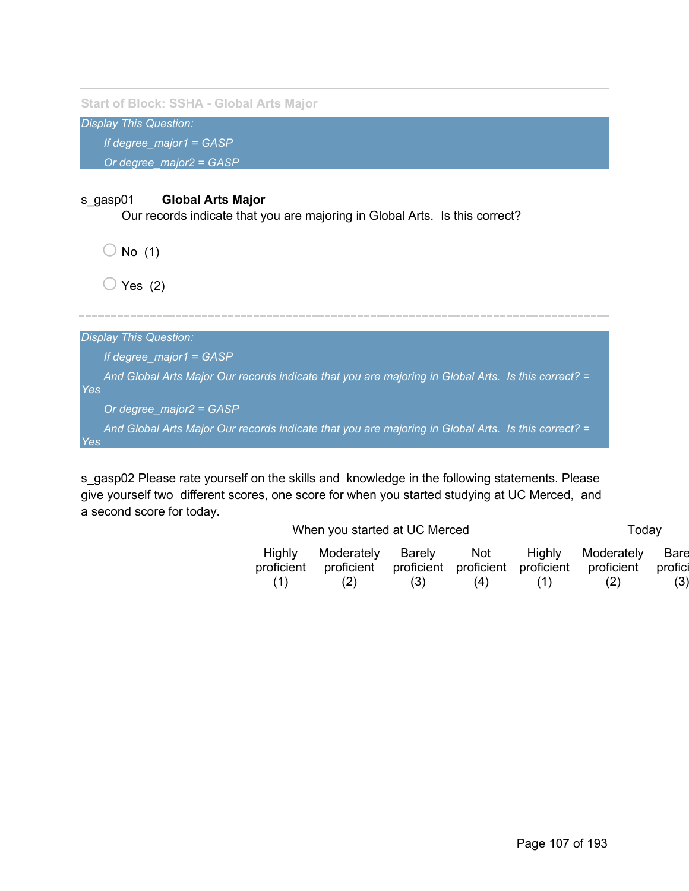Start of Block: SSHA - Global Arts Major

*Display This Question:*

*If degree_major1 = GASP*

*Or degree_major2 = GASP*

s_gasp01 **Global Arts Major**
Our records indicate that you are majoring in Global Arts. Is this correct?

○ No (1)

○ Yes (2)

---

*Display This Question:*

*If degree_major1 = GASP*

*And Global Arts Major Our records indicate that you are majoring in Global Arts. Is this correct? = Yes*

*Or degree_major2 = GASP*

*And Global Arts Major Our records indicate that you are majoring in Global Arts. Is this correct? = Yes*

s_gasp02 Please rate yourself on the skills and knowledge in the following statements. Please give yourself two different scores, one score for when you started studying at UC Merced, and a second score for today.

| | When you started at UC Merced | | | | Today | | |
|---|---|---|---|---|---|---|---|
| | Highly proficient (1) | Moderately proficient (2) | Barely proficient (3) | Not proficient (4) | Highly proficient (1) | Moderately proficient (2) | Barely proficient (3) |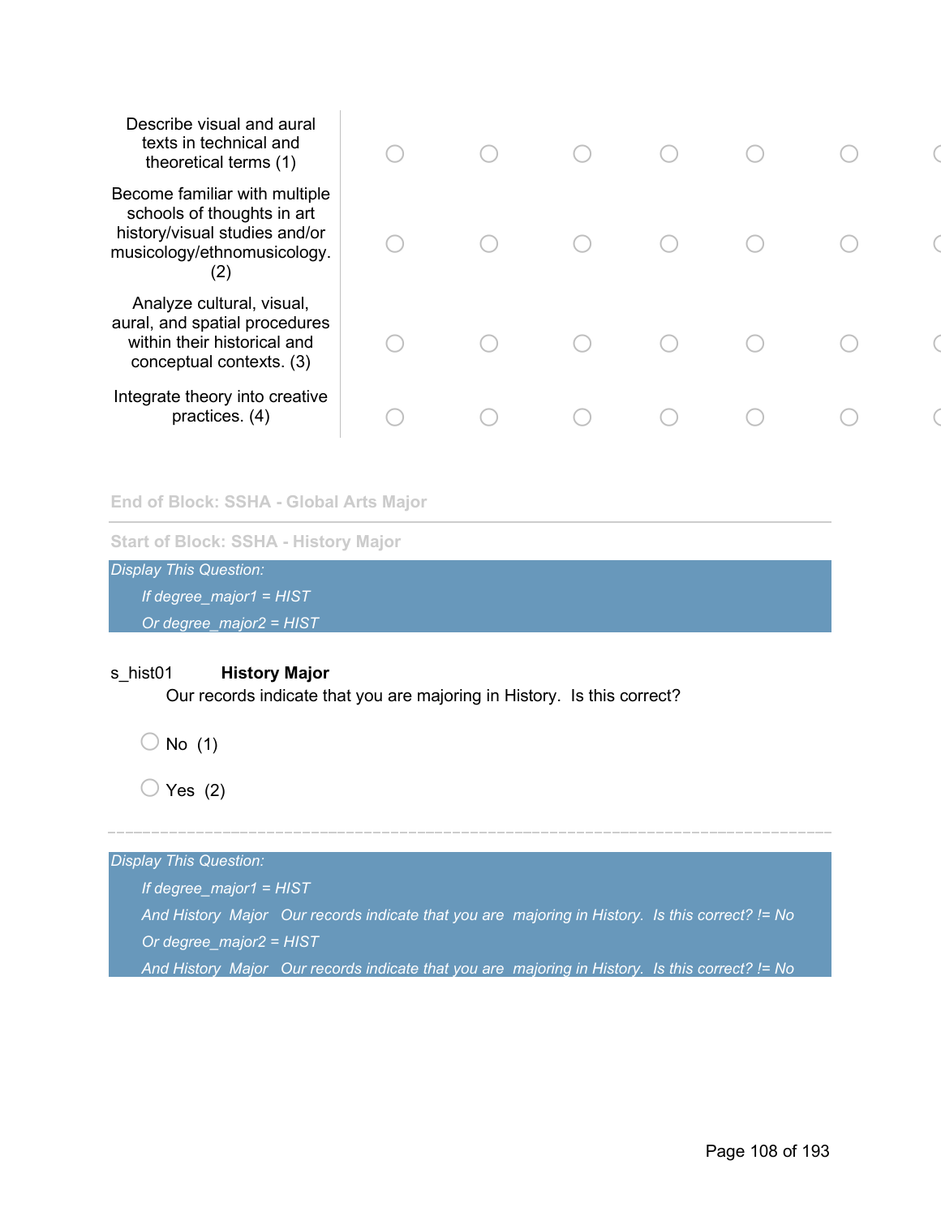| | | | | | | | |
|---|---|---|---|---|---|---|---|
| Describe visual and aural texts in technical and theoretical terms (1) | ○ | ○ | ○ | ○ | ○ | ○ | ○ |
| Become familiar with multiple schools of thoughts in art history/visual studies and/or musicology/ethnomusicology. (2) | ○ | ○ | ○ | ○ | ○ | ○ | ○ |
| Analyze cultural, visual, aural, and spatial procedures within their historical and conceptual contexts. (3) | ○ | ○ | ○ | ○ | ○ | ○ | ○ |
| Integrate theory into creative practices. (4) | ○ | ○ | ○ | ○ | ○ | ○ | ○ |

**End of Block: SSHA - Global Arts Major**

---

**Start of Block: SSHA - History Major**

*Display This Question:*
*If degree_major1 = HIST*
*Or degree_major2 = HIST*

s_hist01 **History Major**
Our records indicate that you are majoring in History. Is this correct?

○ No (1)

○ Yes (2)

---

*Display This Question:*
*If degree_major1 = HIST*
*And History Major Our records indicate that you are majoring in History. Is this correct? != No*
*Or degree_major2 = HIST*
*And History Major Our records indicate that you are majoring in History. Is this correct? != No*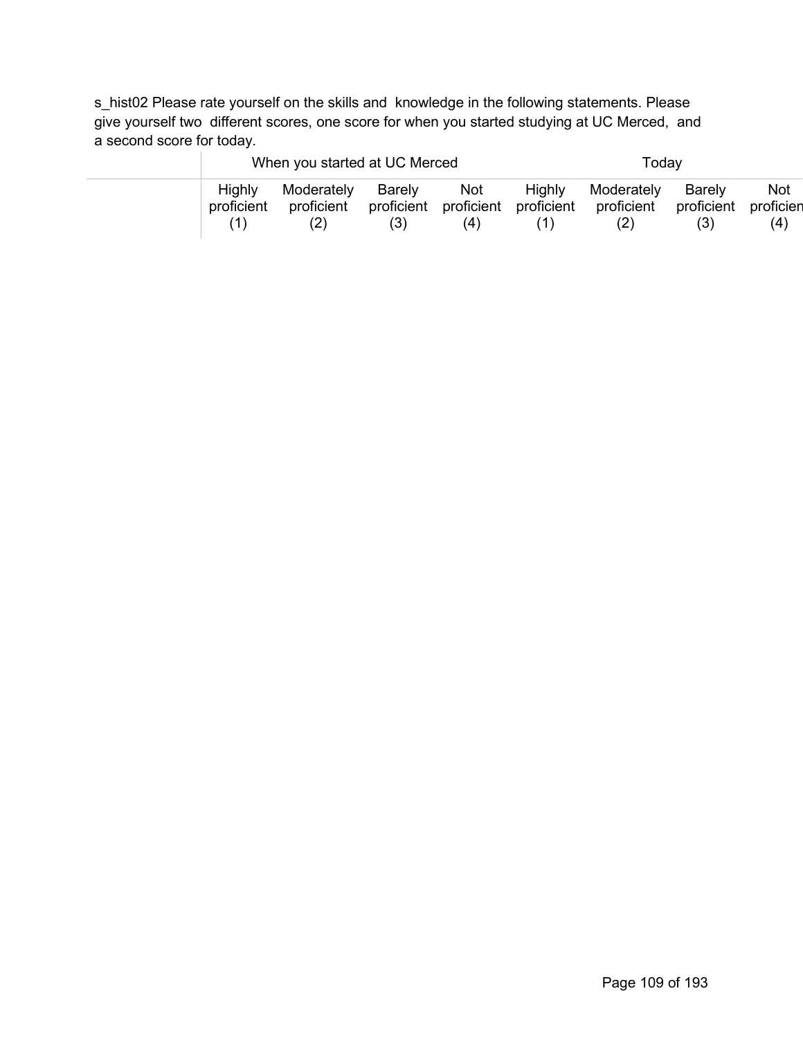s_hist02 Please rate yourself on the skills and knowledge in the following statements. Please give yourself two different scores, one score for when you started studying at UC Merced, and a second score for today.

| | When you started at UC Merced | | | | Today | | | |
|---|---|---|---|---|---|---|---|---|
| | Highly proficient (1) | Moderately proficient (2) | Barely proficient (3) | Not proficient (4) | Highly proficient (1) | Moderately proficient (2) | Barely proficient (3) | Not proficien (4) |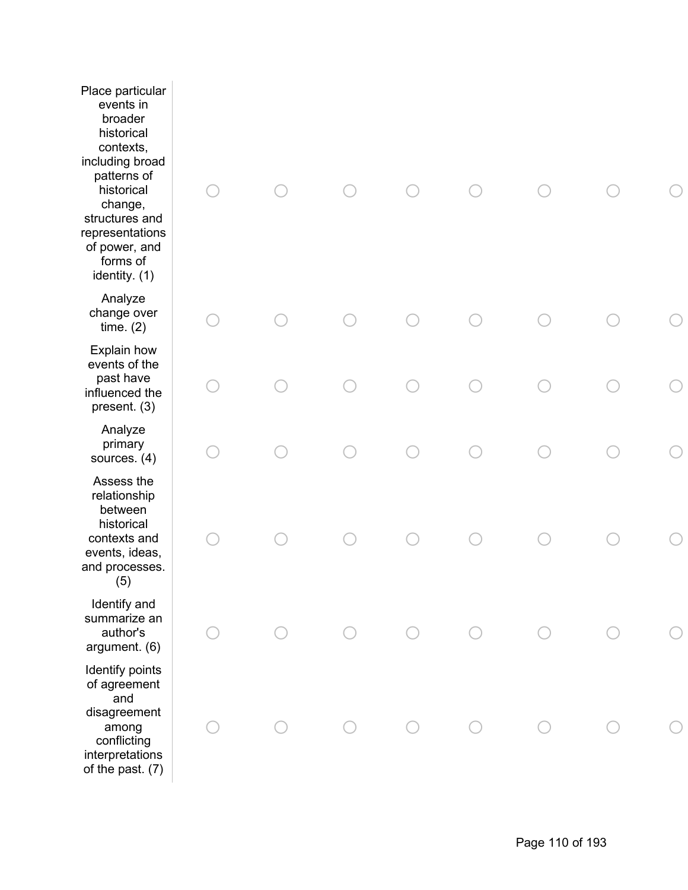| | | | | | | | | |
|---|---|---|---|---|---|---|---|---|
| Place particular events in broader historical contexts, including broad patterns of historical change, structures and representations of power, and forms of identity. (1) | ○ | ○ | ○ | ○ | ○ | ○ | ○ | ○ |
| Analyze change over time. (2) | ○ | ○ | ○ | ○ | ○ | ○ | ○ | ○ |
| Explain how events of the past have influenced the present. (3) | ○ | ○ | ○ | ○ | ○ | ○ | ○ | ○ |
| Analyze primary sources. (4) | ○ | ○ | ○ | ○ | ○ | ○ | ○ | ○ |
| Assess the relationship between historical contexts and events, ideas, and processes. (5) | ○ | ○ | ○ | ○ | ○ | ○ | ○ | ○ |
| Identify and summarize an author's argument. (6) | ○ | ○ | ○ | ○ | ○ | ○ | ○ | ○ |
| Identify points of agreement and disagreement among conflicting interpretations of the past. (7) | ○ | ○ | ○ | ○ | ○ | ○ | ○ | ○ |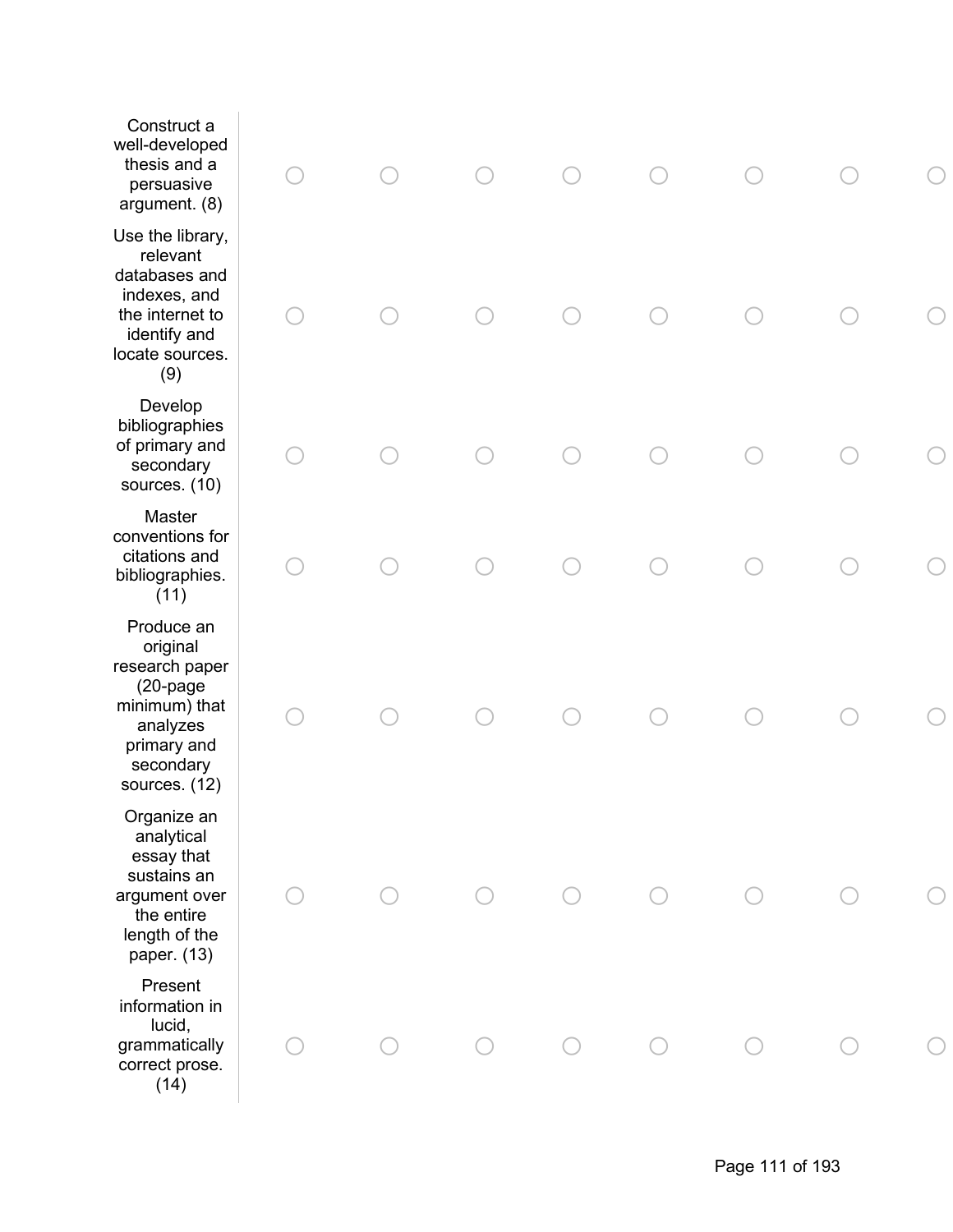| | | | | | | | | |
|---|---|---|---|---|---|---|---|---|
| Construct a well-developed thesis and a persuasive argument. (8) | ○ | ○ | ○ | ○ | ○ | ○ | ○ | ○ |
| Use the library, relevant databases and indexes, and the internet to identify and locate sources. (9) | ○ | ○ | ○ | ○ | ○ | ○ | ○ | ○ |
| Develop bibliographies of primary and secondary sources. (10) | ○ | ○ | ○ | ○ | ○ | ○ | ○ | ○ |
| Master conventions for citations and bibliographies. (11) | ○ | ○ | ○ | ○ | ○ | ○ | ○ | ○ |
| Produce an original research paper (20-page minimum) that analyzes primary and secondary sources. (12) | ○ | ○ | ○ | ○ | ○ | ○ | ○ | ○ |
| Organize an analytical essay that sustains an argument over the entire length of the paper. (13) | ○ | ○ | ○ | ○ | ○ | ○ | ○ | ○ |
| Present information in lucid, grammatically correct prose. (14) | ○ | ○ | ○ | ○ | ○ | ○ | ○ | ○ |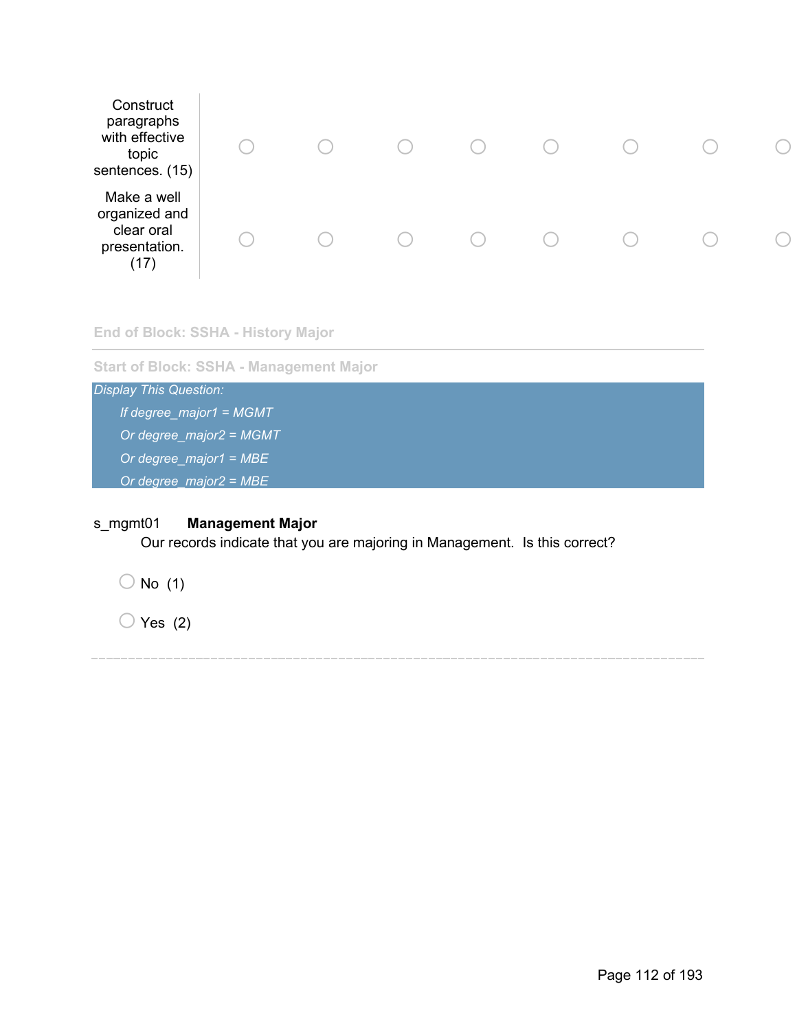| | | | | | | | | |
|---|---|---|---|---|---|---|---|---|
| Construct paragraphs with effective topic sentences. (15) | ○ | ○ | ○ | ○ | ○ | ○ | ○ | ○ |
| Make a well organized and clear oral presentation. (17) | ○ | ○ | ○ | ○ | ○ | ○ | ○ | ○ |

End of Block: SSHA - History Major

---

Start of Block: SSHA - Management Major

*Display This Question:*

*If degree_major1 = MGMT*

*Or degree_major2 = MGMT*

*Or degree_major1 = MBE*

*Or degree_major2 = MBE*

s_mgmt01 **Management Major**

Our records indicate that you are majoring in Management. Is this correct?

○ No (1)

○ Yes (2)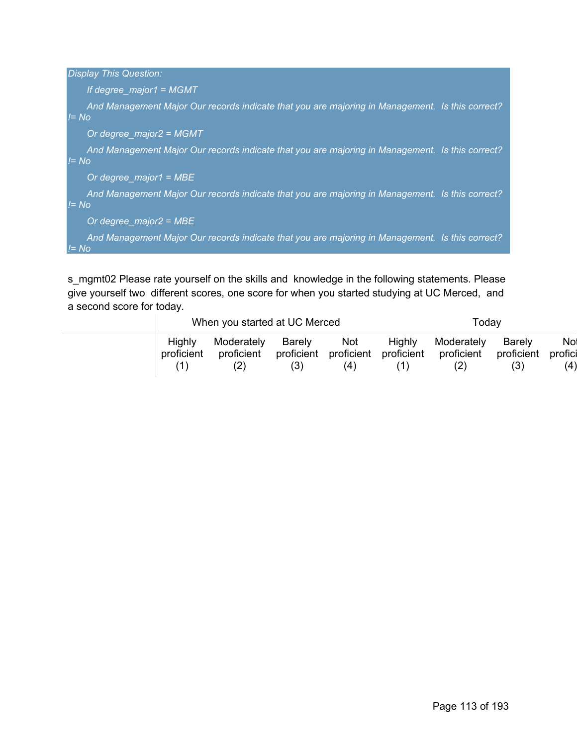*Display This Question:*

*If degree_major1 = MGMT*

*And Management Major Our records indicate that you are majoring in Management. Is this correct? != No*

*Or degree_major2 = MGMT*

*And Management Major Our records indicate that you are majoring in Management. Is this correct? != No*

*Or degree_major1 = MBE*

*And Management Major Our records indicate that you are majoring in Management. Is this correct? != No*

*Or degree_major2 = MBE*

*And Management Major Our records indicate that you are majoring in Management. Is this correct? != No*

s_mgmt02 Please rate yourself on the skills and knowledge in the following statements. Please give yourself two different scores, one score for when you started studying at UC Merced, and a second score for today.

| | When you started at UC Merced | | | | Today | | | |
|---|---|---|---|---|---|---|---|---|
| | Highly proficient (1) | Moderately proficient (2) | Barely proficient (3) | Not proficient (4) | Highly proficient (1) | Moderately proficient (2) | Barely proficient (3) | Not proficient (4) |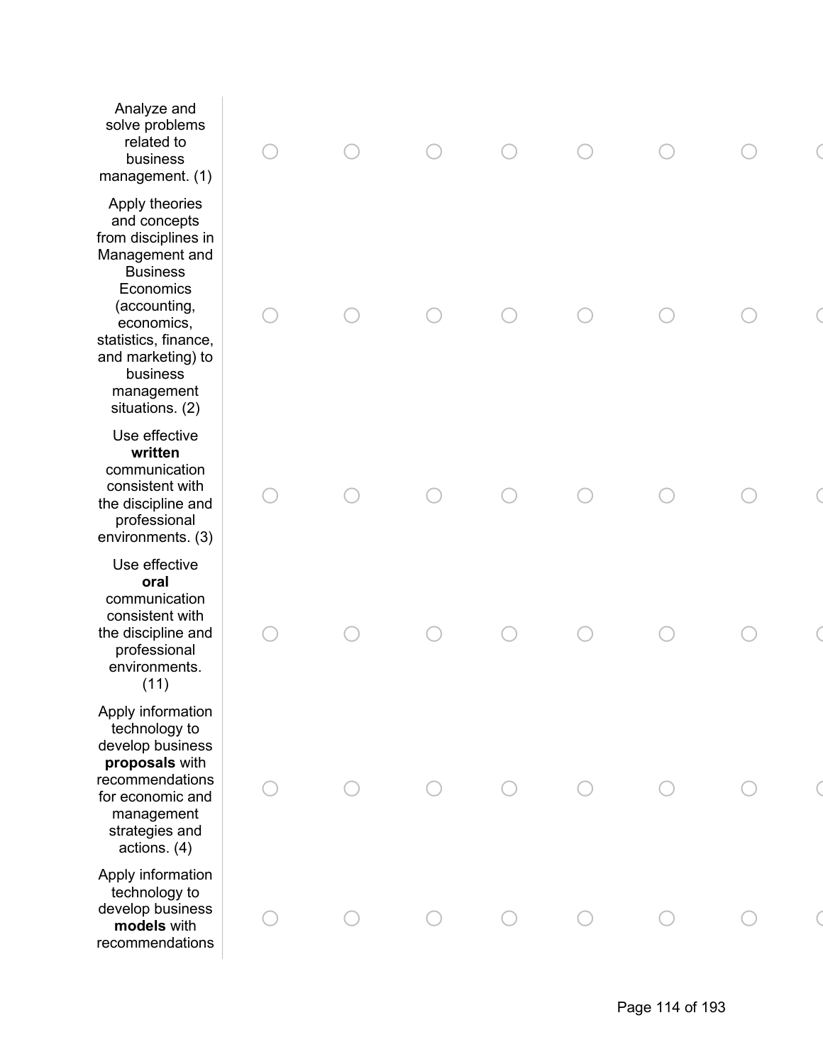| | | | | | | | | |
|---|---|---|---|---|---|---|---|---|
| Analyze and solve problems related to business management. (1) | ○ | ○ | ○ | ○ | ○ | ○ | ○ | ○ |
| Apply theories and concepts from disciplines in Management and Business Economics (accounting, economics, statistics, finance, and marketing) to business management situations. (2) | ○ | ○ | ○ | ○ | ○ | ○ | ○ | ○ |
| Use effective **written** communication consistent with the discipline and professional environments. (3) | ○ | ○ | ○ | ○ | ○ | ○ | ○ | ○ |
| Use effective **oral** communication consistent with the discipline and professional environments. (11) | ○ | ○ | ○ | ○ | ○ | ○ | ○ | ○ |
| Apply information technology to develop business **proposals** with recommendations for economic and management strategies and actions. (4) | ○ | ○ | ○ | ○ | ○ | ○ | ○ | ○ |
| Apply information technology to develop business **models** with recommendations | ○ | ○ | ○ | ○ | ○ | ○ | ○ | ○ |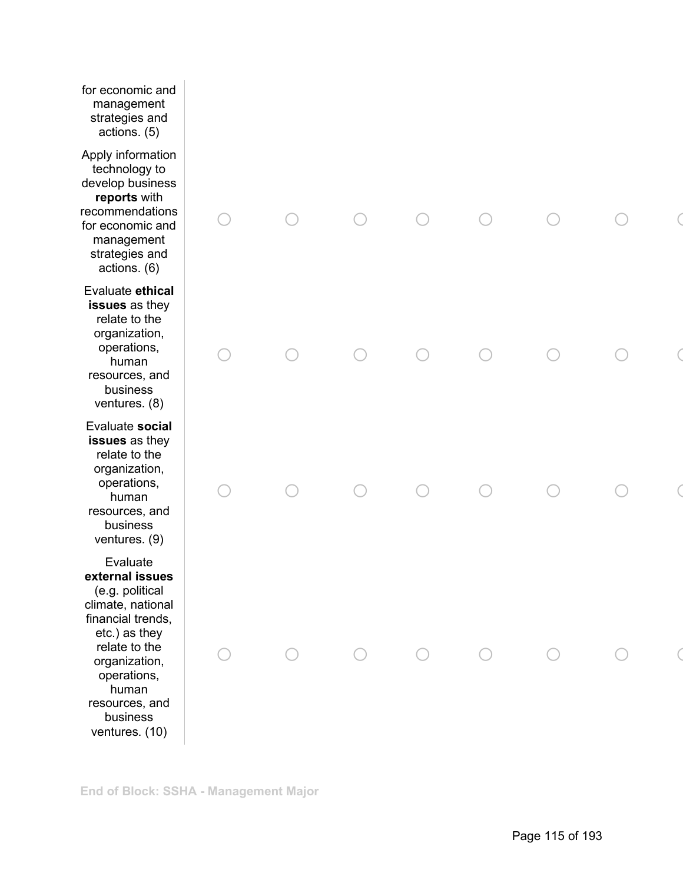| | | | | | | | | |
|---|---|---|---|---|---|---|---|---|
| for economic and management strategies and actions. (5) | | | | | | | | |
| Apply information technology to develop business **reports** with recommendations for economic and management strategies and actions. (6) | ○ | ○ | ○ | ○ | ○ | ○ | ○ | ○ |
| Evaluate **ethical issues** as they relate to the organization, operations, human resources, and business ventures. (8) | ○ | ○ | ○ | ○ | ○ | ○ | ○ | ○ |
| Evaluate **social issues** as they relate to the organization, operations, human resources, and business ventures. (9) | ○ | ○ | ○ | ○ | ○ | ○ | ○ | ○ |
| Evaluate **external issues** (e.g. political climate, national financial trends, etc.) as they relate to the organization, operations, human resources, and business ventures. (10) | ○ | ○ | ○ | ○ | ○ | ○ | ○ | ○ |

**End of Block: SSHA - Management Major**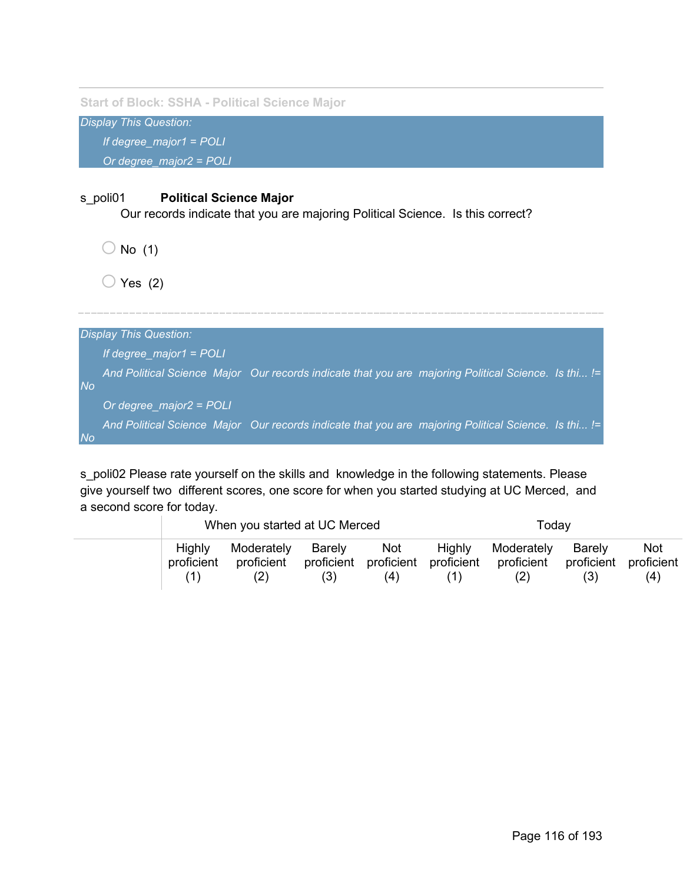Start of Block: SSHA - Political Science Major

*Display This Question:*

*If degree_major1 = POLI*

*Or degree_major2 = POLI*

s_poli01 **Political Science Major**
Our records indicate that you are majoring Political Science. Is this correct?

- No (1)
- Yes (2)

---

*Display This Question:*

*If degree_major1 = POLI*

*And Political Science Major Our records indicate that you are majoring Political Science. Is thi... != No*

*Or degree_major2 = POLI*

*And Political Science Major Our records indicate that you are majoring Political Science. Is thi... != No*

s_poli02 Please rate yourself on the skills and knowledge in the following statements. Please give yourself two different scores, one score for when you started studying at UC Merced, and a second score for today.

| | When you started at UC Merced | | | | Today | | | |
|---|---|---|---|---|---|---|---|---|
| | Highly proficient (1) | Moderately proficient (2) | Barely proficient (3) | Not proficient (4) | Highly proficient (1) | Moderately proficient (2) | Barely proficient (3) | Not proficient (4) |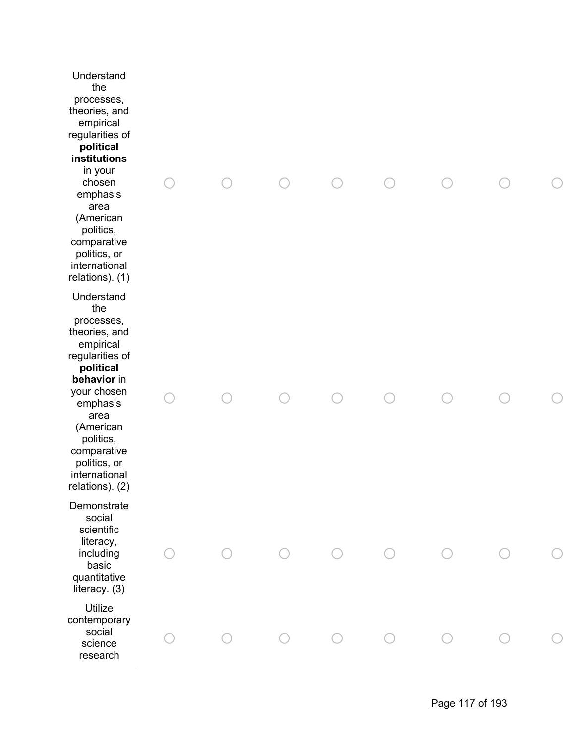| | | | | | | | | |
|---|---|---|---|---|---|---|---|---|
| Understand the processes, theories, and empirical regularities of **political institutions** in your chosen emphasis area (American politics, comparative politics, or international relations). (1) | ○ | ○ | ○ | ○ | ○ | ○ | ○ | ○ |
| Understand the processes, theories, and empirical regularities of **political behavior** in your chosen emphasis area (American politics, comparative politics, or international relations). (2) | ○ | ○ | ○ | ○ | ○ | ○ | ○ | ○ |
| Demonstrate social scientific literacy, including basic quantitative literacy. (3) | ○ | ○ | ○ | ○ | ○ | ○ | ○ | ○ |
| Utilize contemporary social science research | ○ | ○ | ○ | ○ | ○ | ○ | ○ | ○ |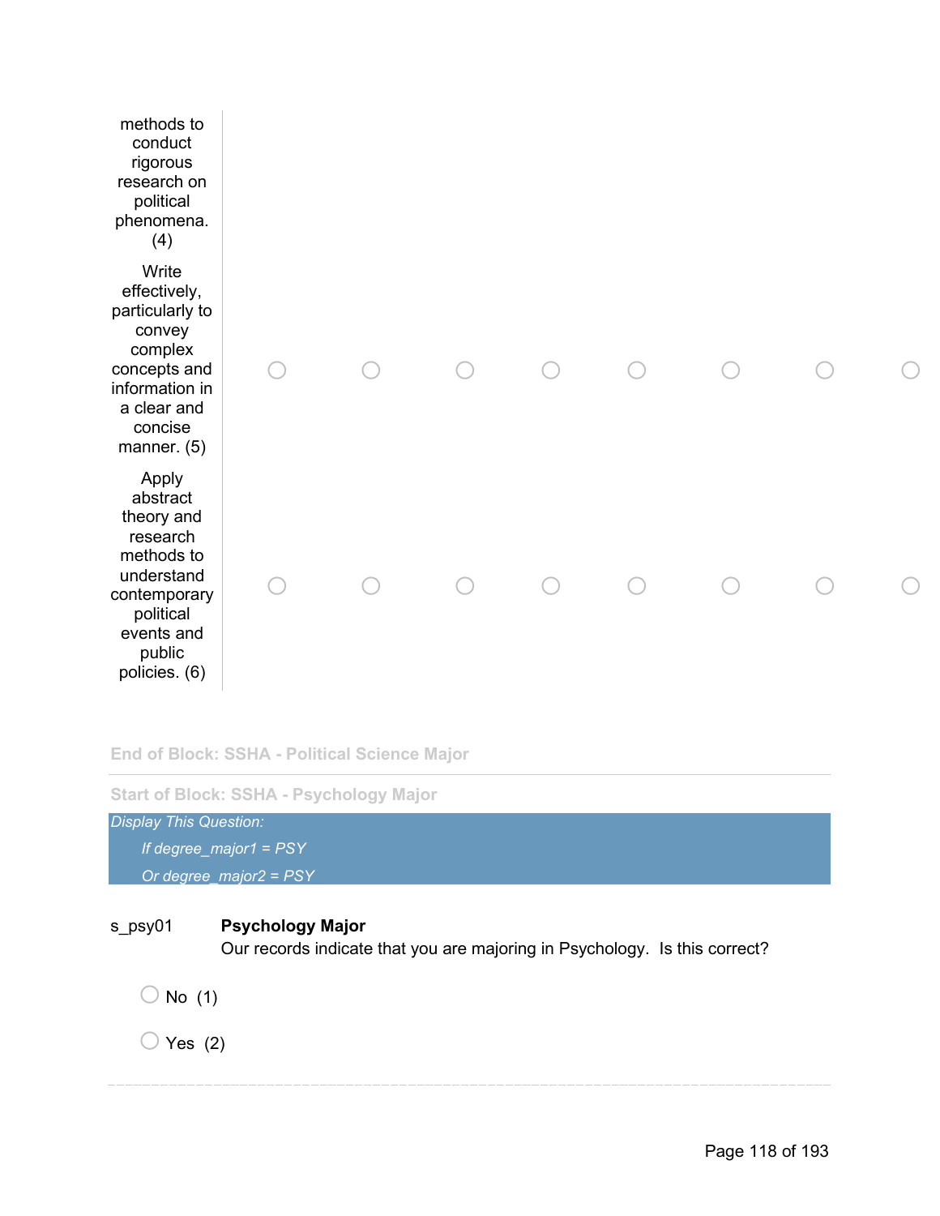| | | | | | | | | |
|---|---|---|---|---|---|---|---|---|
| methods to conduct rigorous research on political phenomena. (4) | | | | | | | | |
| Write effectively, particularly to convey complex concepts and information in a clear and concise manner. (5) | ◯ | ◯ | ◯ | ◯ | ◯ | ◯ | ◯ | ◯ |
| Apply abstract theory and research methods to understand contemporary political events and public policies. (6) | ◯ | ◯ | ◯ | ◯ | ◯ | ◯ | ◯ | ◯ |

End of Block: SSHA - Political Science Major

---

Start of Block: SSHA - Psychology Major

*Display This Question:*

*If degree_major1 = PSY*

*Or degree_major2 = PSY*

s_psy01 **Psychology Major**
Our records indicate that you are majoring in Psychology. Is this correct?

◯ No (1)

◯ Yes (2)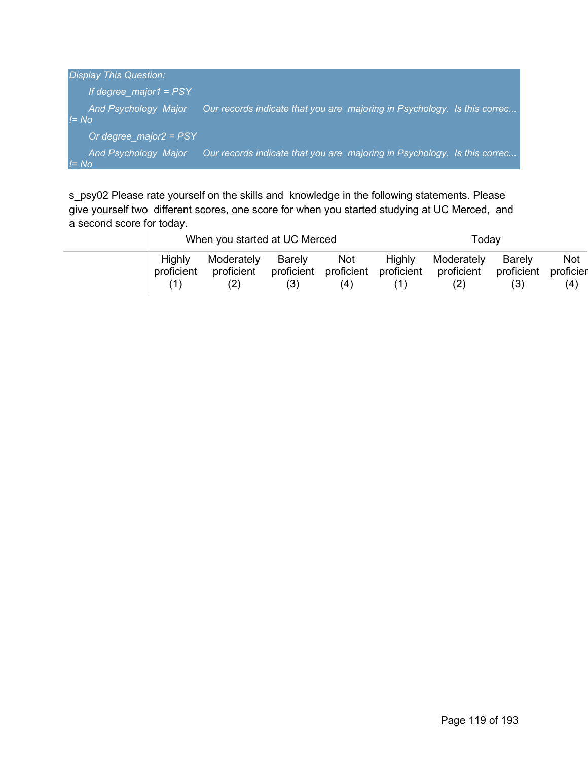*Display This Question:*

*If degree_major1 = PSY*

*And Psychology Major Our records indicate that you are majoring in Psychology. Is this correc... != No*

*Or degree_major2 = PSY*

*And Psychology Major Our records indicate that you are majoring in Psychology. Is this correc... != No*

s_psy02 Please rate yourself on the skills and knowledge in the following statements. Please give yourself two different scores, one score for when you started studying at UC Merced, and a second score for today.

| | When you started at UC Merced | | | | Today | | | |
|---|---|---|---|---|---|---|---|---|
| | Highly proficient (1) | Moderately proficient (2) | Barely proficient (3) | Not proficient (4) | Highly proficient (1) | Moderately proficient (2) | Barely proficient (3) | Not proficien (4) |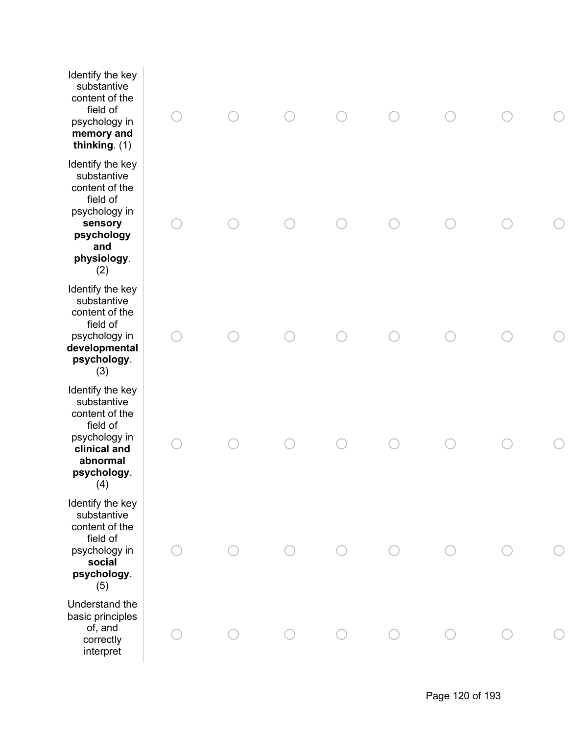| | | | | | | | | |
|---|---|---|---|---|---|---|---|---|
| Identify the key substantive content of the field of psychology in **memory and thinking**. (1) | ○ | ○ | ○ | ○ | ○ | ○ | ○ | ○ |
| Identify the key substantive content of the field of psychology in **sensory psychology and physiology**. (2) | ○ | ○ | ○ | ○ | ○ | ○ | ○ | ○ |
| Identify the key substantive content of the field of psychology in **developmental psychology**. (3) | ○ | ○ | ○ | ○ | ○ | ○ | ○ | ○ |
| Identify the key substantive content of the field of psychology in **clinical and abnormal psychology**. (4) | ○ | ○ | ○ | ○ | ○ | ○ | ○ | ○ |
| Identify the key substantive content of the field of psychology in **social psychology**. (5) | ○ | ○ | ○ | ○ | ○ | ○ | ○ | ○ |
| Understand the basic principles of, and correctly interpret | ○ | ○ | ○ | ○ | ○ | ○ | ○ | ○ |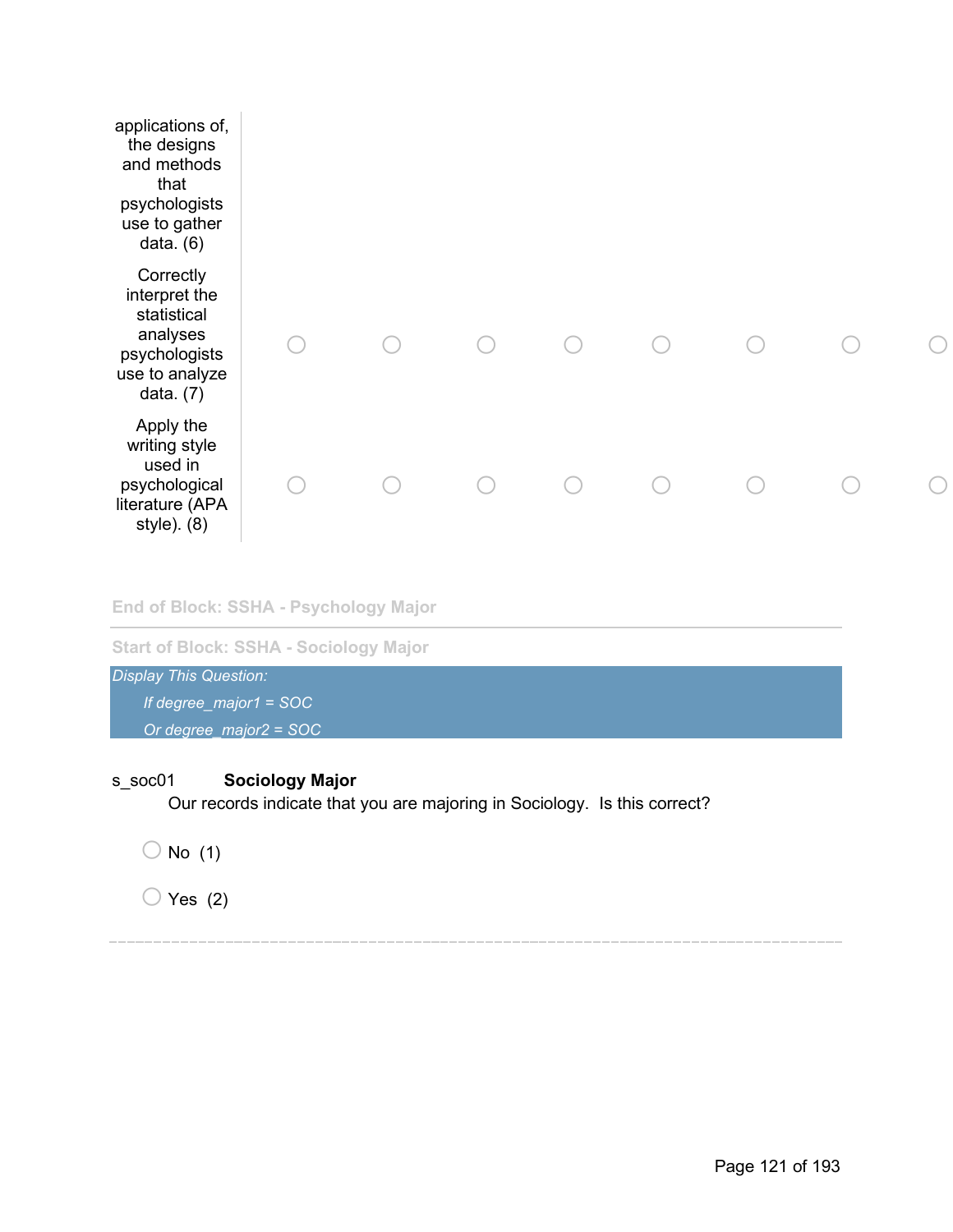| | | | | | | | | |
|---|---|---|---|---|---|---|---|---|
| applications of, the designs and methods that psychologists use to gather data. (6) | | | | | | | | |
| Correctly interpret the statistical analyses psychologists use to analyze data. (7) | ○ | ○ | ○ | ○ | ○ | ○ | ○ | ○ |
| Apply the writing style used in psychological literature (APA style). (8) | ○ | ○ | ○ | ○ | ○ | ○ | ○ | ○ |

End of Block: SSHA - Psychology Major

---

Start of Block: SSHA - Sociology Major

*Display This Question:*

*If degree_major1 = SOC*

*Or degree_major2 = SOC*

s_soc01 **Sociology Major**

Our records indicate that you are majoring in Sociology. Is this correct?

○ No (1)

○ Yes (2)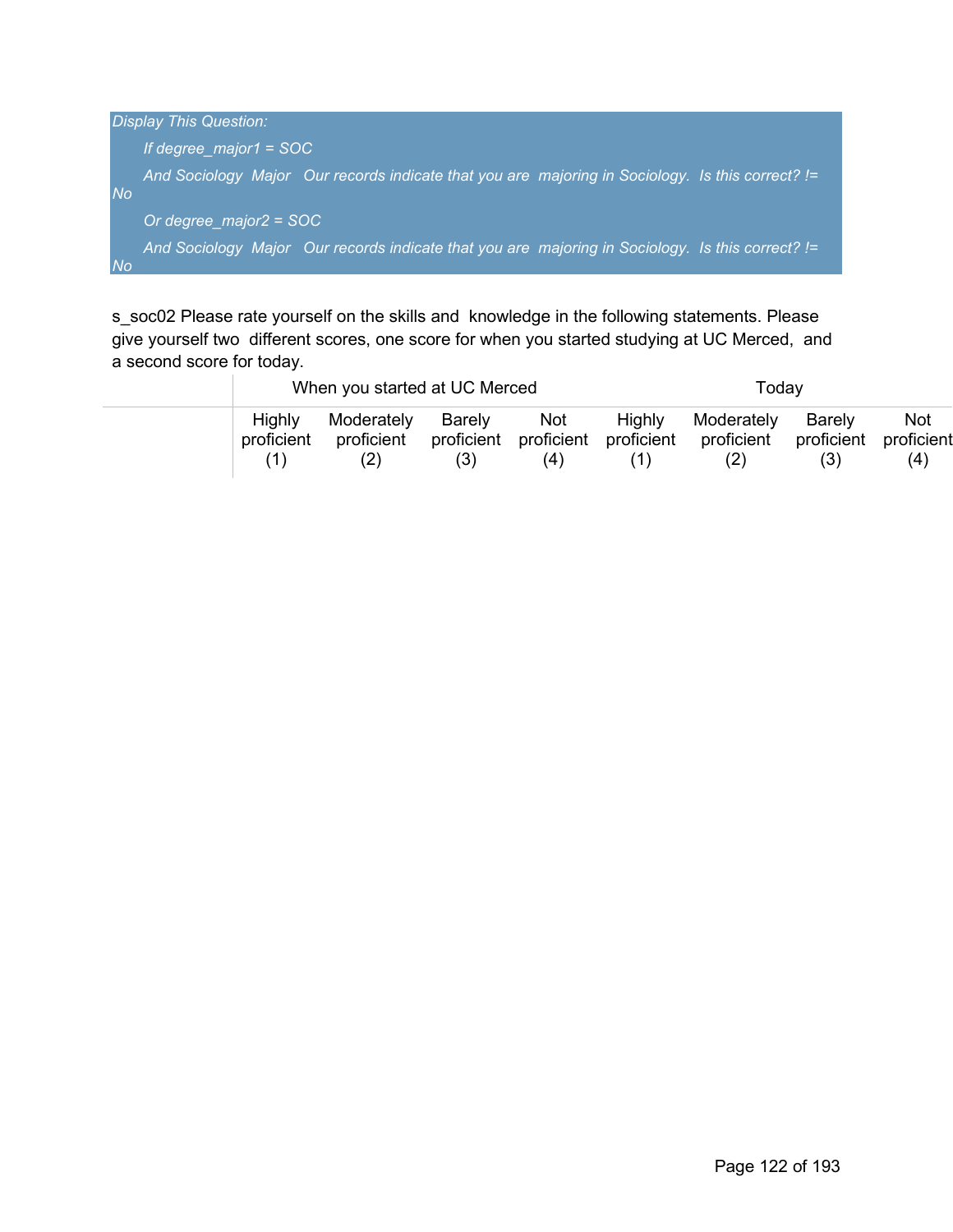*Display This Question:*

*If degree_major1 = SOC*

*And Sociology Major Our records indicate that you are majoring in Sociology. Is this correct? != No*

*Or degree_major2 = SOC*

*And Sociology Major Our records indicate that you are majoring in Sociology. Is this correct? != No*

s_soc02 Please rate yourself on the skills and knowledge in the following statements. Please give yourself two different scores, one score for when you started studying at UC Merced, and a second score for today.

| | When you started at UC Merced | | | | Today | | | |
|---|---|---|---|---|---|---|---|---|
| | Highly proficient (1) | Moderately proficient (2) | Barely proficient (3) | Not proficient (4) | Highly proficient (1) | Moderately proficient (2) | Barely proficient (3) | Not proficient (4) |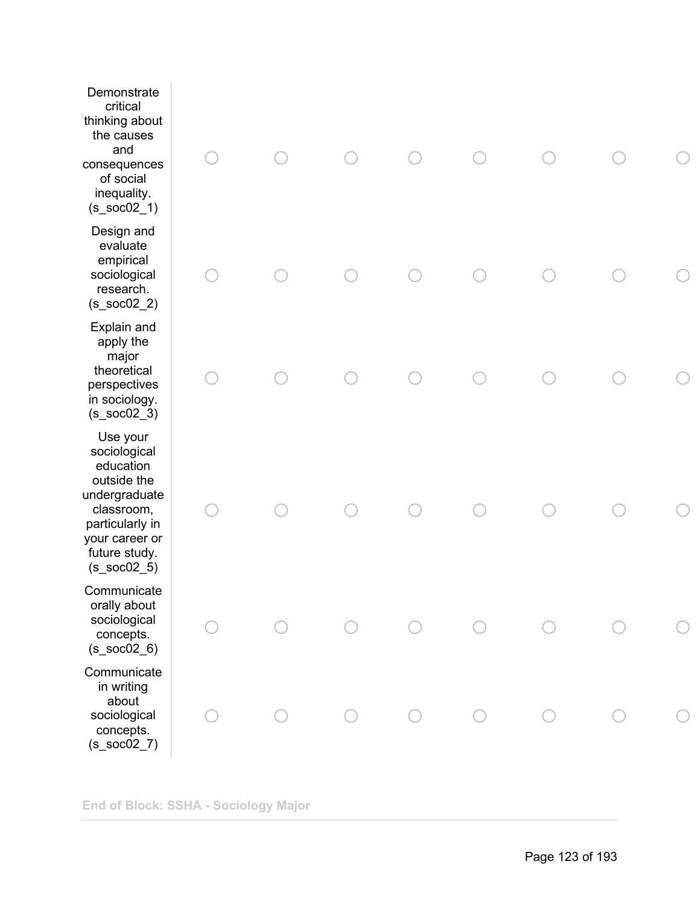| | | | | | | | | |
|---|---|---|---|---|---|---|---|---|
| Demonstrate critical thinking about the causes and consequences of social inequality. (s_soc02_1) | ○ | ○ | ○ | ○ | ○ | ○ | ○ | ○ |
| Design and evaluate empirical sociological research. (s_soc02_2) | ○ | ○ | ○ | ○ | ○ | ○ | ○ | ○ |
| Explain and apply the major theoretical perspectives in sociology. (s_soc02_3) | ○ | ○ | ○ | ○ | ○ | ○ | ○ | ○ |
| Use your sociological education outside the undergraduate classroom, particularly in your career or future study. (s_soc02_5) | ○ | ○ | ○ | ○ | ○ | ○ | ○ | ○ |
| Communicate orally about sociological concepts. (s_soc02_6) | ○ | ○ | ○ | ○ | ○ | ○ | ○ | ○ |
| Communicate in writing about sociological concepts. (s_soc02_7) | ○ | ○ | ○ | ○ | ○ | ○ | ○ | ○ |

**End of Block: SSHA - Sociology Major**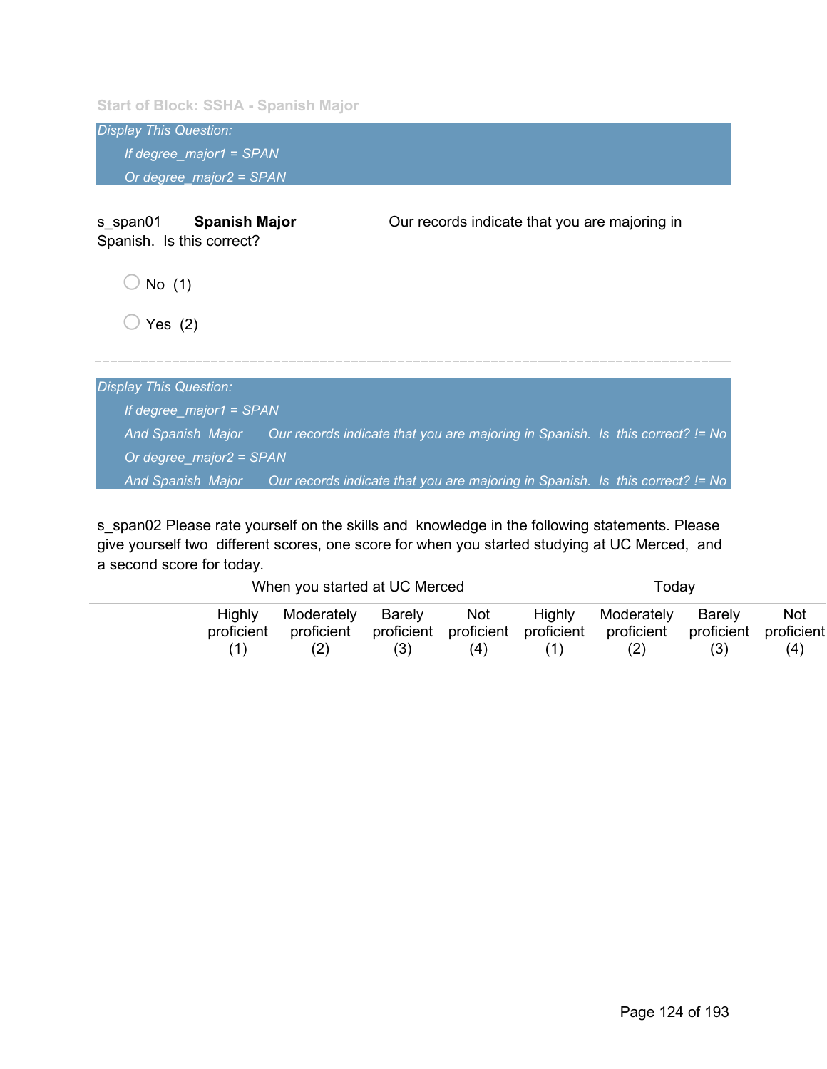Start of Block: SSHA - Spanish Major

*Display This Question:*

*If degree_major1 = SPAN*

*Or degree_major2 = SPAN*

s_span01 **Spanish Major** Our records indicate that you are majoring in Spanish. Is this correct?

- No (1)
- Yes (2)

---

*Display This Question:*

*If degree_major1 = SPAN*

*And Spanish Major Our records indicate that you are majoring in Spanish. Is this correct? != No*

*Or degree_major2 = SPAN*

*And Spanish Major Our records indicate that you are majoring in Spanish. Is this correct? != No*

s_span02 Please rate yourself on the skills and knowledge in the following statements. Please give yourself two different scores, one score for when you started studying at UC Merced, and a second score for today.

| | When you started at UC Merced | | | | Today | | | |
|---|---|---|---|---|---|---|---|---|
| | Highly proficient (1) | Moderately proficient (2) | Barely proficient (3) | Not proficient (4) | Highly proficient (1) | Moderately proficient (2) | Barely proficient (3) | Not proficient (4) |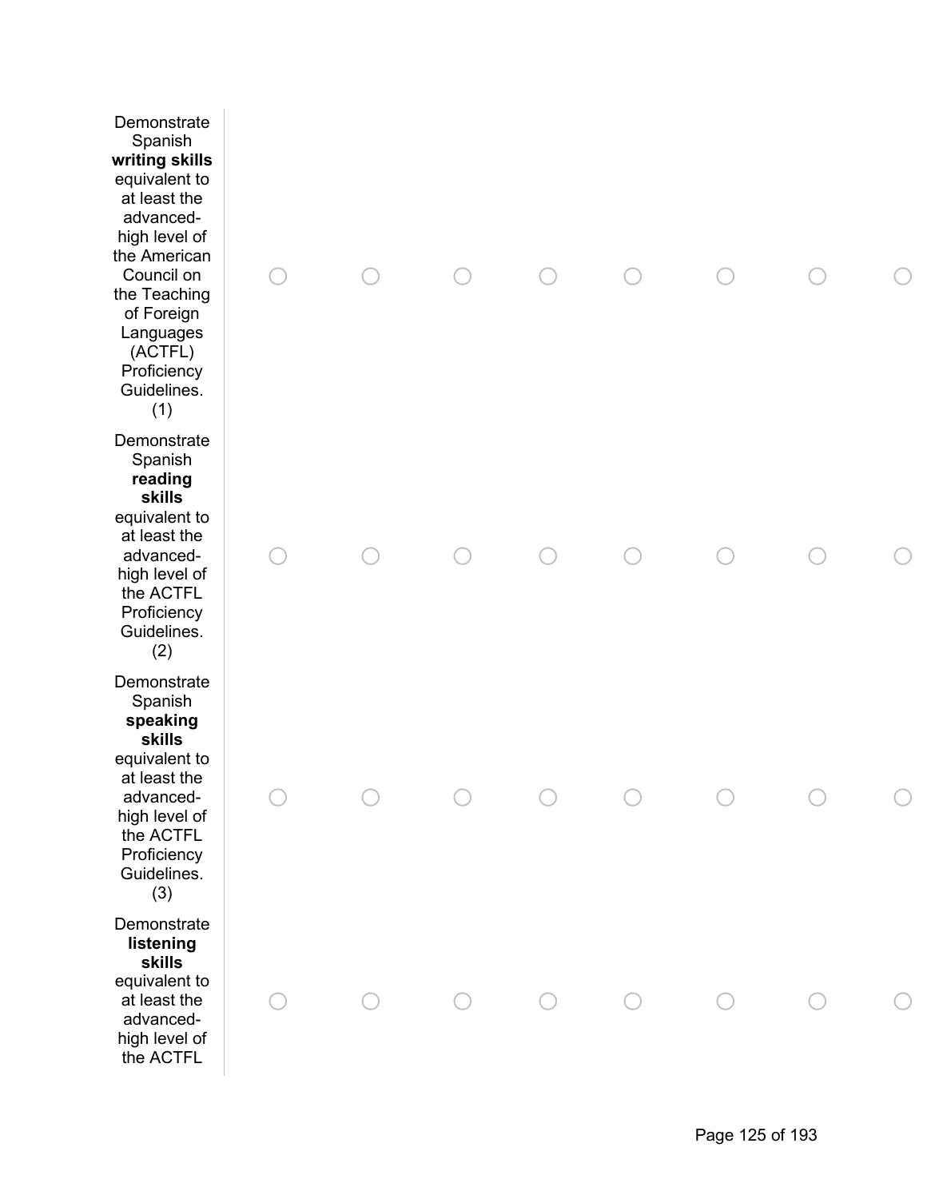| | | | | | | | | |
|---|---|---|---|---|---|---|---|---|
| Demonstrate Spanish **writing skills** equivalent to at least the advanced-high level of the American Council on the Teaching of Foreign Languages (ACTFL) Proficiency Guidelines. (1) | ◯ | ◯ | ◯ | ◯ | ◯ | ◯ | ◯ | ◯ |
| Demonstrate Spanish **reading skills** equivalent to at least the advanced-high level of the ACTFL Proficiency Guidelines. (2) | ◯ | ◯ | ◯ | ◯ | ◯ | ◯ | ◯ | ◯ |
| Demonstrate Spanish **speaking skills** equivalent to at least the advanced-high level of the ACTFL Proficiency Guidelines. (3) | ◯ | ◯ | ◯ | ◯ | ◯ | ◯ | ◯ | ◯ |
| Demonstrate **listening skills** equivalent to at least the advanced-high level of the ACTFL | ◯ | ◯ | ◯ | ◯ | ◯ | ◯ | ◯ | ◯ |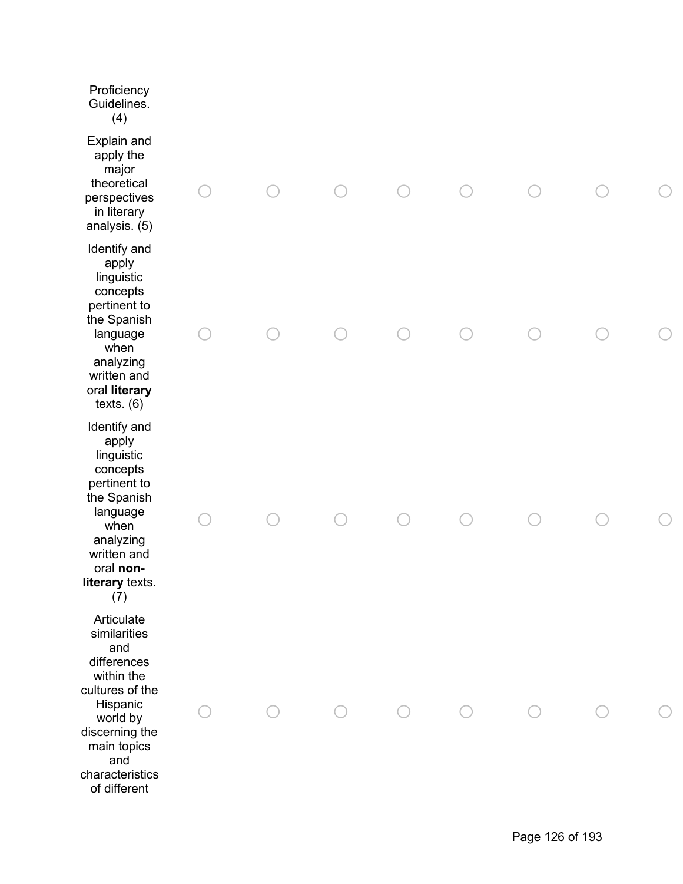| | | | | | | | | |
|---|---|---|---|---|---|---|---|---|
| Proficiency Guidelines. (4) | | | | | | | | |
| Explain and apply the major theoretical perspectives in literary analysis. (5) | ○ | ○ | ○ | ○ | ○ | ○ | ○ | ○ |
| Identify and apply linguistic concepts pertinent to the Spanish language when analyzing written and oral **literary** texts. (6) | ○ | ○ | ○ | ○ | ○ | ○ | ○ | ○ |
| Identify and apply linguistic concepts pertinent to the Spanish language when analyzing written and oral **non-literary** texts. (7) | ○ | ○ | ○ | ○ | ○ | ○ | ○ | ○ |
| Articulate similarities and differences within the cultures of the Hispanic world by discerning the main topics and characteristics of different | ○ | ○ | ○ | ○ | ○ | ○ | ○ | ○ |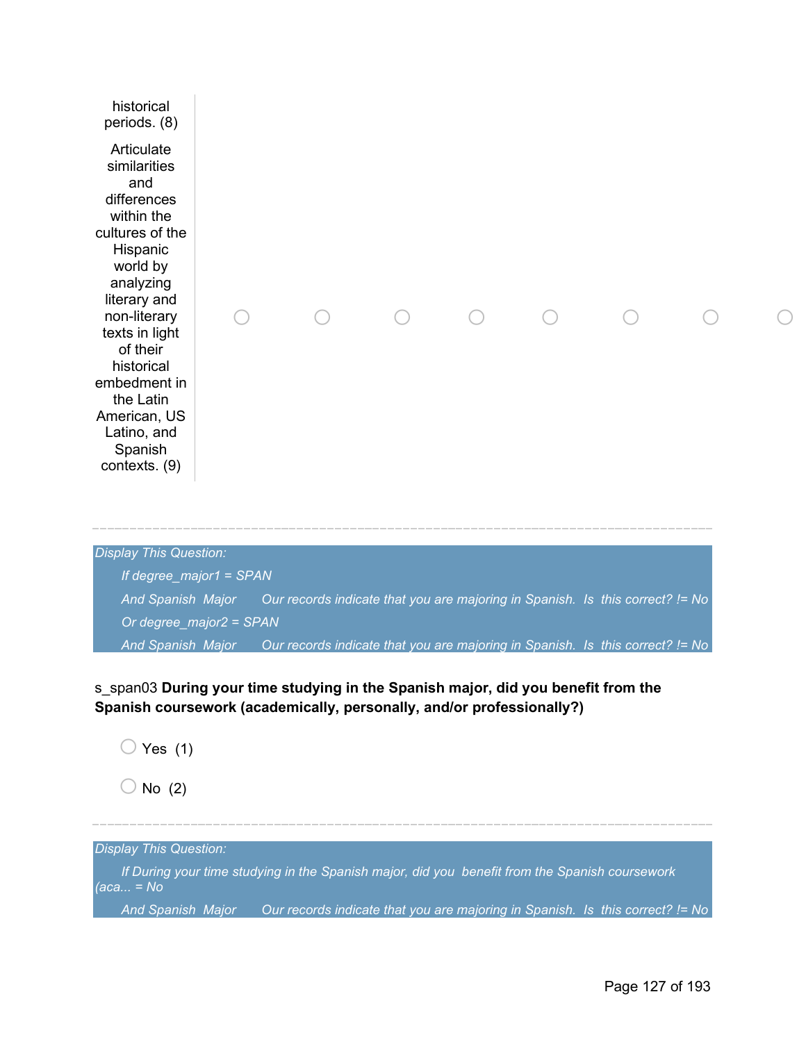| | | | | | | | | |
|---|---|---|---|---|---|---|---|---|
| historical periods. (8) | | | | | | | | |
| Articulate similarities and differences within the cultures of the Hispanic world by analyzing literary and non-literary texts in light of their historical embedment in the Latin American, US Latino, and Spanish contexts. (9) | ○ | ○ | ○ | ○ | ○ | ○ | ○ | ○ |

---

*Display This Question:*

*If degree_major1 = SPAN*

*And Spanish Major Our records indicate that you are majoring in Spanish. Is this correct? != No*

*Or degree_major2 = SPAN*

*And Spanish Major Our records indicate that you are majoring in Spanish. Is this correct? != No*

s_span03 **During your time studying in the Spanish major, did you benefit from the Spanish coursework (academically, personally, and/or professionally?)**

○ Yes (1)

○ No (2)

---

*Display This Question:*

*If During your time studying in the Spanish major, did you benefit from the Spanish coursework (aca... = No*

*And Spanish Major Our records indicate that you are majoring in Spanish. Is this correct? != No*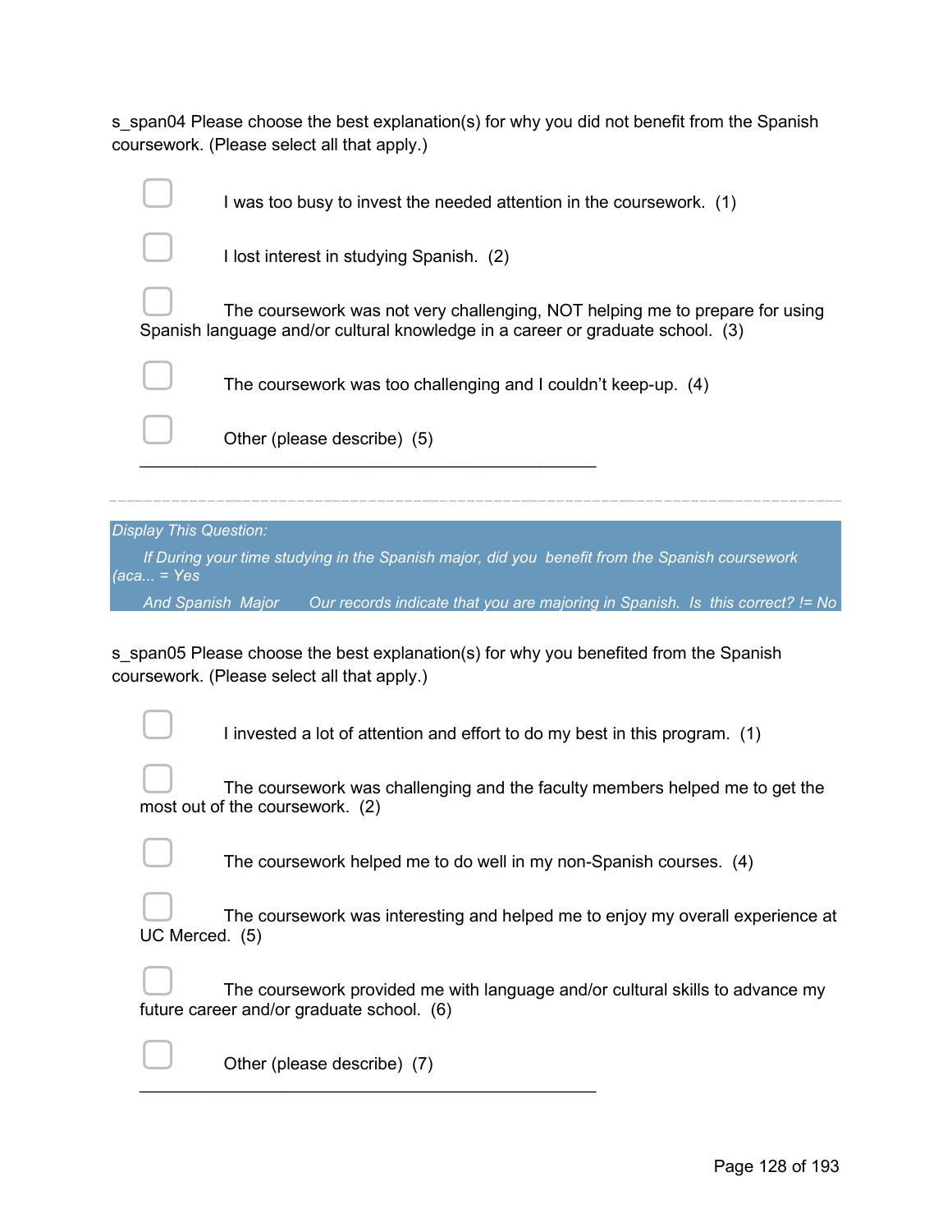s_span04 Please choose the best explanation(s) for why you did not benefit from the Spanish coursework. (Please select all that apply.)

- ▢ I was too busy to invest the needed attention in the coursework. (1)
- ▢ I lost interest in studying Spanish. (2)
- ▢ The coursework was not very challenging, NOT helping me to prepare for using Spanish language and/or cultural knowledge in a career or graduate school. (3)
- ▢ The coursework was too challenging and I couldn't keep-up. (4)
- ▢ Other (please describe) (5) ________________________________________________

---

*Display This Question:*

*If During your time studying in the Spanish major, did you benefit from the Spanish coursework (aca... = Yes*

*And Spanish Major Our records indicate that you are majoring in Spanish. Is this correct? != No*

s_span05 Please choose the best explanation(s) for why you benefited from the Spanish coursework. (Please select all that apply.)

- ▢ I invested a lot of attention and effort to do my best in this program. (1)
- ▢ The coursework was challenging and the faculty members helped me to get the most out of the coursework. (2)
- ▢ The coursework helped me to do well in my non-Spanish courses. (4)
- ▢ The coursework was interesting and helped me to enjoy my overall experience at UC Merced. (5)
- ▢ The coursework provided me with language and/or cultural skills to advance my future career and/or graduate school. (6)
- ▢ Other (please describe) (7) ________________________________________________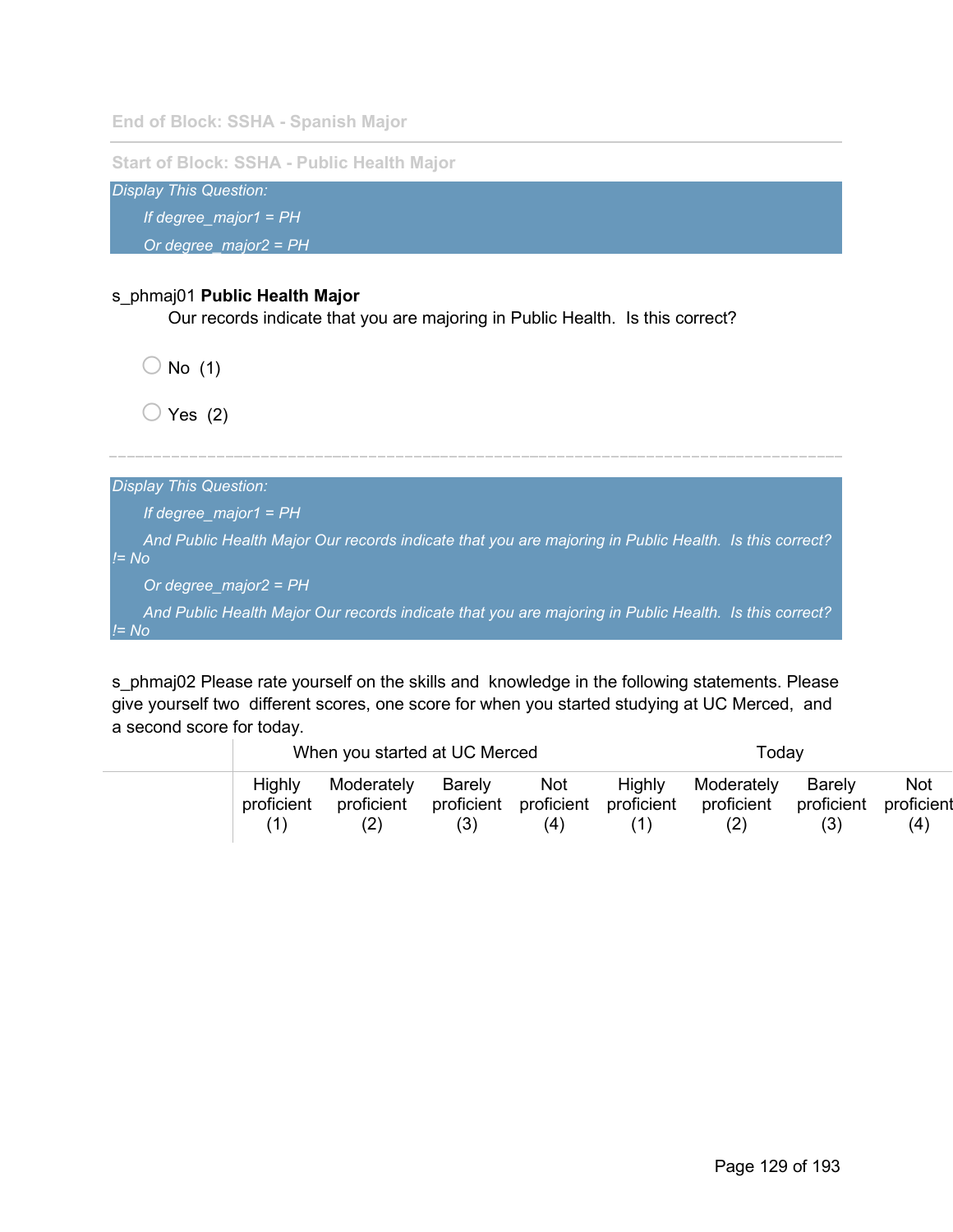End of Block: SSHA - Spanish Major

---

Start of Block: SSHA - Public Health Major

*Display This Question:*

*If degree_major1 = PH*

*Or degree_major2 = PH*

s_phmaj01 **Public Health Major**

Our records indicate that you are majoring in Public Health.  Is this correct?

◯ No  (1)

◯ Yes  (2)

---

*Display This Question:*

*If degree_major1 = PH*

*And Public Health Major Our records indicate that you are majoring in Public Health.  Is this correct? != No*

*Or degree_major2 = PH*

*And Public Health Major Our records indicate that you are majoring in Public Health.  Is this correct? != No*

s_phmaj02 Please rate yourself on the skills and  knowledge in the following statements. Please give yourself two  different scores, one score for when you started studying at UC Merced,  and a second score for today.

| | When you started at UC Merced | | | | Today | | | |
|---|---|---|---|---|---|---|---|---|
| | Highly proficient (1) | Moderately proficient (2) | Barely proficient (3) | Not proficient (4) | Highly proficient (1) | Moderately proficient (2) | Barely proficient (3) | Not proficient (4) |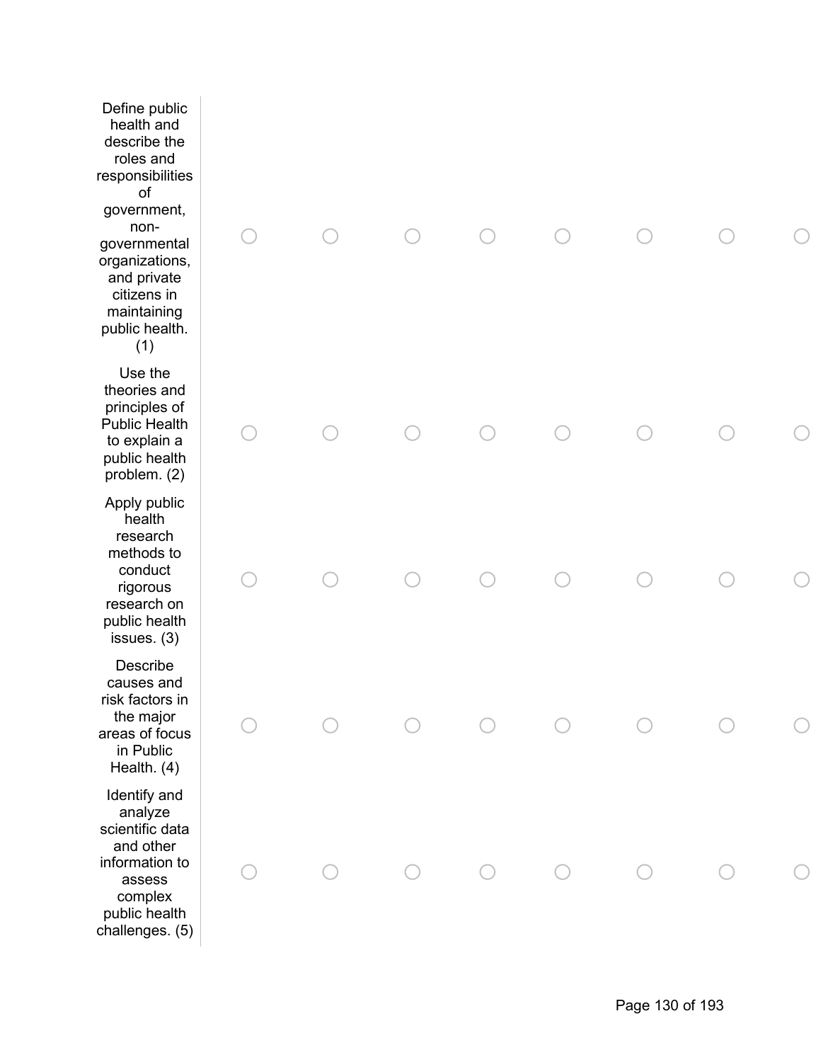| | | | | | | | | |
|---|---|---|---|---|---|---|---|---|
| Define public health and describe the roles and responsibilities of government, non-governmental organizations, and private citizens in maintaining public health. (1) | ○ | ○ | ○ | ○ | ○ | ○ | ○ | ○ |
| Use the theories and principles of Public Health to explain a public health problem. (2) | ○ | ○ | ○ | ○ | ○ | ○ | ○ | ○ |
| Apply public health research methods to conduct rigorous research on public health issues. (3) | ○ | ○ | ○ | ○ | ○ | ○ | ○ | ○ |
| Describe causes and risk factors in the major areas of focus in Public Health. (4) | ○ | ○ | ○ | ○ | ○ | ○ | ○ | ○ |
| Identify and analyze scientific data and other information to assess complex public health challenges. (5) | ○ | ○ | ○ | ○ | ○ | ○ | ○ | ○ |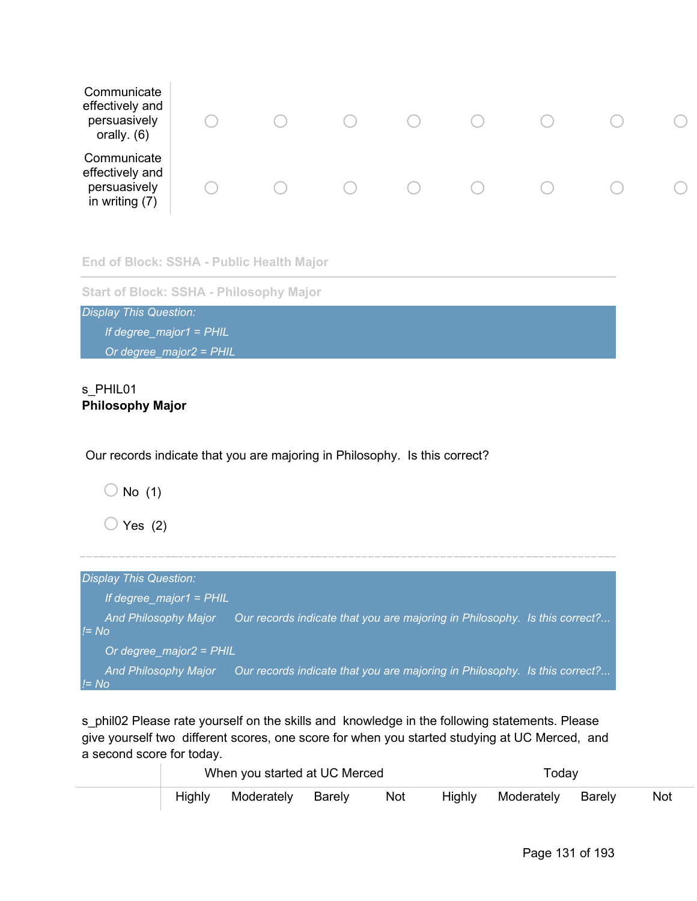| | | | | | | | | |
|---|---|---|---|---|---|---|---|---|
| Communicate effectively and persuasively orally. (6) | ○ | ○ | ○ | ○ | ○ | ○ | ○ | ○ |
| Communicate effectively and persuasively in writing (7) | ○ | ○ | ○ | ○ | ○ | ○ | ○ | ○ |

End of Block: SSHA - Public Health Major

Start of Block: SSHA - Philosophy Major

*Display This Question:*

*If degree_major1 = PHIL*

*Or degree_major2 = PHIL*

s_PHIL01
**Philosophy Major**

Our records indicate that you are majoring in Philosophy. Is this correct?

○ No (1)

○ Yes (2)

---

*Display This Question:*

*If degree_major1 = PHIL*

*And Philosophy Major Our records indicate that you are majoring in Philosophy. Is this correct?... != No*

*Or degree_major2 = PHIL*

*And Philosophy Major Our records indicate that you are majoring in Philosophy. Is this correct?... != No*

s_phil02 Please rate yourself on the skills and knowledge in the following statements. Please give yourself two different scores, one score for when you started studying at UC Merced, and a second score for today.

| | When you started at UC Merced | | | | Today | | | |
|---|---|---|---|---|---|---|---|---|
| | Highly | Moderately | Barely | Not | Highly | Moderately | Barely | Not |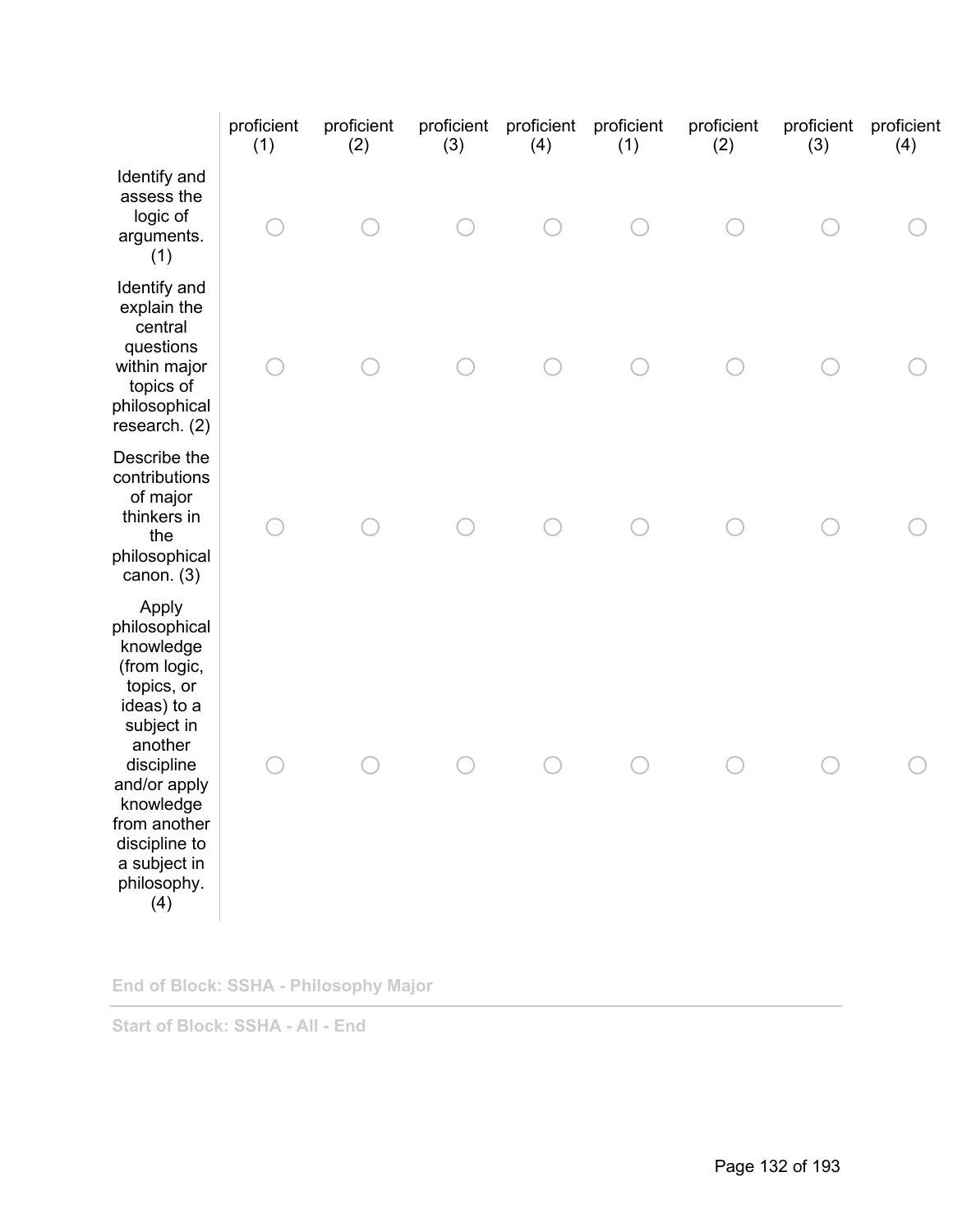| | proficient (1) | proficient (2) | proficient (3) | proficient (4) | proficient (1) | proficient (2) | proficient (3) | proficient (4) |
|---|---|---|---|---|---|---|---|---|
| Identify and assess the logic of arguments. (1) | ○ | ○ | ○ | ○ | ○ | ○ | ○ | ○ |
| Identify and explain the central questions within major topics of philosophical research. (2) | ○ | ○ | ○ | ○ | ○ | ○ | ○ | ○ |
| Describe the contributions of major thinkers in the philosophical canon. (3) | ○ | ○ | ○ | ○ | ○ | ○ | ○ | ○ |
| Apply philosophical knowledge (from logic, topics, or ideas) to a subject in another discipline and/or apply knowledge from another discipline to a subject in philosophy. (4) | ○ | ○ | ○ | ○ | ○ | ○ | ○ | ○ |

**End of Block: SSHA - Philosophy Major**

---

**Start of Block: SSHA - All - End**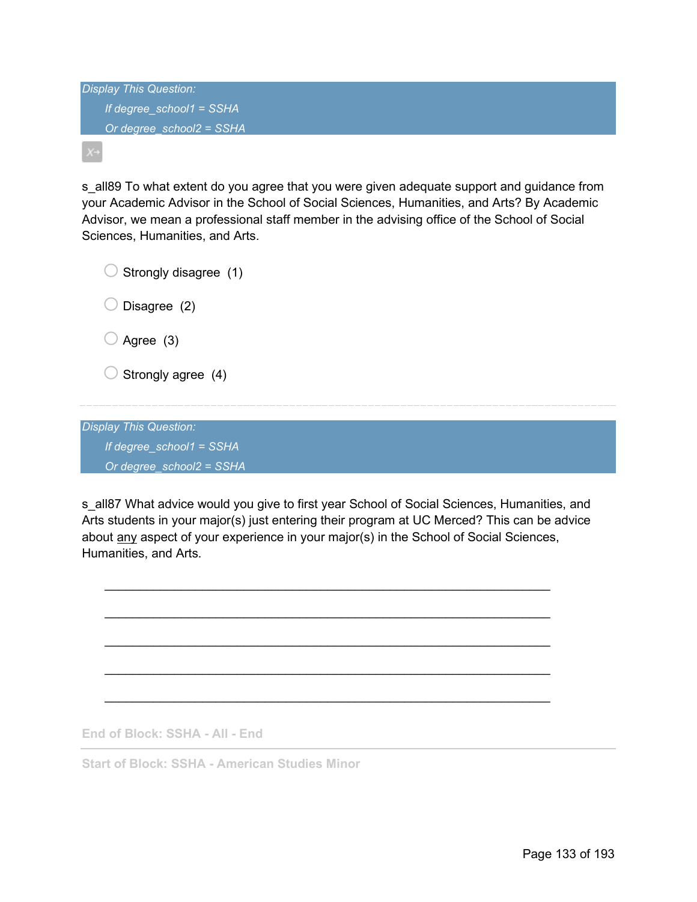*Display This Question:*

*If degree_school1 = SSHA*

*Or degree_school2 = SSHA*

s_all89 To what extent do you agree that you were given adequate support and guidance from your Academic Advisor in the School of Social Sciences, Humanities, and Arts? By Academic Advisor, we mean a professional staff member in the advising office of the School of Social Sciences, Humanities, and Arts.

- Strongly disagree (1)
- Disagree (2)
- Agree (3)
- Strongly agree (4)

---

*Display This Question:*

*If degree_school1 = SSHA*

*Or degree_school2 = SSHA*

s_all87 What advice would you give to first year School of Social Sciences, Humanities, and Arts students in your major(s) just entering their program at UC Merced? This can be advice about <u>any</u> aspect of your experience in your major(s) in the School of Social Sciences, Humanities, and Arts.

________________________________________________________________

________________________________________________________________

________________________________________________________________

________________________________________________________________

________________________________________________________________

**End of Block: SSHA - All - End**

---

**Start of Block: SSHA - American Studies Minor**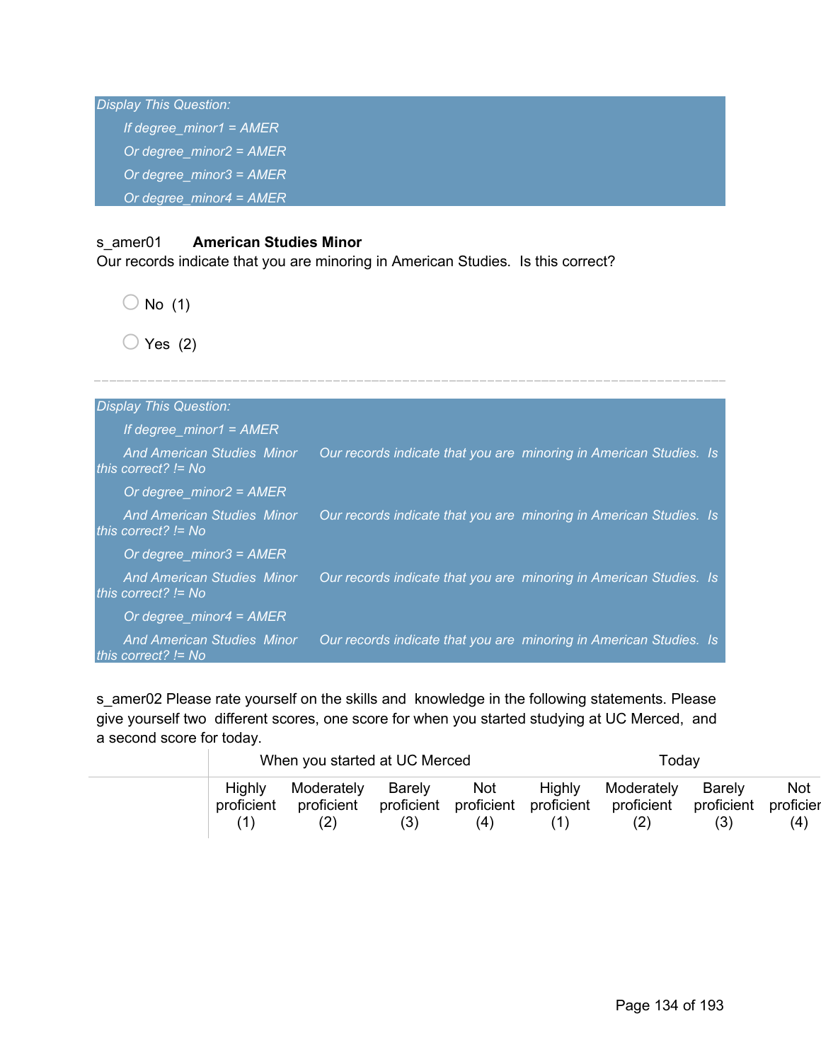*Display This Question:*

*If degree_minor1 = AMER*

*Or degree_minor2 = AMER*

*Or degree_minor3 = AMER*

*Or degree_minor4 = AMER*

s_amer01 **American Studies Minor**
Our records indicate that you are minoring in American Studies. Is this correct?

- No (1)
- Yes (2)

---

*Display This Question:*

*If degree_minor1 = AMER*

*And American Studies Minor Our records indicate that you are minoring in American Studies. Is this correct? != No*

*Or degree_minor2 = AMER*

*And American Studies Minor Our records indicate that you are minoring in American Studies. Is this correct? != No*

*Or degree_minor3 = AMER*

*And American Studies Minor Our records indicate that you are minoring in American Studies. Is this correct? != No*

*Or degree_minor4 = AMER*

*And American Studies Minor Our records indicate that you are minoring in American Studies. Is this correct? != No*

s_amer02 Please rate yourself on the skills and knowledge in the following statements. Please give yourself two different scores, one score for when you started studying at UC Merced, and a second score for today.

| | When you started at UC Merced | | | | Today | | | |
|---|---|---|---|---|---|---|---|---|
| | Highly proficient (1) | Moderately proficient (2) | Barely proficient (3) | Not proficient (4) | Highly proficient (1) | Moderately proficient (2) | Barely proficient (3) | Not proficient (4) |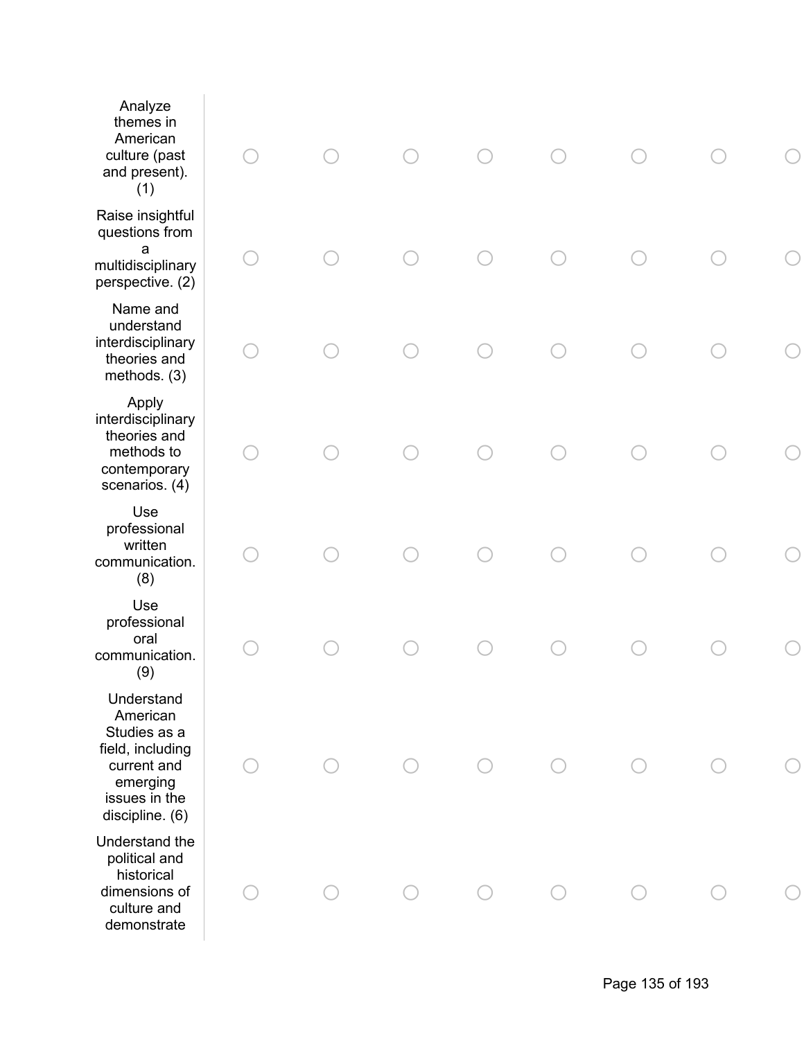| | | | | | | | | |
|---|---|---|---|---|---|---|---|---|
| Analyze themes in American culture (past and present). (1) | ○ | ○ | ○ | ○ | ○ | ○ | ○ | ○ |
| Raise insightful questions from a multidisciplinary perspective. (2) | ○ | ○ | ○ | ○ | ○ | ○ | ○ | ○ |
| Name and understand interdisciplinary theories and methods. (3) | ○ | ○ | ○ | ○ | ○ | ○ | ○ | ○ |
| Apply interdisciplinary theories and methods to contemporary scenarios. (4) | ○ | ○ | ○ | ○ | ○ | ○ | ○ | ○ |
| Use professional written communication. (8) | ○ | ○ | ○ | ○ | ○ | ○ | ○ | ○ |
| Use professional oral communication. (9) | ○ | ○ | ○ | ○ | ○ | ○ | ○ | ○ |
| Understand American Studies as a field, including current and emerging issues in the discipline. (6) | ○ | ○ | ○ | ○ | ○ | ○ | ○ | ○ |
| Understand the political and historical dimensions of culture and demonstrate | ○ | ○ | ○ | ○ | ○ | ○ | ○ | ○ |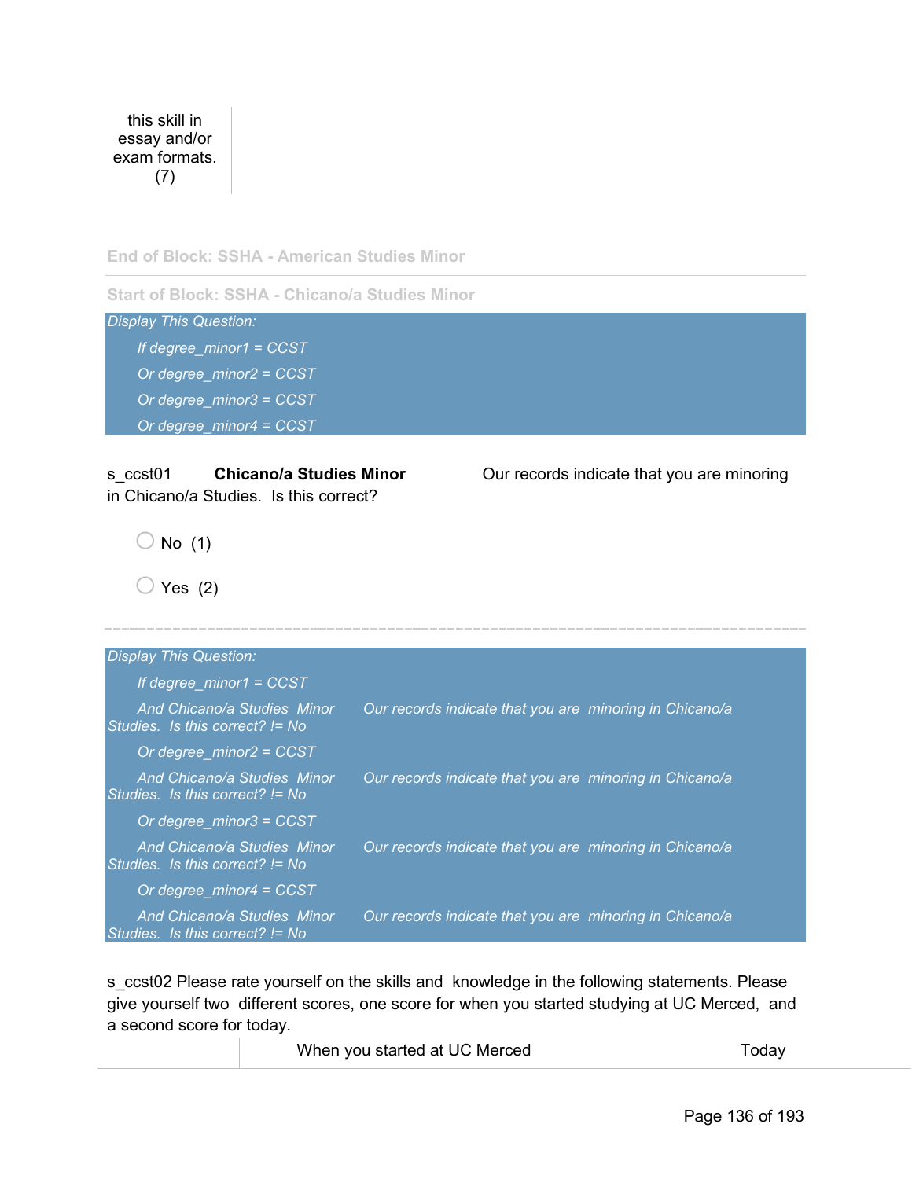this skill in essay and/or exam formats. (7)

End of Block: SSHA - American Studies Minor

---

Start of Block: SSHA - Chicano/a Studies Minor

*Display This Question:*

*If degree_minor1 = CCST*

*Or degree_minor2 = CCST*

*Or degree_minor3 = CCST*

*Or degree_minor4 = CCST*

s_ccst01 **Chicano/a Studies Minor** Our records indicate that you are minoring in Chicano/a Studies. Is this correct?

- No (1)
- Yes (2)

---

*Display This Question:*

*If degree_minor1 = CCST*

*And Chicano/a Studies Minor Our records indicate that you are minoring in Chicano/a Studies. Is this correct? != No*

*Or degree_minor2 = CCST*

*And Chicano/a Studies Minor Our records indicate that you are minoring in Chicano/a Studies. Is this correct? != No*

*Or degree_minor3 = CCST*

*And Chicano/a Studies Minor Our records indicate that you are minoring in Chicano/a Studies. Is this correct? != No*

*Or degree_minor4 = CCST*

*And Chicano/a Studies Minor Our records indicate that you are minoring in Chicano/a Studies. Is this correct? != No*

s_ccst02 Please rate yourself on the skills and knowledge in the following statements. Please give yourself two different scores, one score for when you started studying at UC Merced, and a second score for today.

| | When you started at UC Merced | Today |
|---|---|---|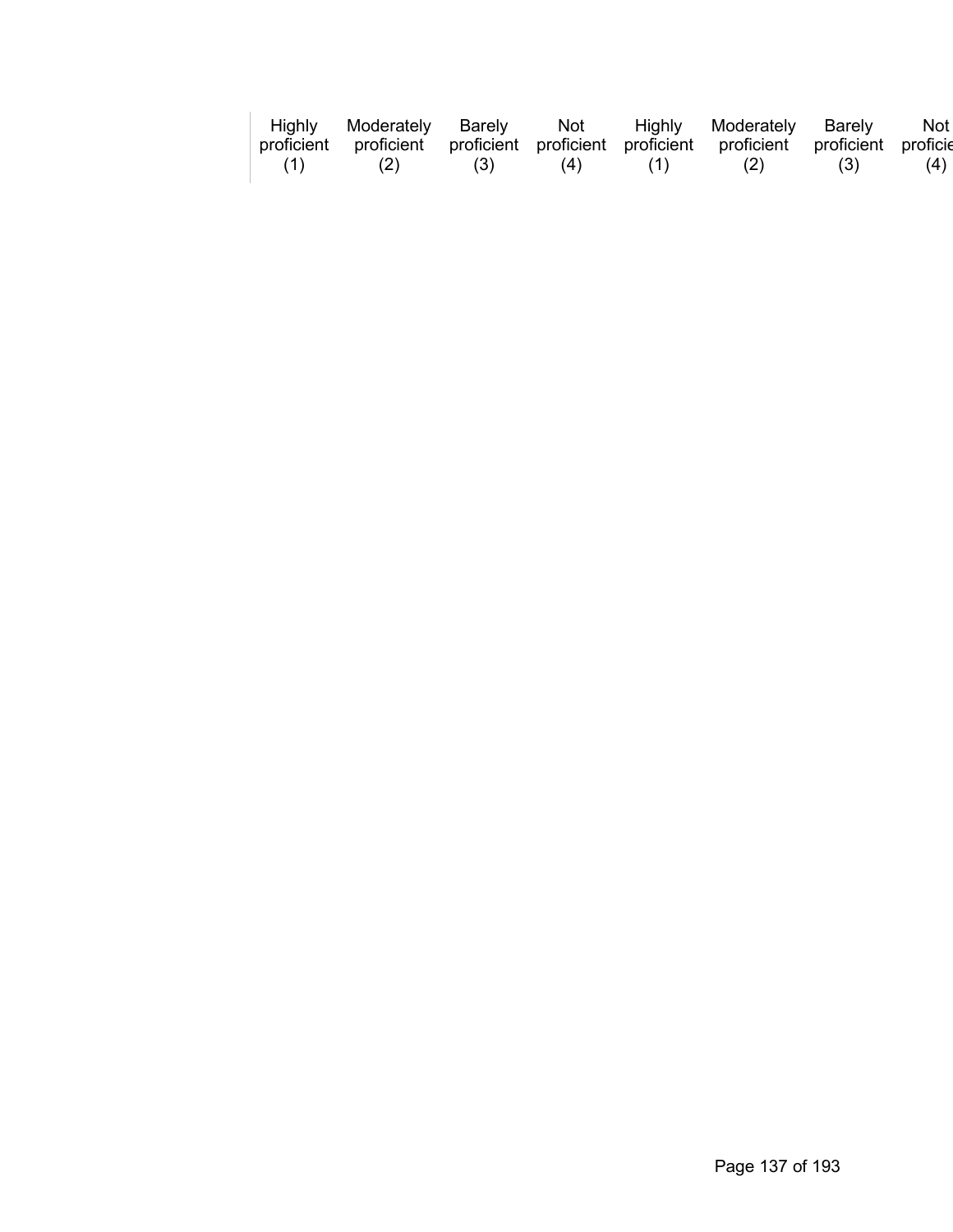| Highly proficient (1) | Moderately proficient (2) | Barely proficient (3) | Not proficient (4) | Highly proficient (1) | Moderately proficient (2) | Barely proficient (3) | Not proficie (4) |
| --- | --- | --- | --- | --- | --- | --- | --- |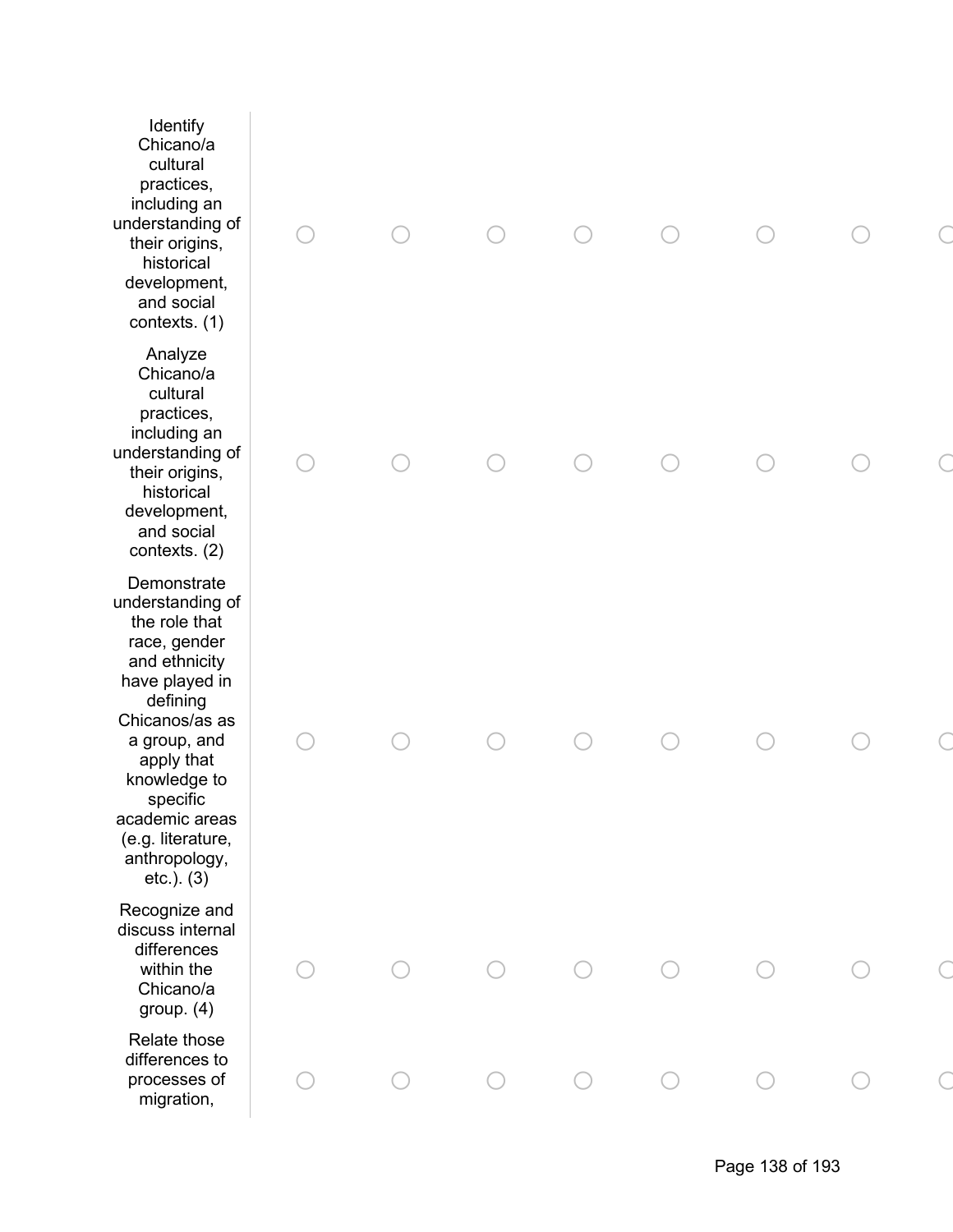| | | | | | | | | |
|---|---|---|---|---|---|---|---|---|
| Identify Chicano/a cultural practices, including an understanding of their origins, historical development, and social contexts. (1) | ○ | ○ | ○ | ○ | ○ | ○ | ○ | ○ |
| Analyze Chicano/a cultural practices, including an understanding of their origins, historical development, and social contexts. (2) | ○ | ○ | ○ | ○ | ○ | ○ | ○ | ○ |
| Demonstrate understanding of the role that race, gender and ethnicity have played in defining Chicanos/as as a group, and apply that knowledge to specific academic areas (e.g. literature, anthropology, etc.). (3) | ○ | ○ | ○ | ○ | ○ | ○ | ○ | ○ |
| Recognize and discuss internal differences within the Chicano/a group. (4) | ○ | ○ | ○ | ○ | ○ | ○ | ○ | ○ |
| Relate those differences to processes of migration, | ○ | ○ | ○ | ○ | ○ | ○ | ○ | ○ |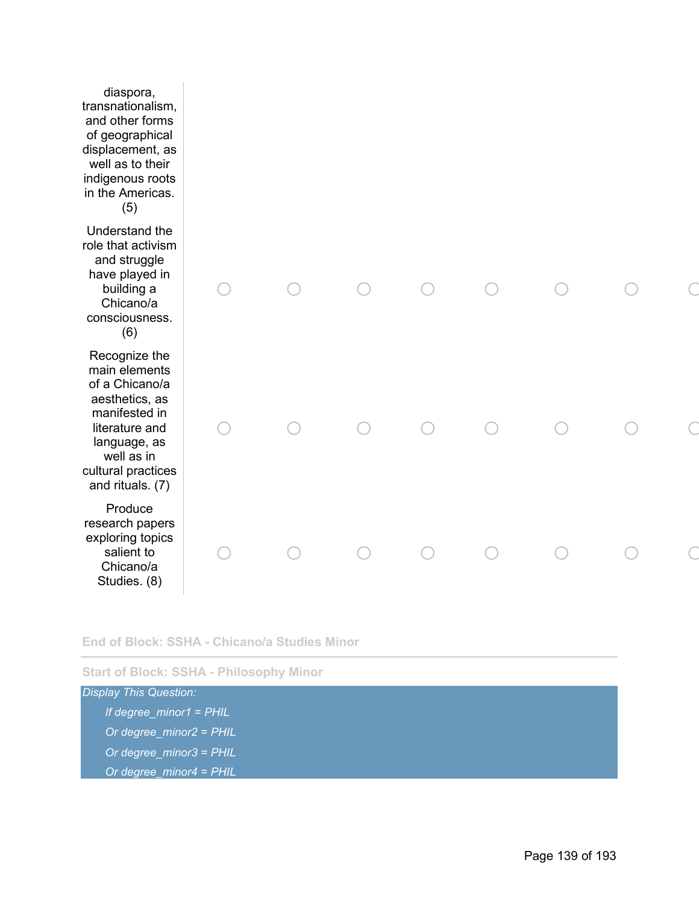| | | | | | | | | |
|---|---|---|---|---|---|---|---|---|
| diaspora, transnationalism, and other forms of geographical displacement, as well as to their indigenous roots in the Americas. (5) | | | | | | | | |
| Understand the role that activism and struggle have played in building a Chicano/a consciousness. (6) | ○ | ○ | ○ | ○ | ○ | ○ | ○ | ○ |
| Recognize the main elements of a Chicano/a aesthetics, as manifested in literature and language, as well as in cultural practices and rituals. (7) | ○ | ○ | ○ | ○ | ○ | ○ | ○ | ○ |
| Produce research papers exploring topics salient to Chicano/a Studies. (8) | ○ | ○ | ○ | ○ | ○ | ○ | ○ | ○ |

**End of Block: SSHA - Chicano/a Studies Minor**

---

**Start of Block: SSHA - Philosophy Minor**

*Display This Question:*

*If degree_minor1 = PHIL*

*Or degree_minor2 = PHIL*

*Or degree_minor3 = PHIL*

*Or degree_minor4 = PHIL*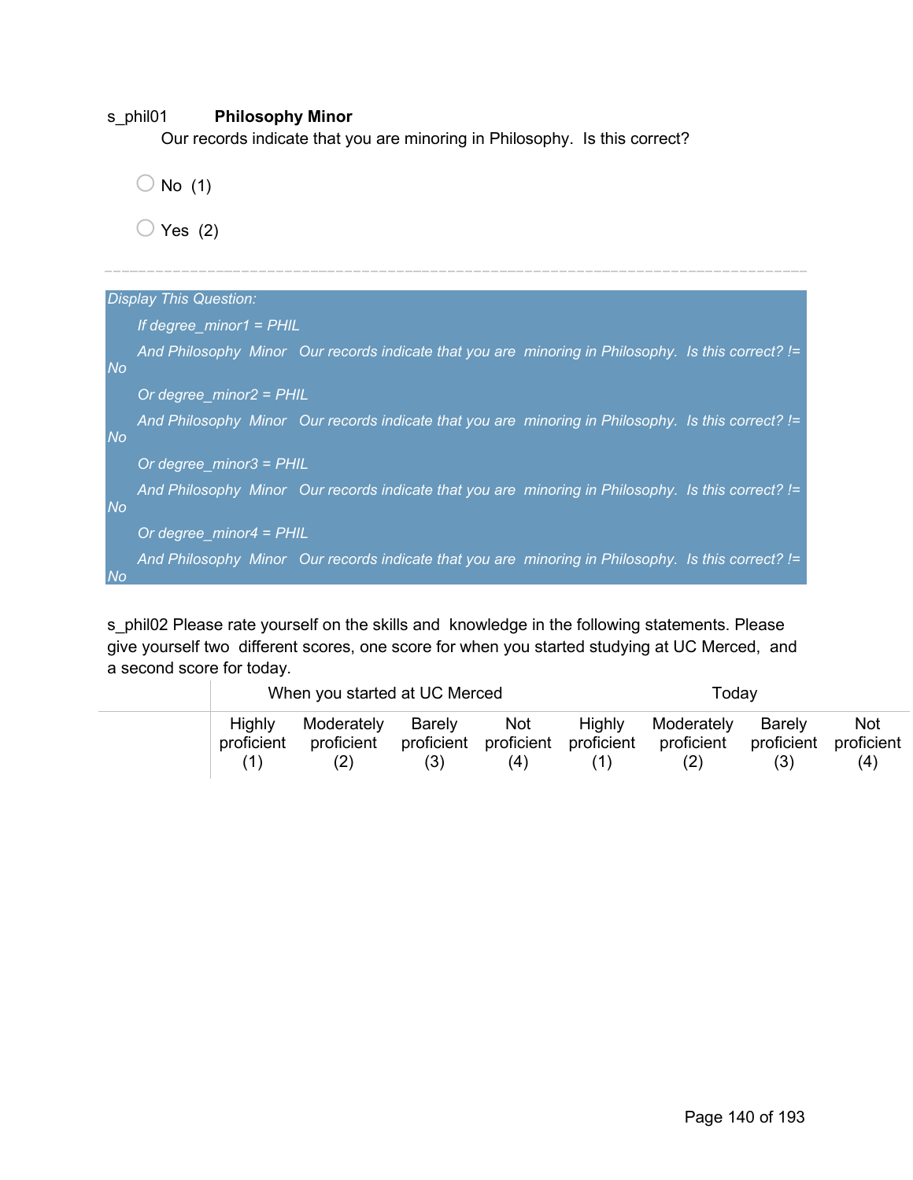s_phil01 **Philosophy Minor**
Our records indicate that you are minoring in Philosophy. Is this correct?

- No (1)
- Yes (2)

---

*Display This Question:*

*If degree_minor1 = PHIL*

*And Philosophy Minor Our records indicate that you are minoring in Philosophy. Is this correct? != No*

*Or degree_minor2 = PHIL*

*And Philosophy Minor Our records indicate that you are minoring in Philosophy. Is this correct? != No*

*Or degree_minor3 = PHIL*

*And Philosophy Minor Our records indicate that you are minoring in Philosophy. Is this correct? != No*

*Or degree_minor4 = PHIL*

*And Philosophy Minor Our records indicate that you are minoring in Philosophy. Is this correct? != No*

s_phil02 Please rate yourself on the skills and knowledge in the following statements. Please give yourself two different scores, one score for when you started studying at UC Merced, and a second score for today.

| | When you started at UC Merced | | | | Today | | | |
|---|---|---|---|---|---|---|---|---|
| | Highly proficient (1) | Moderately proficient (2) | Barely proficient (3) | Not proficient (4) | Highly proficient (1) | Moderately proficient (2) | Barely proficient (3) | Not proficient (4) |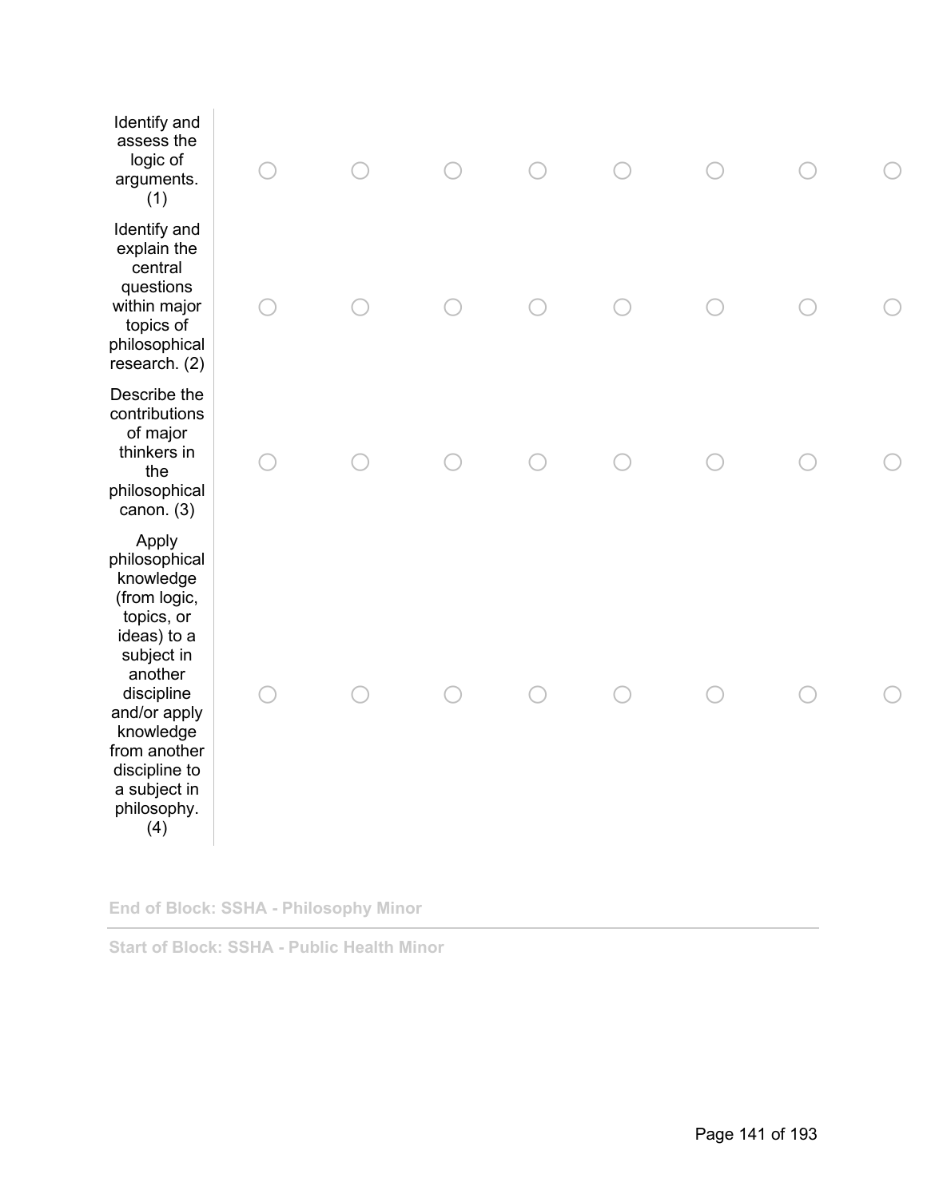| | | | | | | | | |
|---|---|---|---|---|---|---|---|---|
| Identify and assess the logic of arguments. (1) | ○ | ○ | ○ | ○ | ○ | ○ | ○ | ○ |
| Identify and explain the central questions within major topics of philosophical research. (2) | ○ | ○ | ○ | ○ | ○ | ○ | ○ | ○ |
| Describe the contributions of major thinkers in the philosophical canon. (3) | ○ | ○ | ○ | ○ | ○ | ○ | ○ | ○ |
| Apply philosophical knowledge (from logic, topics, or ideas) to a subject in another discipline and/or apply knowledge from another discipline to a subject in philosophy. (4) | ○ | ○ | ○ | ○ | ○ | ○ | ○ | ○ |

**End of Block: SSHA - Philosophy Minor**

---

**Start of Block: SSHA - Public Health Minor**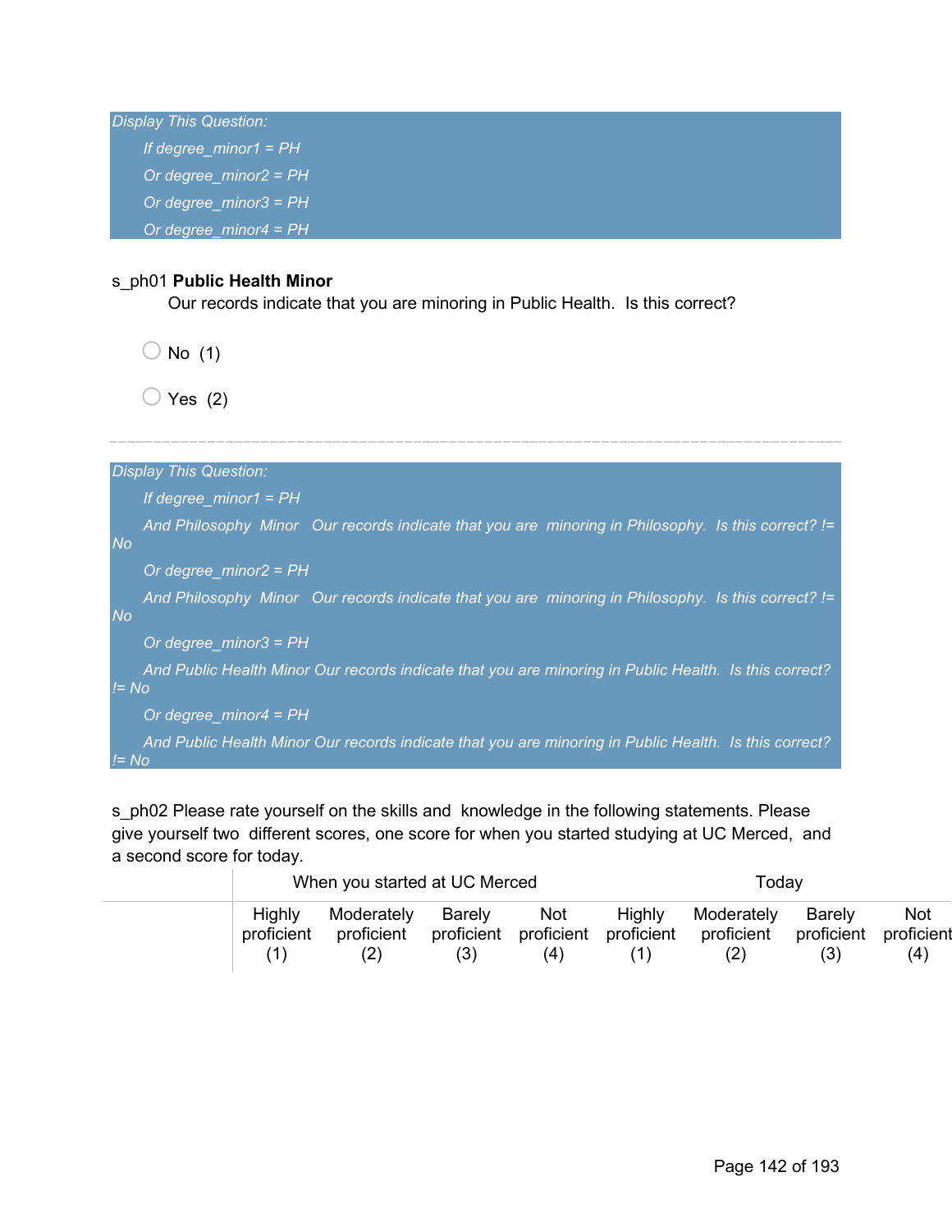*Display This Question:*

*If degree_minor1 = PH*

*Or degree_minor2 = PH*

*Or degree_minor3 = PH*

*Or degree_minor4 = PH*

s_ph01 **Public Health Minor**
Our records indicate that you are minoring in Public Health. Is this correct?

- No (1)
- Yes (2)

---

*Display This Question:*

*If degree_minor1 = PH*

*And Philosophy Minor Our records indicate that you are minoring in Philosophy. Is this correct? != No*

*Or degree_minor2 = PH*

*And Philosophy Minor Our records indicate that you are minoring in Philosophy. Is this correct? != No*

*Or degree_minor3 = PH*

*And Public Health Minor Our records indicate that you are minoring in Public Health. Is this correct? != No*

*Or degree_minor4 = PH*

*And Public Health Minor Our records indicate that you are minoring in Public Health. Is this correct? != No*

s_ph02 Please rate yourself on the skills and knowledge in the following statements. Please give yourself two different scores, one score for when you started studying at UC Merced, and a second score for today.

| | When you started at UC Merced | | | | Today | | | |
|---|---|---|---|---|---|---|---|---|
| | Highly proficient (1) | Moderately proficient (2) | Barely proficient (3) | Not proficient (4) | Highly proficient (1) | Moderately proficient (2) | Barely proficient (3) | Not proficient (4) |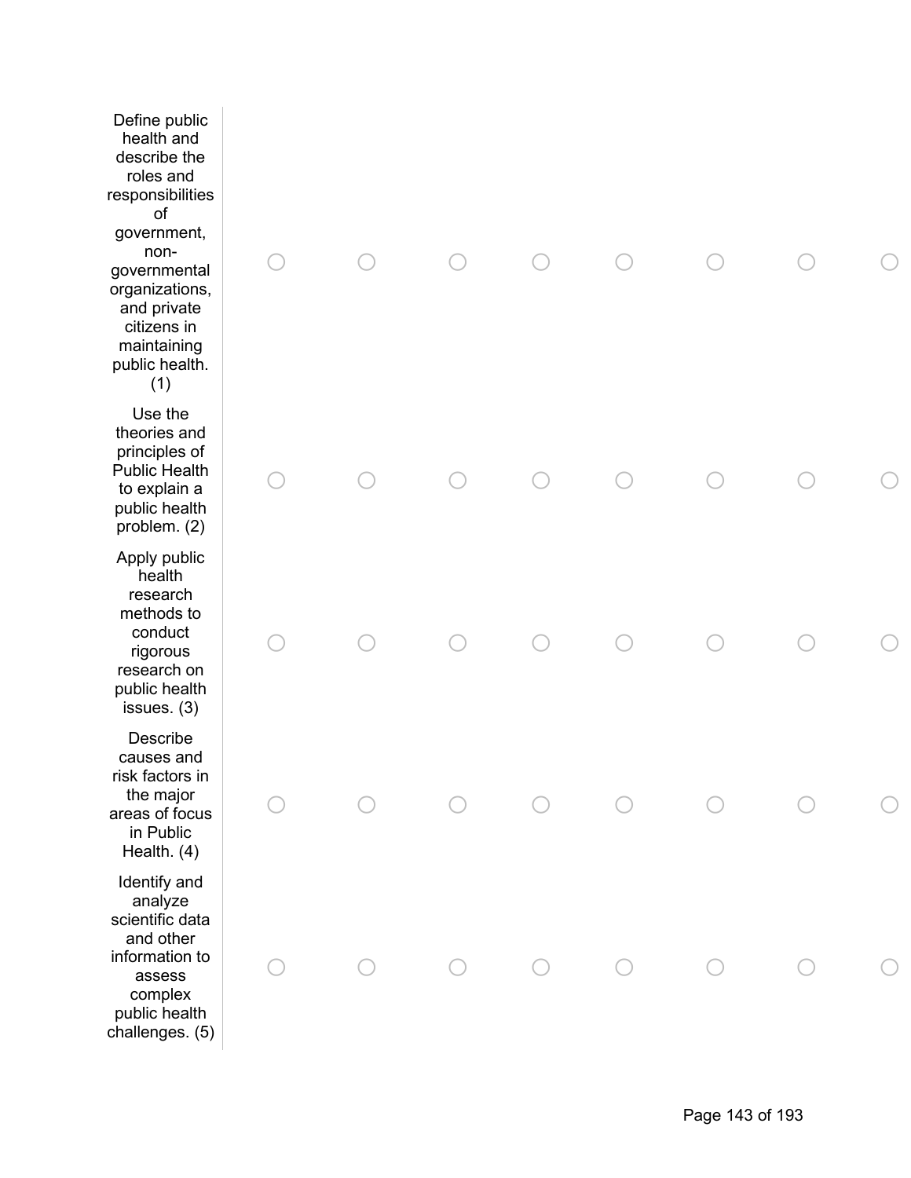| | | | | | | | | |
|---|---|---|---|---|---|---|---|---|
| Define public health and describe the roles and responsibilities of government, non-governmental organizations, and private citizens in maintaining public health. (1) | ○ | ○ | ○ | ○ | ○ | ○ | ○ | ○ |
| Use the theories and principles of Public Health to explain a public health problem. (2) | ○ | ○ | ○ | ○ | ○ | ○ | ○ | ○ |
| Apply public health research methods to conduct rigorous research on public health issues. (3) | ○ | ○ | ○ | ○ | ○ | ○ | ○ | ○ |
| Describe causes and risk factors in the major areas of focus in Public Health. (4) | ○ | ○ | ○ | ○ | ○ | ○ | ○ | ○ |
| Identify and analyze scientific data and other information to assess complex public health challenges. (5) | ○ | ○ | ○ | ○ | ○ | ○ | ○ | ○ |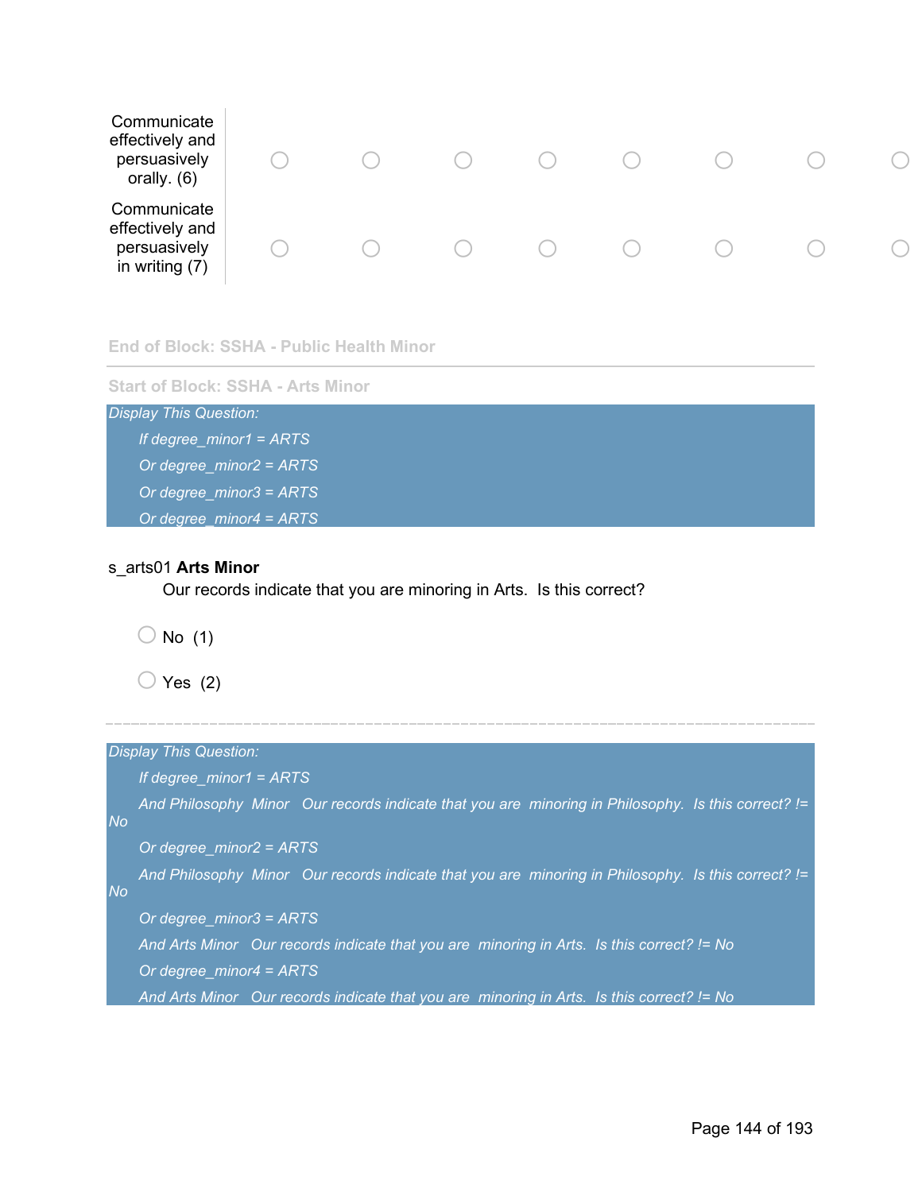| | | | | | | | | |
|---|---|---|---|---|---|---|---|---|
| Communicate effectively and persuasively orally. (6) | ○ | ○ | ○ | ○ | ○ | ○ | ○ | ○ |
| Communicate effectively and persuasively in writing (7) | ○ | ○ | ○ | ○ | ○ | ○ | ○ | ○ |

End of Block: SSHA - Public Health Minor

---

Start of Block: SSHA - Arts Minor

*Display This Question:*

*If degree_minor1 = ARTS*

*Or degree_minor2 = ARTS*

*Or degree_minor3 = ARTS*

*Or degree_minor4 = ARTS*

s_arts01 **Arts Minor**
Our records indicate that you are minoring in Arts. Is this correct?

○ No (1)

○ Yes (2)

---

*Display This Question:*

*If degree_minor1 = ARTS*

*And Philosophy Minor Our records indicate that you are minoring in Philosophy. Is this correct? != No*

*Or degree_minor2 = ARTS*

*And Philosophy Minor Our records indicate that you are minoring in Philosophy. Is this correct? != No*

*Or degree_minor3 = ARTS*

*And Arts Minor Our records indicate that you are minoring in Arts. Is this correct? != No*

*Or degree_minor4 = ARTS*

*And Arts Minor Our records indicate that you are minoring in Arts. Is this correct? != No*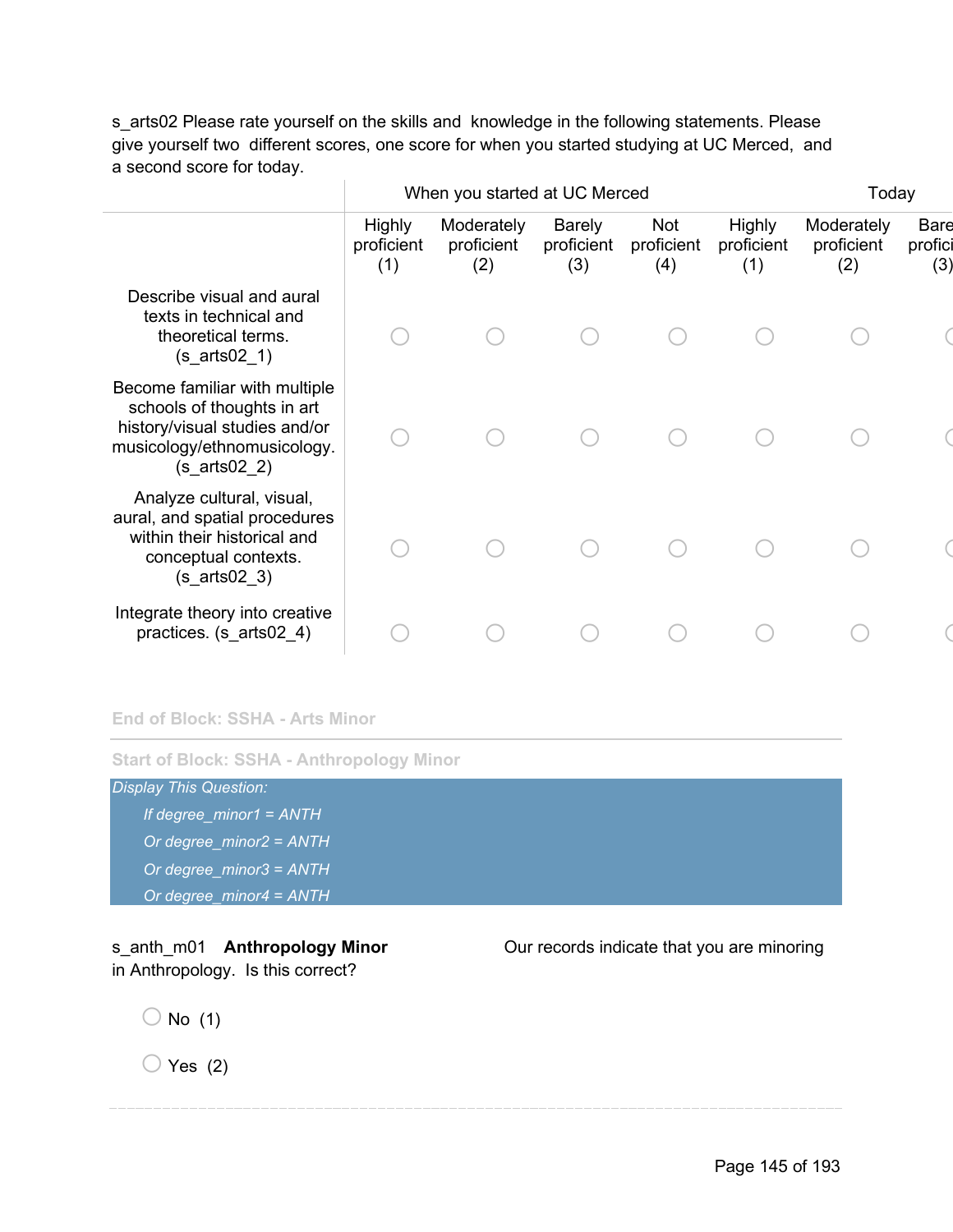s_arts02 Please rate yourself on the skills and knowledge in the following statements. Please give yourself two different scores, one score for when you started studying at UC Merced, and a second score for today.

| | When you started at UC Merced | | | | Today | | |
|---|---|---|---|---|---|---|---|
| | Highly proficient (1) | Moderately proficient (2) | Barely proficient (3) | Not proficient (4) | Highly proficient (1) | Moderately proficient (2) | Barely proficient (3) |
| Describe visual and aural texts in technical and theoretical terms. (s_arts02_1) | ○ | ○ | ○ | ○ | ○ | ○ | ○ |
| Become familiar with multiple schools of thoughts in art history/visual studies and/or musicology/ethnomusicology. (s_arts02_2) | ○ | ○ | ○ | ○ | ○ | ○ | ○ |
| Analyze cultural, visual, aural, and spatial procedures within their historical and conceptual contexts. (s_arts02_3) | ○ | ○ | ○ | ○ | ○ | ○ | ○ |
| Integrate theory into creative practices. (s_arts02_4) | ○ | ○ | ○ | ○ | ○ | ○ | ○ |

End of Block: SSHA - Arts Minor

Start of Block: SSHA - Anthropology Minor

*Display This Question:*

*If degree_minor1 = ANTH*

*Or degree_minor2 = ANTH*

*Or degree_minor3 = ANTH*

*Or degree_minor4 = ANTH*

s_anth_m01 **Anthropology Minor** Our records indicate that you are minoring in Anthropology. Is this correct?

○ No (1)

○ Yes (2)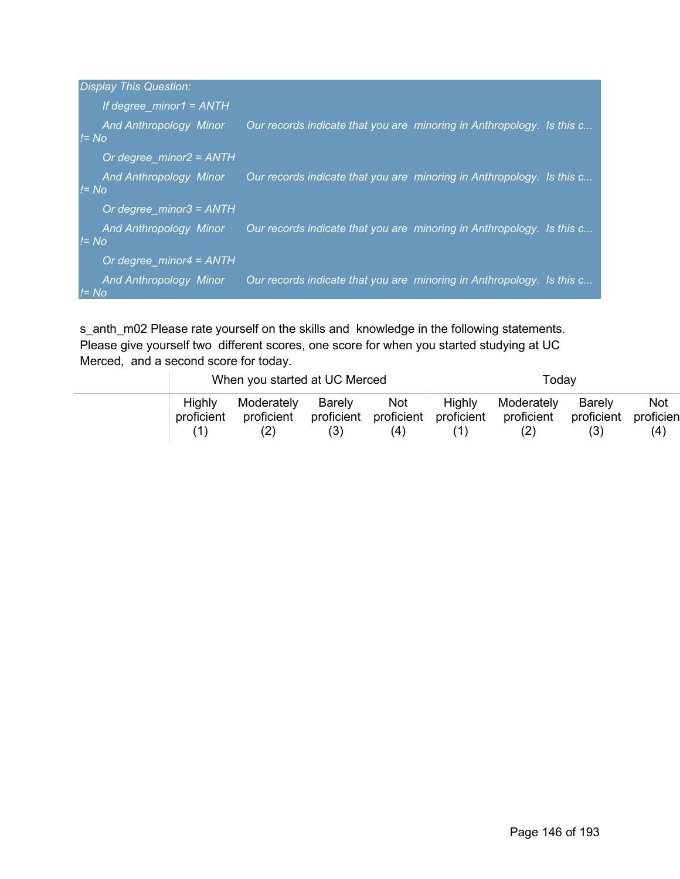*Display This Question:*

*If degree_minor1 = ANTH*

*And Anthropology Minor Our records indicate that you are minoring in Anthropology. Is this c... != No*

*Or degree_minor2 = ANTH*

*And Anthropology Minor Our records indicate that you are minoring in Anthropology. Is this c... != No*

*Or degree_minor3 = ANTH*

*And Anthropology Minor Our records indicate that you are minoring in Anthropology. Is this c... != No*

*Or degree_minor4 = ANTH*

*And Anthropology Minor Our records indicate that you are minoring in Anthropology. Is this c... != No*

s_anth_m02 Please rate yourself on the skills and knowledge in the following statements. Please give yourself two different scores, one score for when you started studying at UC Merced, and a second score for today.

| | When you started at UC Merced | | | | Today | | | |
|---|---|---|---|---|---|---|---|---|
| | Highly proficient (1) | Moderately proficient (2) | Barely proficient (3) | Not proficient (4) | Highly proficient (1) | Moderately proficient (2) | Barely proficient (3) | Not proficien (4) |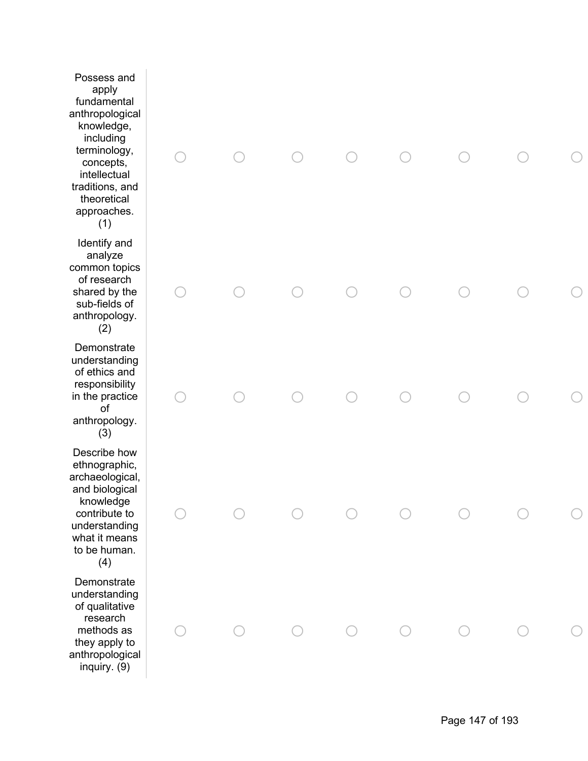| | | | | | | | | |
|---|---|---|---|---|---|---|---|---|
| Possess and apply fundamental anthropological knowledge, including terminology, concepts, intellectual traditions, and theoretical approaches. (1) | ○ | ○ | ○ | ○ | ○ | ○ | ○ | ○ |
| Identify and analyze common topics of research shared by the sub-fields of anthropology. (2) | ○ | ○ | ○ | ○ | ○ | ○ | ○ | ○ |
| Demonstrate understanding of ethics and responsibility in the practice of anthropology. (3) | ○ | ○ | ○ | ○ | ○ | ○ | ○ | ○ |
| Describe how ethnographic, archaeological, and biological knowledge contribute to understanding what it means to be human. (4) | ○ | ○ | ○ | ○ | ○ | ○ | ○ | ○ |
| Demonstrate understanding of qualitative research methods as they apply to anthropological inquiry. (9) | ○ | ○ | ○ | ○ | ○ | ○ | ○ | ○ |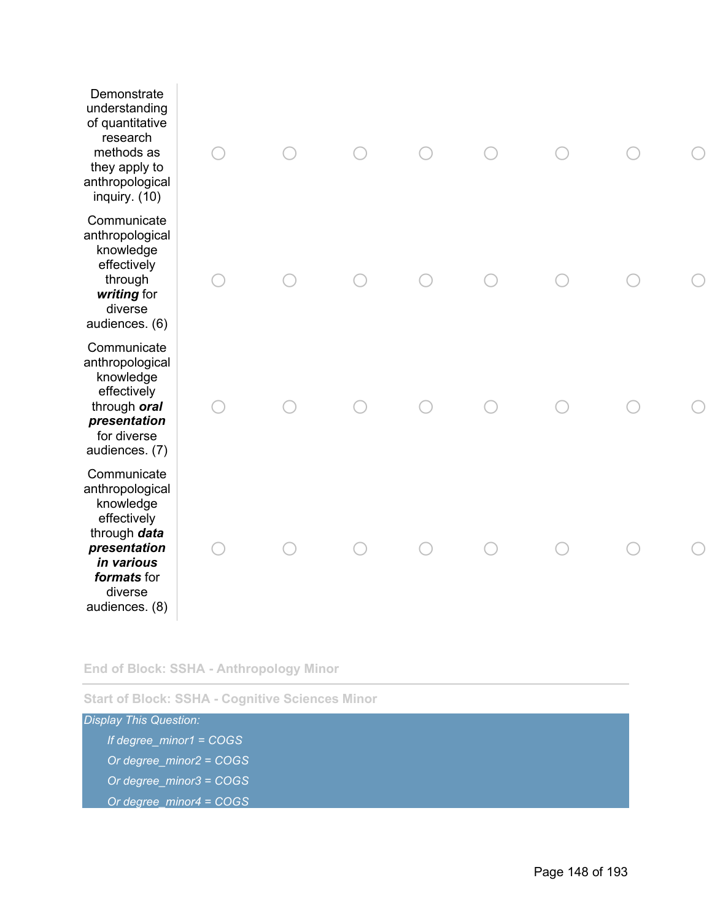| | | | | | | | | |
|---|---|---|---|---|---|---|---|---|
| Demonstrate understanding of quantitative research methods as they apply to anthropological inquiry. (10) | ○ | ○ | ○ | ○ | ○ | ○ | ○ | ○ |
| Communicate anthropological knowledge effectively through ***writing*** for diverse audiences. (6) | ○ | ○ | ○ | ○ | ○ | ○ | ○ | ○ |
| Communicate anthropological knowledge effectively through ***oral presentation*** for diverse audiences. (7) | ○ | ○ | ○ | ○ | ○ | ○ | ○ | ○ |
| Communicate anthropological knowledge effectively through ***data presentation in various formats*** for diverse audiences. (8) | ○ | ○ | ○ | ○ | ○ | ○ | ○ | ○ |

**End of Block: SSHA - Anthropology Minor**

---

**Start of Block: SSHA - Cognitive Sciences Minor**

*Display This Question:*

*If degree_minor1 = COGS*

*Or degree_minor2 = COGS*

*Or degree_minor3 = COGS*

*Or degree_minor4 = COGS*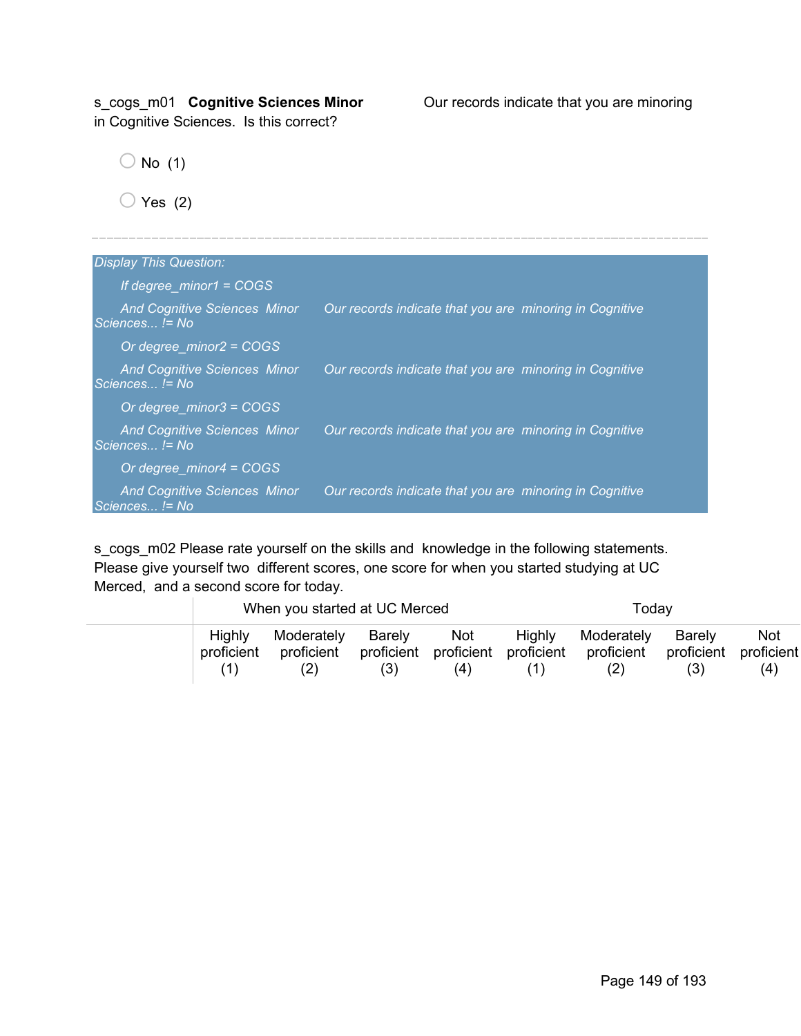s_cogs_m01 **Cognitive Sciences Minor** Our records indicate that you are minoring in Cognitive Sciences. Is this correct?

- No (1)
- Yes (2)

---

*Display This Question:*

*If degree_minor1 = COGS*

*And Cognitive Sciences Minor Our records indicate that you are minoring in Cognitive Sciences... != No*

*Or degree_minor2 = COGS*

*And Cognitive Sciences Minor Our records indicate that you are minoring in Cognitive Sciences... != No*

*Or degree_minor3 = COGS*

*And Cognitive Sciences Minor Our records indicate that you are minoring in Cognitive Sciences... != No*

*Or degree_minor4 = COGS*

*And Cognitive Sciences Minor Our records indicate that you are minoring in Cognitive Sciences... != No*

s_cogs_m02 Please rate yourself on the skills and knowledge in the following statements. Please give yourself two different scores, one score for when you started studying at UC Merced, and a second score for today.

| | When you started at UC Merced | | | | Today | | | |
|---|---|---|---|---|---|---|---|---|
| | Highly proficient (1) | Moderately proficient (2) | Barely proficient (3) | Not proficient (4) | Highly proficient (1) | Moderately proficient (2) | Barely proficient (3) | Not proficient (4) |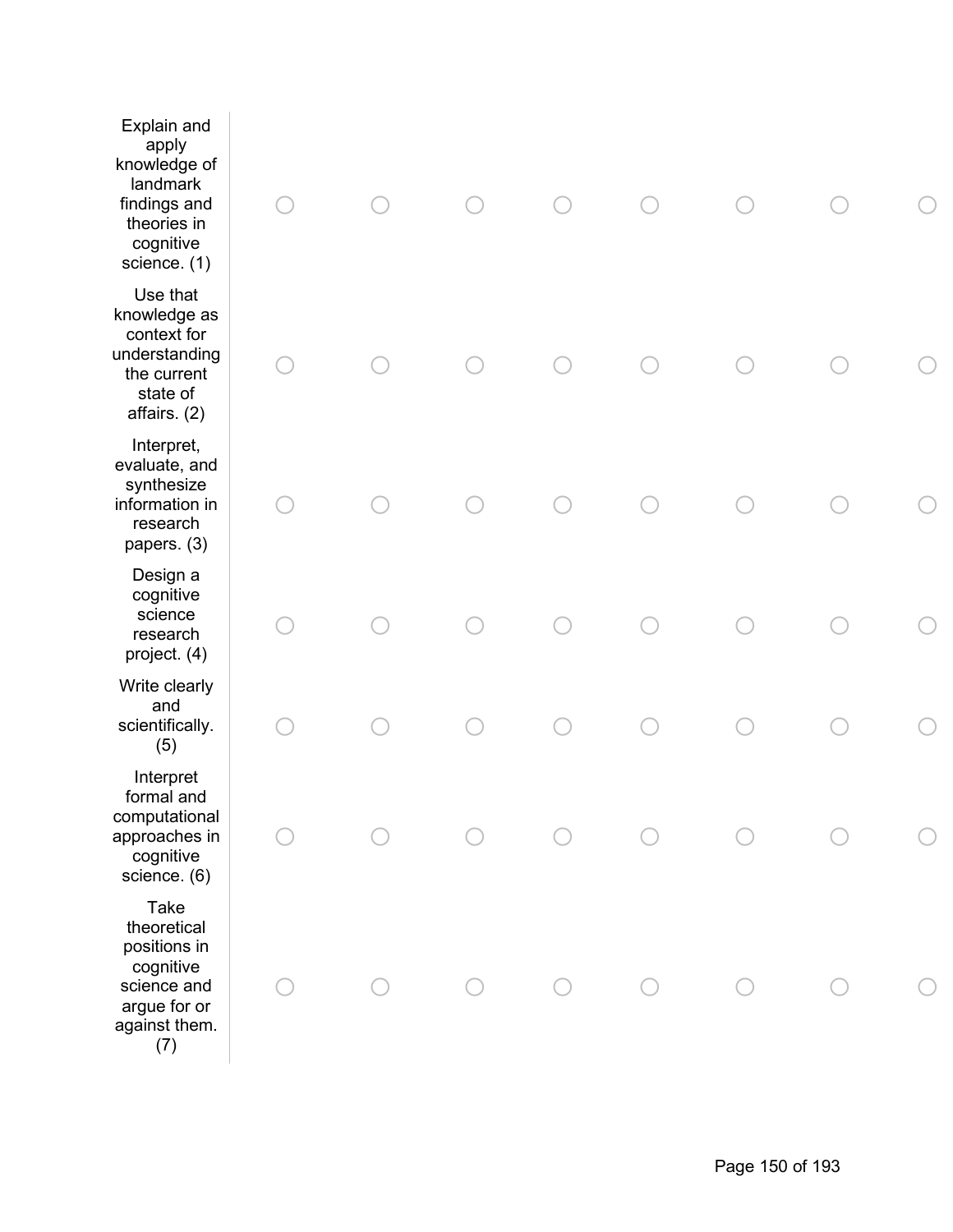| | | | | | | | | |
|---|---|---|---|---|---|---|---|---|
| Explain and apply knowledge of landmark findings and theories in cognitive science. (1) | ○ | ○ | ○ | ○ | ○ | ○ | ○ | ○ |
| Use that knowledge as context for understanding the current state of affairs. (2) | ○ | ○ | ○ | ○ | ○ | ○ | ○ | ○ |
| Interpret, evaluate, and synthesize information in research papers. (3) | ○ | ○ | ○ | ○ | ○ | ○ | ○ | ○ |
| Design a cognitive science research project. (4) | ○ | ○ | ○ | ○ | ○ | ○ | ○ | ○ |
| Write clearly and scientifically. (5) | ○ | ○ | ○ | ○ | ○ | ○ | ○ | ○ |
| Interpret formal and computational approaches in cognitive science. (6) | ○ | ○ | ○ | ○ | ○ | ○ | ○ | ○ |
| Take theoretical positions in cognitive science and argue for or against them. (7) | ○ | ○ | ○ | ○ | ○ | ○ | ○ | ○ |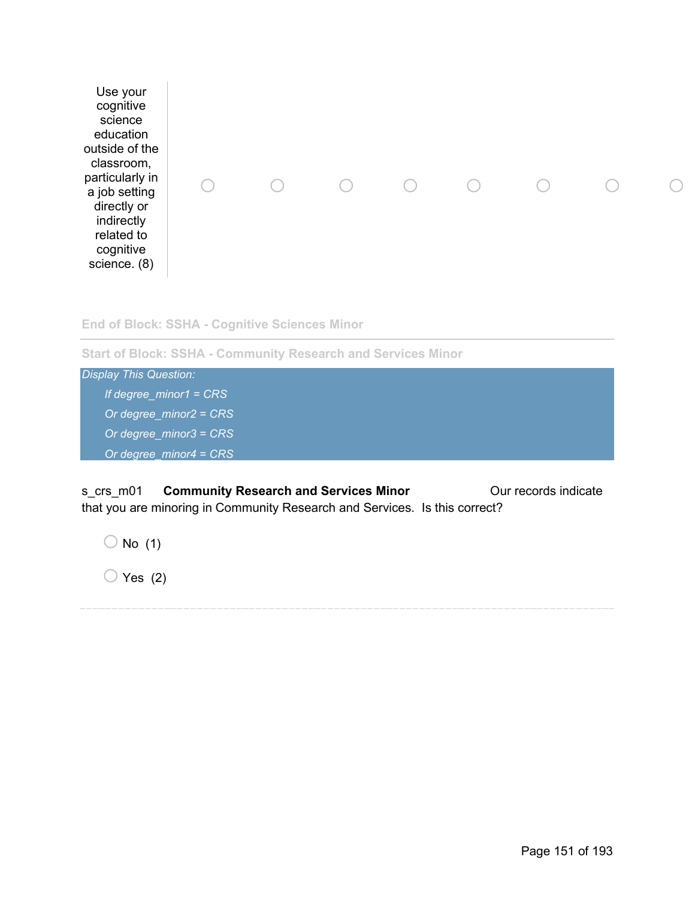| | | | | | | | | |
|---|---|---|---|---|---|---|---|---|
| Use your cognitive science education outside of the classroom, particularly in a job setting directly or indirectly related to cognitive science. (8) | ○ | ○ | ○ | ○ | ○ | ○ | ○ | ○ |

End of Block: SSHA - Cognitive Sciences Minor

---

Start of Block: SSHA - Community Research and Services Minor

*Display This Question:*

*If degree_minor1 = CRS*

*Or degree_minor2 = CRS*

*Or degree_minor3 = CRS*

*Or degree_minor4 = CRS*

s_crs_m01 **Community Research and Services Minor** Our records indicate that you are minoring in Community Research and Services. Is this correct?

○ No (1)

○ Yes (2)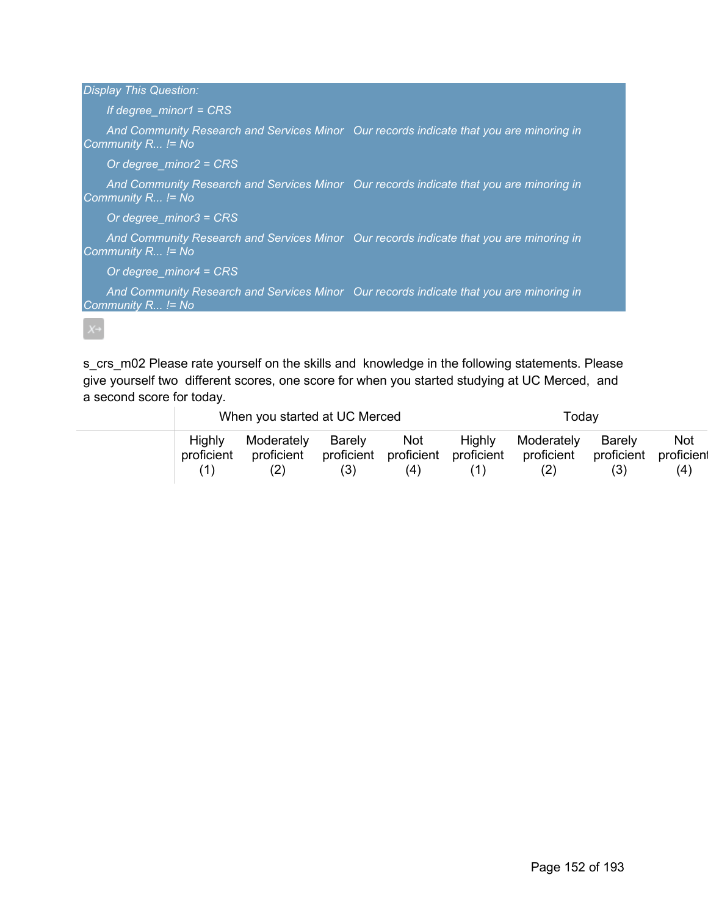*Display This Question:*

*If degree_minor1 = CRS*

*And Community Research and Services Minor   Our records indicate that you are minoring in Community R... != No*

*Or degree_minor2 = CRS*

*And Community Research and Services Minor   Our records indicate that you are minoring in Community R... != No*

*Or degree_minor3 = CRS*

*And Community Research and Services Minor   Our records indicate that you are minoring in Community R... != No*

*Or degree_minor4 = CRS*

*And Community Research and Services Minor   Our records indicate that you are minoring in Community R... != No*

s_crs_m02 Please rate yourself on the skills and  knowledge in the following statements. Please give yourself two  different scores, one score for when you started studying at UC Merced,  and a second score for today.

| | When you started at UC Merced | | | | Today | | | |
|---|---|---|---|---|---|---|---|---|
| | Highly proficient (1) | Moderately proficient (2) | Barely proficient (3) | Not proficient (4) | Highly proficient (1) | Moderately proficient (2) | Barely proficient (3) | Not proficient (4) |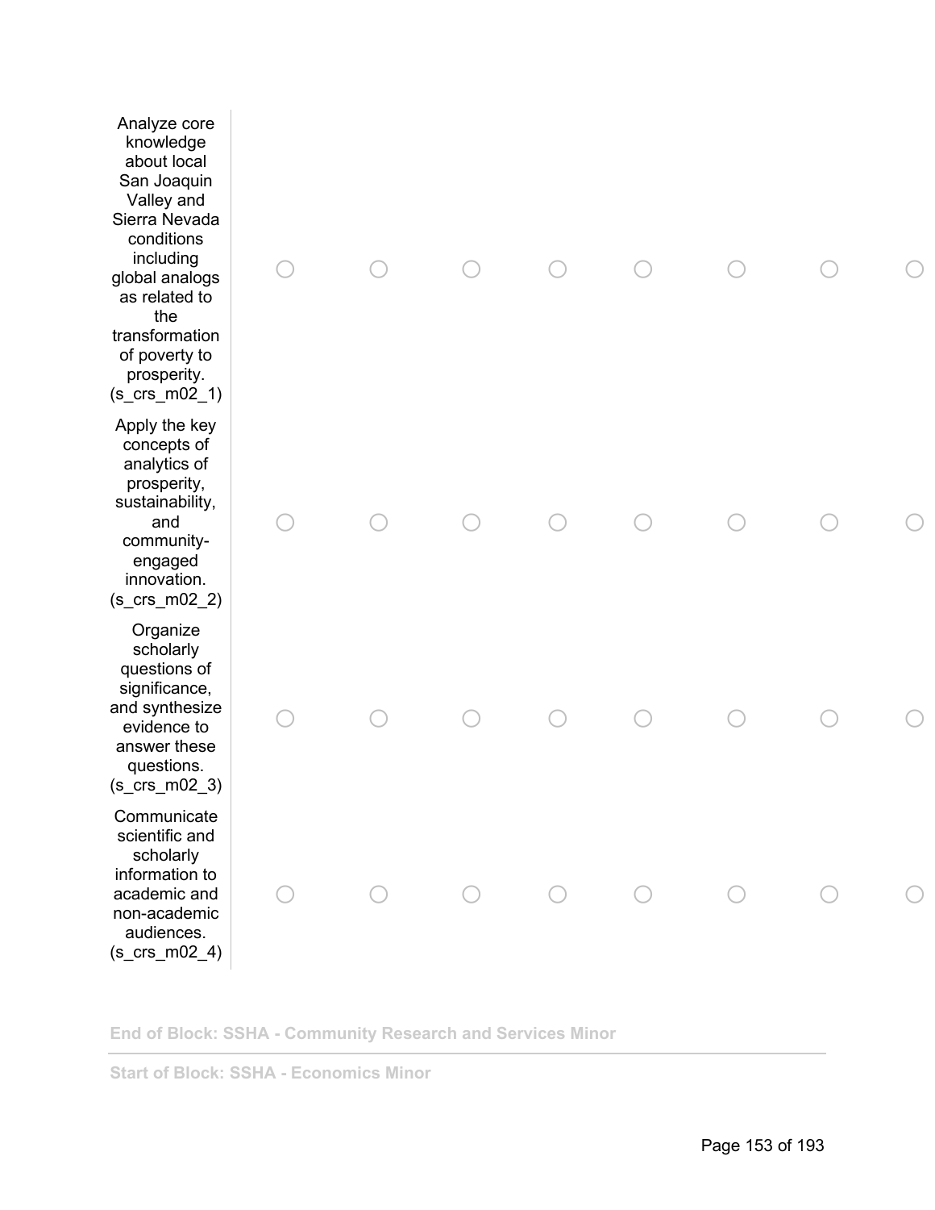| | | | | | | | | |
|---|---|---|---|---|---|---|---|---|
| Analyze core knowledge about local San Joaquin Valley and Sierra Nevada conditions including global analogs as related to the transformation of poverty to prosperity. (s_crs_m02_1) | ○ | ○ | ○ | ○ | ○ | ○ | ○ | ○ |
| Apply the key concepts of analytics of prosperity, sustainability, and community-engaged innovation. (s_crs_m02_2) | ○ | ○ | ○ | ○ | ○ | ○ | ○ | ○ |
| Organize scholarly questions of significance, and synthesize evidence to answer these questions. (s_crs_m02_3) | ○ | ○ | ○ | ○ | ○ | ○ | ○ | ○ |
| Communicate scientific and scholarly information to academic and non-academic audiences. (s_crs_m02_4) | ○ | ○ | ○ | ○ | ○ | ○ | ○ | ○ |

**End of Block: SSHA - Community Research and Services Minor**

---

**Start of Block: SSHA - Economics Minor**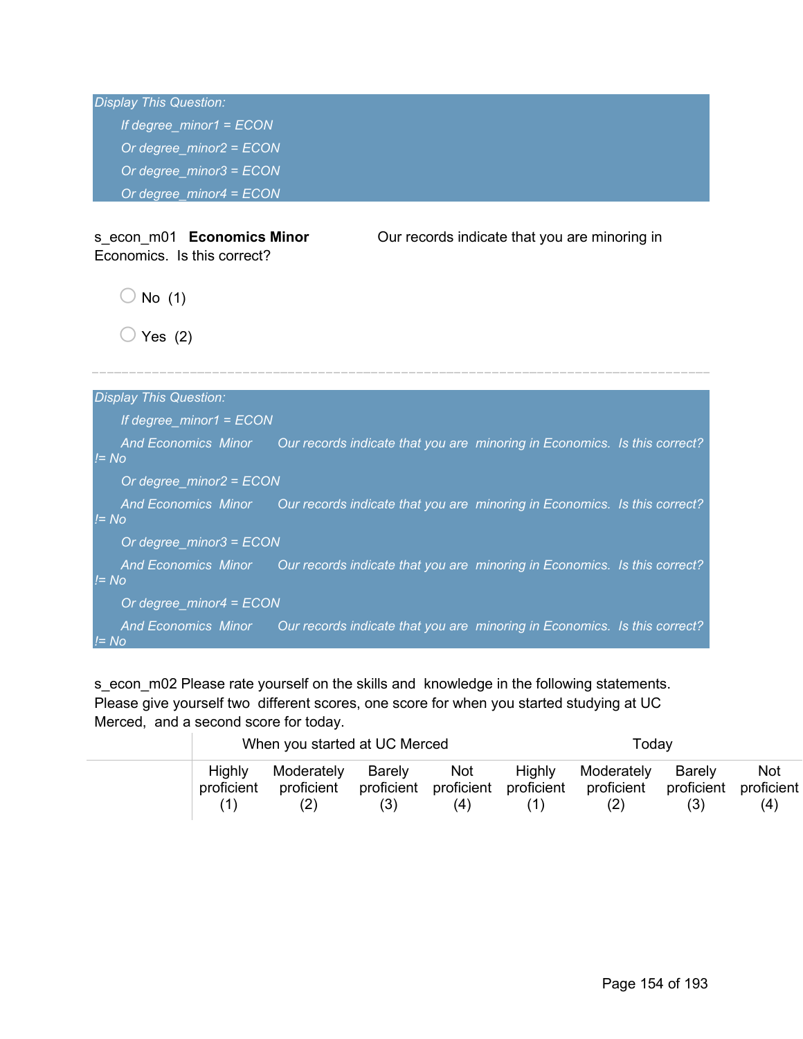*Display This Question:*

*If degree_minor1 = ECON*

*Or degree_minor2 = ECON*

*Or degree_minor3 = ECON*

*Or degree_minor4 = ECON*

s_econ_m01 **Economics Minor** Our records indicate that you are minoring in Economics. Is this correct?

- No (1)
- Yes (2)

---

*Display This Question:*

*If degree_minor1 = ECON*

*And Economics Minor Our records indicate that you are minoring in Economics. Is this correct? != No*

*Or degree_minor2 = ECON*

*And Economics Minor Our records indicate that you are minoring in Economics. Is this correct? != No*

*Or degree_minor3 = ECON*

*And Economics Minor Our records indicate that you are minoring in Economics. Is this correct? != No*

*Or degree_minor4 = ECON*

*And Economics Minor Our records indicate that you are minoring in Economics. Is this correct? != No*

s_econ_m02 Please rate yourself on the skills and knowledge in the following statements. Please give yourself two different scores, one score for when you started studying at UC Merced, and a second score for today.

| | When you started at UC Merced | | | | Today | | | |
|---|---|---|---|---|---|---|---|---|
| | Highly proficient (1) | Moderately proficient (2) | Barely proficient (3) | Not proficient (4) | Highly proficient (1) | Moderately proficient (2) | Barely proficient (3) | Not proficient (4) |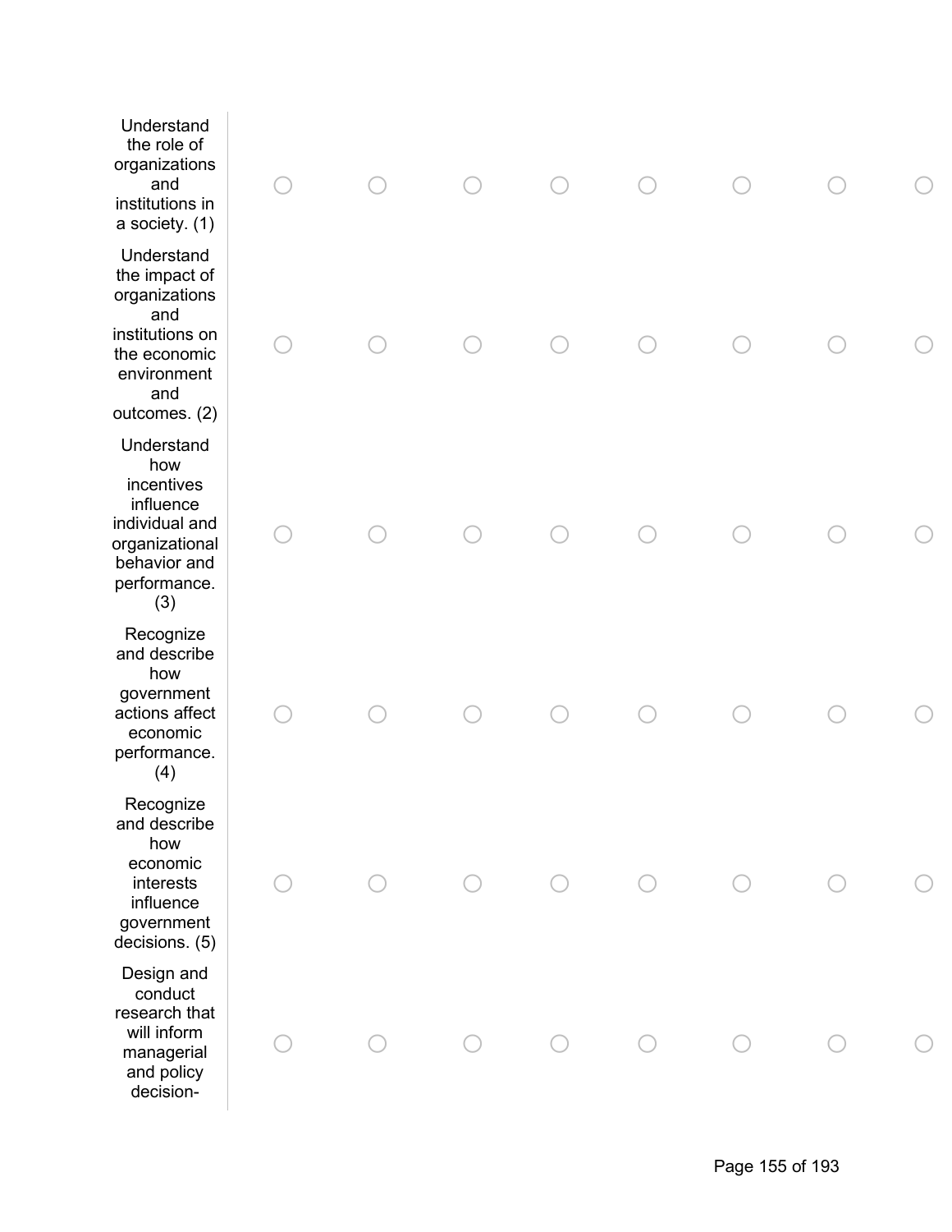| | | | | | | | | |
|---|---|---|---|---|---|---|---|---|
| Understand the role of organizations and institutions in a society. (1) | ○ | ○ | ○ | ○ | ○ | ○ | ○ | ○ |
| Understand the impact of organizations and institutions on the economic environment and outcomes. (2) | ○ | ○ | ○ | ○ | ○ | ○ | ○ | ○ |
| Understand how incentives influence individual and organizational behavior and performance. (3) | ○ | ○ | ○ | ○ | ○ | ○ | ○ | ○ |
| Recognize and describe how government actions affect economic performance. (4) | ○ | ○ | ○ | ○ | ○ | ○ | ○ | ○ |
| Recognize and describe how economic interests influence government decisions. (5) | ○ | ○ | ○ | ○ | ○ | ○ | ○ | ○ |
| Design and conduct research that will inform managerial and policy decision- | ○ | ○ | ○ | ○ | ○ | ○ | ○ | ○ |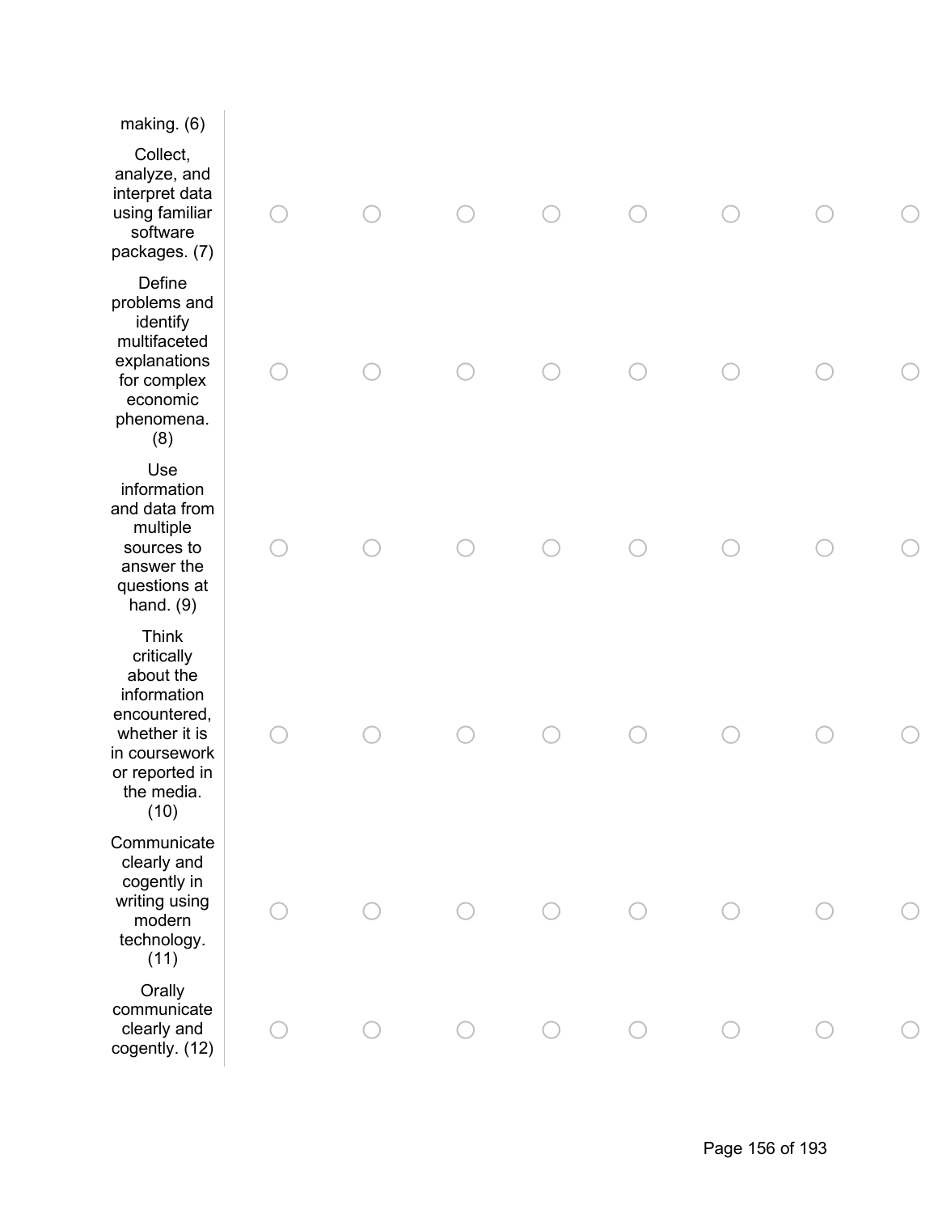| | | | | | | | | |
|---|---|---|---|---|---|---|---|---|
| making. (6) | | | | | | | | |
| Collect, analyze, and interpret data using familiar software packages. (7) | ○ | ○ | ○ | ○ | ○ | ○ | ○ | ○ |
| Define problems and identify multifaceted explanations for complex economic phenomena. (8) | ○ | ○ | ○ | ○ | ○ | ○ | ○ | ○ |
| Use information and data from multiple sources to answer the questions at hand. (9) | ○ | ○ | ○ | ○ | ○ | ○ | ○ | ○ |
| Think critically about the information encountered, whether it is in coursework or reported in the media. (10) | ○ | ○ | ○ | ○ | ○ | ○ | ○ | ○ |
| Communicate clearly and cogently in writing using modern technology. (11) | ○ | ○ | ○ | ○ | ○ | ○ | ○ | ○ |
| Orally communicate clearly and cogently. (12) | ○ | ○ | ○ | ○ | ○ | ○ | ○ | ○ |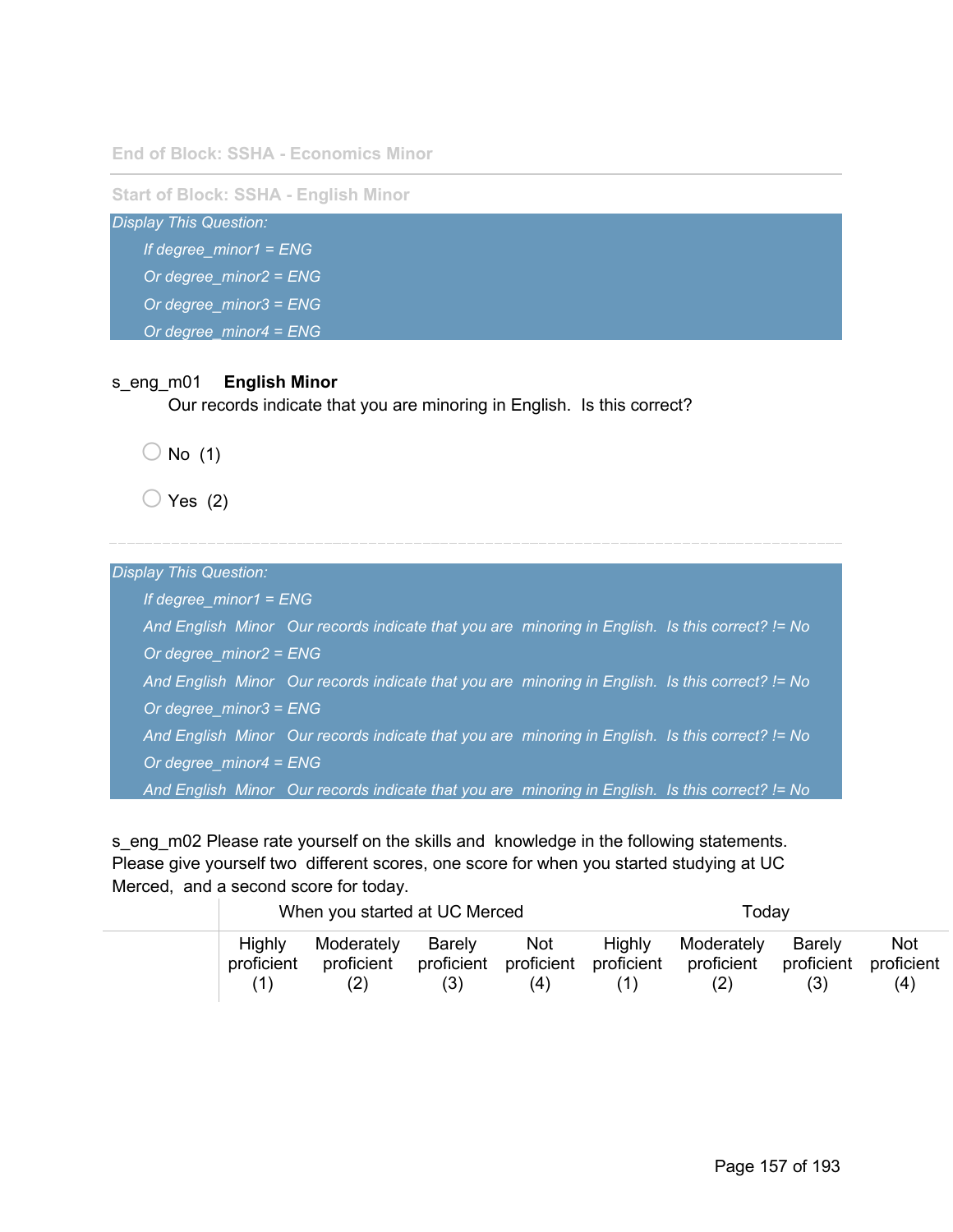End of Block: SSHA - Economics Minor

---

Start of Block: SSHA - English Minor

*Display This Question:*

*If degree_minor1 = ENG*

*Or degree_minor2 = ENG*

*Or degree_minor3 = ENG*

*Or degree_minor4 = ENG*

s_eng_m01 **English Minor**
Our records indicate that you are minoring in English. Is this correct?

- No (1)
- Yes (2)

---

*Display This Question:*

*If degree_minor1 = ENG*

*And English Minor Our records indicate that you are minoring in English. Is this correct? != No*

*Or degree_minor2 = ENG*

*And English Minor Our records indicate that you are minoring in English. Is this correct? != No*

*Or degree_minor3 = ENG*

*And English Minor Our records indicate that you are minoring in English. Is this correct? != No*

*Or degree_minor4 = ENG*

*And English Minor Our records indicate that you are minoring in English. Is this correct? != No*

s_eng_m02 Please rate yourself on the skills and knowledge in the following statements. Please give yourself two different scores, one score for when you started studying at UC Merced, and a second score for today.

| | When you started at UC Merced | | | | Today | | | |
|---|---|---|---|---|---|---|---|---|
| | Highly proficient (1) | Moderately proficient (2) | Barely proficient (3) | Not proficient (4) | Highly proficient (1) | Moderately proficient (2) | Barely proficient (3) | Not proficient (4) |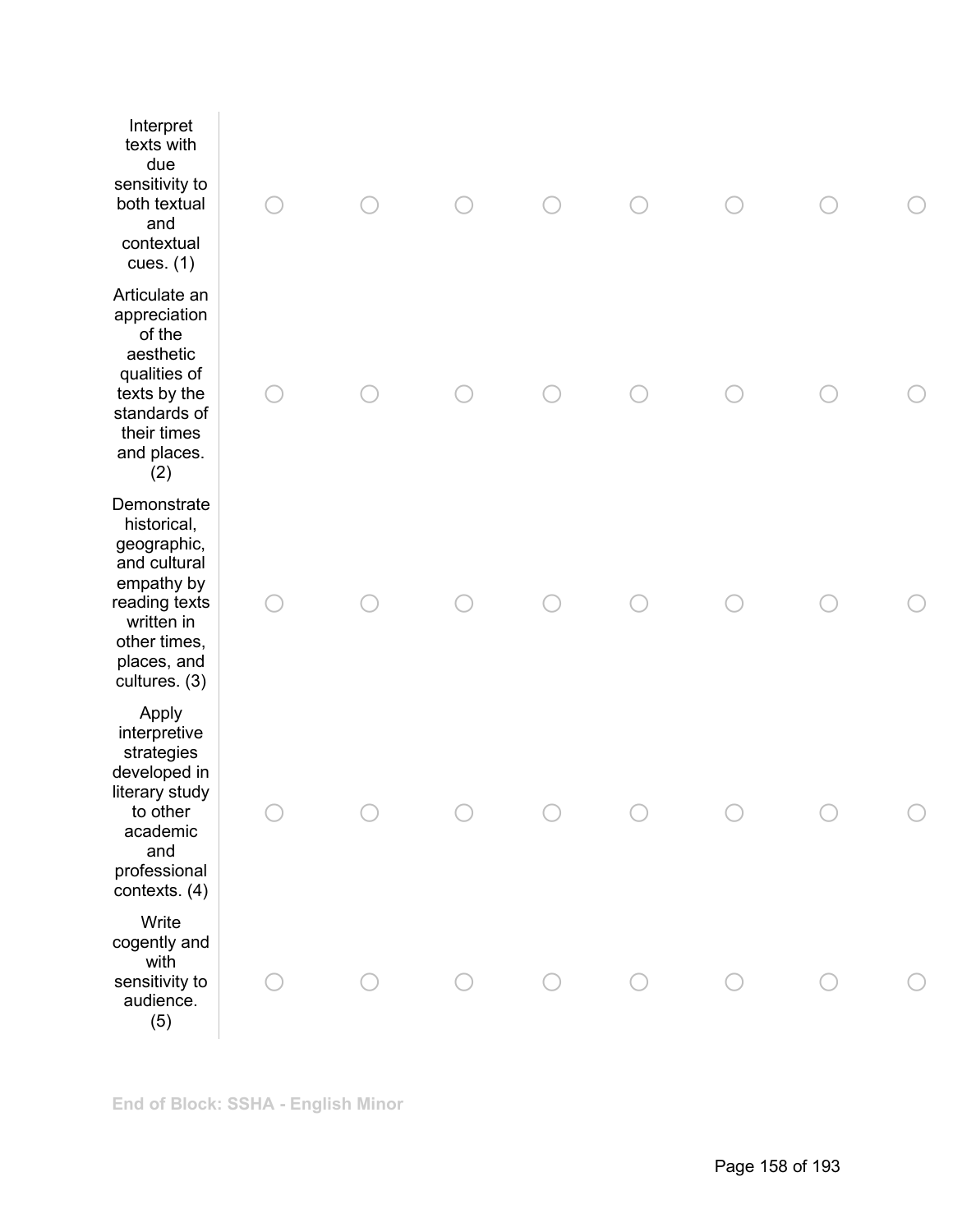| | | | | | | | | |
|---|---|---|---|---|---|---|---|---|
| Interpret texts with due sensitivity to both textual and contextual cues. (1) | ○ | ○ | ○ | ○ | ○ | ○ | ○ | ○ |
| Articulate an appreciation of the aesthetic qualities of texts by the standards of their times and places. (2) | ○ | ○ | ○ | ○ | ○ | ○ | ○ | ○ |
| Demonstrate historical, geographic, and cultural empathy by reading texts written in other times, places, and cultures. (3) | ○ | ○ | ○ | ○ | ○ | ○ | ○ | ○ |
| Apply interpretive strategies developed in literary study to other academic and professional contexts. (4) | ○ | ○ | ○ | ○ | ○ | ○ | ○ | ○ |
| Write cogently and with sensitivity to audience. (5) | ○ | ○ | ○ | ○ | ○ | ○ | ○ | ○ |

**End of Block: SSHA - English Minor**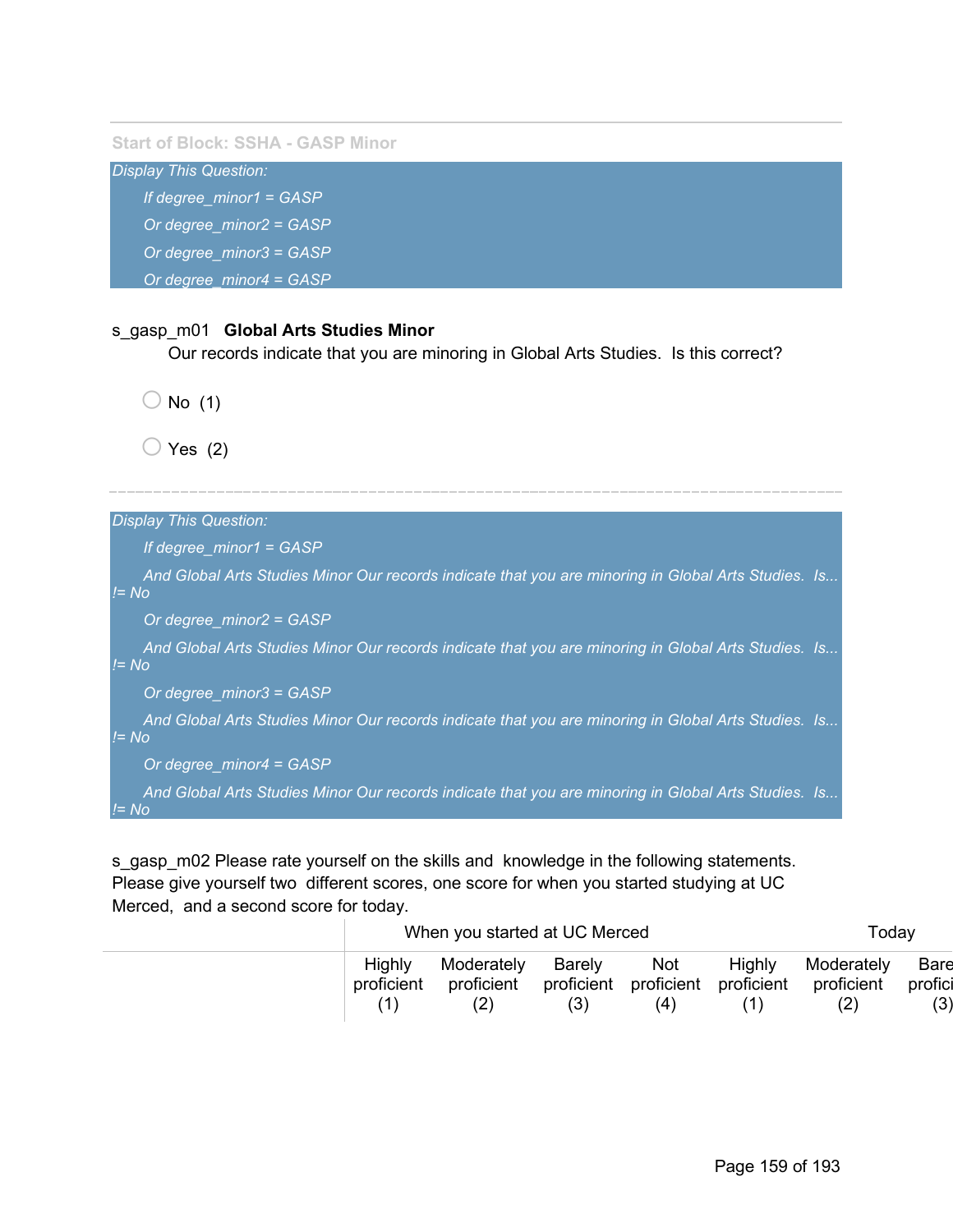Start of Block: SSHA - GASP Minor

*Display This Question:*

*If degree_minor1 = GASP*

*Or degree_minor2 = GASP*

*Or degree_minor3 = GASP*

*Or degree_minor4 = GASP*

s_gasp_m01 **Global Arts Studies Minor**
Our records indicate that you are minoring in Global Arts Studies. Is this correct?

- No (1)
- Yes (2)

---

*Display This Question:*

*If degree_minor1 = GASP*

*And Global Arts Studies Minor Our records indicate that you are minoring in Global Arts Studies. Is... != No*

*Or degree_minor2 = GASP*

*And Global Arts Studies Minor Our records indicate that you are minoring in Global Arts Studies. Is... != No*

*Or degree_minor3 = GASP*

*And Global Arts Studies Minor Our records indicate that you are minoring in Global Arts Studies. Is... != No*

*Or degree_minor4 = GASP*

*And Global Arts Studies Minor Our records indicate that you are minoring in Global Arts Studies. Is... != No*

s_gasp_m02 Please rate yourself on the skills and knowledge in the following statements. Please give yourself two different scores, one score for when you started studying at UC Merced, and a second score for today.

| | When you started at UC Merced | | | | Today | | |
|---|---|---|---|---|---|---|---|
| | Highly proficient (1) | Moderately proficient (2) | Barely proficient (3) | Not proficient (4) | Highly proficient (1) | Moderately proficient (2) | Bare profici (3) |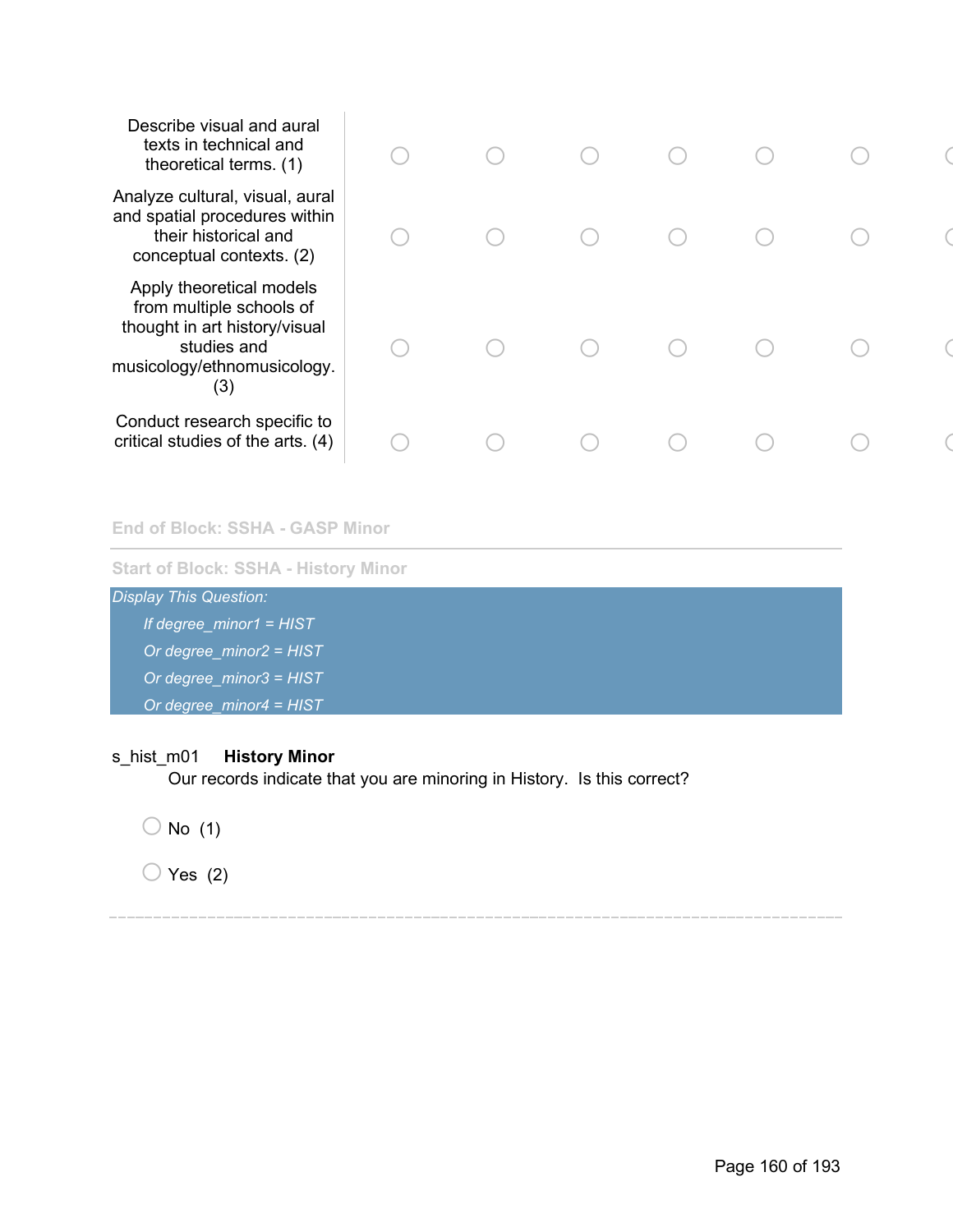| | | | | | | | |
|---|---|---|---|---|---|---|---|
| Describe visual and aural texts in technical and theoretical terms. (1) | ○ | ○ | ○ | ○ | ○ | ○ | ○ |
| Analyze cultural, visual, aural and spatial procedures within their historical and conceptual contexts. (2) | ○ | ○ | ○ | ○ | ○ | ○ | ○ |
| Apply theoretical models from multiple schools of thought in art history/visual studies and musicology/ethnomusicology. (3) | ○ | ○ | ○ | ○ | ○ | ○ | ○ |
| Conduct research specific to critical studies of the arts. (4) | ○ | ○ | ○ | ○ | ○ | ○ | ○ |

End of Block: SSHA - GASP Minor

---

Start of Block: SSHA - History Minor

*Display This Question:*

*If degree_minor1 = HIST*

*Or degree_minor2 = HIST*

*Or degree_minor3 = HIST*

*Or degree_minor4 = HIST*

s_hist_m01 **History Minor**
Our records indicate that you are minoring in History. Is this correct?

○ No (1)

○ Yes (2)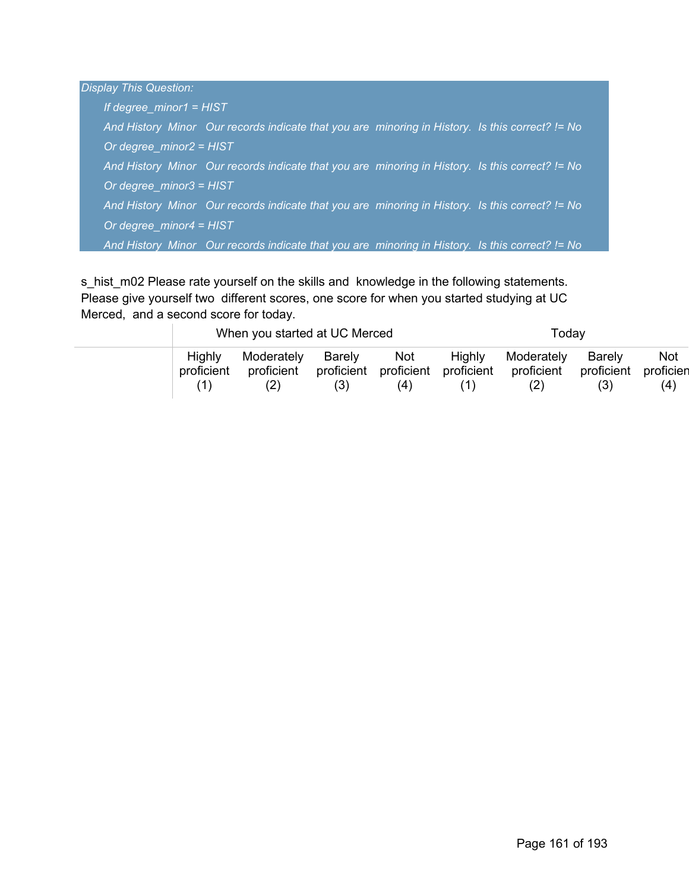*Display This Question:*

*If degree_minor1 = HIST*

*And History Minor Our records indicate that you are minoring in History. Is this correct? != No*

*Or degree_minor2 = HIST*

*And History Minor Our records indicate that you are minoring in History. Is this correct? != No*

*Or degree_minor3 = HIST*

*And History Minor Our records indicate that you are minoring in History. Is this correct? != No*

*Or degree_minor4 = HIST*

*And History Minor Our records indicate that you are minoring in History. Is this correct? != No*

s_hist_m02 Please rate yourself on the skills and knowledge in the following statements. Please give yourself two different scores, one score for when you started studying at UC Merced, and a second score for today.

| | When you started at UC Merced | | | | Today | | | |
|---|---|---|---|---|---|---|---|---|
| | Highly proficient (1) | Moderately proficient (2) | Barely proficient (3) | Not proficient (4) | Highly proficient (1) | Moderately proficient (2) | Barely proficient (3) | Not proficient (4) |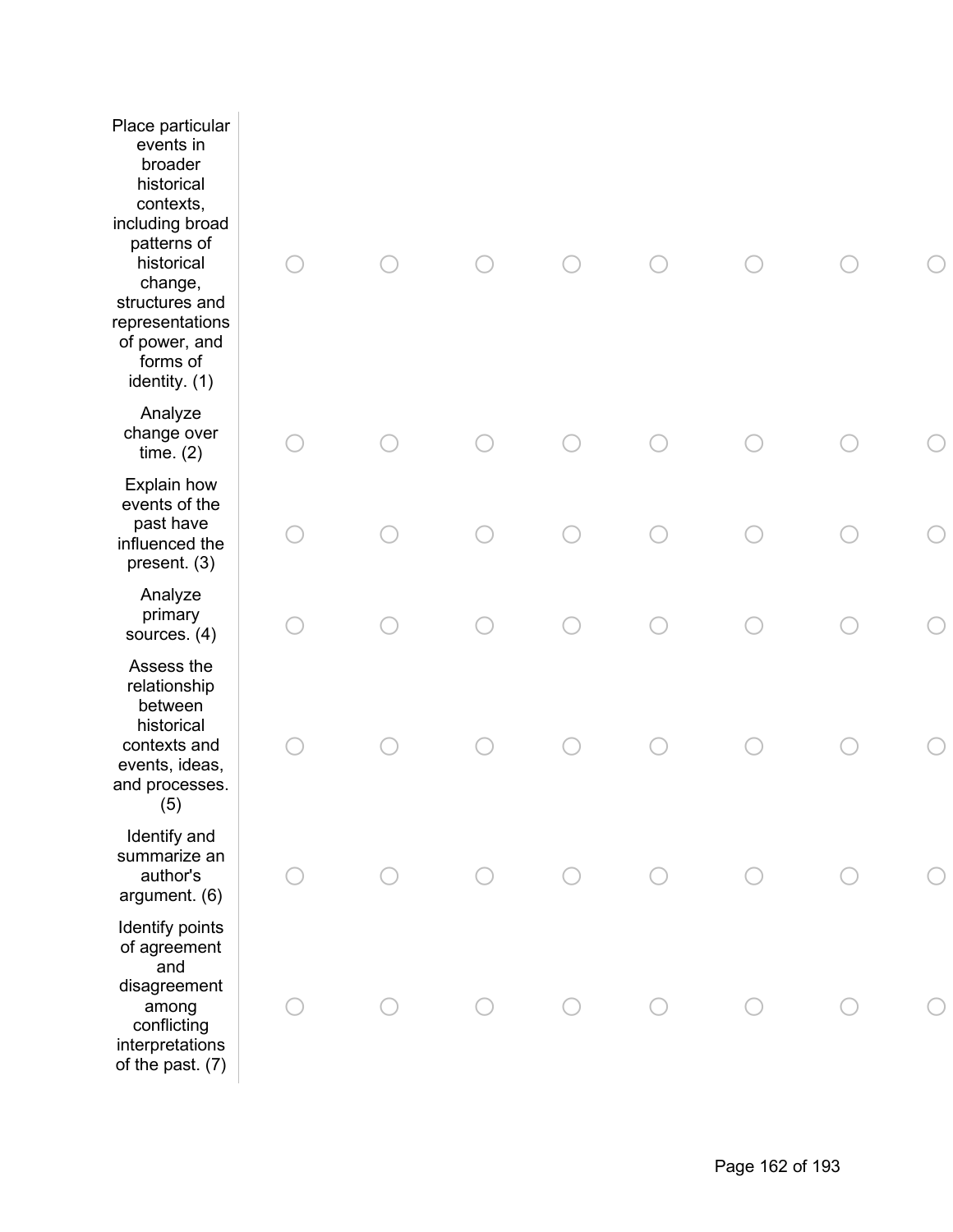| | | | | | | | | |
|---|---|---|---|---|---|---|---|---|
| Place particular events in broader historical contexts, including broad patterns of historical change, structures and representations of power, and forms of identity. (1) | ○ | ○ | ○ | ○ | ○ | ○ | ○ | ○ |
| Analyze change over time. (2) | ○ | ○ | ○ | ○ | ○ | ○ | ○ | ○ |
| Explain how events of the past have influenced the present. (3) | ○ | ○ | ○ | ○ | ○ | ○ | ○ | ○ |
| Analyze primary sources. (4) | ○ | ○ | ○ | ○ | ○ | ○ | ○ | ○ |
| Assess the relationship between historical contexts and events, ideas, and processes. (5) | ○ | ○ | ○ | ○ | ○ | ○ | ○ | ○ |
| Identify and summarize an author's argument. (6) | ○ | ○ | ○ | ○ | ○ | ○ | ○ | ○ |
| Identify points of agreement and disagreement among conflicting interpretations of the past. (7) | ○ | ○ | ○ | ○ | ○ | ○ | ○ | ○ |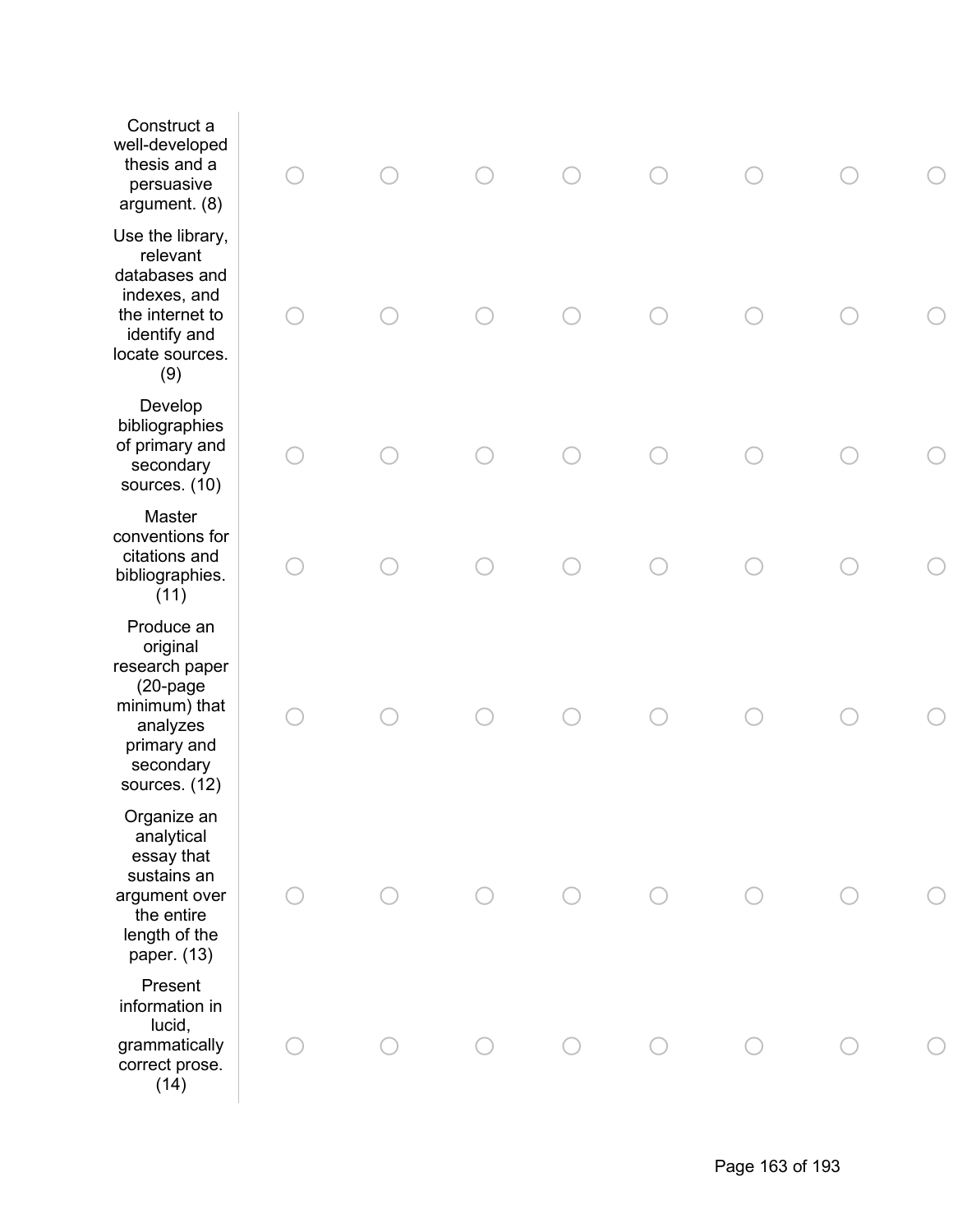| | | | | | | | | |
|---|---|---|---|---|---|---|---|---|
| Construct a well-developed thesis and a persuasive argument. (8) | ○ | ○ | ○ | ○ | ○ | ○ | ○ | ○ |
| Use the library, relevant databases and indexes, and the internet to identify and locate sources. (9) | ○ | ○ | ○ | ○ | ○ | ○ | ○ | ○ |
| Develop bibliographies of primary and secondary sources. (10) | ○ | ○ | ○ | ○ | ○ | ○ | ○ | ○ |
| Master conventions for citations and bibliographies. (11) | ○ | ○ | ○ | ○ | ○ | ○ | ○ | ○ |
| Produce an original research paper (20-page minimum) that analyzes primary and secondary sources. (12) | ○ | ○ | ○ | ○ | ○ | ○ | ○ | ○ |
| Organize an analytical essay that sustains an argument over the entire length of the paper. (13) | ○ | ○ | ○ | ○ | ○ | ○ | ○ | ○ |
| Present information in lucid, grammatically correct prose. (14) | ○ | ○ | ○ | ○ | ○ | ○ | ○ | ○ |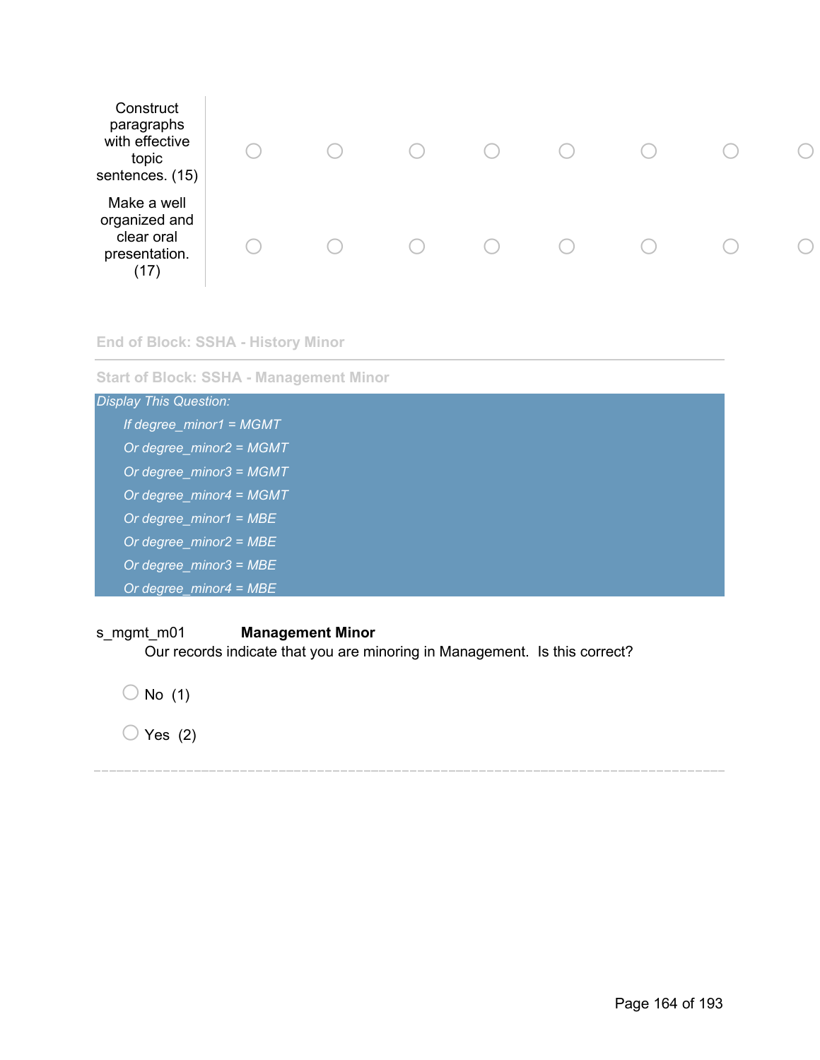| | | | | | | | | |
|---|---|---|---|---|---|---|---|---|
| Construct paragraphs with effective topic sentences. (15) | ◯ | ◯ | ◯ | ◯ | ◯ | ◯ | ◯ | ◯ |
| Make a well organized and clear oral presentation. (17) | ◯ | ◯ | ◯ | ◯ | ◯ | ◯ | ◯ | ◯ |

End of Block: SSHA - History Minor

---

Start of Block: SSHA - Management Minor

*Display This Question:*

*If degree_minor1 = MGMT*

*Or degree_minor2 = MGMT*

*Or degree_minor3 = MGMT*

*Or degree_minor4 = MGMT*

*Or degree_minor1 = MBE*

*Or degree_minor2 = MBE*

*Or degree_minor3 = MBE*

*Or degree_minor4 = MBE*

s_mgmt_m01 **Management Minor**

Our records indicate that you are minoring in Management. Is this correct?

◯ No (1)

◯ Yes (2)

---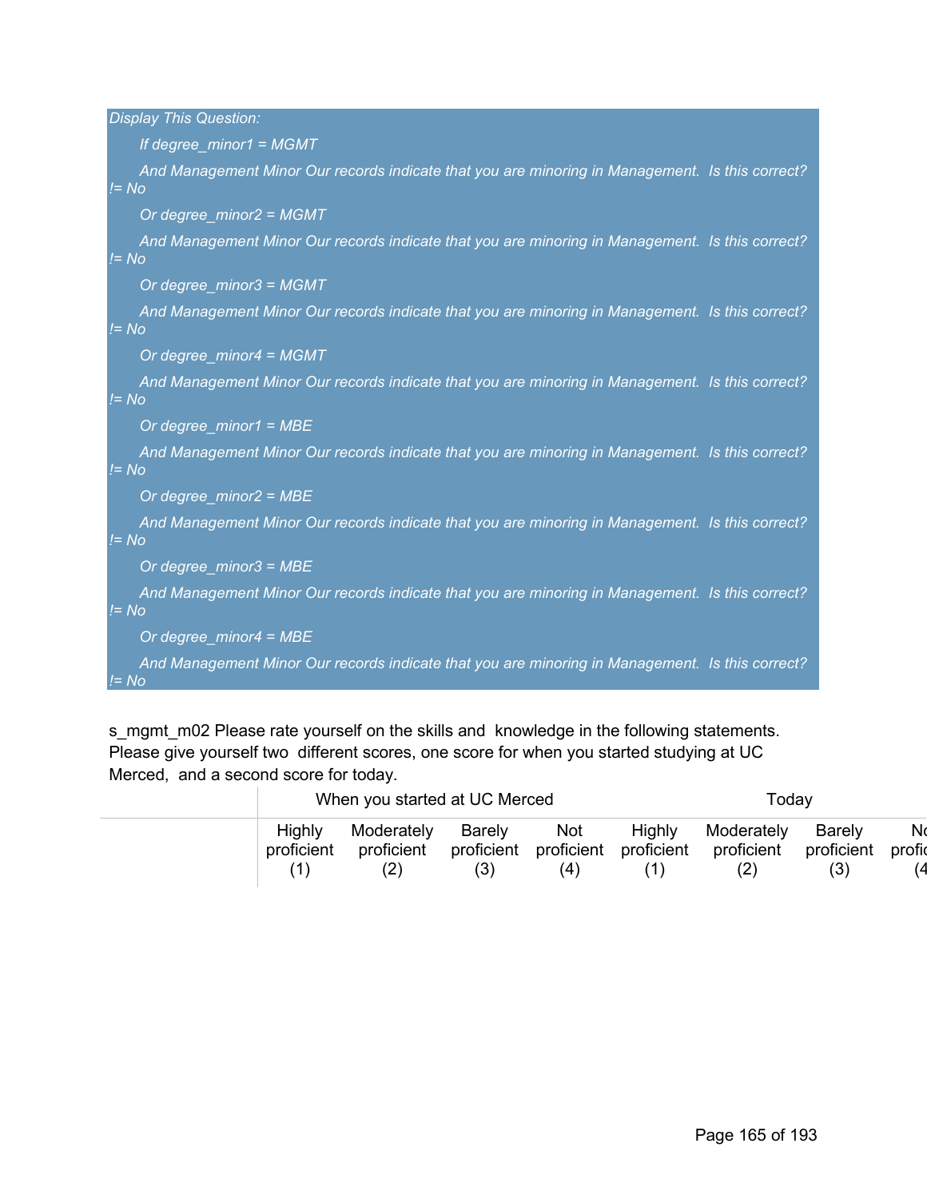*Display This Question:*

*If degree_minor1 = MGMT*

*And Management Minor Our records indicate that you are minoring in Management. Is this correct? != No*

*Or degree_minor2 = MGMT*

*And Management Minor Our records indicate that you are minoring in Management. Is this correct? != No*

*Or degree_minor3 = MGMT*

*And Management Minor Our records indicate that you are minoring in Management. Is this correct? != No*

*Or degree_minor4 = MGMT*

*And Management Minor Our records indicate that you are minoring in Management. Is this correct? != No*

*Or degree_minor1 = MBE*

*And Management Minor Our records indicate that you are minoring in Management. Is this correct? != No*

*Or degree_minor2 = MBE*

*And Management Minor Our records indicate that you are minoring in Management. Is this correct? != No*

*Or degree_minor3 = MBE*

*And Management Minor Our records indicate that you are minoring in Management. Is this correct? != No*

*Or degree_minor4 = MBE*

*And Management Minor Our records indicate that you are minoring in Management. Is this correct? != No*

s_mgmt_m02 Please rate yourself on the skills and knowledge in the following statements. Please give yourself two different scores, one score for when you started studying at UC Merced, and a second score for today.

| | When you started at UC Merced | | | | Today | | | |
|---|---|---|---|---|---|---|---|---|
| | Highly proficient (1) | Moderately proficient (2) | Barely proficient (3) | Not proficient (4) | Highly proficient (1) | Moderately proficient (2) | Barely proficient (3) | Not proficient (4) |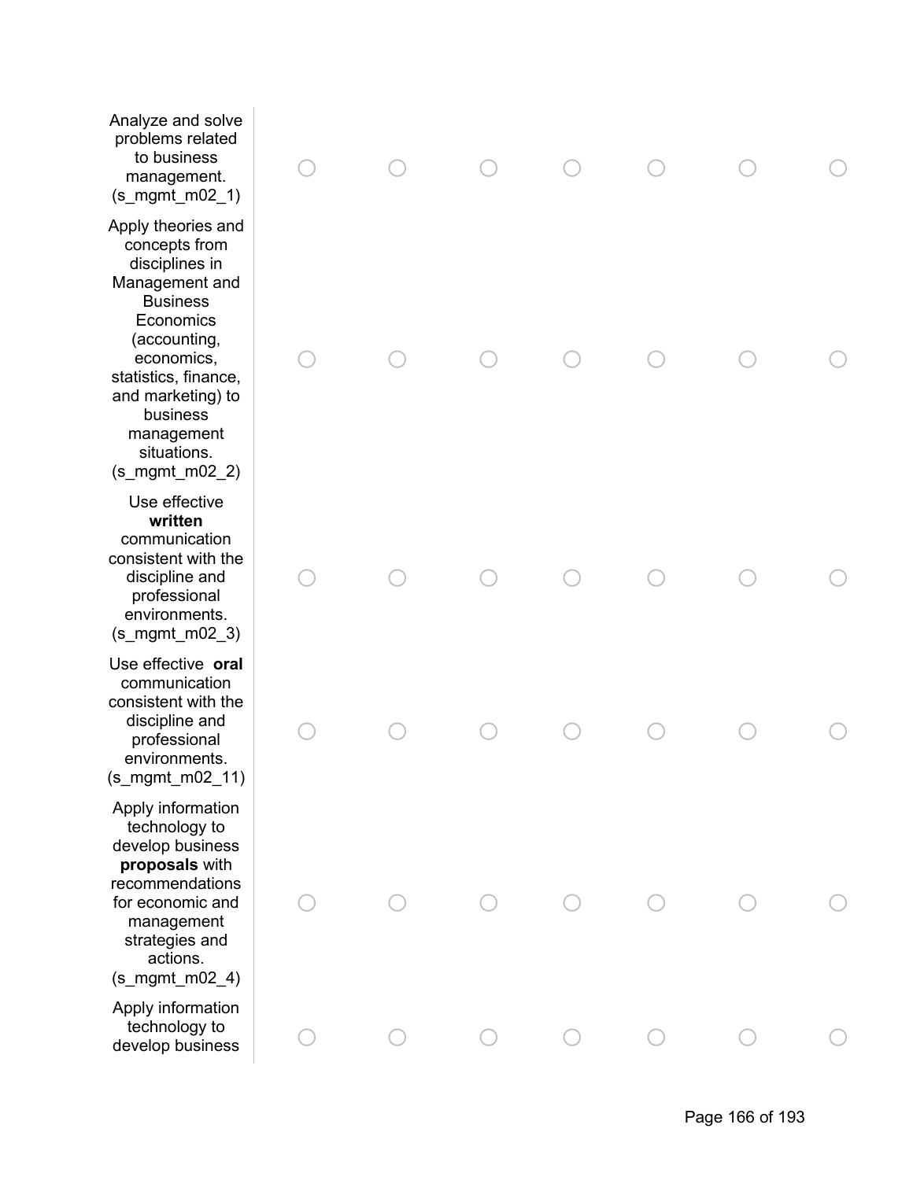| | | | | | | | |
|---|---|---|---|---|---|---|---|
| Analyze and solve problems related to business management. (s_mgmt_m02_1) | ○ | ○ | ○ | ○ | ○ | ○ | ○ |
| Apply theories and concepts from disciplines in Management and Business Economics (accounting, economics, statistics, finance, and marketing) to business management situations. (s_mgmt_m02_2) | ○ | ○ | ○ | ○ | ○ | ○ | ○ |
| Use effective **written** communication consistent with the discipline and professional environments. (s_mgmt_m02_3) | ○ | ○ | ○ | ○ | ○ | ○ | ○ |
| Use effective **oral** communication consistent with the discipline and professional environments. (s_mgmt_m02_11) | ○ | ○ | ○ | ○ | ○ | ○ | ○ |
| Apply information technology to develop business **proposals** with recommendations for economic and management strategies and actions. (s_mgmt_m02_4) | ○ | ○ | ○ | ○ | ○ | ○ | ○ |
| Apply information technology to develop business | ○ | ○ | ○ | ○ | ○ | ○ | ○ |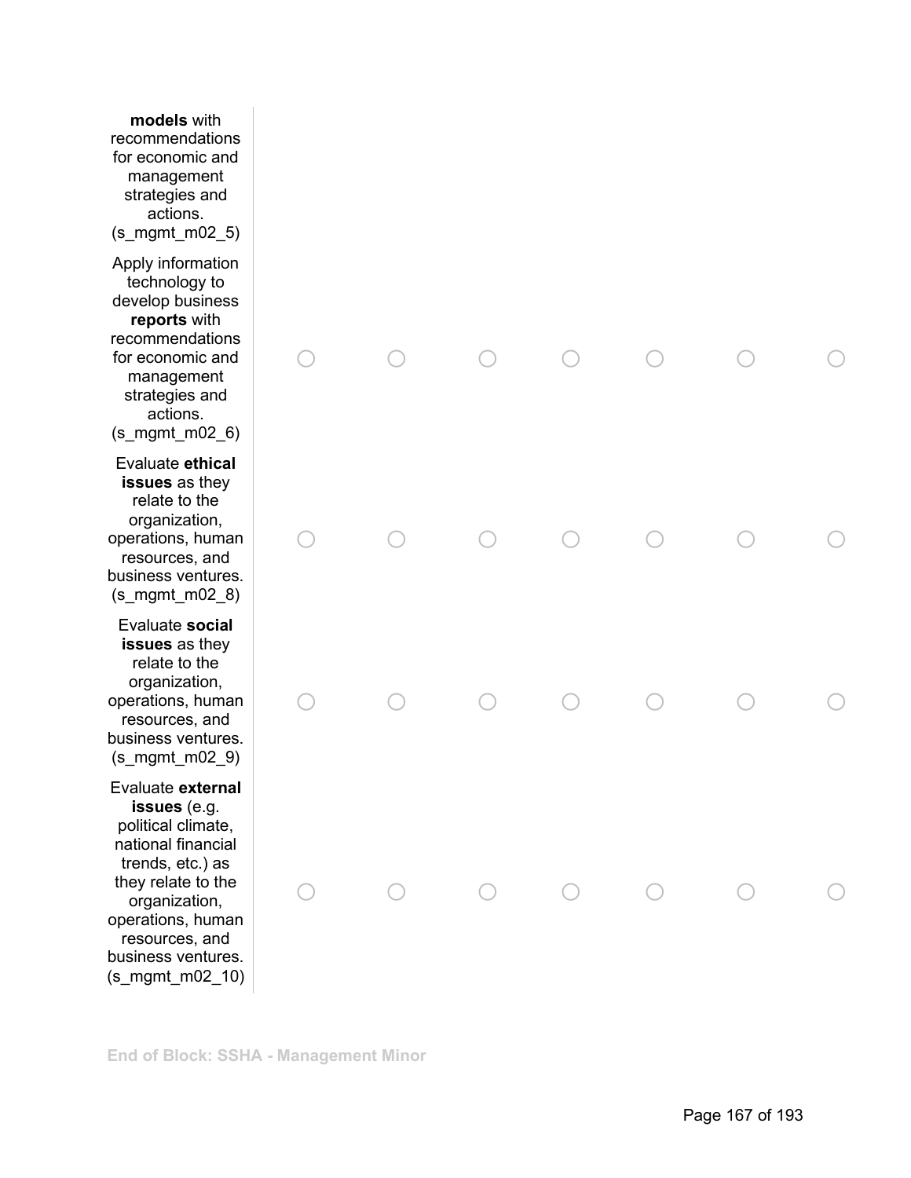| | | | | | | | |
|---|---|---|---|---|---|---|---|
| **models** with recommendations for economic and management strategies and actions. (s_mgmt_m02_5) | | | | | | | |
| Apply information technology to develop business **reports** with recommendations for economic and management strategies and actions. (s_mgmt_m02_6) | ○ | ○ | ○ | ○ | ○ | ○ | ○ |
| Evaluate **ethical issues** as they relate to the organization, operations, human resources, and business ventures. (s_mgmt_m02_8) | ○ | ○ | ○ | ○ | ○ | ○ | ○ |
| Evaluate **social issues** as they relate to the organization, operations, human resources, and business ventures. (s_mgmt_m02_9) | ○ | ○ | ○ | ○ | ○ | ○ | ○ |
| Evaluate **external issues** (e.g. political climate, national financial trends, etc.) as they relate to the organization, operations, human resources, and business ventures. (s_mgmt_m02_10) | ○ | ○ | ○ | ○ | ○ | ○ | ○ |

**End of Block: SSHA - Management Minor**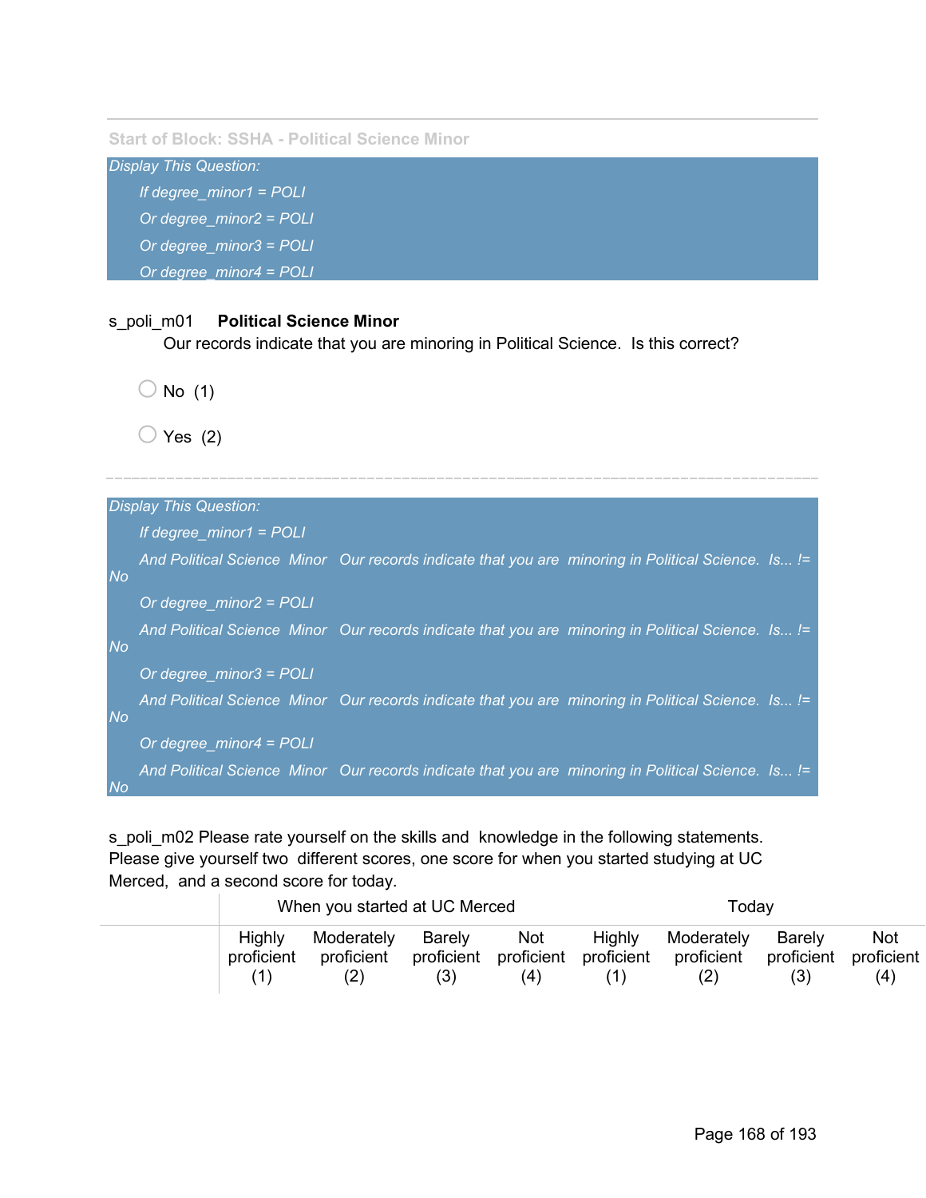Start of Block: SSHA - Political Science Minor

*Display This Question:*

*If degree_minor1 = POLI*

*Or degree_minor2 = POLI*

*Or degree_minor3 = POLI*

*Or degree_minor4 = POLI*

s_poli_m01 **Political Science Minor**
Our records indicate that you are minoring in Political Science. Is this correct?

- No (1)
- Yes (2)

---

*Display This Question:*

*If degree_minor1 = POLI*

*And Political Science Minor Our records indicate that you are minoring in Political Science. Is... != No*

*Or degree_minor2 = POLI*

*And Political Science Minor Our records indicate that you are minoring in Political Science. Is... != No*

*Or degree_minor3 = POLI*

*And Political Science Minor Our records indicate that you are minoring in Political Science. Is... != No*

*Or degree_minor4 = POLI*

*And Political Science Minor Our records indicate that you are minoring in Political Science. Is... != No*

s_poli_m02 Please rate yourself on the skills and knowledge in the following statements. Please give yourself two different scores, one score for when you started studying at UC Merced, and a second score for today.

| | When you started at UC Merced | | | | Today | | | |
|---|---|---|---|---|---|---|---|---|
| | Highly proficient (1) | Moderately proficient (2) | Barely proficient (3) | Not proficient (4) | Highly proficient (1) | Moderately proficient (2) | Barely proficient (3) | Not proficient (4) |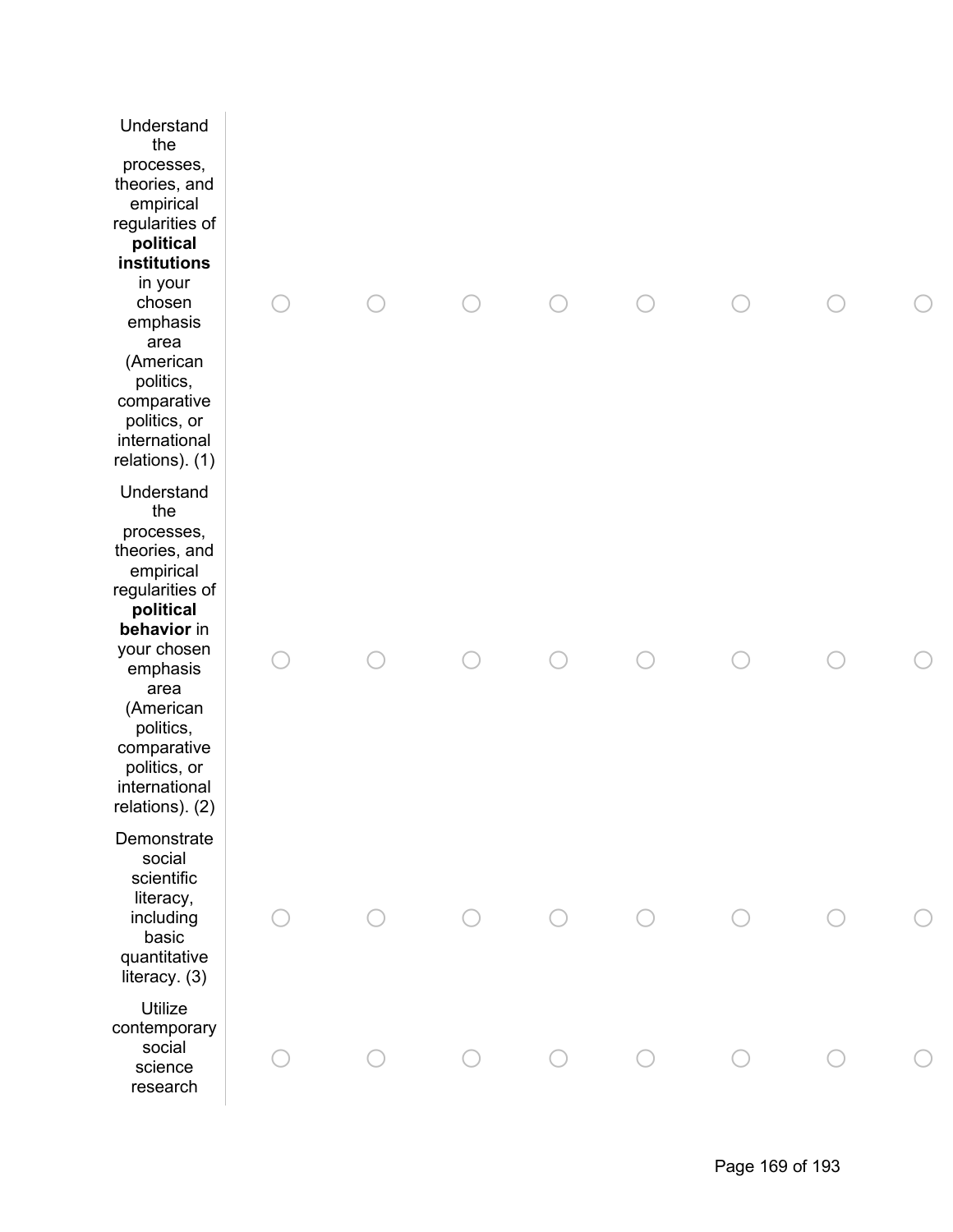| | | | | | | | | |
|---|---|---|---|---|---|---|---|---|
| Understand the processes, theories, and empirical regularities of **political institutions** in your chosen emphasis area (American politics, comparative politics, or international relations). (1) | ○ | ○ | ○ | ○ | ○ | ○ | ○ | ○ |
| Understand the processes, theories, and empirical regularities of **political behavior** in your chosen emphasis area (American politics, comparative politics, or international relations). (2) | ○ | ○ | ○ | ○ | ○ | ○ | ○ | ○ |
| Demonstrate social scientific literacy, including basic quantitative literacy. (3) | ○ | ○ | ○ | ○ | ○ | ○ | ○ | ○ |
| Utilize contemporary social science research | ○ | ○ | ○ | ○ | ○ | ○ | ○ | ○ |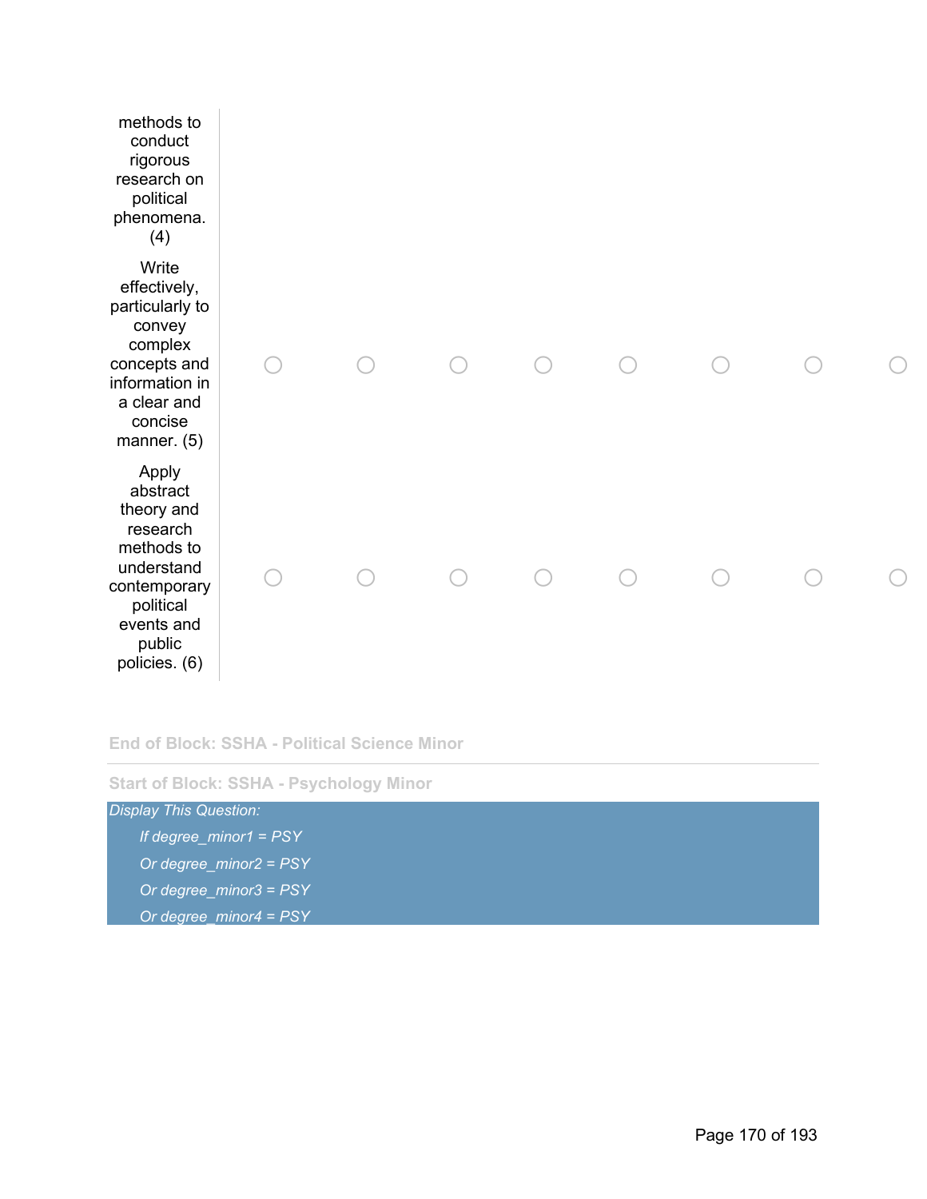| | | | | | | | | |
|---|---|---|---|---|---|---|---|---|
| methods to conduct rigorous research on political phenomena. (4) | | | | | | | | |
| Write effectively, particularly to convey complex concepts and information in a clear and concise manner. (5) | ○ | ○ | ○ | ○ | ○ | ○ | ○ | ○ |
| Apply abstract theory and research methods to understand contemporary political events and public policies. (6) | ○ | ○ | ○ | ○ | ○ | ○ | ○ | ○ |

End of Block: SSHA - Political Science Minor

Start of Block: SSHA - Psychology Minor

*Display This Question:*

*If degree_minor1 = PSY*

*Or degree_minor2 = PSY*

*Or degree_minor3 = PSY*

*Or degree_minor4 = PSY*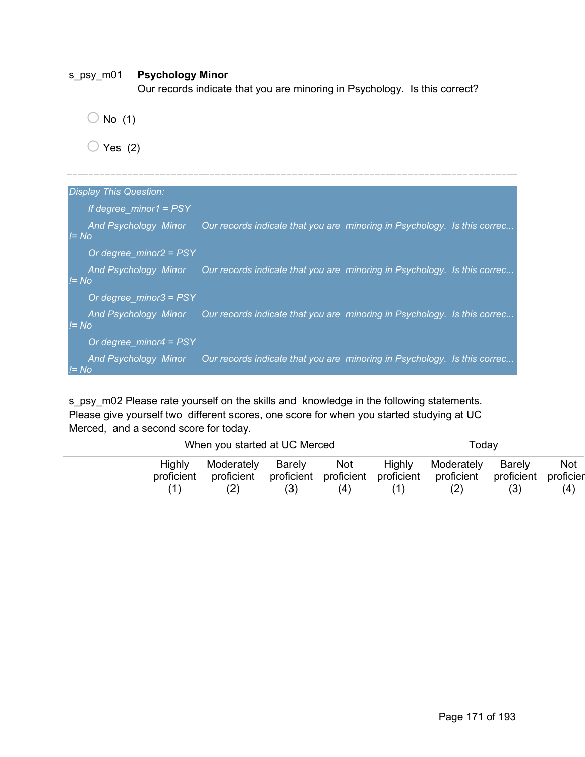s_psy_m01 **Psychology Minor**
Our records indicate that you are minoring in Psychology.  Is this correct?

- No  (1)
- Yes  (2)

---

*Display This Question:*

*If degree_minor1 = PSY*

*And Psychology  Minor      Our records indicate that you are  minoring in Psychology.  Is this correc... != No*

*Or degree_minor2 = PSY*

*And Psychology  Minor      Our records indicate that you are  minoring in Psychology.  Is this correc... != No*

*Or degree_minor3 = PSY*

*And Psychology  Minor      Our records indicate that you are  minoring in Psychology.  Is this correc... != No*

*Or degree_minor4 = PSY*

*And Psychology  Minor      Our records indicate that you are  minoring in Psychology.  Is this correc... != No*

s_psy_m02 Please rate yourself on the skills and  knowledge in the following statements. Please give yourself two  different scores, one score for when you started studying at UC Merced,  and a second score for today.

| | When you started at UC Merced | | | | Today | | | |
|---|---|---|---|---|---|---|---|---|
| | Highly proficient (1) | Moderately proficient (2) | Barely proficient (3) | Not proficient (4) | Highly proficient (1) | Moderately proficient (2) | Barely proficient (3) | Not proficier (4) |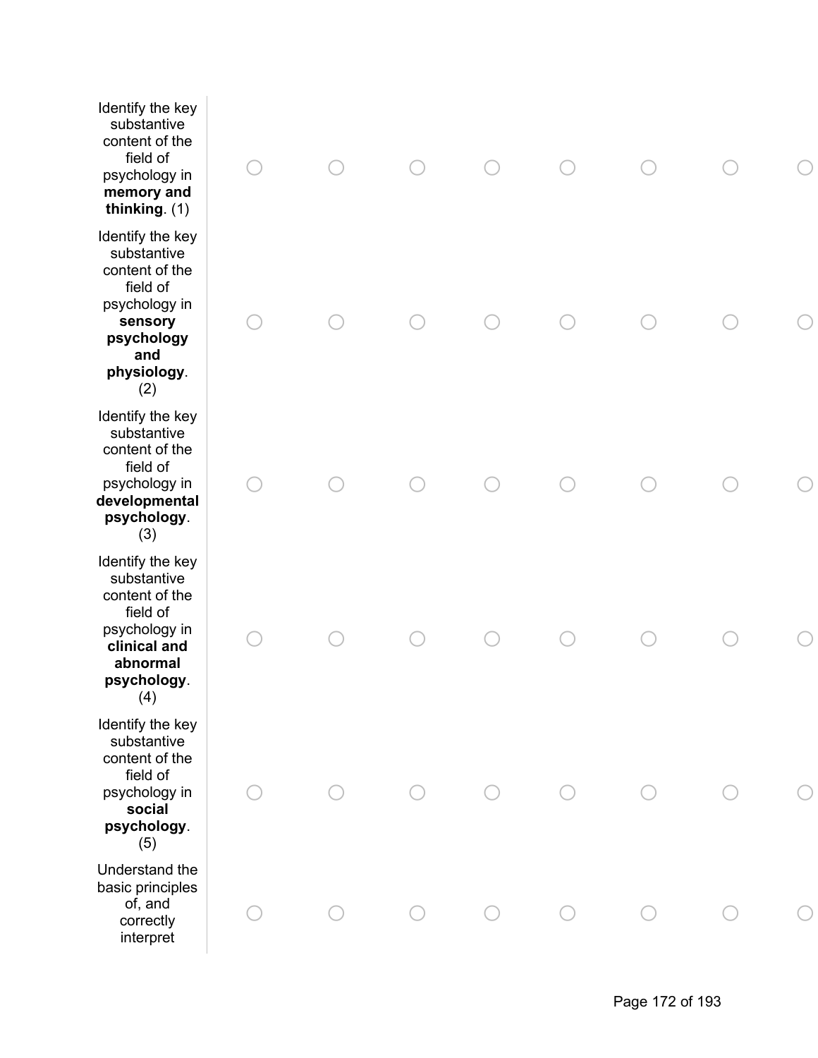| | | | | | | | | |
|---|---|---|---|---|---|---|---|---|
| Identify the key substantive content of the field of psychology in **memory and thinking**. (1) | ○ | ○ | ○ | ○ | ○ | ○ | ○ | ○ |
| Identify the key substantive content of the field of psychology in **sensory psychology and physiology**. (2) | ○ | ○ | ○ | ○ | ○ | ○ | ○ | ○ |
| Identify the key substantive content of the field of psychology in **developmental psychology**. (3) | ○ | ○ | ○ | ○ | ○ | ○ | ○ | ○ |
| Identify the key substantive content of the field of psychology in **clinical and abnormal psychology**. (4) | ○ | ○ | ○ | ○ | ○ | ○ | ○ | ○ |
| Identify the key substantive content of the field of psychology in **social psychology**. (5) | ○ | ○ | ○ | ○ | ○ | ○ | ○ | ○ |
| Understand the basic principles of, and correctly interpret | ○ | ○ | ○ | ○ | ○ | ○ | ○ | ○ |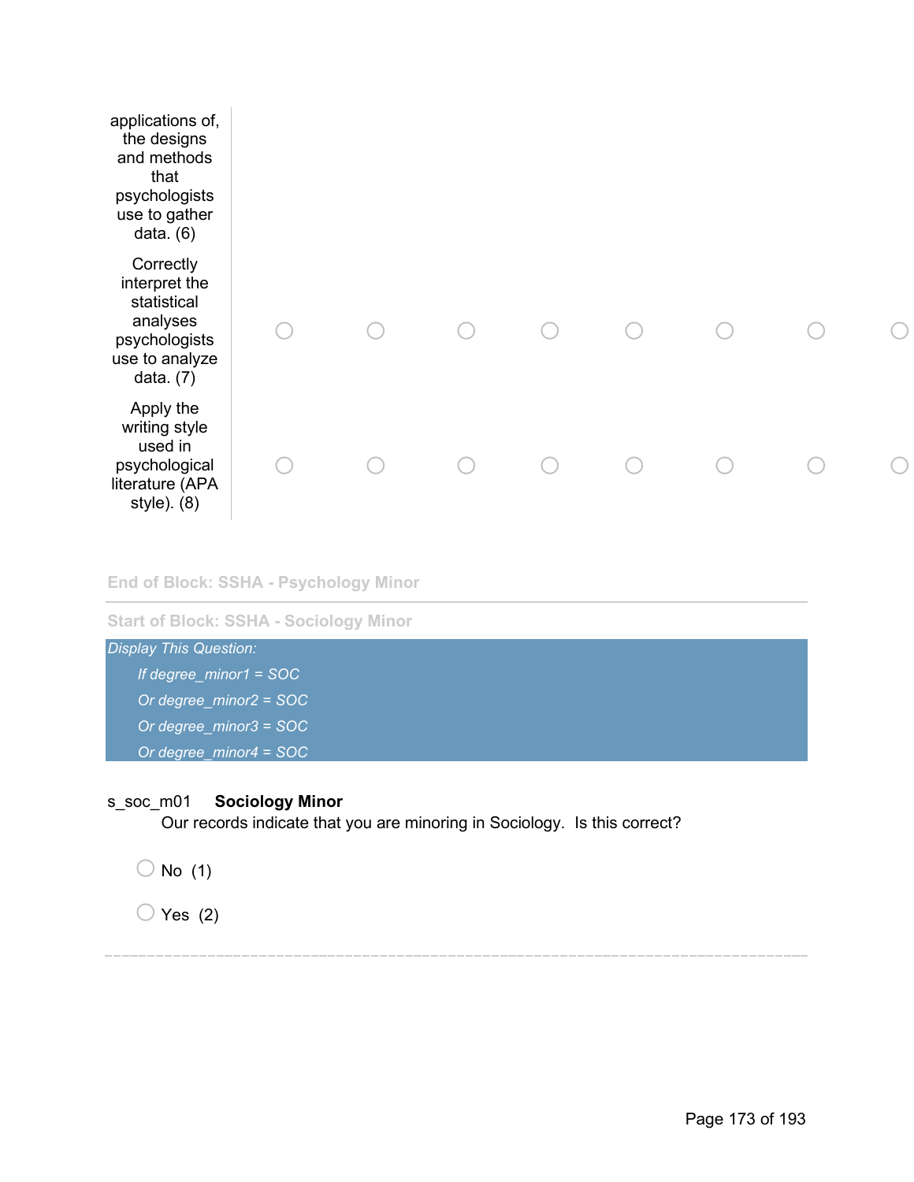| | | | | | | | | |
|---|---|---|---|---|---|---|---|---|
| applications of, the designs and methods that psychologists use to gather data. (6) | | | | | | | | |
| Correctly interpret the statistical analyses psychologists use to analyze data. (7) | ○ | ○ | ○ | ○ | ○ | ○ | ○ | ○ |
| Apply the writing style used in psychological literature (APA style). (8) | ○ | ○ | ○ | ○ | ○ | ○ | ○ | ○ |

End of Block: SSHA - Psychology Minor

---

Start of Block: SSHA - Sociology Minor

*Display This Question:*

*If degree_minor1 = SOC*

*Or degree_minor2 = SOC*

*Or degree_minor3 = SOC*

*Or degree_minor4 = SOC*

s_soc_m01 **Sociology Minor**
Our records indicate that you are minoring in Sociology. Is this correct?

○ No (1)

○ Yes (2)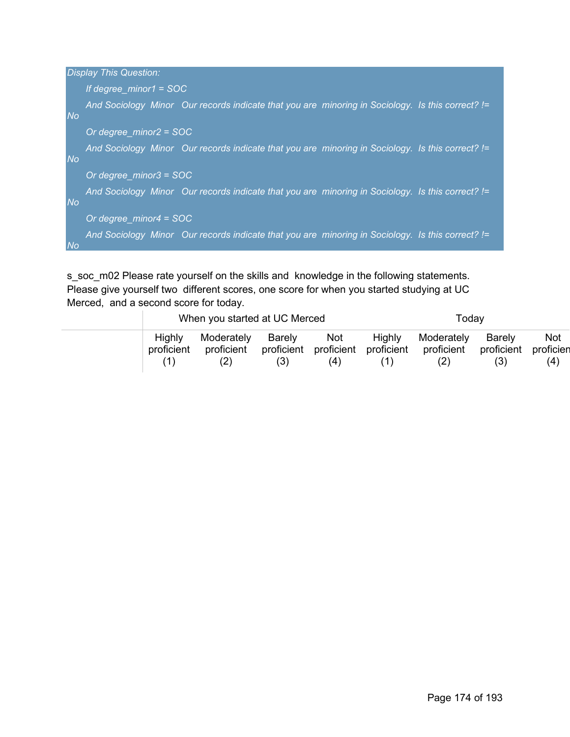*Display This Question:*

*If degree_minor1 = SOC*

*And Sociology Minor Our records indicate that you are minoring in Sociology. Is this correct? != No*

*Or degree_minor2 = SOC*

*And Sociology Minor Our records indicate that you are minoring in Sociology. Is this correct? != No*

*Or degree_minor3 = SOC*

*And Sociology Minor Our records indicate that you are minoring in Sociology. Is this correct? != No*

*Or degree_minor4 = SOC*

*And Sociology Minor Our records indicate that you are minoring in Sociology. Is this correct? != No*

s_soc_m02 Please rate yourself on the skills and knowledge in the following statements. Please give yourself two different scores, one score for when you started studying at UC Merced, and a second score for today.

| | When you started at UC Merced | | | | Today | | | |
|---|---|---|---|---|---|---|---|---|
| | Highly proficient (1) | Moderately proficient (2) | Barely proficient (3) | Not proficient (4) | Highly proficient (1) | Moderately proficient (2) | Barely proficient (3) | Not proficient (4) |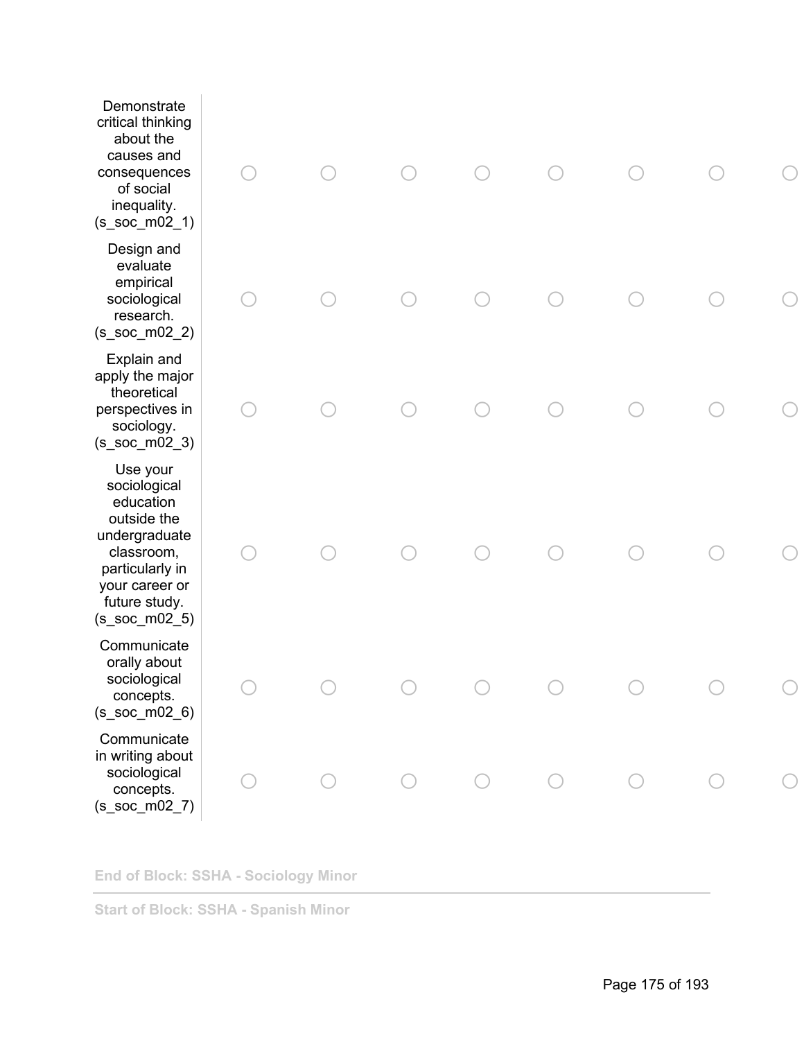| | | | | | | | | |
|---|---|---|---|---|---|---|---|---|
| Demonstrate critical thinking about the causes and consequences of social inequality. (s_soc_m02_1) | ○ | ○ | ○ | ○ | ○ | ○ | ○ | ○ |
| Design and evaluate empirical sociological research. (s_soc_m02_2) | ○ | ○ | ○ | ○ | ○ | ○ | ○ | ○ |
| Explain and apply the major theoretical perspectives in sociology. (s_soc_m02_3) | ○ | ○ | ○ | ○ | ○ | ○ | ○ | ○ |
| Use your sociological education outside the undergraduate classroom, particularly in your career or future study. (s_soc_m02_5) | ○ | ○ | ○ | ○ | ○ | ○ | ○ | ○ |
| Communicate orally about sociological concepts. (s_soc_m02_6) | ○ | ○ | ○ | ○ | ○ | ○ | ○ | ○ |
| Communicate in writing about sociological concepts. (s_soc_m02_7) | ○ | ○ | ○ | ○ | ○ | ○ | ○ | ○ |

**End of Block: SSHA - Sociology Minor**

---

**Start of Block: SSHA - Spanish Minor**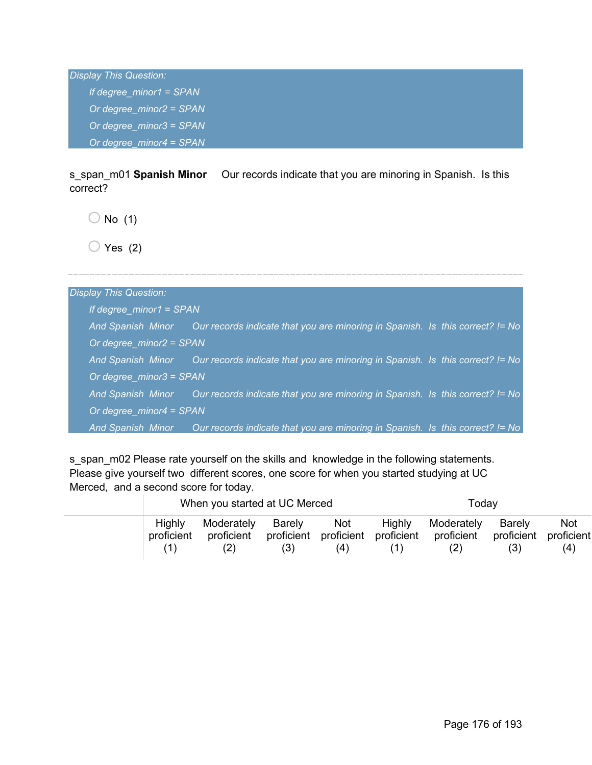*Display This Question:*

*If degree_minor1 = SPAN*

*Or degree_minor2 = SPAN*

*Or degree_minor3 = SPAN*

*Or degree_minor4 = SPAN*

s_span_m01 **Spanish Minor** Our records indicate that you are minoring in Spanish. Is this correct?

- No (1)
- Yes (2)

---

*Display This Question:*

*If degree_minor1 = SPAN*

*And Spanish Minor Our records indicate that you are minoring in Spanish. Is this correct? != No*

*Or degree_minor2 = SPAN*

*And Spanish Minor Our records indicate that you are minoring in Spanish. Is this correct? != No*

*Or degree_minor3 = SPAN*

*And Spanish Minor Our records indicate that you are minoring in Spanish. Is this correct? != No*

*Or degree_minor4 = SPAN*

*And Spanish Minor Our records indicate that you are minoring in Spanish. Is this correct? != No*

s_span_m02 Please rate yourself on the skills and knowledge in the following statements. Please give yourself two different scores, one score for when you started studying at UC Merced, and a second score for today.

| | When you started at UC Merced | | | | Today | | | |
|---|---|---|---|---|---|---|---|---|
| | Highly proficient (1) | Moderately proficient (2) | Barely proficient (3) | Not proficient (4) | Highly proficient (1) | Moderately proficient (2) | Barely proficient (3) | Not proficient (4) |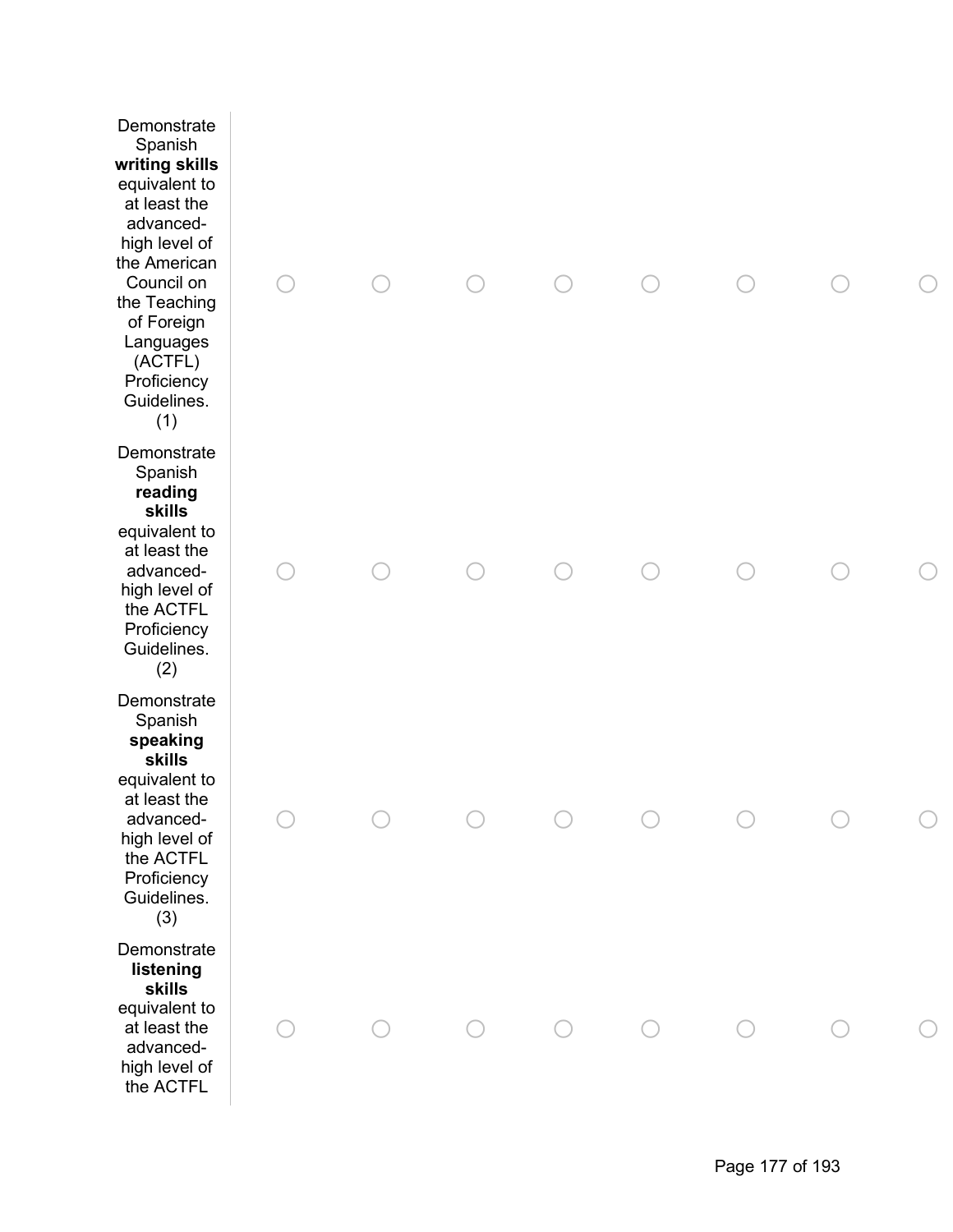| | | | | | | | | |
|---|---|---|---|---|---|---|---|---|
| Demonstrate Spanish **writing skills** equivalent to at least the advanced-high level of the American Council on the Teaching of Foreign Languages (ACTFL) Proficiency Guidelines. (1) | ○ | ○ | ○ | ○ | ○ | ○ | ○ | ○ |
| Demonstrate Spanish **reading skills** equivalent to at least the advanced-high level of the ACTFL Proficiency Guidelines. (2) | ○ | ○ | ○ | ○ | ○ | ○ | ○ | ○ |
| Demonstrate Spanish **speaking skills** equivalent to at least the advanced-high level of the ACTFL Proficiency Guidelines. (3) | ○ | ○ | ○ | ○ | ○ | ○ | ○ | ○ |
| Demonstrate **listening skills** equivalent to at least the advanced-high level of the ACTFL | ○ | ○ | ○ | ○ | ○ | ○ | ○ | ○ |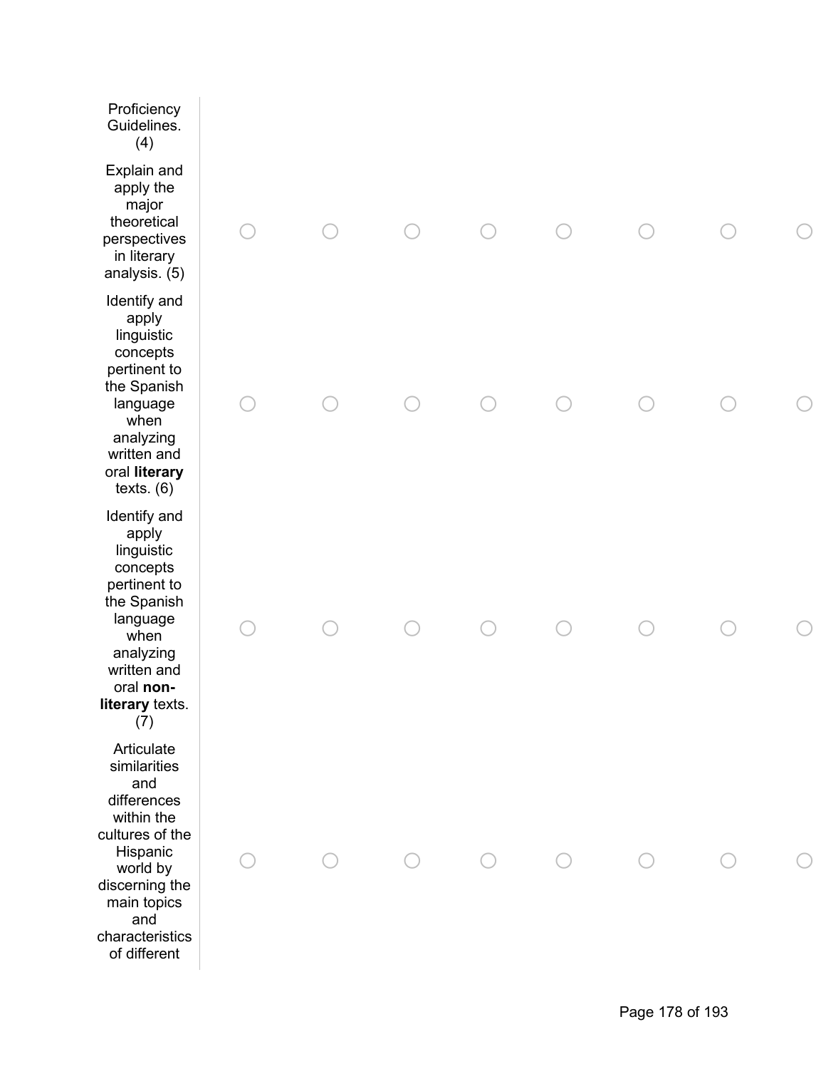| | | | | | | | | |
|---|---|---|---|---|---|---|---|---|
| Proficiency Guidelines. (4) | | | | | | | | |
| Explain and apply the major theoretical perspectives in literary analysis. (5) | ○ | ○ | ○ | ○ | ○ | ○ | ○ | ○ |
| Identify and apply linguistic concepts pertinent to the Spanish language when analyzing written and oral **literary** texts. (6) | ○ | ○ | ○ | ○ | ○ | ○ | ○ | ○ |
| Identify and apply linguistic concepts pertinent to the Spanish language when analyzing written and oral **non-literary** texts. (7) | ○ | ○ | ○ | ○ | ○ | ○ | ○ | ○ |
| Articulate similarities and differences within the cultures of the Hispanic world by discerning the main topics and characteristics of different | ○ | ○ | ○ | ○ | ○ | ○ | ○ | ○ |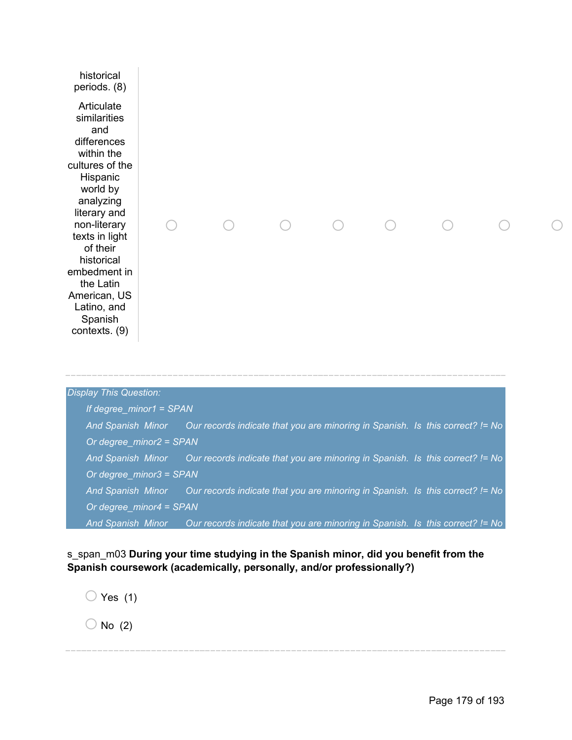| | | | | | | | | |
|---|---|---|---|---|---|---|---|---|
| historical periods. (8) | | | | | | | | |
| Articulate similarities and differences within the cultures of the Hispanic world by analyzing literary and non-literary texts in light of their historical embedment in the Latin American, US Latino, and Spanish contexts. (9) | ○ | ○ | ○ | ○ | ○ | ○ | ○ | ○ |

---

*Display This Question:*

*If degree_minor1 = SPAN*

*And Spanish Minor Our records indicate that you are minoring in Spanish. Is this correct? != No*

*Or degree_minor2 = SPAN*

*And Spanish Minor Our records indicate that you are minoring in Spanish. Is this correct? != No*

*Or degree_minor3 = SPAN*

*And Spanish Minor Our records indicate that you are minoring in Spanish. Is this correct? != No*

*Or degree_minor4 = SPAN*

*And Spanish Minor Our records indicate that you are minoring in Spanish. Is this correct? != No*

s_span_m03 **During your time studying in the Spanish minor, did you benefit from the Spanish coursework (academically, personally, and/or professionally?)**

○ Yes (1)

○ No (2)

---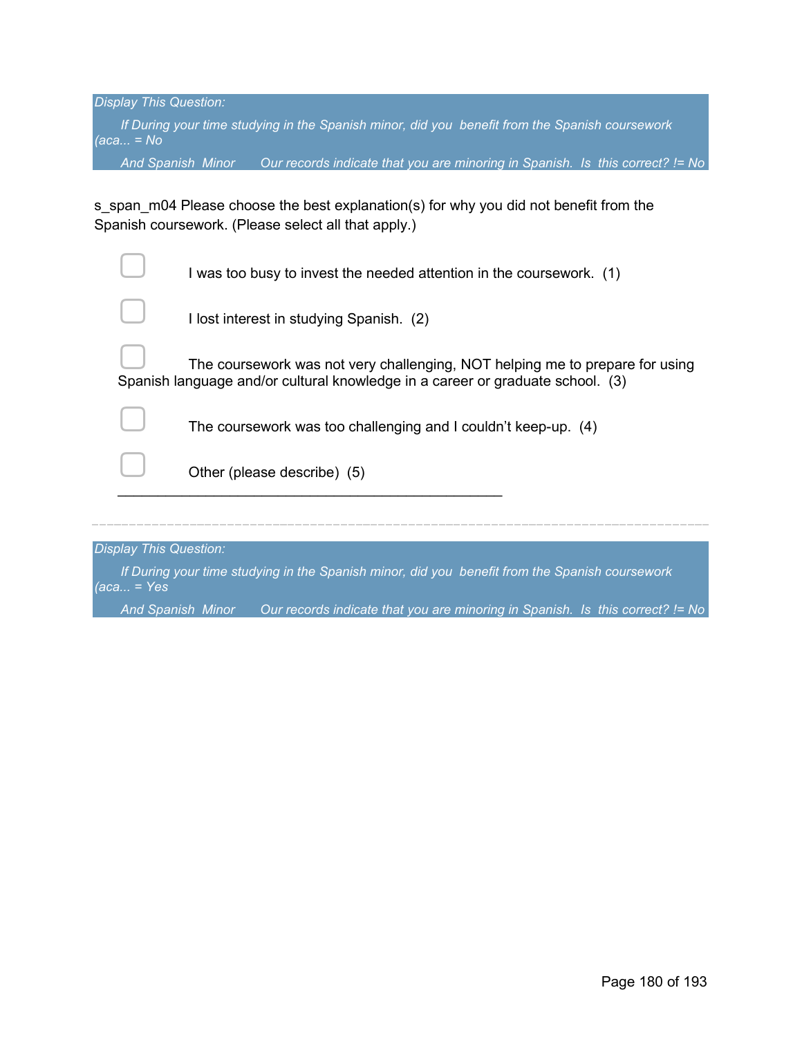*Display This Question:*

*If During your time studying in the Spanish minor, did you benefit from the Spanish coursework (aca... = No*

*And Spanish Minor Our records indicate that you are minoring in Spanish. Is this correct? != No*

s_span_m04 Please choose the best explanation(s) for why you did not benefit from the Spanish coursework. (Please select all that apply.)

- ▢ I was too busy to invest the needed attention in the coursework. (1)
- ▢ I lost interest in studying Spanish. (2)
- ▢ The coursework was not very challenging, NOT helping me to prepare for using Spanish language and/or cultural knowledge in a career or graduate school. (3)
- ▢ The coursework was too challenging and I couldn't keep-up. (4)
- ▢ Other (please describe) (5) ________________________________________________

---

*Display This Question:*

*If During your time studying in the Spanish minor, did you benefit from the Spanish coursework (aca... = Yes*

*And Spanish Minor Our records indicate that you are minoring in Spanish. Is this correct? != No*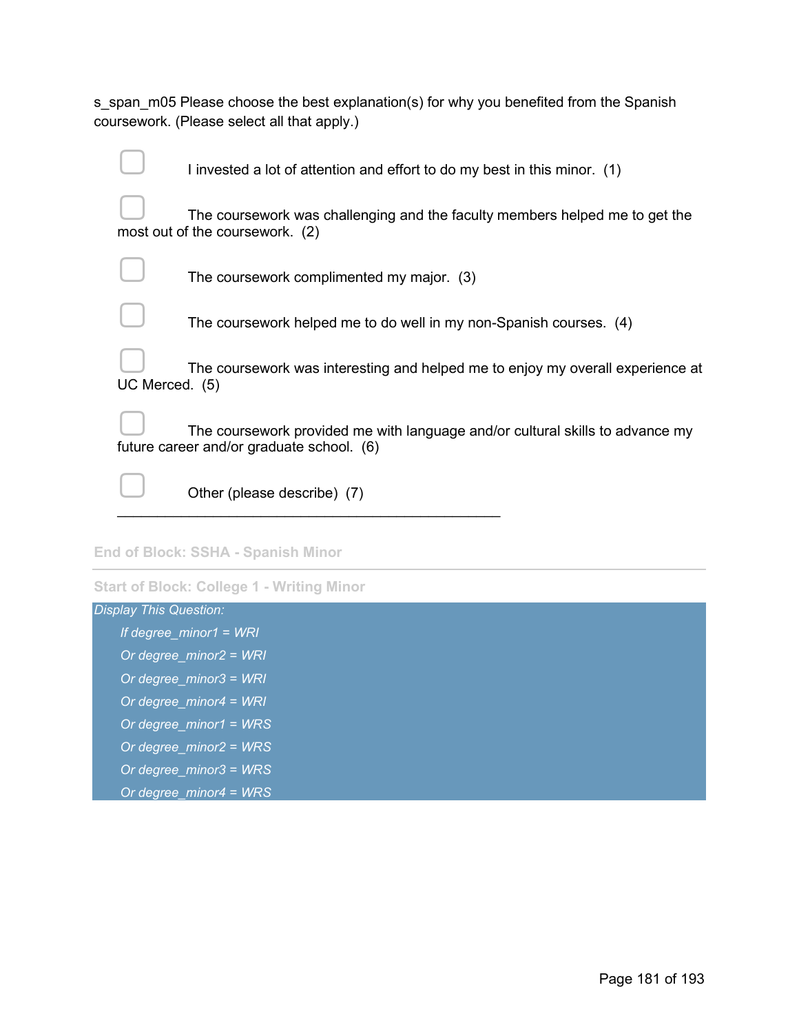s_span_m05 Please choose the best explanation(s) for why you benefited from the Spanish coursework. (Please select all that apply.)

- ▢ I invested a lot of attention and effort to do my best in this minor. (1)
- ▢ The coursework was challenging and the faculty members helped me to get the most out of the coursework. (2)
- ▢ The coursework complimented my major. (3)
- ▢ The coursework helped me to do well in my non-Spanish courses. (4)
- ▢ The coursework was interesting and helped me to enjoy my overall experience at UC Merced. (5)
- ▢ The coursework provided me with language and/or cultural skills to advance my future career and/or graduate school. (6)
- ▢ Other (please describe) (7) \_\_\_\_\_\_\_\_\_\_\_\_\_\_\_\_\_\_\_\_\_\_\_\_\_\_\_\_\_\_\_\_\_\_\_\_\_\_\_\_\_\_\_\_\_\_\_\_

End of Block: SSHA - Spanish Minor

---

Start of Block: College 1 - Writing Minor

*Display This Question:*

*If degree_minor1 = WRI*

*Or degree_minor2 = WRI*

*Or degree_minor3 = WRI*

*Or degree_minor4 = WRI*

*Or degree_minor1 = WRS*

*Or degree_minor2 = WRS*

*Or degree_minor3 = WRS*

*Or degree_minor4 = WRS*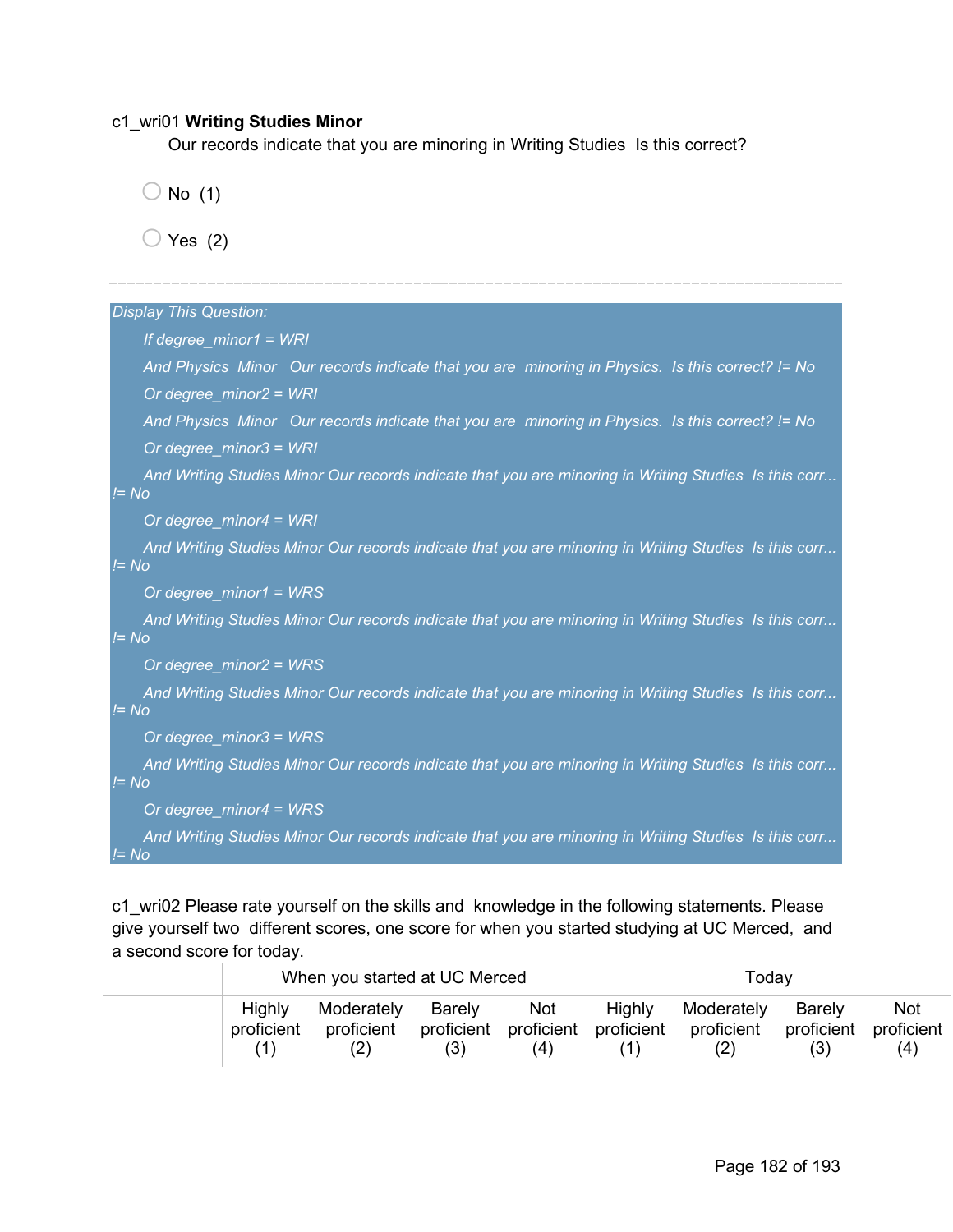c1_wri01 **Writing Studies Minor**

Our records indicate that you are minoring in Writing Studies  Is this correct?

- No  (1)
- Yes  (2)

---

*Display This Question:*

*If degree_minor1 = WRI*

*And Physics  Minor   Our records indicate that you are  minoring in Physics.  Is this correct? != No*

*Or degree_minor2 = WRI*

*And Physics  Minor   Our records indicate that you are  minoring in Physics.  Is this correct? != No*

*Or degree_minor3 = WRI*

*And Writing Studies Minor Our records indicate that you are minoring in Writing Studies  Is this corr... != No*

*Or degree_minor4 = WRI*

*And Writing Studies Minor Our records indicate that you are minoring in Writing Studies  Is this corr... != No*

*Or degree_minor1 = WRS*

*And Writing Studies Minor Our records indicate that you are minoring in Writing Studies  Is this corr... != No*

*Or degree_minor2 = WRS*

*And Writing Studies Minor Our records indicate that you are minoring in Writing Studies  Is this corr... != No*

*Or degree_minor3 = WRS*

*And Writing Studies Minor Our records indicate that you are minoring in Writing Studies  Is this corr... != No*

*Or degree_minor4 = WRS*

*And Writing Studies Minor Our records indicate that you are minoring in Writing Studies  Is this corr... != No*

c1_wri02 Please rate yourself on the skills and  knowledge in the following statements. Please give yourself two  different scores, one score for when you started studying at UC Merced,  and a second score for today.

| | When you started at UC Merced | | | | Today | | | |
|---|---|---|---|---|---|---|---|---|
| | Highly proficient (1) | Moderately proficient (2) | Barely proficient (3) | Not proficient (4) | Highly proficient (1) | Moderately proficient (2) | Barely proficient (3) | Not proficient (4) |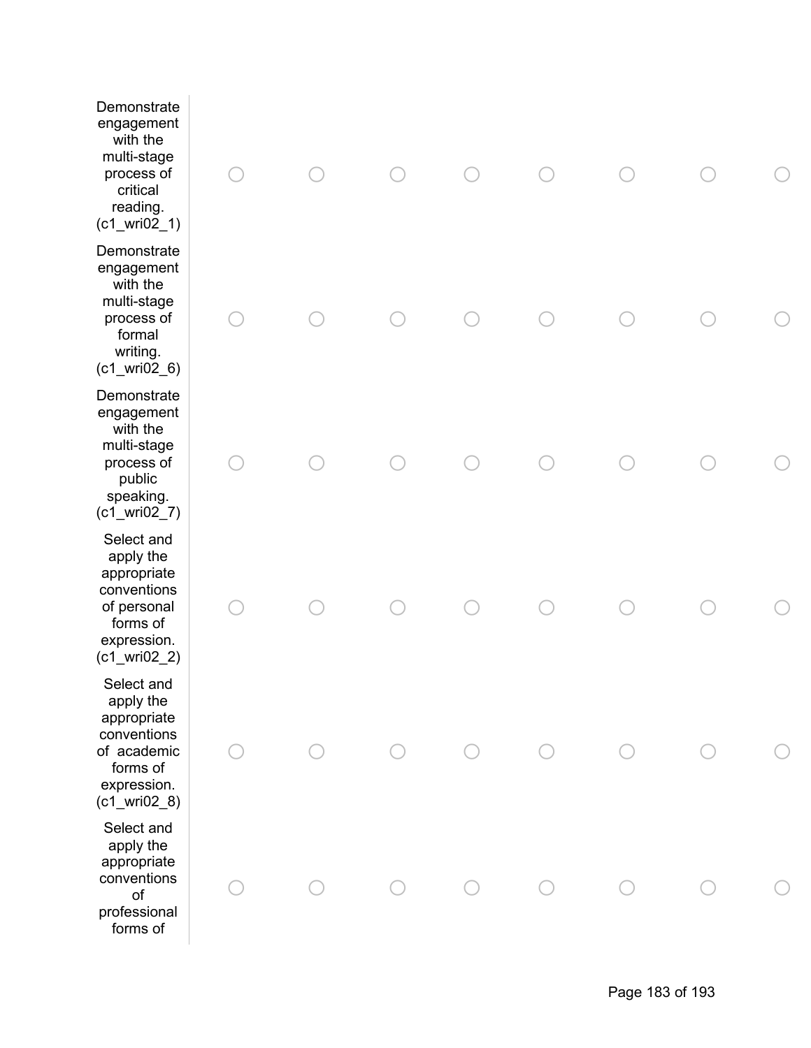| | | | | | | | | |
|---|---|---|---|---|---|---|---|---|
| Demonstrate engagement with the multi-stage process of critical reading. (c1_wri02_1) | ○ | ○ | ○ | ○ | ○ | ○ | ○ | ○ |
| Demonstrate engagement with the multi-stage process of formal writing. (c1_wri02_6) | ○ | ○ | ○ | ○ | ○ | ○ | ○ | ○ |
| Demonstrate engagement with the multi-stage process of public speaking. (c1_wri02_7) | ○ | ○ | ○ | ○ | ○ | ○ | ○ | ○ |
| Select and apply the appropriate conventions of personal forms of expression. (c1_wri02_2) | ○ | ○ | ○ | ○ | ○ | ○ | ○ | ○ |
| Select and apply the appropriate conventions of academic forms of expression. (c1_wri02_8) | ○ | ○ | ○ | ○ | ○ | ○ | ○ | ○ |
| Select and apply the appropriate conventions of professional forms of | ○ | ○ | ○ | ○ | ○ | ○ | ○ | ○ |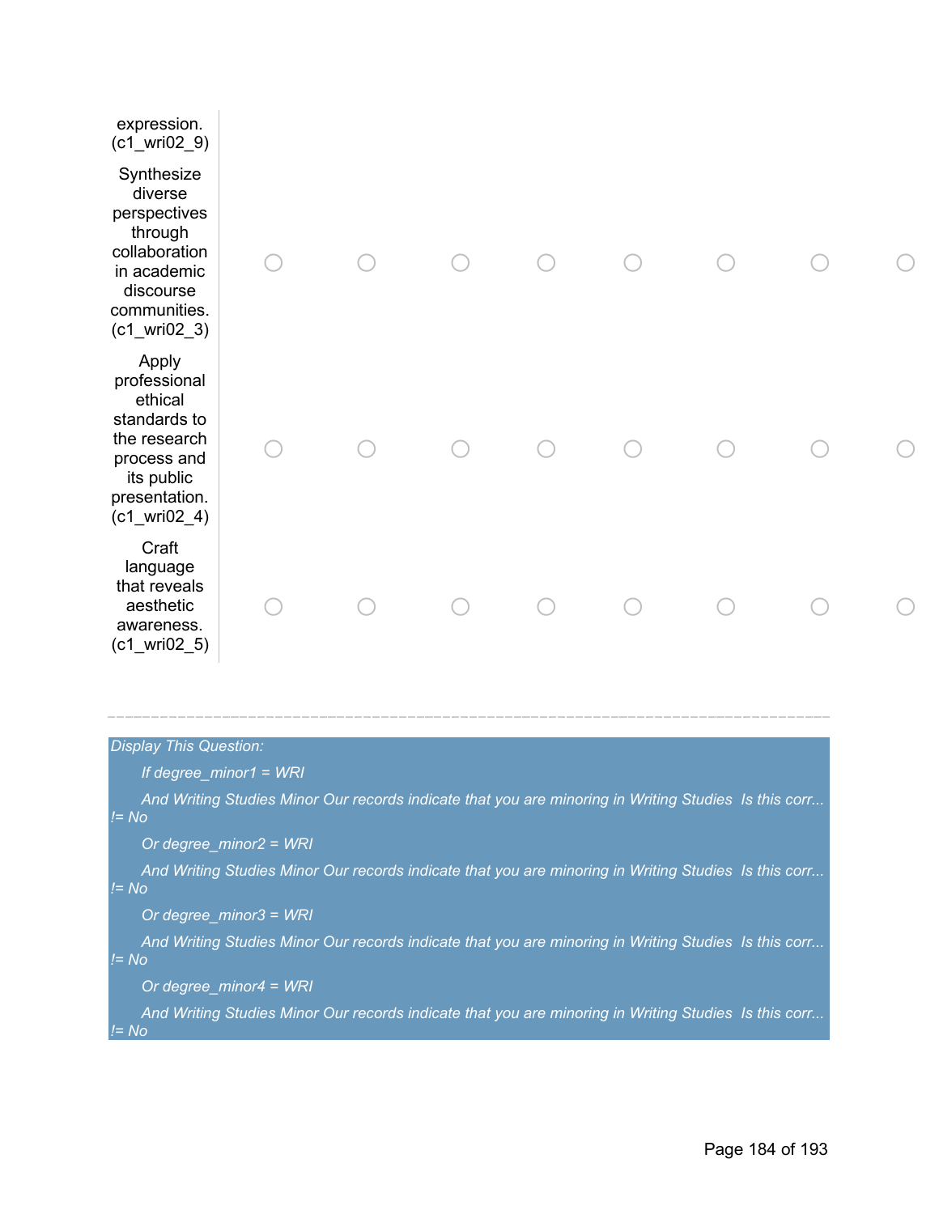| | | | | | | | | |
|---|---|---|---|---|---|---|---|---|
| expression. (c1_wri02_9) | | | | | | | | |
| Synthesize diverse perspectives through collaboration in academic discourse communities. (c1_wri02_3) | ○ | ○ | ○ | ○ | ○ | ○ | ○ | ○ |
| Apply professional ethical standards to the research process and its public presentation. (c1_wri02_4) | ○ | ○ | ○ | ○ | ○ | ○ | ○ | ○ |
| Craft language that reveals aesthetic awareness. (c1_wri02_5) | ○ | ○ | ○ | ○ | ○ | ○ | ○ | ○ |

---

*Display This Question:*

*If degree_minor1 = WRI*

*And Writing Studies Minor Our records indicate that you are minoring in Writing Studies  Is this corr... != No*

*Or degree_minor2 = WRI*

*And Writing Studies Minor Our records indicate that you are minoring in Writing Studies  Is this corr... != No*

*Or degree_minor3 = WRI*

*And Writing Studies Minor Our records indicate that you are minoring in Writing Studies  Is this corr... != No*

*Or degree_minor4 = WRI*

*And Writing Studies Minor Our records indicate that you are minoring in Writing Studies  Is this corr... != No*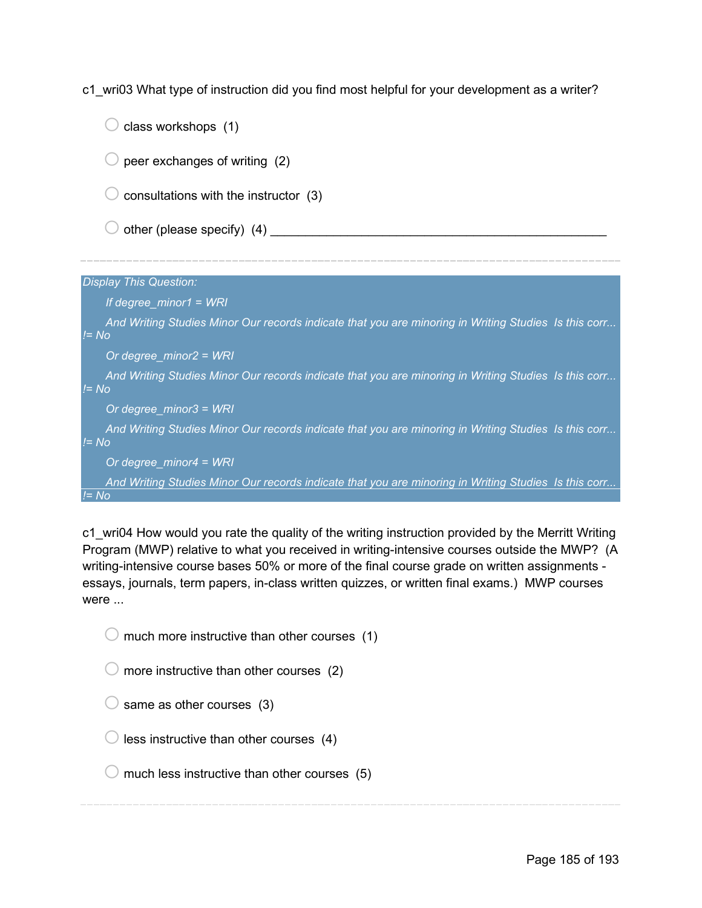c1_wri03 What type of instruction did you find most helpful for your development as a writer?

- class workshops (1)
- peer exchanges of writing (2)
- consultations with the instructor (3)
- other (please specify) (4) ________________________________________________

---

*Display This Question:*

*If degree_minor1 = WRI*

*And Writing Studies Minor Our records indicate that you are minoring in Writing Studies Is this corr... != No*

*Or degree_minor2 = WRI*

*And Writing Studies Minor Our records indicate that you are minoring in Writing Studies Is this corr... != No*

*Or degree_minor3 = WRI*

*And Writing Studies Minor Our records indicate that you are minoring in Writing Studies Is this corr... != No*

*Or degree_minor4 = WRI*

*And Writing Studies Minor Our records indicate that you are minoring in Writing Studies Is this corr... != No*

c1_wri04 How would you rate the quality of the writing instruction provided by the Merritt Writing Program (MWP) relative to what you received in writing-intensive courses outside the MWP? (A writing-intensive course bases 50% or more of the final course grade on written assignments - essays, journals, term papers, in-class written quizzes, or written final exams.) MWP courses were ...

- much more instructive than other courses (1)
- more instructive than other courses (2)
- same as other courses (3)
- less instructive than other courses (4)
- much less instructive than other courses (5)

---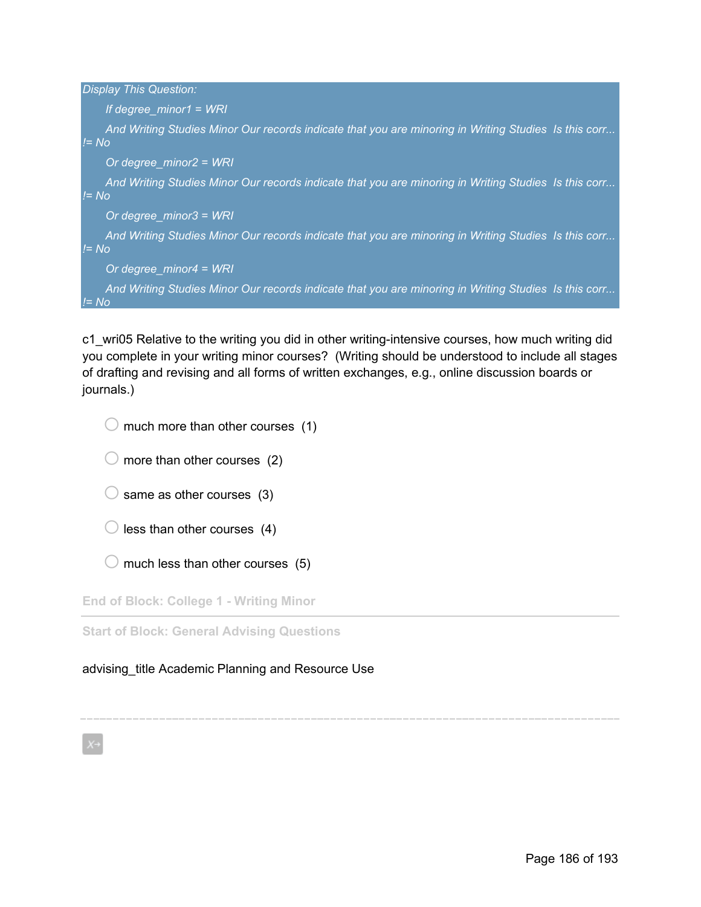*Display This Question:*

*If degree_minor1 = WRI*

*And Writing Studies Minor Our records indicate that you are minoring in Writing Studies  Is this corr... != No*

*Or degree_minor2 = WRI*

*And Writing Studies Minor Our records indicate that you are minoring in Writing Studies  Is this corr... != No*

*Or degree_minor3 = WRI*

*And Writing Studies Minor Our records indicate that you are minoring in Writing Studies  Is this corr... != No*

*Or degree_minor4 = WRI*

*And Writing Studies Minor Our records indicate that you are minoring in Writing Studies  Is this corr... != No*

c1_wri05 Relative to the writing you did in other writing-intensive courses, how much writing did you complete in your writing minor courses?  (Writing should be understood to include all stages of drafting and revising and all forms of written exchanges, e.g., online discussion boards or journals.)

- much more than other courses  (1)
- more than other courses  (2)
- same as other courses  (3)
- less than other courses  (4)
- much less than other courses  (5)

**End of Block: College 1 - Writing Minor**

---

**Start of Block: General Advising Questions**

advising_title Academic Planning and Resource Use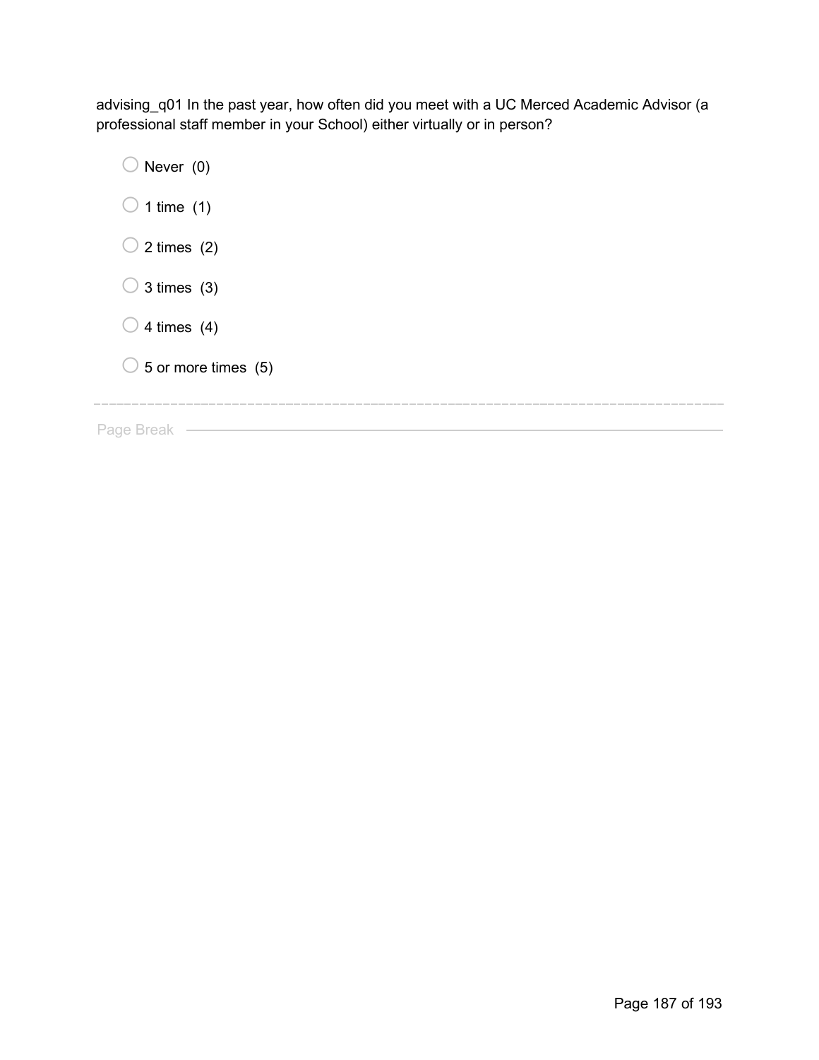advising_q01 In the past year, how often did you meet with a UC Merced Academic Advisor (a professional staff member in your School) either virtually or in person?

- Never (0)
- 1 time (1)
- 2 times (2)
- 3 times (3)
- 4 times (4)
- 5 or more times (5)

---

Page Break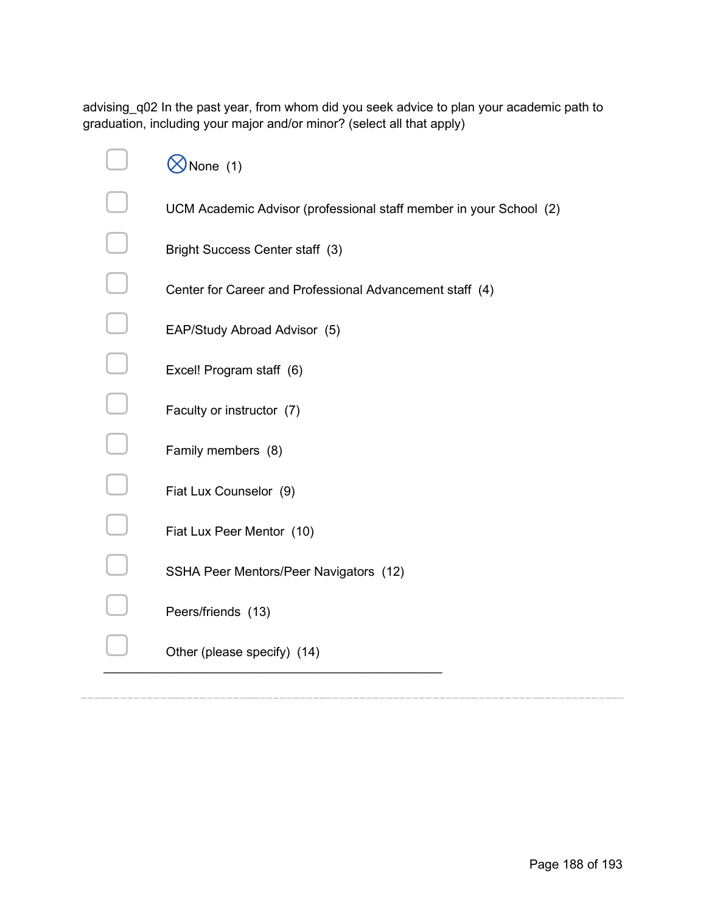advising_q02 In the past year, from whom did you seek advice to plan your academic path to graduation, including your major and/or minor? (select all that apply)

- ☐ ⊗None (1)
- ☐ UCM Academic Advisor (professional staff member in your School (2)
- ☐ Bright Success Center staff (3)
- ☐ Center for Career and Professional Advancement staff (4)
- ☐ EAP/Study Abroad Advisor (5)
- ☐ Excel! Program staff (6)
- ☐ Faculty or instructor (7)
- ☐ Family members (8)
- ☐ Fiat Lux Counselor (9)
- ☐ Fiat Lux Peer Mentor (10)
- ☐ SSHA Peer Mentors/Peer Navigators (12)
- ☐ Peers/friends (13)
- ☐ Other (please specify) (14) ________________________________________________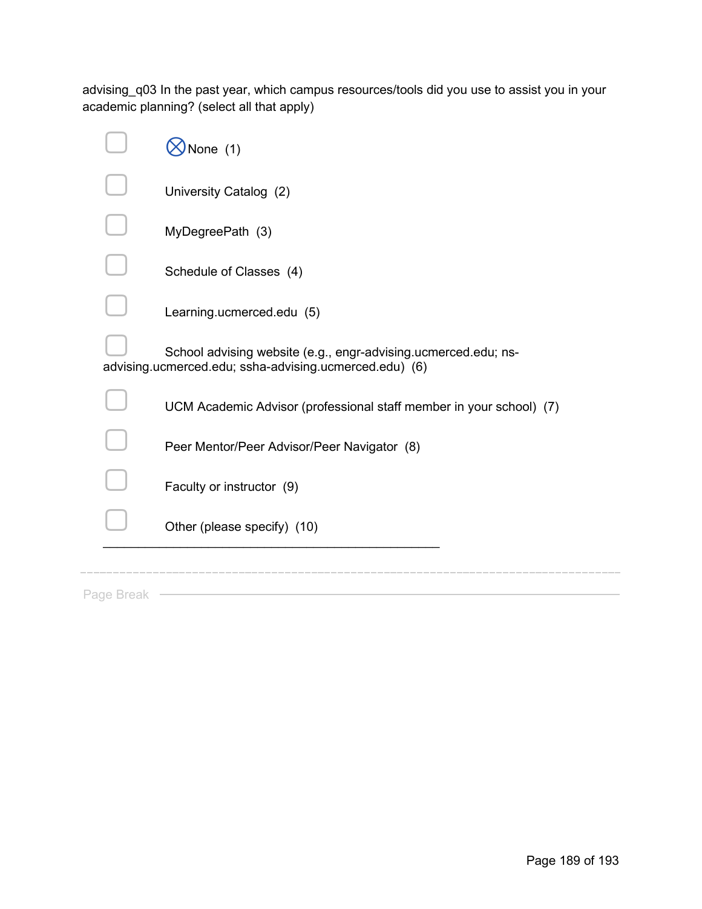advising_q03 In the past year, which campus resources/tools did you use to assist you in your academic planning? (select all that apply)

- ☐ ⊗None (1)
- ☐ University Catalog (2)
- ☐ MyDegreePath (3)
- ☐ Schedule of Classes (4)
- ☐ Learning.ucmerced.edu (5)
- ☐ School advising website (e.g., engr-advising.ucmerced.edu; ns-advising.ucmerced.edu; ssha-advising.ucmerced.edu) (6)
- ☐ UCM Academic Advisor (professional staff member in your school) (7)
- ☐ Peer Mentor/Peer Advisor/Peer Navigator (8)
- ☐ Faculty or instructor (9)
- ☐ Other (please specify) (10) __________________________________________________

---

Page Break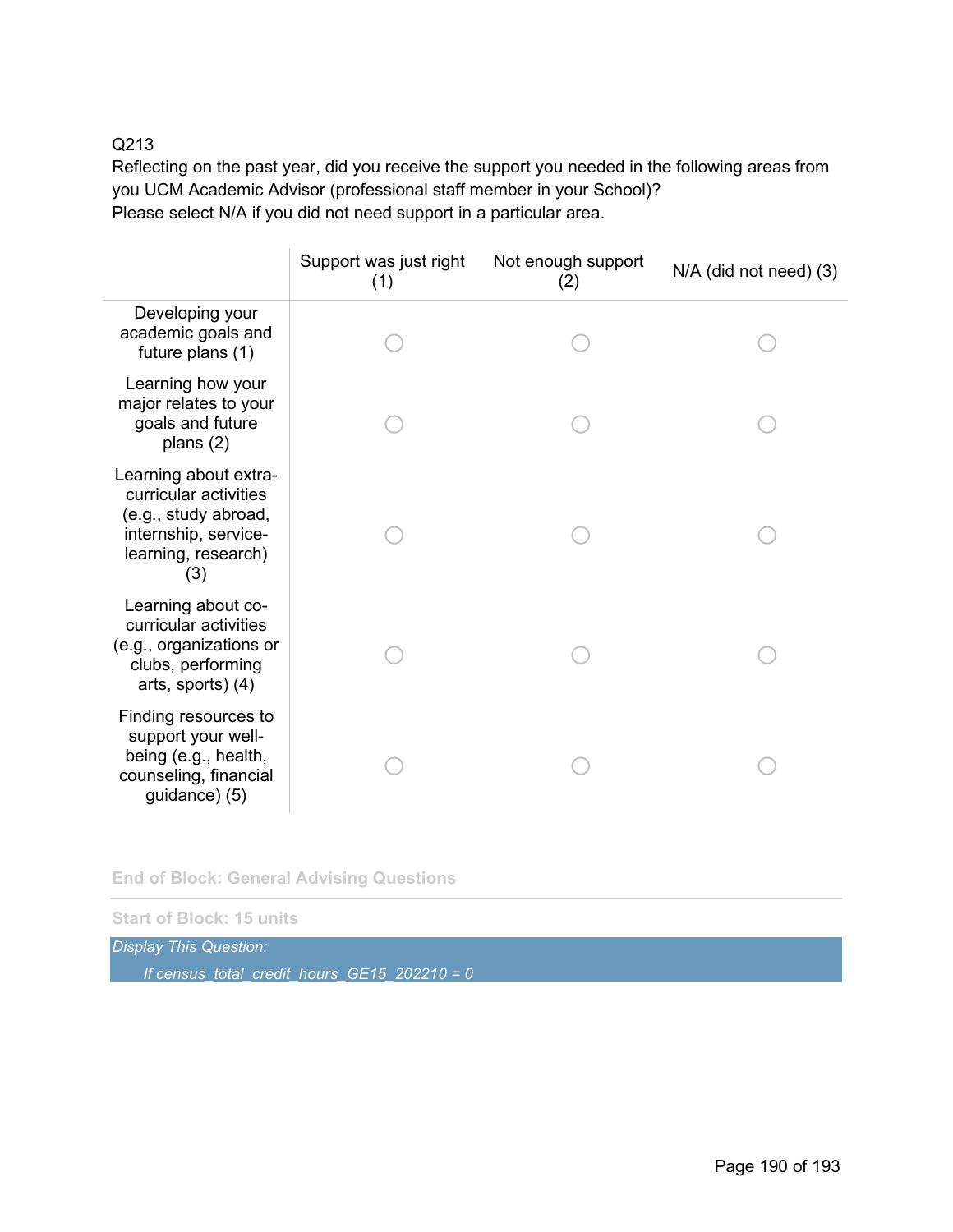Q213

Reflecting on the past year, did you receive the support you needed in the following areas from you UCM Academic Advisor (professional staff member in your School)?
Please select N/A if you did not need support in a particular area.

| | Support was just right (1) | Not enough support (2) | N/A (did not need) (3) |
|---|---|---|---|
| Developing your academic goals and future plans (1) | ○ | ○ | ○ |
| Learning how your major relates to your goals and future plans (2) | ○ | ○ | ○ |
| Learning about extra-curricular activities (e.g., study abroad, internship, service-learning, research) (3) | ○ | ○ | ○ |
| Learning about co-curricular activities (e.g., organizations or clubs, performing arts, sports) (4) | ○ | ○ | ○ |
| Finding resources to support your well-being (e.g., health, counseling, financial guidance) (5) | ○ | ○ | ○ |

**End of Block: General Advising Questions**

**Start of Block: 15 units**

*Display This Question:*

*If census_total_credit_hours_GE15_202210 = 0*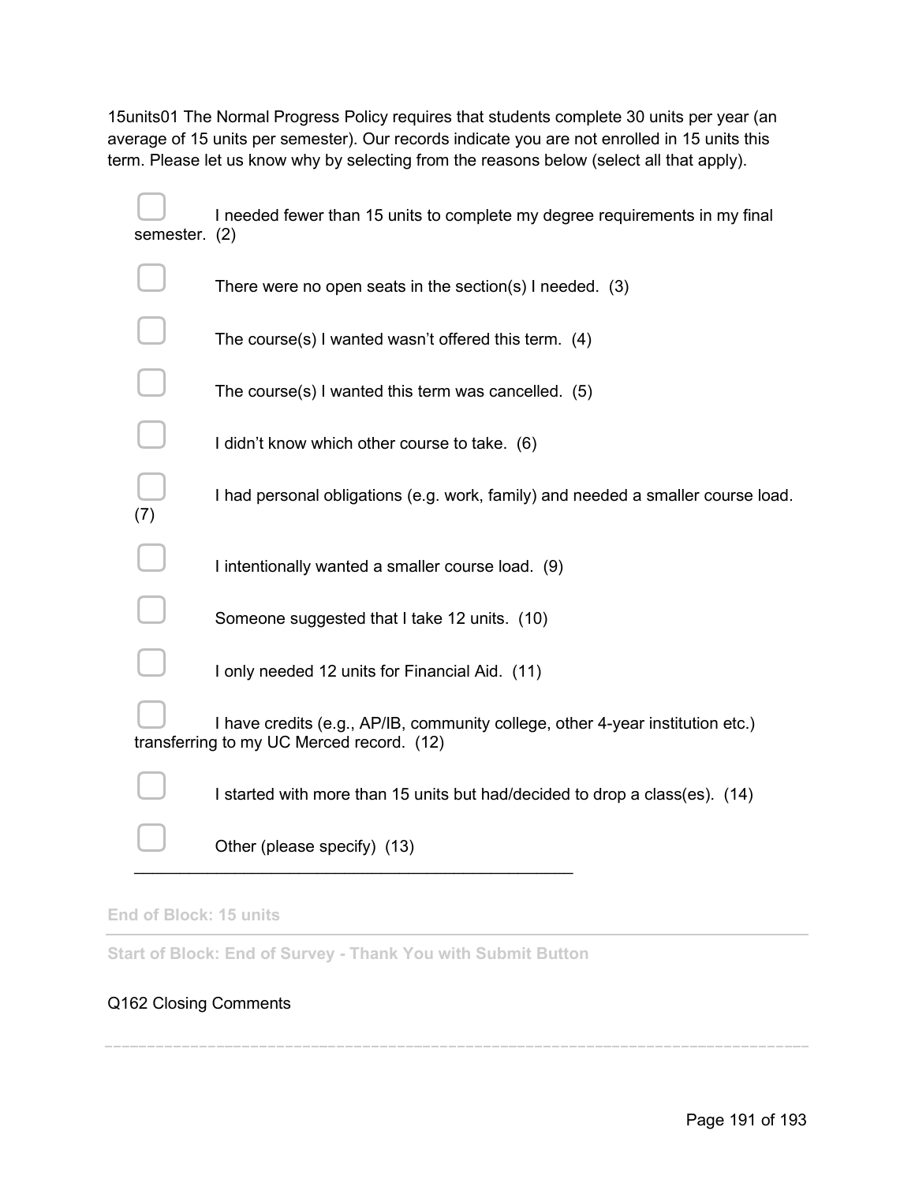15units01 The Normal Progress Policy requires that students complete 30 units per year (an average of 15 units per semester). Our records indicate you are not enrolled in 15 units this term. Please let us know why by selecting from the reasons below (select all that apply).

- ▢ I needed fewer than 15 units to complete my degree requirements in my final semester. (2)
- ▢ There were no open seats in the section(s) I needed. (3)
- ▢ The course(s) I wanted wasn't offered this term. (4)
- ▢ The course(s) I wanted this term was cancelled. (5)
- ▢ I didn't know which other course to take. (6)
- ▢ I had personal obligations (e.g. work, family) and needed a smaller course load. (7)
- ▢ I intentionally wanted a smaller course load. (9)
- ▢ Someone suggested that I take 12 units. (10)
- ▢ I only needed 12 units for Financial Aid. (11)
- ▢ I have credits (e.g., AP/IB, community college, other 4-year institution etc.) transferring to my UC Merced record. (12)
- ▢ I started with more than 15 units but had/decided to drop a class(es). (14)
- ▢ Other (please specify) (13) ________________________________________________

End of Block: 15 units

Start of Block: End of Survey - Thank You with Submit Button

Q162 Closing Comments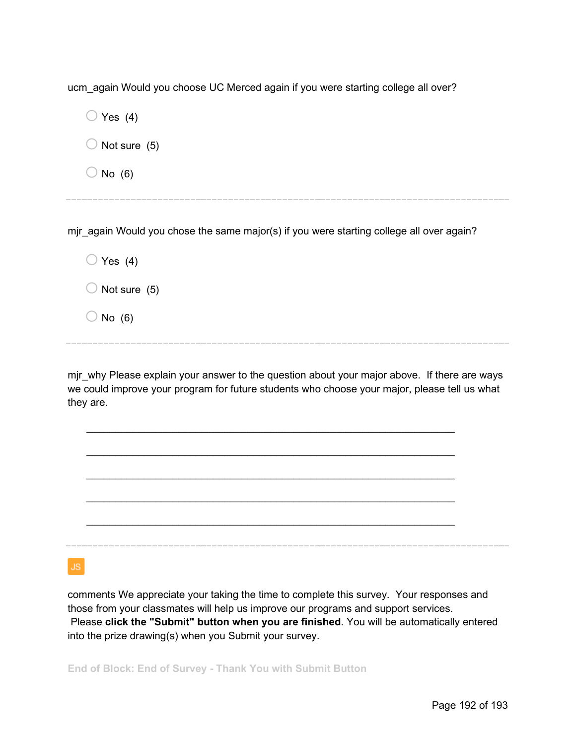ucm_again Would you choose UC Merced again if you were starting college all over?

- Yes (4)
- Not sure (5)
- No (6)

---

mjr_again Would you chose the same major(s) if you were starting college all over again?

- Yes (4)
- Not sure (5)
- No (6)

---

mjr_why Please explain your answer to the question about your major above. If there are ways we could improve your program for future students who choose your major, please tell us what they are.

________________________________________________________________

________________________________________________________________

________________________________________________________________

________________________________________________________________

________________________________________________________________

---

JS

comments We appreciate your taking the time to complete this survey. Your responses and those from your classmates will help us improve our programs and support services. Please **click the "Submit" button when you are finished**. You will be automatically entered into the prize drawing(s) when you Submit your survey.

**End of Block: End of Survey - Thank You with Submit Button**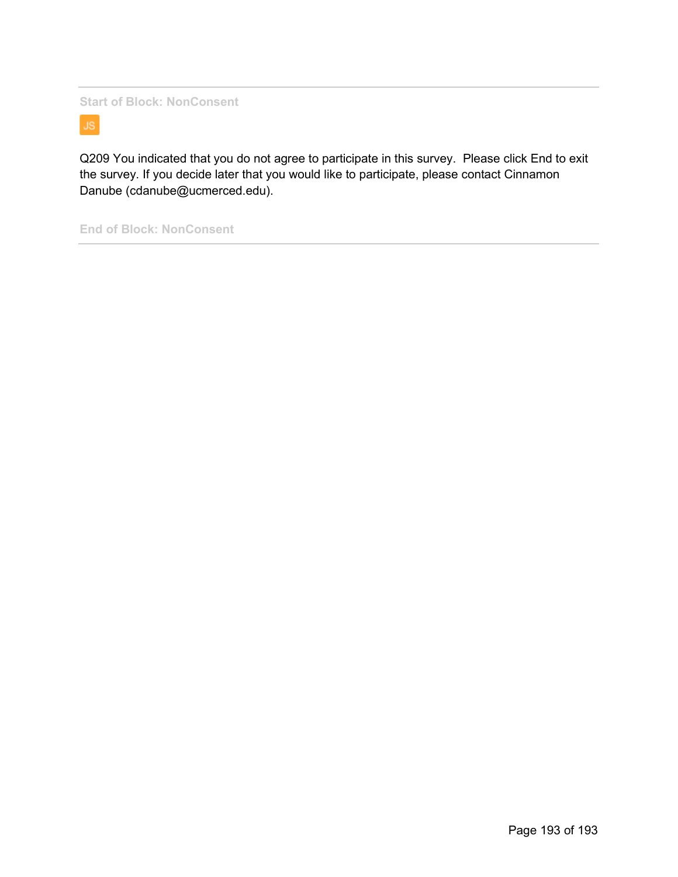Start of Block: NonConsent

JS

Q209 You indicated that you do not agree to participate in this survey.  Please click End to exit the survey. If you decide later that you would like to participate, please contact Cinnamon Danube (cdanube@ucmerced.edu).

End of Block: NonConsent